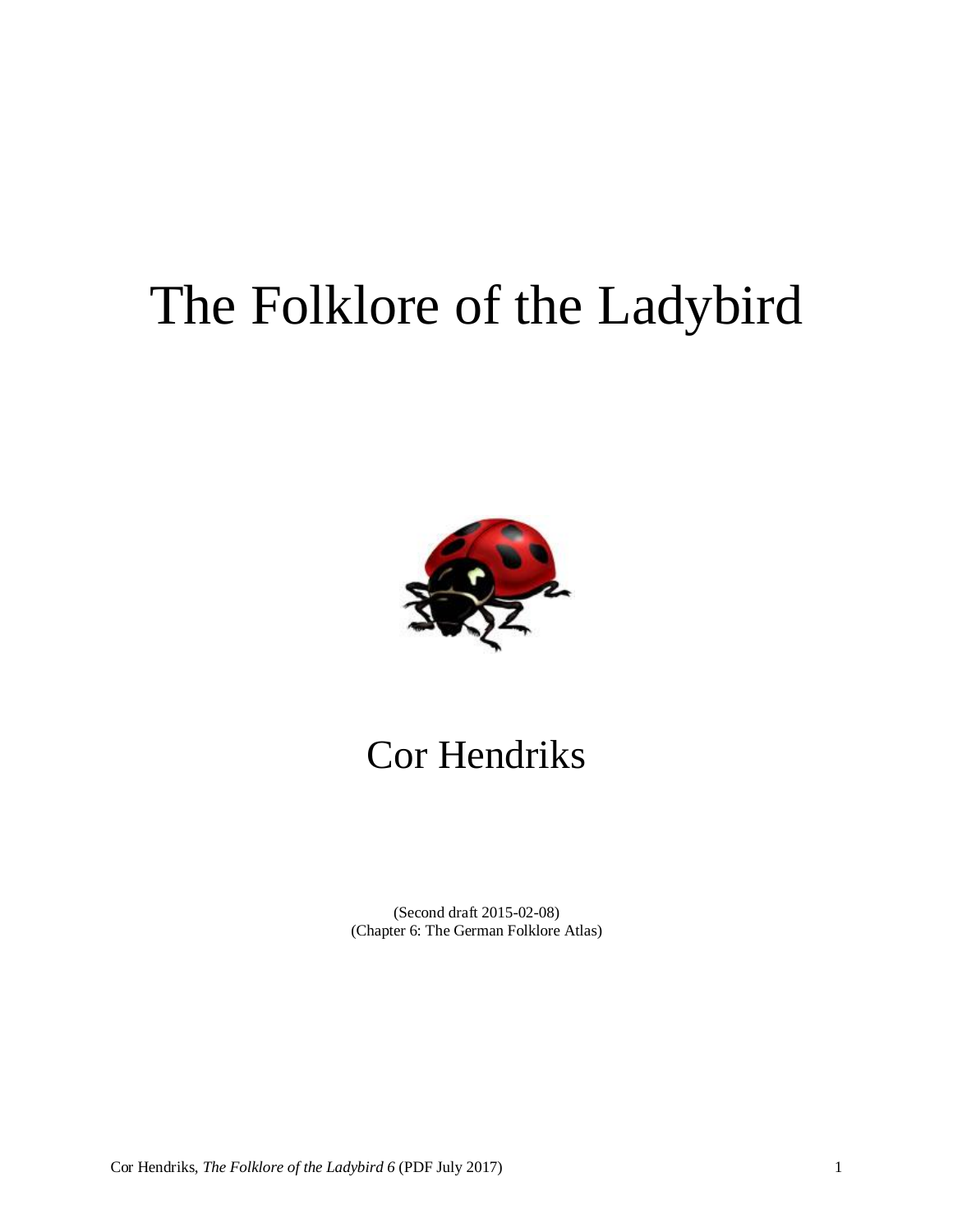# The Folklore of the Ladybird

Cor Hendriks

(Second draft 2015-02-08)
(Chapter 6: The German Folklore Atlas)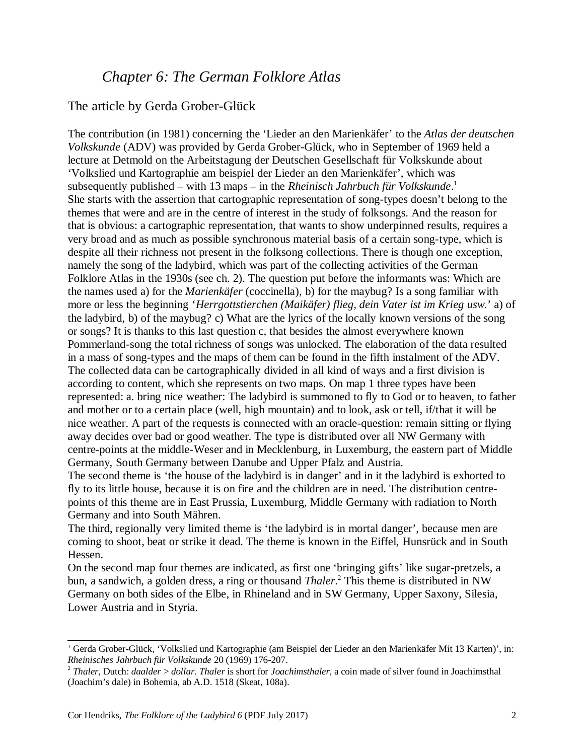# *Chapter 6: The German Folklore Atlas*

## The article by Gerda Grober-Glück

The contribution (in 1981) concerning the 'Lieder an den Marienkäfer' to the *Atlas der deutschen Volkskunde* (ADV) was provided by Gerda Grober-Glück, who in September of 1969 held a lecture at Detmold on the Arbeitstagung der Deutschen Gesellschaft für Volkskunde about 'Volkslied und Kartographie am beispiel der Lieder an den Marienkäfer', which was subsequently published – with 13 maps – in the *Rheinisch Jahrbuch für Volkskunde*.[1]
She starts with the assertion that cartographic representation of song-types doesn't belong to the themes that were and are in the centre of interest in the study of folksongs. And the reason for that is obvious: a cartographic representation, that wants to show underpinned results, requires a very broad and as much as possible synchronous material basis of a certain song-type, which is despite all their richness not present in the folksong collections. There is though one exception, namely the song of the ladybird, which was part of the collecting activities of the German Folklore Atlas in the 1930s (see ch. 2). The question put before the informants was: Which are the names used a) for the *Marienkäfer* (coccinella), b) for the maybug? Is a song familiar with more or less the beginning '*Herrgottstierchen (Maikäfer) flieg, dein Vater ist im Krieg usw.*' a) of the ladybird, b) of the maybug? c) What are the lyrics of the locally known versions of the song or songs? It is thanks to this last question c, that besides the almost everywhere known Pommerland-song the total richness of songs was unlocked. The elaboration of the data resulted in a mass of song-types and the maps of them can be found in the fifth instalment of the ADV. The collected data can be cartographically divided in all kind of ways and a first division is according to content, which she represents on two maps. On map 1 three types have been represented: a. bring nice weather: The ladybird is summoned to fly to God or to heaven, to father and mother or to a certain place (well, high mountain) and to look, ask or tell, if/that it will be nice weather. A part of the requests is connected with an oracle-question: remain sitting or flying away decides over bad or good weather. The type is distributed over all NW Germany with centre-points at the middle-Weser and in Mecklenburg, in Luxemburg, the eastern part of Middle Germany, South Germany between Danube and Upper Pfalz and Austria.
The second theme is 'the house of the ladybird is in danger' and in it the ladybird is exhorted to fly to its little house, because it is on fire and the children are in need. The distribution centre-points of this theme are in East Prussia, Luxemburg, Middle Germany with radiation to North Germany and into South Mähren.
The third, regionally very limited theme is 'the ladybird is in mortal danger', because men are coming to shoot, beat or strike it dead. The theme is known in the Eiffel, Hunsrück and in South Hessen.
On the second map four themes are indicated, as first one 'bringing gifts' like sugar-pretzels, a bun, a sandwich, a golden dress, a ring or thousand *Thaler*.[2] This theme is distributed in NW Germany on both sides of the Elbe, in Rhineland and in SW Germany, Upper Saxony, Silesia, Lower Austria and in Styria.

---

[1] Gerda Grober-Glück, 'Volkslied und Kartographie (am Beispiel der Lieder an den Marienkäfer Mit 13 Karten)', in: *Rheinisches Jahrbuch für Volkskunde* 20 (1969) 176-207.

[2] *Thaler*, Dutch: *daalder* > *dollar*. *Thaler* is short for *Joachimsthaler*, a coin made of silver found in Joachimsthal (Joachim's dale) in Bohemia, ab A.D. 1518 (Skeat, 108a).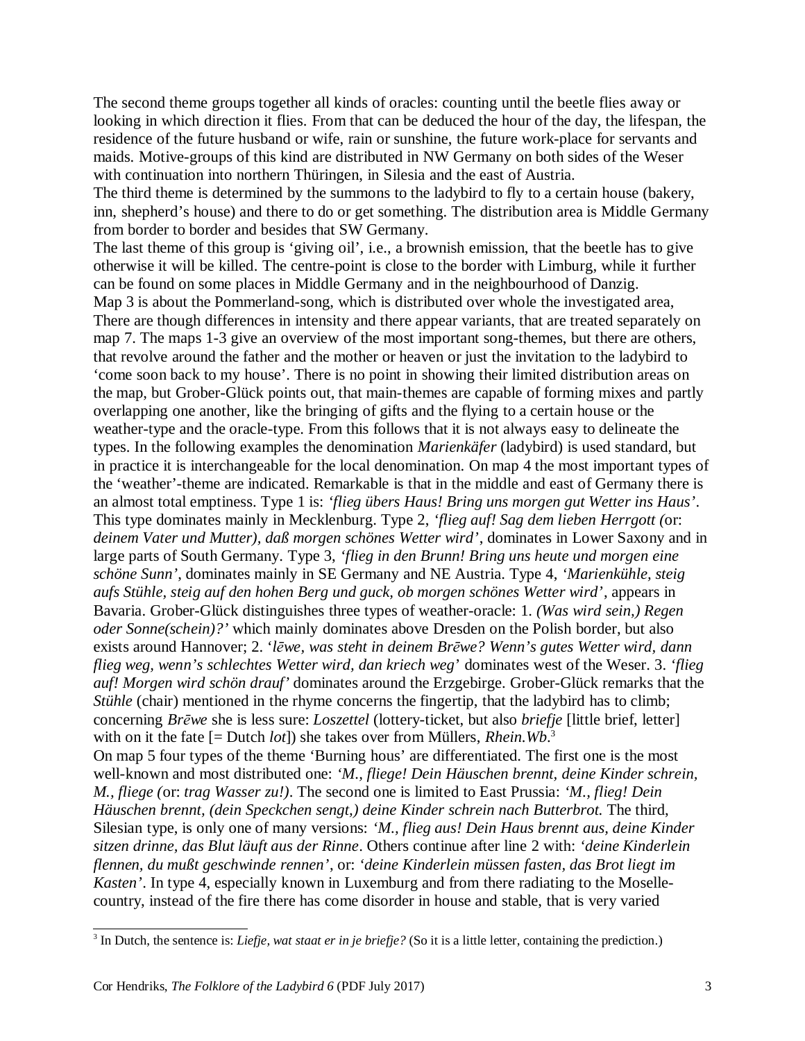The second theme groups together all kinds of oracles: counting until the beetle flies away or looking in which direction it flies. From that can be deduced the hour of the day, the lifespan, the residence of the future husband or wife, rain or sunshine, the future work-place for servants and maids. Motive-groups of this kind are distributed in NW Germany on both sides of the Weser with continuation into northern Thüringen, in Silesia and the east of Austria.
The third theme is determined by the summons to the ladybird to fly to a certain house (bakery, inn, shepherd's house) and there to do or get something. The distribution area is Middle Germany from border to border and besides that SW Germany.
The last theme of this group is 'giving oil', i.e., a brownish emission, that the beetle has to give otherwise it will be killed. The centre-point is close to the border with Limburg, while it further can be found on some places in Middle Germany and in the neighbourhood of Danzig.
Map 3 is about the Pommerland-song, which is distributed over whole the investigated area, There are though differences in intensity and there appear variants, that are treated separately on map 7. The maps 1-3 give an overview of the most important song-themes, but there are others, that revolve around the father and the mother or heaven or just the invitation to the ladybird to 'come soon back to my house'. There is no point in showing their limited distribution areas on the map, but Grober-Glück points out, that main-themes are capable of forming mixes and partly overlapping one another, like the bringing of gifts and the flying to a certain house or the weather-type and the oracle-type. From this follows that it is not always easy to delineate the types. In the following examples the denomination *Marienkäfer* (ladybird) is used standard, but in practice it is interchangeable for the local denomination. On map 4 the most important types of the 'weather'-theme are indicated. Remarkable is that in the middle and east of Germany there is an almost total emptiness. Type 1 is: *'flieg übers Haus! Bring uns morgen gut Wetter ins Haus'*. This type dominates mainly in Mecklenburg. Type 2, *'flieg auf! Sag dem lieben Herrgott (*or: *deinem Vater und Mutter), daß morgen schönes Wetter wird'*, dominates in Lower Saxony and in large parts of South Germany. Type 3, *'flieg in den Brunn! Bring uns heute und morgen eine schöne Sunn'*, dominates mainly in SE Germany and NE Austria. Type 4, *'Marienkühle, steig aufs Stühle, steig auf den hohen Berg und guck, ob morgen schönes Wetter wird'*, appears in Bavaria. Grober-Glück distinguishes three types of weather-oracle: 1. *(Was wird sein,) Regen oder Sonne(schein)?'* which mainly dominates above Dresden on the Polish border, but also exists around Hannover; 2. '*lēwe, was steht in deinem Brēwe? Wenn's gutes Wetter wird, dann flieg weg, wenn's schlechtes Wetter wird, dan kriech weg*' dominates west of the Weser. 3. *'flieg auf! Morgen wird schön drauf'* dominates around the Erzgebirge. Grober-Glück remarks that the *Stühle* (chair) mentioned in the rhyme concerns the fingertip, that the ladybird has to climb; concerning *Brēwe* she is less sure: *Loszettel* (lottery-ticket, but also *briefje* [little brief, letter] with on it the fate [= Dutch *lot*]) she takes over from Müllers, *Rhein.Wb*.[3]
On map 5 four types of the theme 'Burning hous' are differentiated. The first one is the most well-known and most distributed one: *'M., fliege! Dein Häuschen brennt, deine Kinder schrein, M., fliege (*or: *trag Wasser zu!)*. The second one is limited to East Prussia: *'M., flieg! Dein Häuschen brennt, (dein Speckchen sengt,) deine Kinder schrein nach Butterbrot.* The third, Silesian type, is only one of many versions: *'M., flieg aus! Dein Haus brennt aus, deine Kinder sitzen drinne, das Blut läuft aus der Rinne*. Others continue after line 2 with: *'deine Kinderlein flennen, du mußt geschwinde rennen'*, or: *'deine Kinderlein müssen fasten, das Brot liegt im Kasten'*. In type 4, especially known in Luxemburg and from there radiating to the Moselle-country, instead of the fire there has come disorder in house and stable, that is very varied

---

[3] In Dutch, the sentence is: *Liefje, wat staat er in je briefje?* (So it is a little letter, containing the prediction.)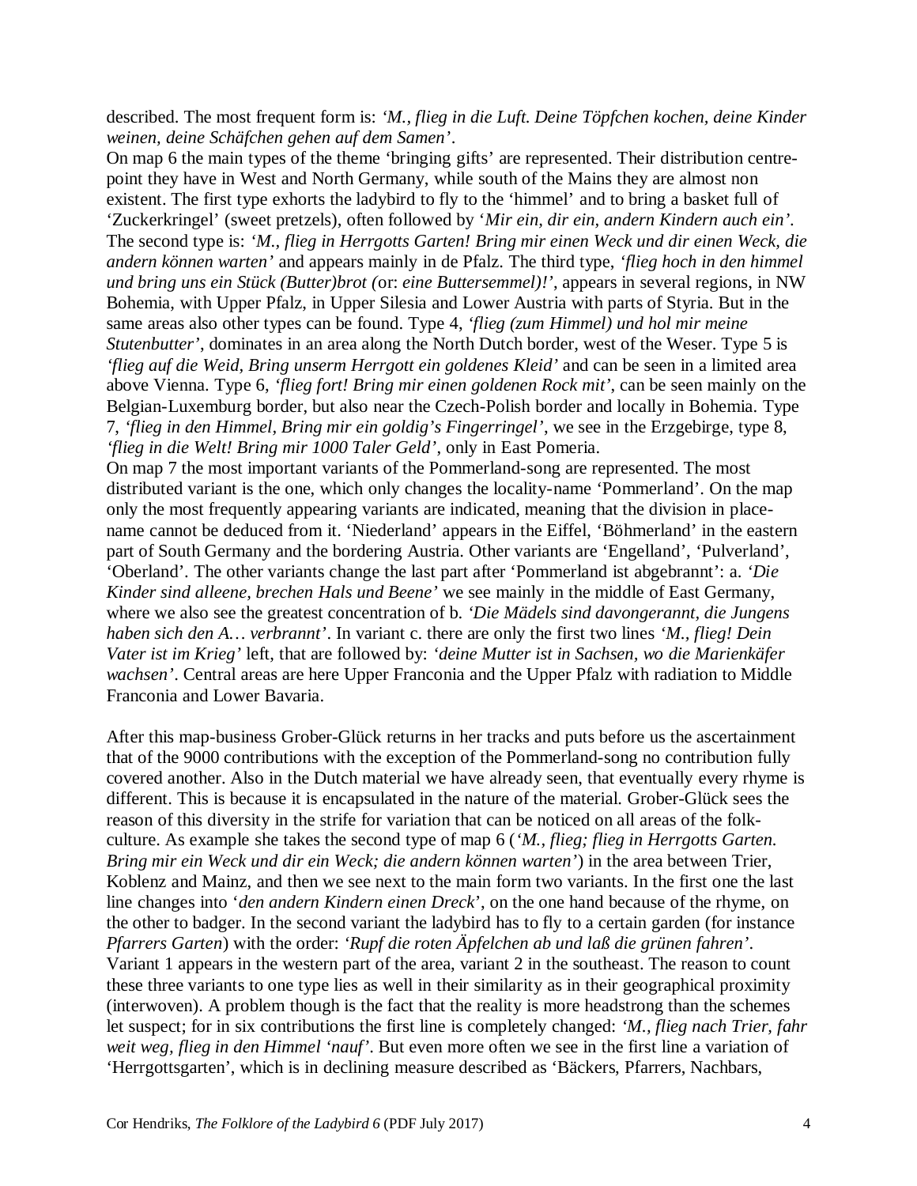described. The most frequent form is: *'M., flieg in die Luft. Deine Töpfchen kochen, deine Kinder weinen, deine Schäfchen gehen auf dem Samen'*.
On map 6 the main types of the theme 'bringing gifts' are represented. Their distribution centre-point they have in West and North Germany, while south of the Mains they are almost non existent. The first type exhorts the ladybird to fly to the 'himmel' and to bring a basket full of 'Zuckerkringel' (sweet pretzels), often followed by '*Mir ein, dir ein, andern Kindern auch ein'*. The second type is: *'M., flieg in Herrgotts Garten! Bring mir einen Weck und dir einen Weck, die andern können warten'* and appears mainly in de Pfalz. The third type, *'flieg hoch in den himmel und bring uns ein Stück (Butter)brot (*or: *eine Buttersemmel)!'*, appears in several regions, in NW Bohemia, with Upper Pfalz, in Upper Silesia and Lower Austria with parts of Styria. But in the same areas also other types can be found. Type 4, *'flieg (zum Himmel) und hol mir meine Stutenbutter'*, dominates in an area along the North Dutch border, west of the Weser. Type 5 is *'flieg auf die Weid, Bring unserm Herrgott ein goldenes Kleid'* and can be seen in a limited area above Vienna. Type 6, *'flieg fort! Bring mir einen goldenen Rock mit'*, can be seen mainly on the Belgian-Luxemburg border, but also near the Czech-Polish border and locally in Bohemia. Type 7, *'flieg in den Himmel, Bring mir ein goldig's Fingerringel'*, we see in the Erzgebirge, type 8, *'flieg in die Welt! Bring mir 1000 Taler Geld'*, only in East Pomeria.
On map 7 the most important variants of the Pommerland-song are represented. The most distributed variant is the one, which only changes the locality-name 'Pommerland'. On the map only the most frequently appearing variants are indicated, meaning that the division in place-name cannot be deduced from it. 'Niederland' appears in the Eiffel, 'Böhmerland' in the eastern part of South Germany and the bordering Austria. Other variants are 'Engelland', 'Pulverland', 'Oberland'. The other variants change the last part after 'Pommerland ist abgebrannt': a. *'Die Kinder sind alleene, brechen Hals und Beene'* we see mainly in the middle of East Germany, where we also see the greatest concentration of b. *'Die Mädels sind davongerannt, die Jungens haben sich den A… verbrannt'*. In variant c. there are only the first two lines *'M., flieg! Dein Vater ist im Krieg'* left, that are followed by: *'deine Mutter ist in Sachsen, wo die Marienkäfer wachsen'*. Central areas are here Upper Franconia and the Upper Pfalz with radiation to Middle Franconia and Lower Bavaria.

After this map-business Grober-Glück returns in her tracks and puts before us the ascertainment that of the 9000 contributions with the exception of the Pommerland-song no contribution fully covered another. Also in the Dutch material we have already seen, that eventually every rhyme is different. This is because it is encapsulated in the nature of the material. Grober-Glück sees the reason of this diversity in the strife for variation that can be noticed on all areas of the folk-culture. As example she takes the second type of map 6 (*'M., flieg; flieg in Herrgotts Garten. Bring mir ein Weck und dir ein Weck; die andern können warten'*) in the area between Trier, Koblenz and Mainz, and then we see next to the main form two variants. In the first one the last line changes into '*den andern Kindern einen Dreck*', on the one hand because of the rhyme, on the other to badger. In the second variant the ladybird has to fly to a certain garden (for instance *Pfarrers Garten*) with the order: *'Rupf die roten Äpfelchen ab und laß die grünen fahren'*. Variant 1 appears in the western part of the area, variant 2 in the southeast. The reason to count these three variants to one type lies as well in their similarity as in their geographical proximity (interwoven). A problem though is the fact that the reality is more headstrong than the schemes let suspect; for in six contributions the first line is completely changed: *'M., flieg nach Trier, fahr weit weg, flieg in den Himmel 'nauf'*. But even more often we see in the first line a variation of 'Herrgottsgarten', which is in declining measure described as 'Bäckers, Pfarrers, Nachbars,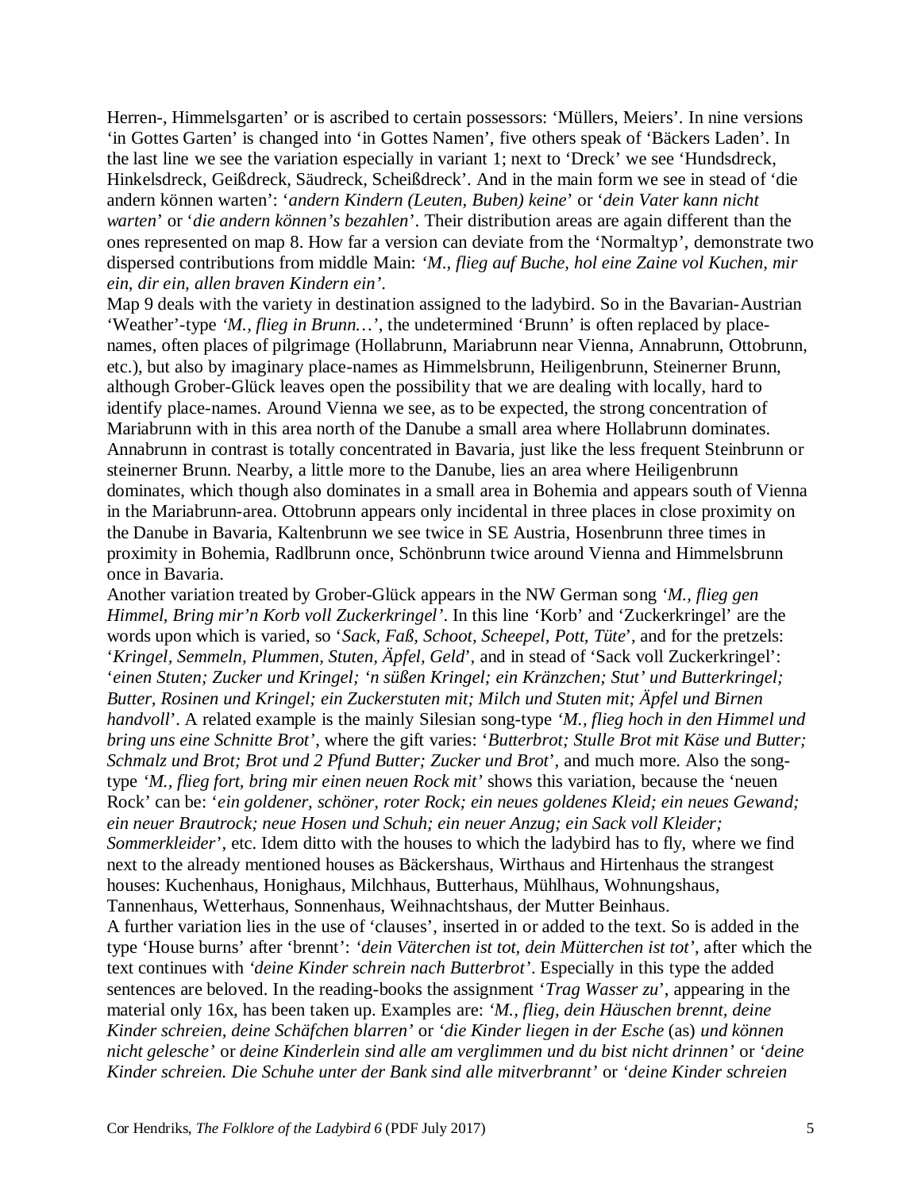Herren-, Himmelsgarten' or is ascribed to certain possessors: 'Müllers, Meiers'. In nine versions 'in Gottes Garten' is changed into 'in Gottes Namen', five others speak of 'Bäckers Laden'. In the last line we see the variation especially in variant 1; next to 'Dreck' we see 'Hundsdreck, Hinkelsdreck, Geißdreck, Säudreck, Scheißdreck'. And in the main form we see in stead of 'die andern können warten': '*andern Kindern (Leuten, Buben) keine*' or '*dein Vater kann nicht warten*' or '*die andern können's bezahlen*'. Their distribution areas are again different than the ones represented on map 8. How far a version can deviate from the 'Normaltyp', demonstrate two dispersed contributions from middle Main: *'M., flieg auf Buche, hol eine Zaine vol Kuchen, mir ein, dir ein, allen braven Kindern ein'*.

Map 9 deals with the variety in destination assigned to the ladybird. So in the Bavarian-Austrian 'Weather'-type *'M., flieg in Brunn…'*, the undetermined 'Brunn' is often replaced by place-names, often places of pilgrimage (Hollabrunn, Mariabrunn near Vienna, Annabrunn, Ottobrunn, etc.), but also by imaginary place-names as Himmelsbrunn, Heiligenbrunn, Steinerner Brunn, although Grober-Glück leaves open the possibility that we are dealing with locally, hard to identify place-names. Around Vienna we see, as to be expected, the strong concentration of Mariabrunn with in this area north of the Danube a small area where Hollabrunn dominates. Annabrunn in contrast is totally concentrated in Bavaria, just like the less frequent Steinbrunn or steinerner Brunn. Nearby, a little more to the Danube, lies an area where Heiligenbrunn dominates, which though also dominates in a small area in Bohemia and appears south of Vienna in the Mariabrunn-area. Ottobrunn appears only incidental in three places in close proximity on the Danube in Bavaria, Kaltenbrunn we see twice in SE Austria, Hosenbrunn three times in proximity in Bohemia, Radlbrunn once, Schönbrunn twice around Vienna and Himmelsbrunn once in Bavaria.

Another variation treated by Grober-Glück appears in the NW German song *'M., flieg gen Himmel, Bring mir'n Korb voll Zuckerkringel'*. In this line 'Korb' and 'Zuckerkringel' are the words upon which is varied, so '*Sack, Faß, Schoot, Scheepel, Pott, Tüte*', and for the pretzels: '*Kringel, Semmeln, Plummen, Stuten, Äpfel, Geld*', and in stead of 'Sack voll Zuckerkringel': '*einen Stuten; Zucker und Kringel; 'n süßen Kringel; ein Kränzchen; Stut' und Butterkringel; Butter, Rosinen und Kringel; ein Zuckerstuten mit; Milch und Stuten mit; Äpfel und Birnen handvoll*'. A related example is the mainly Silesian song-type *'M., flieg hoch in den Himmel und bring uns eine Schnitte Brot'*, where the gift varies: '*Butterbrot; Stulle Brot mit Käse und Butter; Schmalz und Brot; Brot und 2 Pfund Butter; Zucker und Brot*', and much more. Also the song-type *'M., flieg fort, bring mir einen neuen Rock mit'* shows this variation, because the 'neuen Rock' can be: '*ein goldener, schöner, roter Rock; ein neues goldenes Kleid; ein neues Gewand; ein neuer Brautrock; neue Hosen und Schuh; ein neuer Anzug; ein Sack voll Kleider; Sommerkleider*', etc. Idem ditto with the houses to which the ladybird has to fly, where we find next to the already mentioned houses as Bäckershaus, Wirthaus and Hirtenhaus the strangest houses: Kuchenhaus, Honighaus, Milchhaus, Butterhaus, Mühlhaus, Wohnungshaus, Tannenhaus, Wetterhaus, Sonnenhaus, Weihnachtshaus, der Mutter Beinhaus.

A further variation lies in the use of 'clauses', inserted in or added to the text. So is added in the type 'House burns' after 'brennt': *'dein Väterchen ist tot, dein Mütterchen ist tot'*, after which the text continues with *'deine Kinder schrein nach Butterbrot'*. Especially in this type the added sentences are beloved. In the reading-books the assignment '*Trag Wasser zu*', appearing in the material only 16x, has been taken up. Examples are: *'M., flieg, dein Häuschen brennt, deine Kinder schreien, deine Schäfchen blarren'* or *'die Kinder liegen in der Esche* (as) *und können nicht gelesche'* or *deine Kinderlein sind alle am verglimmen und du bist nicht drinnen'* or *'deine Kinder schreien. Die Schuhe unter der Bank sind alle mitverbrannt'* or *'deine Kinder schreien*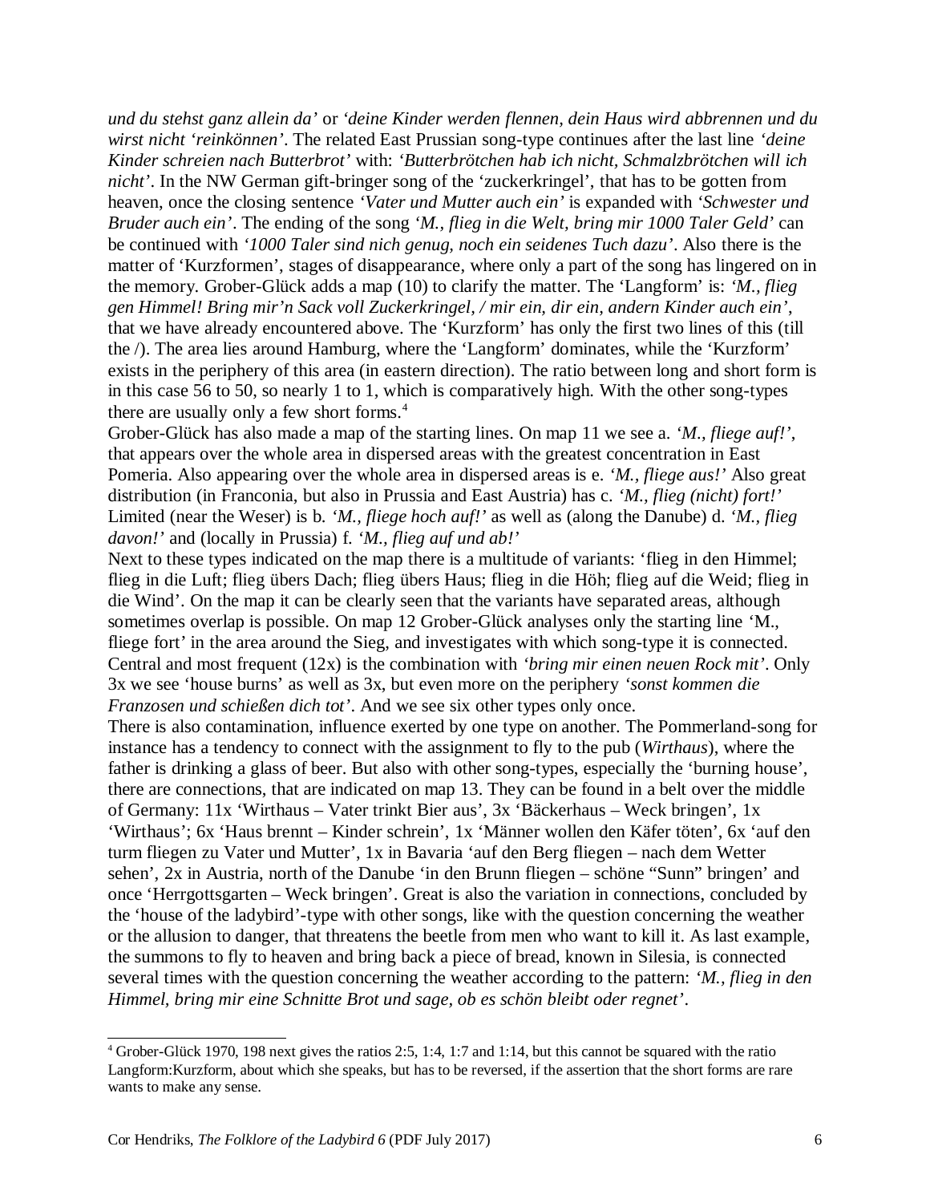*und du stehst ganz allein da'* or *'deine Kinder werden flennen, dein Haus wird abbrennen und du wirst nicht 'reinkönnen'*. The related East Prussian song-type continues after the last line *'deine Kinder schreien nach Butterbrot'* with: *'Butterbrötchen hab ich nicht, Schmalzbrötchen will ich nicht'*. In the NW German gift-bringer song of the 'zuckerkringel', that has to be gotten from heaven, once the closing sentence *'Vater und Mutter auch ein'* is expanded with *'Schwester und Bruder auch ein'*. The ending of the song *'M., flieg in die Welt, bring mir 1000 Taler Geld'* can be continued with *'1000 Taler sind nich genug, noch ein seidenes Tuch dazu'*. Also there is the matter of 'Kurzformen', stages of disappearance, where only a part of the song has lingered on in the memory. Grober-Glück adds a map (10) to clarify the matter. The 'Langform' is: *'M., flieg gen Himmel! Bring mir'n Sack voll Zuckerkringel, / mir ein, dir ein, andern Kinder auch ein'*, that we have already encountered above. The 'Kurzform' has only the first two lines of this (till the /). The area lies around Hamburg, where the 'Langform' dominates, while the 'Kurzform' exists in the periphery of this area (in eastern direction). The ratio between long and short form is in this case 56 to 50, so nearly 1 to 1, which is comparatively high. With the other song-types there are usually only a few short forms.[4]

Grober-Glück has also made a map of the starting lines. On map 11 we see a. *'M., fliege auf!'*, that appears over the whole area in dispersed areas with the greatest concentration in East Pomeria. Also appearing over the whole area in dispersed areas is e. *'M., fliege aus!'* Also great distribution (in Franconia, but also in Prussia and East Austria) has c. *'M., flieg (nicht) fort!'* Limited (near the Weser) is b. *'M., fliege hoch auf!'* as well as (along the Danube) d. *'M., flieg davon!'* and (locally in Prussia) f. *'M., flieg auf und ab!'*

Next to these types indicated on the map there is a multitude of variants: 'flieg in den Himmel; flieg in die Luft; flieg übers Dach; flieg übers Haus; flieg in die Höh; flieg auf die Weid; flieg in die Wind'. On the map it can be clearly seen that the variants have separated areas, although sometimes overlap is possible. On map 12 Grober-Glück analyses only the starting line 'M., fliege fort' in the area around the Sieg, and investigates with which song-type it is connected. Central and most frequent (12x) is the combination with *'bring mir einen neuen Rock mit'*. Only 3x we see 'house burns' as well as 3x, but even more on the periphery *'sonst kommen die Franzosen und schießen dich tot'*. And we see six other types only once.

There is also contamination, influence exerted by one type on another. The Pommerland-song for instance has a tendency to connect with the assignment to fly to the pub (*Wirthaus*), where the father is drinking a glass of beer. But also with other song-types, especially the 'burning house', there are connections, that are indicated on map 13. They can be found in a belt over the middle of Germany: 11x 'Wirthaus – Vater trinkt Bier aus', 3x 'Bäckerhaus – Weck bringen', 1x 'Wirthaus'; 6x 'Haus brennt – Kinder schrein', 1x 'Männer wollen den Käfer töten', 6x 'auf den turm fliegen zu Vater und Mutter', 1x in Bavaria 'auf den Berg fliegen – nach dem Wetter sehen', 2x in Austria, north of the Danube 'in den Brunn fliegen – schöne "Sunn" bringen' and once 'Herrgottsgarten – Weck bringen'. Great is also the variation in connections, concluded by the 'house of the ladybird'-type with other songs, like with the question concerning the weather or the allusion to danger, that threatens the beetle from men who want to kill it. As last example, the summons to fly to heaven and bring back a piece of bread, known in Silesia, is connected several times with the question concerning the weather according to the pattern: *'M., flieg in den Himmel, bring mir eine Schnitte Brot und sage, ob es schön bleibt oder regnet'*.

---

[4] Grober-Glück 1970, 198 next gives the ratios 2:5, 1:4, 1:7 and 1:14, but this cannot be squared with the ratio Langform:Kurzform, about which she speaks, but has to be reversed, if the assertion that the short forms are rare wants to make any sense.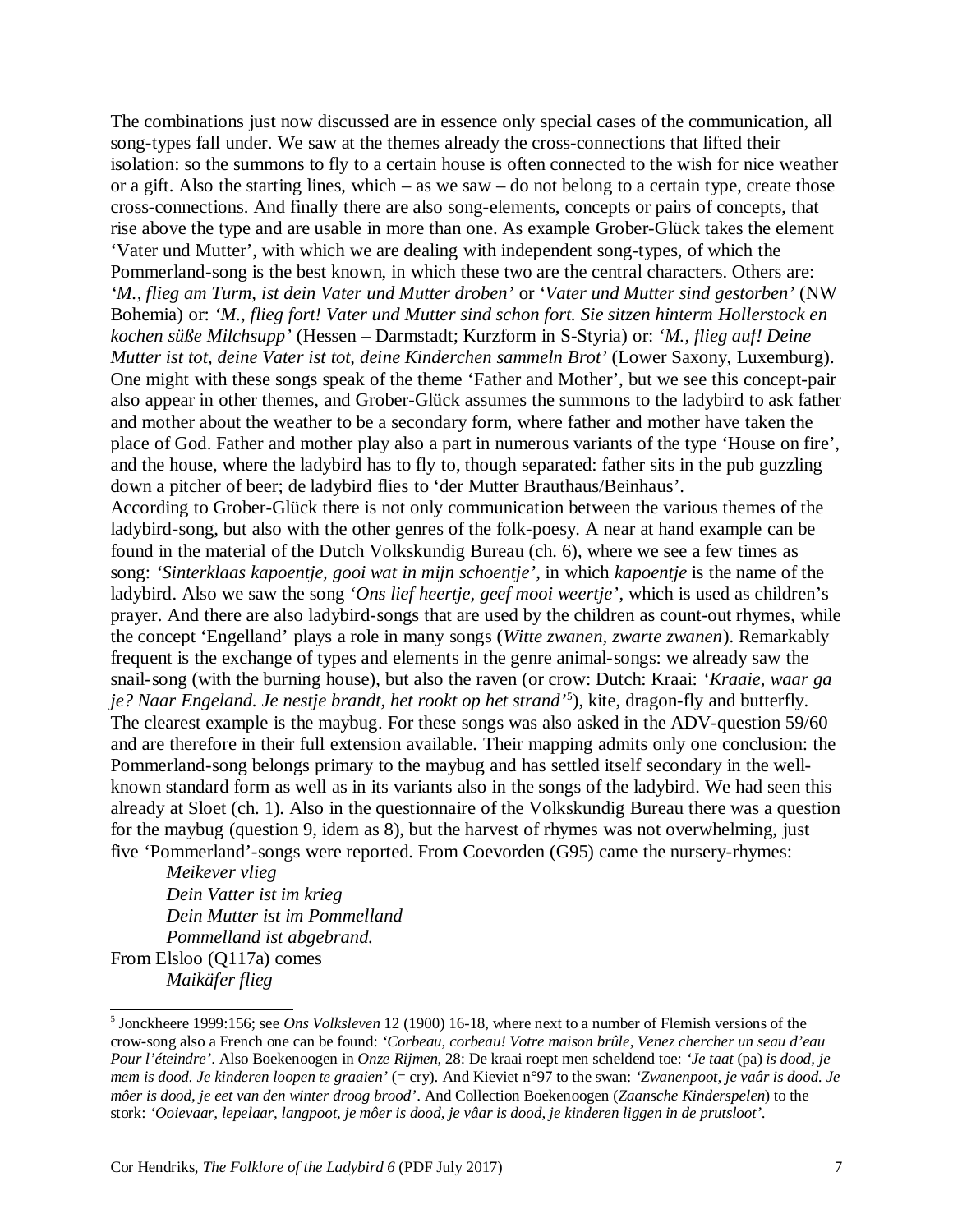The combinations just now discussed are in essence only special cases of the communication, all song-types fall under. We saw at the themes already the cross-connections that lifted their isolation: so the summons to fly to a certain house is often connected to the wish for nice weather or a gift. Also the starting lines, which – as we saw – do not belong to a certain type, create those cross-connections. And finally there are also song-elements, concepts or pairs of concepts, that rise above the type and are usable in more than one. As example Grober-Glück takes the element 'Vater und Mutter', with which we are dealing with independent song-types, of which the Pommerland-song is the best known, in which these two are the central characters. Others are: *'M., flieg am Turm, ist dein Vater und Mutter droben'* or *'Vater und Mutter sind gestorben'* (NW Bohemia) or: *'M., flieg fort! Vater und Mutter sind schon fort. Sie sitzen hinterm Hollerstock en kochen süße Milchsupp'* (Hessen – Darmstadt; Kurzform in S-Styria) or: *'M., flieg auf! Deine Mutter ist tot, deine Vater ist tot, deine Kinderchen sammeln Brot'* (Lower Saxony, Luxemburg). One might with these songs speak of the theme 'Father and Mother', but we see this concept-pair also appear in other themes, and Grober-Glück assumes the summons to the ladybird to ask father and mother about the weather to be a secondary form, where father and mother have taken the place of God. Father and mother play also a part in numerous variants of the type 'House on fire', and the house, where the ladybird has to fly to, though separated: father sits in the pub guzzling down a pitcher of beer; de ladybird flies to 'der Mutter Brauthaus/Beinhaus'.

According to Grober-Glück there is not only communication between the various themes of the ladybird-song, but also with the other genres of the folk-poesy. A near at hand example can be found in the material of the Dutch Volkskundig Bureau (ch. 6), where we see a few times as song: *'Sinterklaas kapoentje, gooi wat in mijn schoentje'*, in which *kapoentje* is the name of the ladybird. Also we saw the song *'Ons lief heertje, geef mooi weertje'*, which is used as children's prayer. And there are also ladybird-songs that are used by the children as count-out rhymes, while the concept 'Engelland' plays a role in many songs (*Witte zwanen, zwarte zwanen*). Remarkably frequent is the exchange of types and elements in the genre animal-songs: we already saw the snail-song (with the burning house), but also the raven (or crow: Dutch: Kraai: *'Kraaie, waar ga je? Naar Engeland. Je nestje brandt, het rookt op het strand'*[5]), kite, dragon-fly and butterfly. The clearest example is the maybug. For these songs was also asked in the ADV-question 59/60 and are therefore in their full extension available. Their mapping admits only one conclusion: the Pommerland-song belongs primary to the maybug and has settled itself secondary in the well-known standard form as well as in its variants also in the songs of the ladybird. We had seen this already at Sloet (ch. 1). Also in the questionnaire of the Volkskundig Bureau there was a question for the maybug (question 9, idem as 8), but the harvest of rhymes was not overwhelming, just five 'Pommerland'-songs were reported. From Coevorden (G95) came the nursery-rhymes:

> *Meikever vlieg*
> *Dein Vatter ist im krieg*
> *Dein Mutter ist im Pommelland*
> *Pommelland ist abgebrand.*

From Elsloo (Q117a) comes

> *Maikäfer flieg*

---

[5] Jonckheere 1999:156; see *Ons Volksleven* 12 (1900) 16-18, where next to a number of Flemish versions of the crow-song also a French one can be found: *'Corbeau, corbeau! Votre maison brûle, Venez chercher un seau d'eau Pour l'éteindre'*. Also Boekenoogen in *Onze Rijmen*, 28: De kraai roept men scheldend toe: *'Je taat* (pa) *is dood, je mem is dood. Je kinderen loopen te graaien'* (= cry). And Kieviet n°97 to the swan: *'Zwanenpoot, je vaâr is dood. Je môer is dood, je eet van den winter droog brood'*. And Collection Boekenoogen (*Zaansche Kinderspelen*) to the stork: *'Ooievaar, lepelaar, langpoot, je môer is dood, je vâar is dood, je kinderen liggen in de prutsloot'*.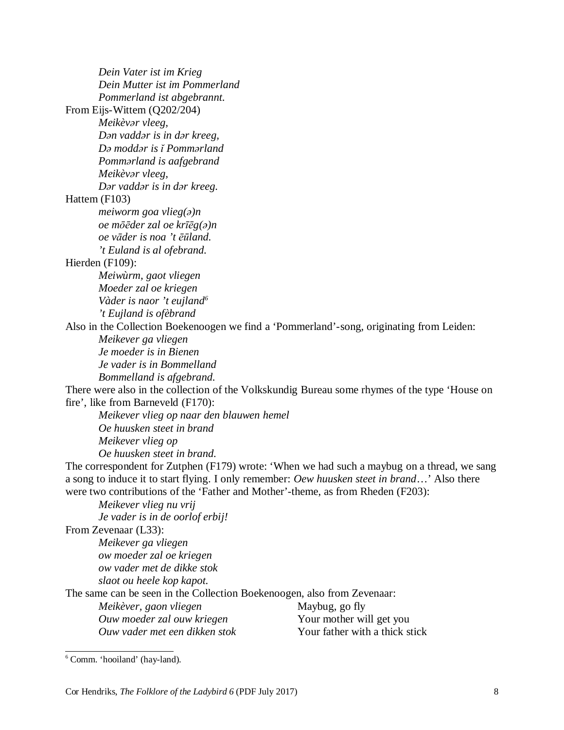*Dein Vater ist im Krieg*
*Dein Mutter ist im Pommerland*
*Pommerland ist abgebrannt.*

From Eijs-Wittem (Q202/204)

*Meikèvər vleeg,*
*Dən vaddər is in dər kreeg,*
*Də moddər is ĭ Pommərland*
*Pommərland is aafgebrand*
*Meikèvər vleeg,*
*Dər vaddər is in dər kreeg.*

Hattem (F103)

*meiworm goa vlieg(ə)n*
*oe mōēder zal oe krīēg(ə)n*
*oe vāder is noa 't ēūland.*
*'t Euland is al ofebrand.*

Hierden (F109):

*Meiwùrm, gaot vliegen*
*Moeder zal oe kriegen*
*Vàder is naor 't eujland*[6]
*'t Eujland is ofèbrand*

Also in the Collection Boekenoogen we find a 'Pommerland'-song, originating from Leiden:

*Meikever ga vliegen*
*Je moeder is in Bienen*
*Je vader is in Bommelland*
*Bommelland is afgebrand.*

There were also in the collection of the Volkskundig Bureau some rhymes of the type 'House on fire', like from Barneveld (F170):

*Meikever vlieg op naar den blauwen hemel*
*Oe huusken steet in brand*
*Meikever vlieg op*
*Oe huusken steet in brand.*

The correspondent for Zutphen (F179) wrote: 'When we had such a maybug on a thread, we sang a song to induce it to start flying. I only remember: *Oew huusken steet in brand*…' Also there were two contributions of the 'Father and Mother'-theme, as from Rheden (F203):

*Meikever vlieg nu vrij*
*Je vader is in de oorlof erbij!*

From Zevenaar (L33):

*Meikever ga vliegen*
*ow moeder zal oe kriegen*
*ow vader met de dikke stok*
*slaot ou heele kop kapot.*

The same can be seen in the Collection Boekenoogen, also from Zevenaar:

| | |
|---|---|
| *Meikèver, gaon vliegen* | Maybug, go fly |
| *Ouw moeder zal ouw kriegen* | Your mother will get you |
| *Ouw vader met een dikken stok* | Your father with a thick stick |

[6] Comm. 'hooiland' (hay-land).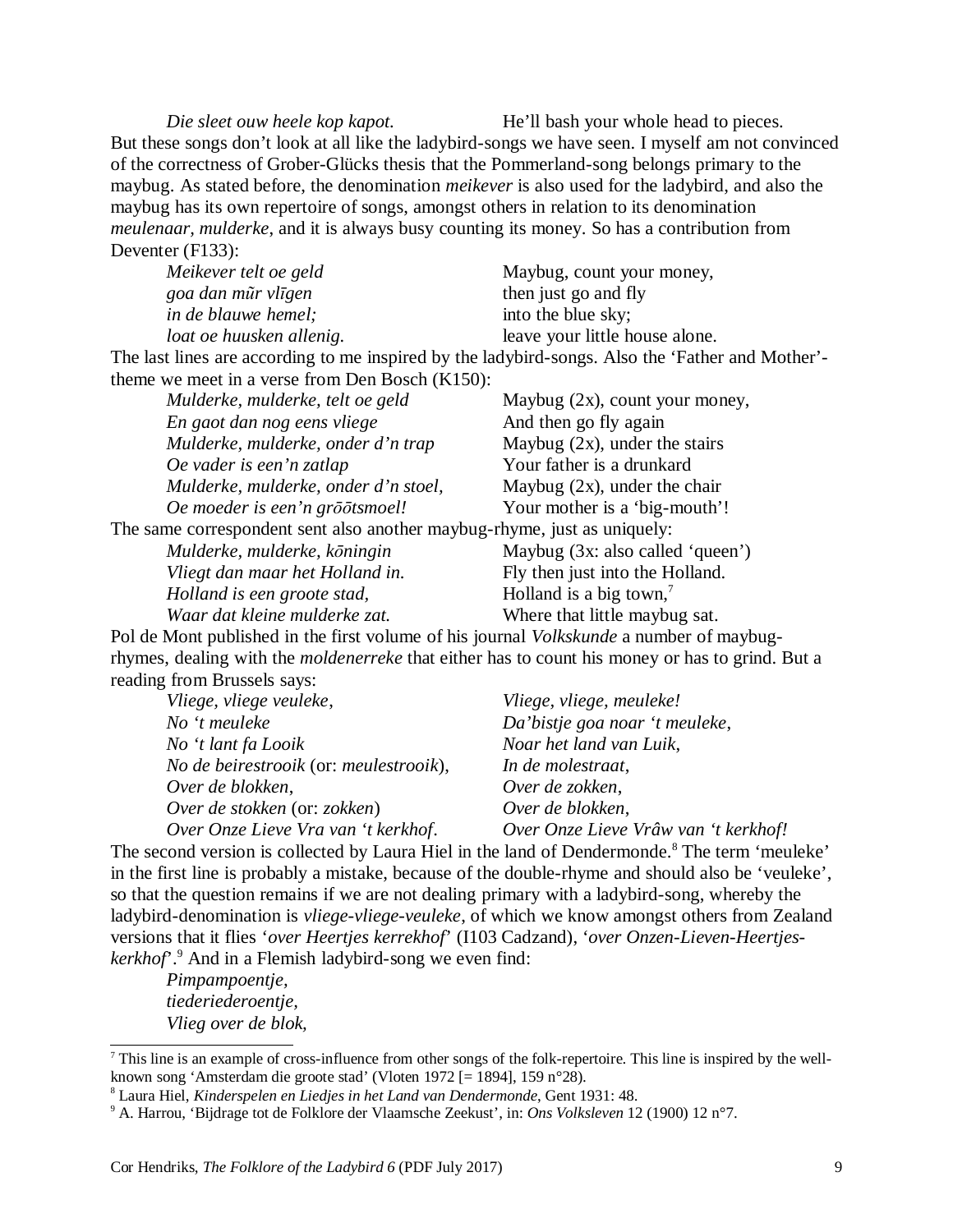| | |
|---|---|
| *Die sleet ouw heele kop kapot.* | He'll bash your whole head to pieces. |

But these songs don't look at all like the ladybird-songs we have seen. I myself am not convinced of the correctness of Grober-Glücks thesis that the Pommerland-song belongs primary to the maybug. As stated before, the denomination *meikever* is also used for the ladybird, and also the maybug has its own repertoire of songs, amongst others in relation to its denomination *meulenaar, mulderke*, and it is always busy counting its money. So has a contribution from Deventer (F133):

| | |
|---|---|
| *Meikever telt oe geld* | Maybug, count your money, |
| *goa dan mũr vlīgen* | then just go and fly |
| *in de blauwe hemel;* | into the blue sky; |
| *loat oe huusken allenig.* | leave your little house alone. |

The last lines are according to me inspired by the ladybird-songs. Also the 'Father and Mother'-theme we meet in a verse from Den Bosch (K150):

| | |
|---|---|
| *Mulderke, mulderke, telt oe geld* | Maybug (2x), count your money, |
| *En gaot dan nog eens vliege* | And then go fly again |
| *Mulderke, mulderke, onder d'n trap* | Maybug (2x), under the stairs |
| *Oe vader is een'n zatlap* | Your father is a drunkard |
| *Mulderke, mulderke, onder d'n stoel,* | Maybug (2x), under the chair |
| *Oe moeder is een'n grōōtsmoel!* | Your mother is a 'big-mouth'! |

The same correspondent sent also another maybug-rhyme, just as uniquely:

| | |
|---|---|
| *Mulderke, mulderke, kōningin* | Maybug (3x: also called 'queen') |
| *Vliegt dan maar het Holland in.* | Fly then just into the Holland. |
| *Holland is een groote stad,* | Holland is a big town,[7] |
| *Waar dat kleine mulderke zat.* | Where that little maybug sat. |

Pol de Mont published in the first volume of his journal *Volkskunde* a number of maybug-rhymes, dealing with the *moldenerreke* that either has to count his money or has to grind. But a reading from Brussels says:

| | |
|---|---|
| *Vliege, vliege veuleke,* | *Vliege, vliege, meuleke!* |
| *No 't meuleke* | *Da'bistje goa noar 't meuleke,* |
| *No 't lant fa Looik* | *Noar het land van Luik,* |
| *No de beirestrooik* (or: *meulestrooik*), | *In de molestraat,* |
| *Over de blokken,* | *Over de zokken,* |
| *Over de stokken* (or: *zokken*) | *Over de blokken,* |
| *Over Onze Lieve Vra van 't kerkhof.* | *Over Onze Lieve Vrâw van 't kerkhof!* |

The second version is collected by Laura Hiel in the land of Dendermonde.[8] The term 'meuleke' in the first line is probably a mistake, because of the double-rhyme and should also be 'veuleke', so that the question remains if we are not dealing primary with a ladybird-song, whereby the ladybird-denomination is *vliege-vliege-veuleke*, of which we know amongst others from Zealand versions that it flies '*over Heertjes kerrekhof*' (I103 Cadzand), '*over Onzen-Lieven-Heertjes-kerkhof*'.[9] And in a Flemish ladybird-song we even find:

*Pimpampoentje,*
*tiederiederoentje,*
*Vlieg over de blok,*

---

[7] This line is an example of cross-influence from other songs of the folk-repertoire. This line is inspired by the well-known song 'Amsterdam die groote stad' (Vloten 1972 [= 1894], 159 n°28).

[8] Laura Hiel, *Kinderspelen en Liedjes in het Land van Dendermonde*, Gent 1931: 48.

[9] A. Harrou, 'Bijdrage tot de Folklore der Vlaamsche Zeekust', in: *Ons Volksleven* 12 (1900) 12 n°7.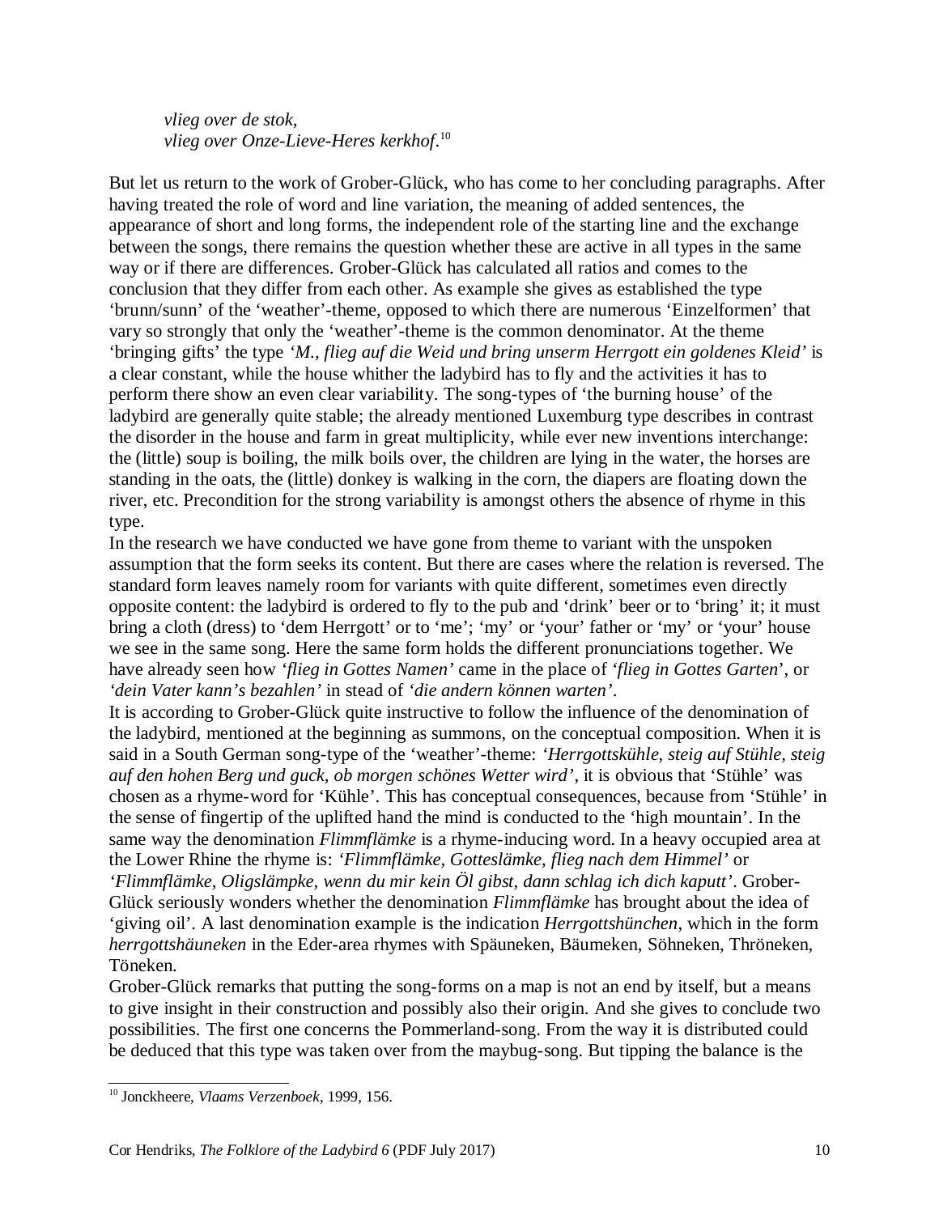*vlieg over de stok,*
*vlieg over Onze-Lieve-Heres kerkhof*.[10]

But let us return to the work of Grober-Glück, who has come to her concluding paragraphs. After having treated the role of word and line variation, the meaning of added sentences, the appearance of short and long forms, the independent role of the starting line and the exchange between the songs, there remains the question whether these are active in all types in the same way or if there are differences. Grober-Glück has calculated all ratios and comes to the conclusion that they differ from each other. As example she gives as established the type 'brunn/sunn' of the 'weather'-theme, opposed to which there are numerous 'Einzelformen' that vary so strongly that only the 'weather'-theme is the common denominator. At the theme 'bringing gifts' the type *'M., flieg auf die Weid und bring unserm Herrgott ein goldenes Kleid'* is a clear constant, while the house whither the ladybird has to fly and the activities it has to perform there show an even clear variability. The song-types of 'the burning house' of the ladybird are generally quite stable; the already mentioned Luxemburg type describes in contrast the disorder in the house and farm in great multiplicity, while ever new inventions interchange: the (little) soup is boiling, the milk boils over, the children are lying in the water, the horses are standing in the oats, the (little) donkey is walking in the corn, the diapers are floating down the river, etc. Precondition for the strong variability is amongst others the absence of rhyme in this type.

In the research we have conducted we have gone from theme to variant with the unspoken assumption that the form seeks its content. But there are cases where the relation is reversed. The standard form leaves namely room for variants with quite different, sometimes even directly opposite content: the ladybird is ordered to fly to the pub and 'drink' beer or to 'bring' it; it must bring a cloth (dress) to 'dem Herrgott' or to 'me'; 'my' or 'your' father or 'my' or 'your' house we see in the same song. Here the same form holds the different pronunciations together. We have already seen how *'flieg in Gottes Namen'* came in the place of *'flieg in Gottes Garten*', or *'dein Vater kann's bezahlen'* in stead of *'die andern können warten'*.

It is according to Grober-Glück quite instructive to follow the influence of the denomination of the ladybird, mentioned at the beginning as summons, on the conceptual composition. When it is said in a South German song-type of the 'weather'-theme: *'Herrgottskühle, steig auf Stühle, steig auf den hohen Berg und guck, ob morgen schönes Wetter wird'*, it is obvious that 'Stühle' was chosen as a rhyme-word for 'Kühle'. This has conceptual consequences, because from 'Stühle' in the sense of fingertip of the uplifted hand the mind is conducted to the 'high mountain'. In the same way the denomination *Flimmflämke* is a rhyme-inducing word. In a heavy occupied area at the Lower Rhine the rhyme is: *'Flimmflämke, Gotteslämke, flieg nach dem Himmel'* or *'Flimmflämke, Oligslämpke, wenn du mir kein Öl gibst, dann schlag ich dich kaputt'*. Grober-Glück seriously wonders whether the denomination *Flimmflämke* has brought about the idea of 'giving oil'. A last denomination example is the indication *Herrgottshünchen*, which in the form *herrgottshäuneken* in the Eder-area rhymes with Späuneken, Bäumeken, Söhneken, Thröneken, Töneken.

Grober-Glück remarks that putting the song-forms on a map is not an end by itself, but a means to give insight in their construction and possibly also their origin. And she gives to conclude two possibilities. The first one concerns the Pommerland-song. From the way it is distributed could be deduced that this type was taken over from the maybug-song. But tipping the balance is the

[10] Jonckheere, *Vlaams Verzenboek*, 1999, 156.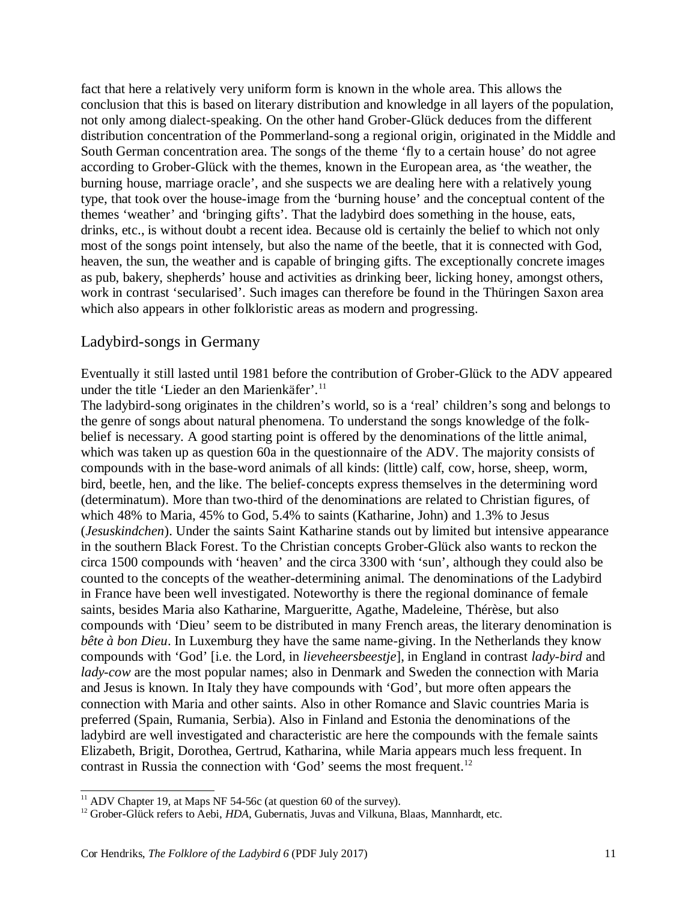fact that here a relatively very uniform form is known in the whole area. This allows the conclusion that this is based on literary distribution and knowledge in all layers of the population, not only among dialect-speaking. On the other hand Grober-Glück deduces from the different distribution concentration of the Pommerland-song a regional origin, originated in the Middle and South German concentration area. The songs of the theme 'fly to a certain house' do not agree according to Grober-Glück with the themes, known in the European area, as 'the weather, the burning house, marriage oracle', and she suspects we are dealing here with a relatively young type, that took over the house-image from the 'burning house' and the conceptual content of the themes 'weather' and 'bringing gifts'. That the ladybird does something in the house, eats, drinks, etc., is without doubt a recent idea. Because old is certainly the belief to which not only most of the songs point intensely, but also the name of the beetle, that it is connected with God, heaven, the sun, the weather and is capable of bringing gifts. The exceptionally concrete images as pub, bakery, shepherds' house and activities as drinking beer, licking honey, amongst others, work in contrast 'secularised'. Such images can therefore be found in the Thüringen Saxon area which also appears in other folkloristic areas as modern and progressing.

## Ladybird-songs in Germany

Eventually it still lasted until 1981 before the contribution of Grober-Glück to the ADV appeared under the title 'Lieder an den Marienkäfer'.[11]

The ladybird-song originates in the children's world, so is a 'real' children's song and belongs to the genre of songs about natural phenomena. To understand the songs knowledge of the folk-belief is necessary. A good starting point is offered by the denominations of the little animal, which was taken up as question 60a in the questionnaire of the ADV. The majority consists of compounds with in the base-word animals of all kinds: (little) calf, cow, horse, sheep, worm, bird, beetle, hen, and the like. The belief-concepts express themselves in the determining word (determinatum). More than two-third of the denominations are related to Christian figures, of which 48% to Maria, 45% to God, 5.4% to saints (Katharine, John) and 1.3% to Jesus (*Jesuskindchen*). Under the saints Saint Katharine stands out by limited but intensive appearance in the southern Black Forest. To the Christian concepts Grober-Glück also wants to reckon the circa 1500 compounds with 'heaven' and the circa 3300 with 'sun', although they could also be counted to the concepts of the weather-determining animal. The denominations of the Ladybird in France have been well investigated. Noteworthy is there the regional dominance of female saints, besides Maria also Katharine, Margueritte, Agathe, Madeleine, Thérèse, but also compounds with 'Dieu' seem to be distributed in many French areas, the literary denomination is *bête à bon Dieu*. In Luxemburg they have the same name-giving. In the Netherlands they know compounds with 'God' [i.e. the Lord, in *lieveheersbeestje*], in England in contrast *lady-bird* and *lady-cow* are the most popular names; also in Denmark and Sweden the connection with Maria and Jesus is known. In Italy they have compounds with 'God', but more often appears the connection with Maria and other saints. Also in other Romance and Slavic countries Maria is preferred (Spain, Rumania, Serbia). Also in Finland and Estonia the denominations of the ladybird are well investigated and characteristic are here the compounds with the female saints Elizabeth, Brigit, Dorothea, Gertrud, Katharina, while Maria appears much less frequent. In contrast in Russia the connection with 'God' seems the most frequent.[12]

---

[11] ADV Chapter 19, at Maps NF 54-56c (at question 60 of the survey).

[12] Grober-Glück refers to Aebi, *HDA*, Gubernatis, Juvas and Vilkuna, Blaas, Mannhardt, etc.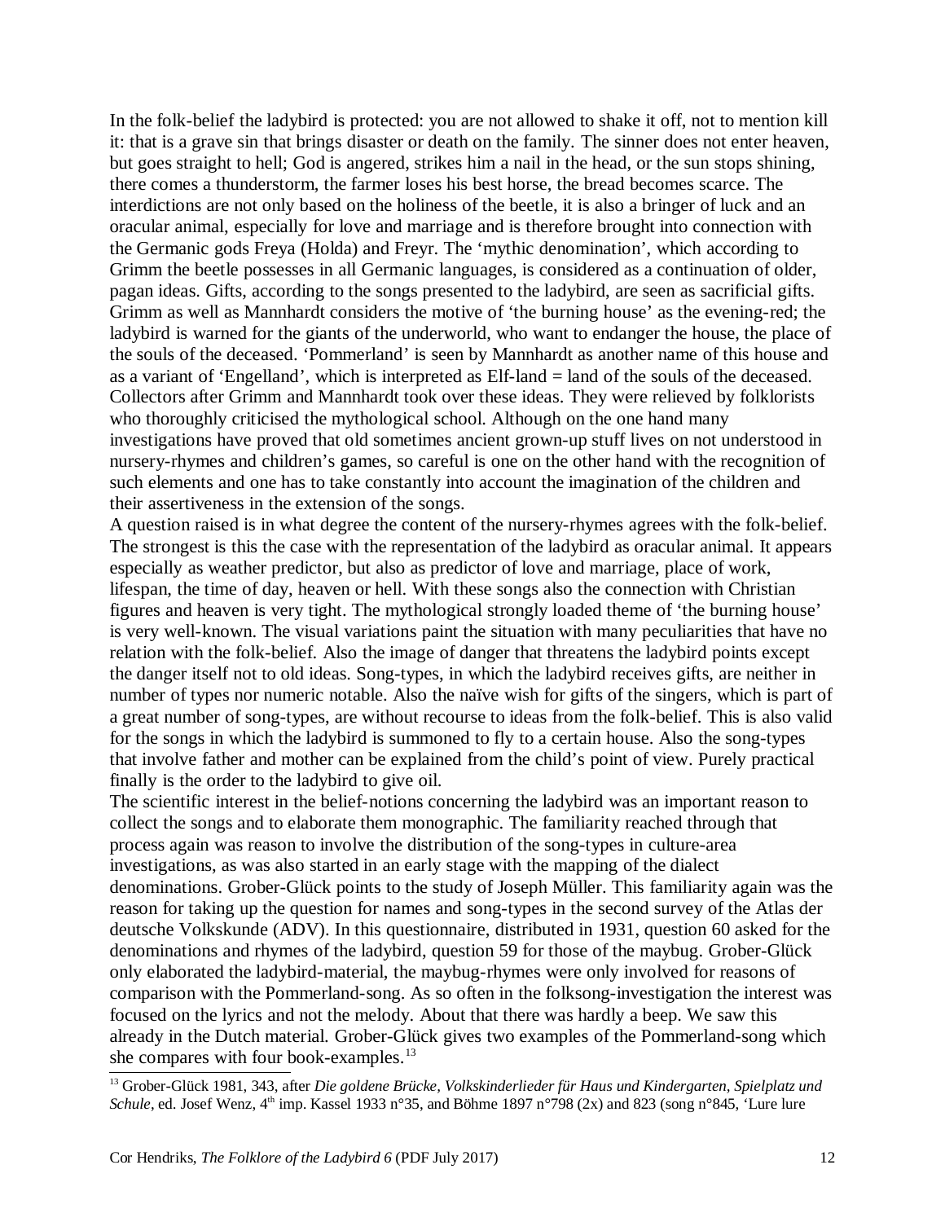In the folk-belief the ladybird is protected: you are not allowed to shake it off, not to mention kill it: that is a grave sin that brings disaster or death on the family. The sinner does not enter heaven, but goes straight to hell; God is angered, strikes him a nail in the head, or the sun stops shining, there comes a thunderstorm, the farmer loses his best horse, the bread becomes scarce. The interdictions are not only based on the holiness of the beetle, it is also a bringer of luck and an oracular animal, especially for love and marriage and is therefore brought into connection with the Germanic gods Freya (Holda) and Freyr. The 'mythic denomination', which according to Grimm the beetle possesses in all Germanic languages, is considered as a continuation of older, pagan ideas. Gifts, according to the songs presented to the ladybird, are seen as sacrificial gifts. Grimm as well as Mannhardt considers the motive of 'the burning house' as the evening-red; the ladybird is warned for the giants of the underworld, who want to endanger the house, the place of the souls of the deceased. 'Pommerland' is seen by Mannhardt as another name of this house and as a variant of 'Engelland', which is interpreted as Elf-land = land of the souls of the deceased. Collectors after Grimm and Mannhardt took over these ideas. They were relieved by folklorists who thoroughly criticised the mythological school. Although on the one hand many investigations have proved that old sometimes ancient grown-up stuff lives on not understood in nursery-rhymes and children's games, so careful is one on the other hand with the recognition of such elements and one has to take constantly into account the imagination of the children and their assertiveness in the extension of the songs.

A question raised is in what degree the content of the nursery-rhymes agrees with the folk-belief. The strongest is this the case with the representation of the ladybird as oracular animal. It appears especially as weather predictor, but also as predictor of love and marriage, place of work, lifespan, the time of day, heaven or hell. With these songs also the connection with Christian figures and heaven is very tight. The mythological strongly loaded theme of 'the burning house' is very well-known. The visual variations paint the situation with many peculiarities that have no relation with the folk-belief. Also the image of danger that threatens the ladybird points except the danger itself not to old ideas. Song-types, in which the ladybird receives gifts, are neither in number of types nor numeric notable. Also the naïve wish for gifts of the singers, which is part of a great number of song-types, are without recourse to ideas from the folk-belief. This is also valid for the songs in which the ladybird is summoned to fly to a certain house. Also the song-types that involve father and mother can be explained from the child's point of view. Purely practical finally is the order to the ladybird to give oil.

The scientific interest in the belief-notions concerning the ladybird was an important reason to collect the songs and to elaborate them monographic. The familiarity reached through that process again was reason to involve the distribution of the song-types in culture-area investigations, as was also started in an early stage with the mapping of the dialect denominations. Grober-Glück points to the study of Joseph Müller. This familiarity again was the reason for taking up the question for names and song-types in the second survey of the Atlas der deutsche Volkskunde (ADV). In this questionnaire, distributed in 1931, question 60 asked for the denominations and rhymes of the ladybird, question 59 for those of the maybug. Grober-Glück only elaborated the ladybird-material, the maybug-rhymes were only involved for reasons of comparison with the Pommerland-song. As so often in the folksong-investigation the interest was focused on the lyrics and not the melody. About that there was hardly a beep. We saw this already in the Dutch material. Grober-Glück gives two examples of the Pommerland-song which she compares with four book-examples.[13]

[13] Grober-Glück 1981, 343, after *Die goldene Brücke, Volkskinderlieder für Haus und Kindergarten, Spielplatz und Schule*, ed. Josef Wenz, 4th imp. Kassel 1933 n°35, and Böhme 1897 n°798 (2x) and 823 (song n°845, 'Lure lure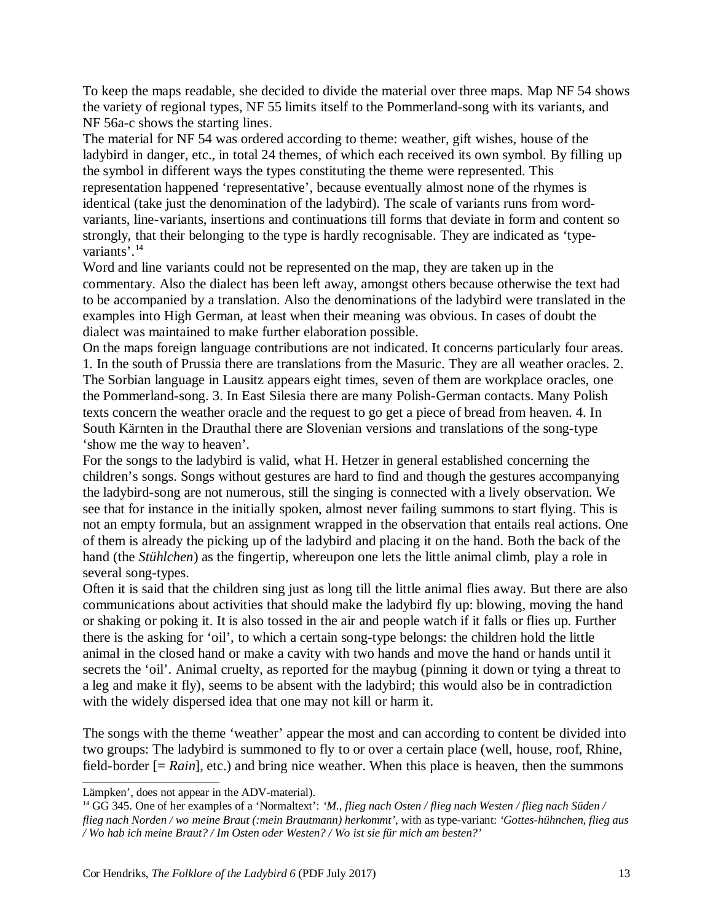To keep the maps readable, she decided to divide the material over three maps. Map NF 54 shows the variety of regional types, NF 55 limits itself to the Pommerland-song with its variants, and NF 56a-c shows the starting lines.

The material for NF 54 was ordered according to theme: weather, gift wishes, house of the ladybird in danger, etc., in total 24 themes, of which each received its own symbol. By filling up the symbol in different ways the types constituting the theme were represented. This representation happened 'representative', because eventually almost none of the rhymes is identical (take just the denomination of the ladybird). The scale of variants runs from word-variants, line-variants, insertions and continuations till forms that deviate in form and content so strongly, that their belonging to the type is hardly recognisable. They are indicated as 'type-variants'.[14]

Word and line variants could not be represented on the map, they are taken up in the commentary. Also the dialect has been left away, amongst others because otherwise the text had to be accompanied by a translation. Also the denominations of the ladybird were translated in the examples into High German, at least when their meaning was obvious. In cases of doubt the dialect was maintained to make further elaboration possible.

On the maps foreign language contributions are not indicated. It concerns particularly four areas. 1. In the south of Prussia there are translations from the Masuric. They are all weather oracles. 2. The Sorbian language in Lausitz appears eight times, seven of them are workplace oracles, one the Pommerland-song. 3. In East Silesia there are many Polish-German contacts. Many Polish texts concern the weather oracle and the request to go get a piece of bread from heaven. 4. In South Kärnten in the Drauthal there are Slovenian versions and translations of the song-type 'show me the way to heaven'.

For the songs to the ladybird is valid, what H. Hetzer in general established concerning the children's songs. Songs without gestures are hard to find and though the gestures accompanying the ladybird-song are not numerous, still the singing is connected with a lively observation. We see that for instance in the initially spoken, almost never failing summons to start flying. This is not an empty formula, but an assignment wrapped in the observation that entails real actions. One of them is already the picking up of the ladybird and placing it on the hand. Both the back of the hand (the *Stühlchen*) as the fingertip, whereupon one lets the little animal climb, play a role in several song-types.

Often it is said that the children sing just as long till the little animal flies away. But there are also communications about activities that should make the ladybird fly up: blowing, moving the hand or shaking or poking it. It is also tossed in the air and people watch if it falls or flies up. Further there is the asking for 'oil', to which a certain song-type belongs: the children hold the little animal in the closed hand or make a cavity with two hands and move the hand or hands until it secrets the 'oil'. Animal cruelty, as reported for the maybug (pinning it down or tying a threat to a leg and make it fly), seems to be absent with the ladybird; this would also be in contradiction with the widely dispersed idea that one may not kill or harm it.

The songs with the theme 'weather' appear the most and can according to content be divided into two groups: The ladybird is summoned to fly to or over a certain place (well, house, roof, Rhine, field-border [= *Rain*], etc.) and bring nice weather. When this place is heaven, then the summons

---

Lämpken', does not appear in the ADV-material).

[14] GG 345. One of her examples of a 'Normaltext': *'M., flieg nach Osten / flieg nach Westen / flieg nach Süden / flieg nach Norden / wo meine Braut (:mein Brautmann) herkommt'*, with as type-variant: *'Gottes-hühnchen, flieg aus / Wo hab ich meine Braut? / Im Osten oder Westen? / Wo ist sie für mich am besten?'*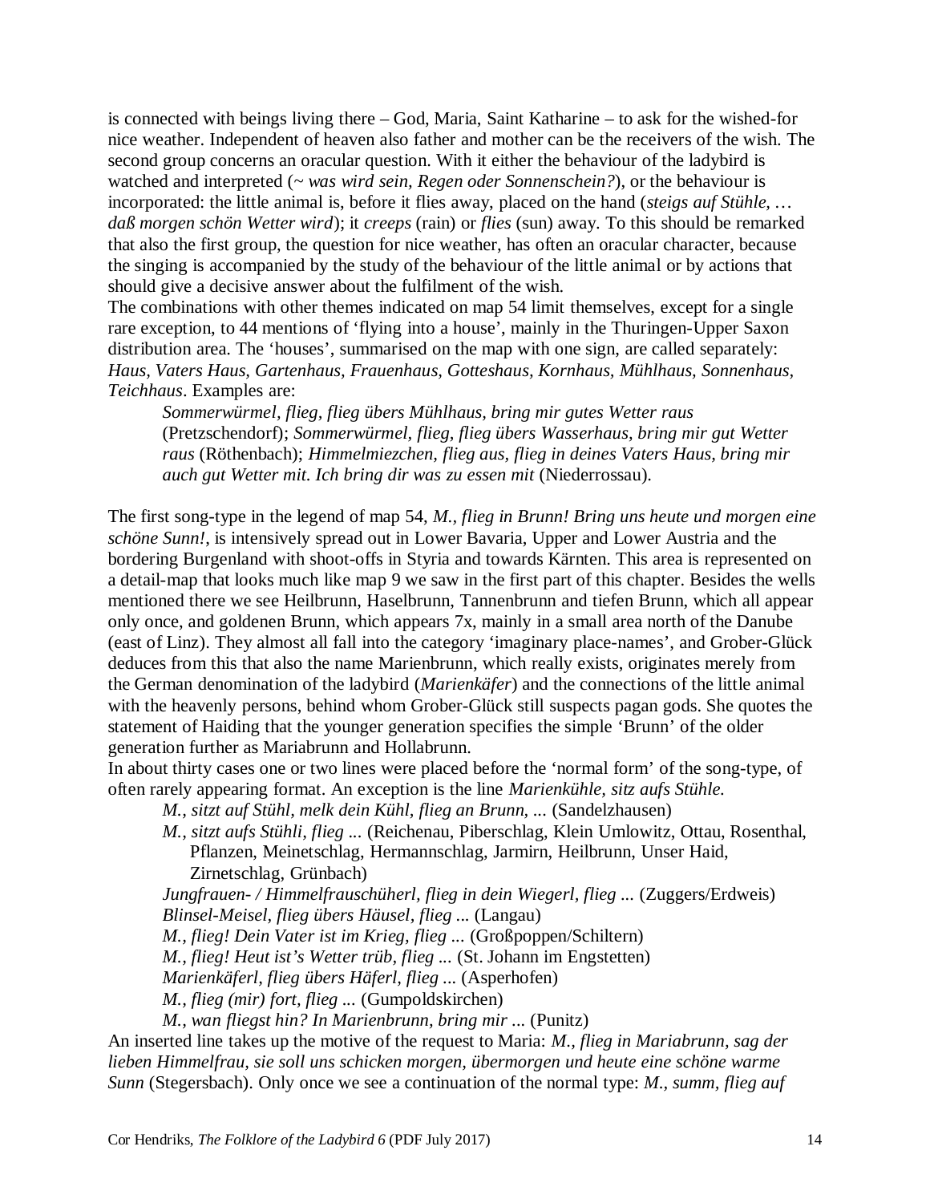is connected with beings living there – God, Maria, Saint Katharine – to ask for the wished-for nice weather. Independent of heaven also father and mother can be the receivers of the wish. The second group concerns an oracular question. With it either the behaviour of the ladybird is watched and interpreted (~ *was wird sein, Regen oder Sonnenschein?*), or the behaviour is incorporated: the little animal is, before it flies away, placed on the hand (*steigs auf Stühle, … daß morgen schön Wetter wird*); it *creeps* (rain) or *flies* (sun) away. To this should be remarked that also the first group, the question for nice weather, has often an oracular character, because the singing is accompanied by the study of the behaviour of the little animal or by actions that should give a decisive answer about the fulfilment of the wish.

The combinations with other themes indicated on map 54 limit themselves, except for a single rare exception, to 44 mentions of 'flying into a house', mainly in the Thuringen-Upper Saxon distribution area. The 'houses', summarised on the map with one sign, are called separately: *Haus, Vaters Haus, Gartenhaus, Frauenhaus, Gotteshaus, Kornhaus, Mühlhaus, Sonnenhaus, Teichhaus*. Examples are:

> *Sommerwürmel, flieg, flieg übers Mühlhaus, bring mir gutes Wetter raus* (Pretzschendorf); *Sommerwürmel, flieg, flieg übers Wasserhaus, bring mir gut Wetter raus* (Röthenbach); *Himmelmiezchen, flieg aus, flieg in deines Vaters Haus, bring mir auch gut Wetter mit. Ich bring dir was zu essen mit* (Niederrossau).

The first song-type in the legend of map 54, *M., flieg in Brunn! Bring uns heute und morgen eine schöne Sunn!*, is intensively spread out in Lower Bavaria, Upper and Lower Austria and the bordering Burgenland with shoot-offs in Styria and towards Kärnten. This area is represented on a detail-map that looks much like map 9 we saw in the first part of this chapter. Besides the wells mentioned there we see Heilbrunn, Haselbrunn, Tannenbrunn and tiefen Brunn, which all appear only once, and goldenen Brunn, which appears 7x, mainly in a small area north of the Danube (east of Linz). They almost all fall into the category 'imaginary place-names', and Grober-Glück deduces from this that also the name Marienbrunn, which really exists, originates merely from the German denomination of the ladybird (*Marienkäfer*) and the connections of the little animal with the heavenly persons, behind whom Grober-Glück still suspects pagan gods. She quotes the statement of Haiding that the younger generation specifies the simple 'Brunn' of the older generation further as Mariabrunn and Hollabrunn.

In about thirty cases one or two lines were placed before the 'normal form' of the song-type, of often rarely appearing format. An exception is the line *Marienkühle, sitz aufs Stühle.*

> *M., sitzt auf Stühl, melk dein Kühl, flieg an Brunn, ...* (Sandelzhausen)
> *M., sitzt aufs Stühli, flieg ...* (Reichenau, Piberschlag, Klein Umlowitz, Ottau, Rosenthal, Pflanzen, Meinetschlag, Hermannschlag, Jarmirn, Heilbrunn, Unser Haid, Zirnetschlag, Grünbach)
> *Jungfrauen- / Himmelfrauschüherl, flieg in dein Wiegerl, flieg ...* (Zuggers/Erdweis)
> *Blinsel-Meisel, flieg übers Häusel, flieg ...* (Langau)
> *M., flieg! Dein Vater ist im Krieg, flieg ...* (Großpoppen/Schiltern)
> *M., flieg! Heut ist's Wetter trüb, flieg ...* (St. Johann im Engstetten)
> *Marienkäferl, flieg übers Häferl, flieg ...* (Asperhofen)
> *M., flieg (mir) fort, flieg ...* (Gumpoldskirchen)
> *M., wan fliegst hin? In Marienbrunn, bring mir ...* (Punitz)

An inserted line takes up the motive of the request to Maria: *M., flieg in Mariabrunn, sag der lieben Himmelfrau, sie soll uns schicken morgen, übermorgen und heute eine schöne warme Sunn* (Stegersbach). Only once we see a continuation of the normal type: *M., summ, flieg auf*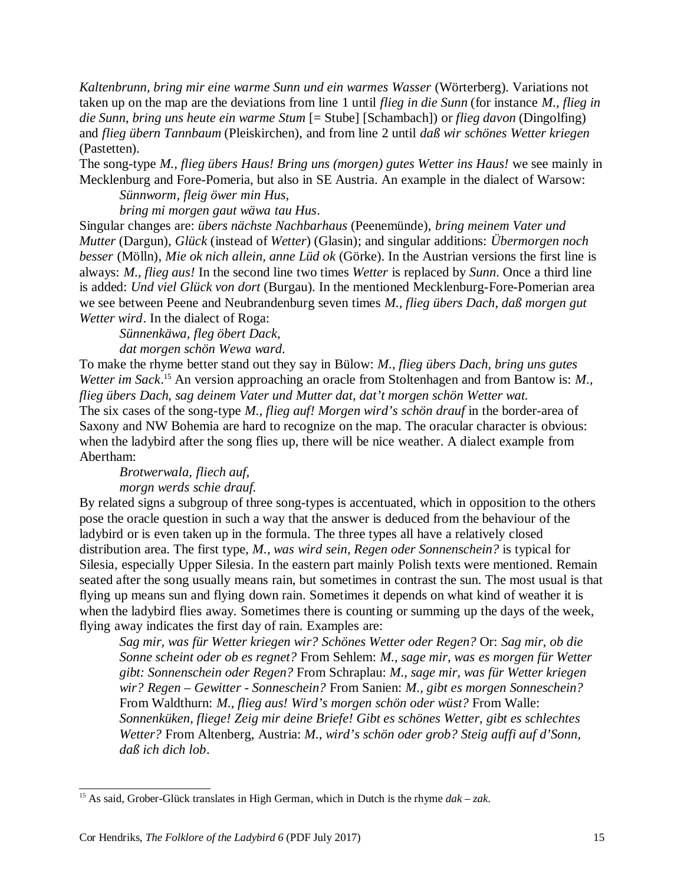*Kaltenbrunn, bring mir eine warme Sunn und ein warmes Wasser* (Wörterberg). Variations not taken up on the map are the deviations from line 1 until *flieg in die Sunn* (for instance *M., flieg in die Sunn, bring uns heute ein warme Stum* [= Stube] [Schambach]) or *flieg davon* (Dingolfing) and *flieg übern Tannbaum* (Pleiskirchen), and from line 2 until *daß wir schönes Wetter kriegen* (Pastetten).

The song-type *M., flieg übers Haus! Bring uns (morgen) gutes Wetter ins Haus!* we see mainly in Mecklenburg and Fore-Pomeria, but also in SE Austria. An example in the dialect of Warsow:

> *Sünnworm, fleig öwer min Hus,*
> *bring mi morgen gaut wäwa tau Hus.*

Singular changes are: *übers nächste Nachbarhaus* (Peenemünde), *bring meinem Vater und Mutter* (Dargun), *Glück* (instead of *Wetter*) (Glasin); and singular additions: *Übermorgen noch besser* (Mölln), *Mie ok nich allein, anne Lüd ok* (Görke). In the Austrian versions the first line is always: *M., flieg aus!* In the second line two times *Wetter* is replaced by *Sunn*. Once a third line is added: *Und viel Glück von dort* (Burgau). In the mentioned Mecklenburg-Fore-Pomerian area we see between Peene and Neubrandenburg seven times *M., flieg übers Dach, daß morgen gut Wetter wird*. In the dialect of Roga:

> *Sünnenkäwa, fleg öbert Dack,*
> *dat morgen schön Wewa ward.*

To make the rhyme better stand out they say in Bülow: *M., flieg übers Dach, bring uns gutes Wetter im Sack*.[15] An version approaching an oracle from Stoltenhagen and from Bantow is: *M., flieg übers Dach, sag deinem Vater und Mutter dat, dat't morgen schön Wetter wat.*

The six cases of the song-type *M., flieg auf! Morgen wird's schön drauf* in the border-area of Saxony and NW Bohemia are hard to recognize on the map. The oracular character is obvious: when the ladybird after the song flies up, there will be nice weather. A dialect example from Abertham:

> *Brotwerwala, fliech auf,*
> *morgn werds schie drauf.*

By related signs a subgroup of three song-types is accentuated, which in opposition to the others pose the oracle question in such a way that the answer is deduced from the behaviour of the ladybird or is even taken up in the formula. The three types all have a relatively closed distribution area. The first type, *M., was wird sein, Regen oder Sonnenschein?* is typical for Silesia, especially Upper Silesia. In the eastern part mainly Polish texts were mentioned. Remain seated after the song usually means rain, but sometimes in contrast the sun. The most usual is that flying up means sun and flying down rain. Sometimes it depends on what kind of weather it is when the ladybird flies away. Sometimes there is counting or summing up the days of the week, flying away indicates the first day of rain. Examples are:

> *Sag mir, was für Wetter kriegen wir? Schönes Wetter oder Regen?* Or: *Sag mir, ob die Sonne scheint oder ob es regnet?* From Sehlem: *M., sage mir, was es morgen für Wetter gibt: Sonnenschein oder Regen?* From Schraplau: *M., sage mir, was für Wetter kriegen wir? Regen – Gewitter - Sonneschein?* From Sanien: *M., gibt es morgen Sonneschein?* From Waldthurn: *M., flieg aus! Wird's morgen schön oder wüst?* From Walle: *Sonnenküken, fliege! Zeig mir deine Briefe! Gibt es schönes Wetter, gibt es schlechtes Wetter?* From Altenberg, Austria: *M., wird's schön oder grob? Steig auffi auf d'Sonn, daß ich dich lob*.

---

[15] As said, Grober-Glück translates in High German, which in Dutch is the rhyme *dak – zak*.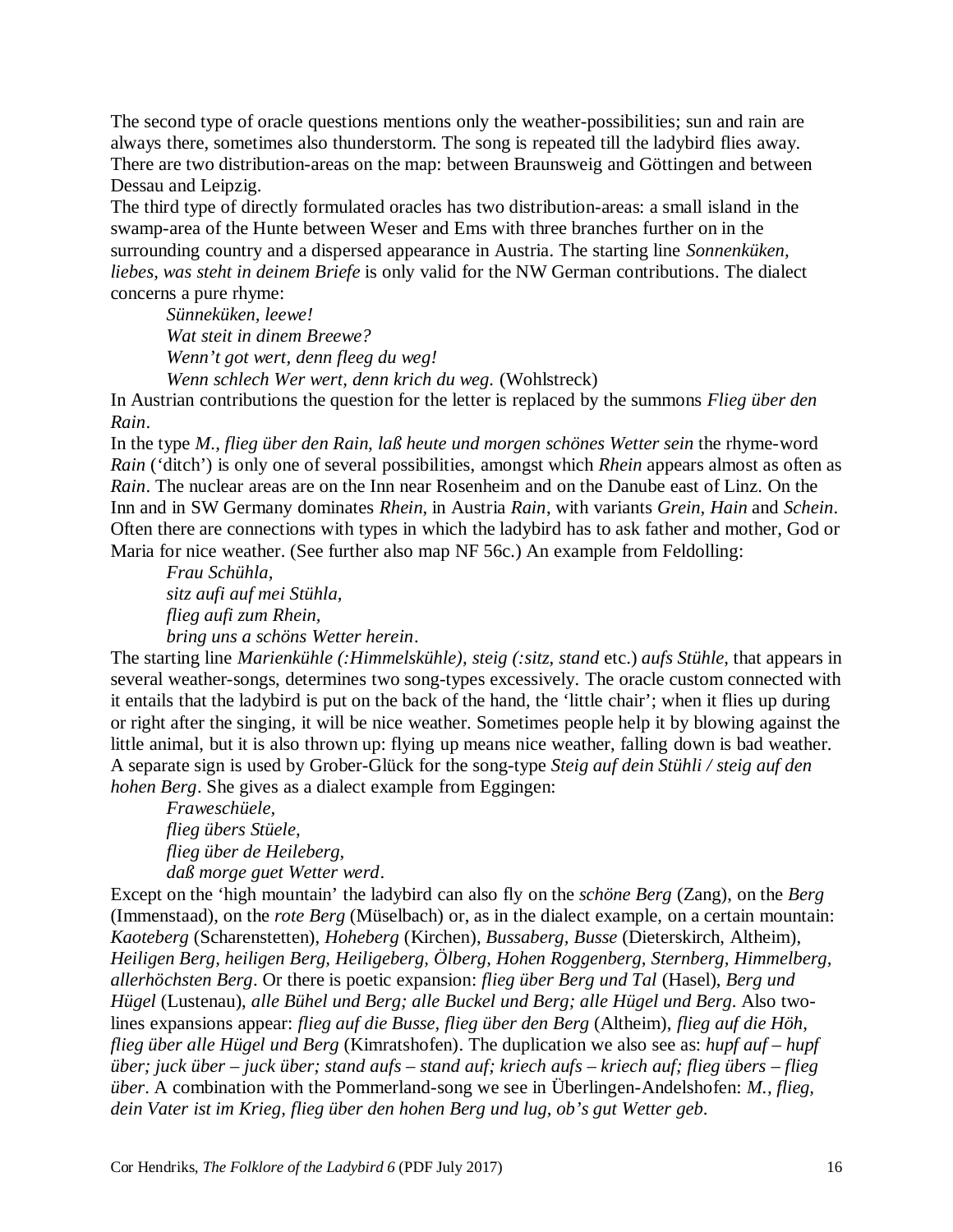The second type of oracle questions mentions only the weather-possibilities; sun and rain are always there, sometimes also thunderstorm. The song is repeated till the ladybird flies away. There are two distribution-areas on the map: between Braunsweig and Göttingen and between Dessau and Leipzig.

The third type of directly formulated oracles has two distribution-areas: a small island in the swamp-area of the Hunte between Weser and Ems with three branches further on in the surrounding country and a dispersed appearance in Austria. The starting line *Sonnenküken, liebes, was steht in deinem Briefe* is only valid for the NW German contributions. The dialect concerns a pure rhyme:

> *Sünneküken, leewe!*
> *Wat steit in dinem Breewe?*
> *Wenn't got wert, denn fleeg du weg!*
> *Wenn schlech Wer wert, denn krich du weg.* (Wohlstreck)

In Austrian contributions the question for the letter is replaced by the summons *Flieg über den Rain*.

In the type *M., flieg über den Rain, laß heute und morgen schönes Wetter sein* the rhyme-word *Rain* ('ditch') is only one of several possibilities, amongst which *Rhein* appears almost as often as *Rain*. The nuclear areas are on the Inn near Rosenheim and on the Danube east of Linz. On the Inn and in SW Germany dominates *Rhein*, in Austria *Rain*, with variants *Grein, Hain* and *Schein*. Often there are connections with types in which the ladybird has to ask father and mother, God or Maria for nice weather. (See further also map NF 56c.) An example from Feldolling:

> *Frau Schühla,*
> *sitz aufi auf mei Stühla,*
> *flieg aufi zum Rhein,*
> *bring uns a schöns Wetter herein*.

The starting line *Marienkühle (:Himmelskühle), steig (:sitz, stand* etc.) *aufs Stühle*, that appears in several weather-songs, determines two song-types excessively. The oracle custom connected with it entails that the ladybird is put on the back of the hand, the 'little chair'; when it flies up during or right after the singing, it will be nice weather. Sometimes people help it by blowing against the little animal, but it is also thrown up: flying up means nice weather, falling down is bad weather. A separate sign is used by Grober-Glück for the song-type *Steig auf dein Stühli / steig auf den hohen Berg*. She gives as a dialect example from Eggingen:

> *Fraweschüele,*
> *flieg übers Stüele,*
> *flieg über de Heileberg,*
> *daß morge guet Wetter werd*.

Except on the 'high mountain' the ladybird can also fly on the *schöne Berg* (Zang), on the *Berg* (Immenstaad), on the *rote Berg* (Müselbach) or, as in the dialect example, on a certain mountain: *Kaoteberg* (Scharenstetten), *Hoheberg* (Kirchen), *Bussaberg, Busse* (Dieterskirch, Altheim), *Heiligen Berg, heiligen Berg, Heiligeberg, Ölberg, Hohen Roggenberg, Sternberg, Himmelberg, allerhöchsten Berg*. Or there is poetic expansion: *flieg über Berg und Tal* (Hasel), *Berg und Hügel* (Lustenau), *alle Bühel und Berg; alle Buckel und Berg; alle Hügel und Berg*. Also two-lines expansions appear: *flieg auf die Busse, flieg über den Berg* (Altheim), *flieg auf die Höh, flieg über alle Hügel und Berg* (Kimratshofen). The duplication we also see as: *hupf auf – hupf über; juck über – juck über; stand aufs – stand auf; kriech aufs – kriech auf; flieg übers – flieg über*. A combination with the Pommerland-song we see in Überlingen-Andelshofen: *M., flieg, dein Vater ist im Krieg, flieg über den hohen Berg und lug, ob's gut Wetter geb*.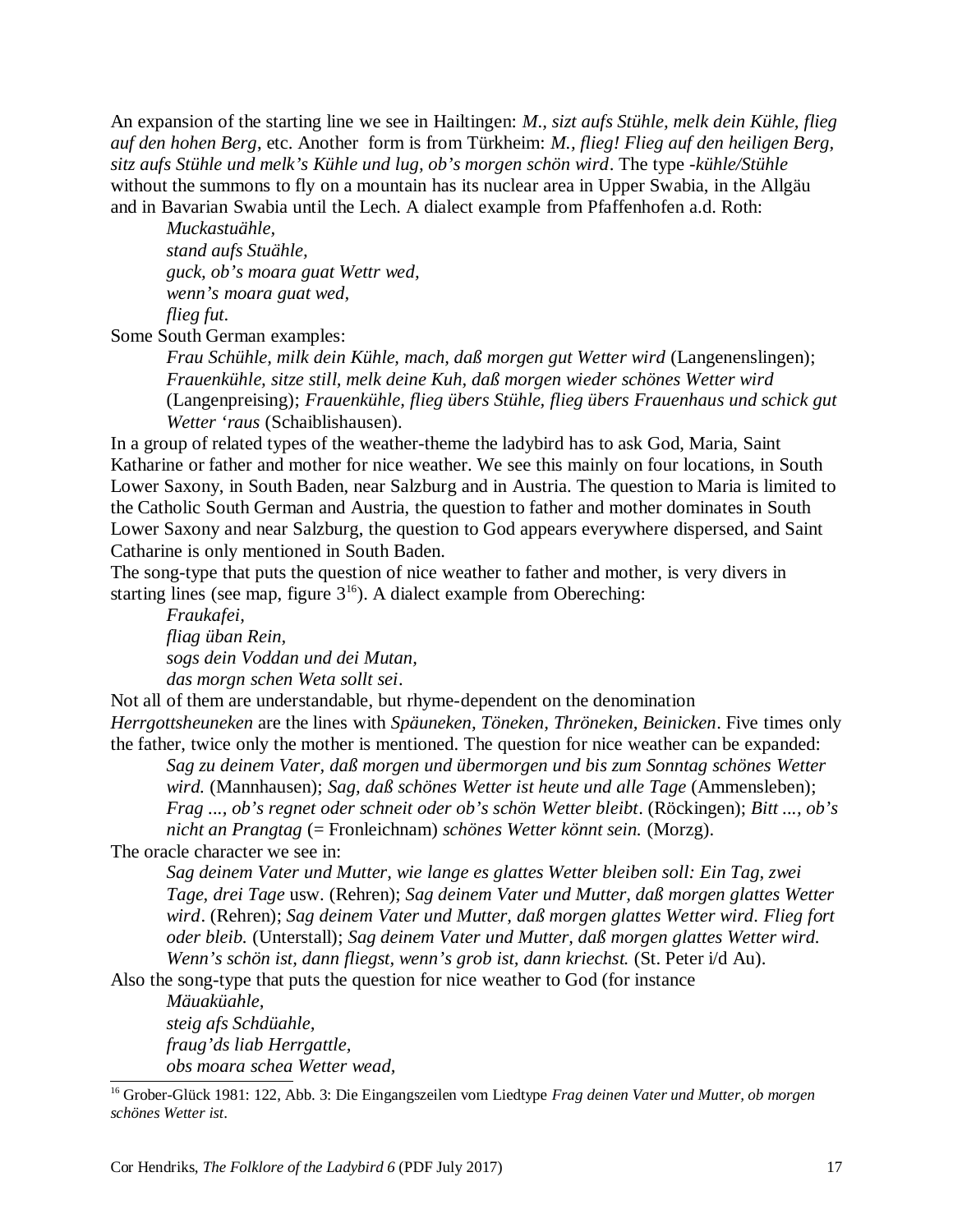An expansion of the starting line we see in Hailtingen: *M., sizt aufs Stühle, melk dein Kühle, flieg auf den hohen Berg*, etc. Another form is from Türkheim: *M., flieg! Flieg auf den heiligen Berg, sitz aufs Stühle und melk's Kühle und lug, ob's morgen schön wird*. The type *-kühle/Stühle* without the summons to fly on a mountain has its nuclear area in Upper Swabia, in the Allgäu and in Bavarian Swabia until the Lech. A dialect example from Pfaffenhofen a.d. Roth:

> *Muckastuähle,*
> *stand aufs Stuähle,*
> *guck, ob's moara guat Wettr wed,*
> *wenn's moara guat wed,*
> *flieg fut.*

Some South German examples:

> *Frau Schühle, milk dein Kühle, mach, daß morgen gut Wetter wird* (Langenenslingen); *Frauenkühle, sitze still, melk deine Kuh, daß morgen wieder schönes Wetter wird* (Langenpreising); *Frauenkühle, flieg übers Stühle, flieg übers Frauenhaus und schick gut Wetter 'raus* (Schaiblishausen).

In a group of related types of the weather-theme the ladybird has to ask God, Maria, Saint Katharine or father and mother for nice weather. We see this mainly on four locations, in South Lower Saxony, in South Baden, near Salzburg and in Austria. The question to Maria is limited to the Catholic South German and Austria, the question to father and mother dominates in South Lower Saxony and near Salzburg, the question to God appears everywhere dispersed, and Saint Catharine is only mentioned in South Baden.

The song-type that puts the question of nice weather to father and mother, is very divers in starting lines (see map, figure 3[16]). A dialect example from Obereching:

> *Fraukafei,*
> *fliag üban Rein,*
> *sogs dein Voddan und dei Mutan,*
> *das morgn schen Weta sollt sei.*

Not all of them are understandable, but rhyme-dependent on the denomination *Herrgottsheuneken* are the lines with *Späuneken, Töneken, Thröneken, Beinicken*. Five times only the father, twice only the mother is mentioned. The question for nice weather can be expanded:

> *Sag zu deinem Vater, daß morgen und übermorgen und bis zum Sonntag schönes Wetter wird.* (Mannhausen); *Sag, daß schönes Wetter ist heute und alle Tage* (Ammensleben); *Frag ..., ob's regnet oder schneit oder ob's schön Wetter bleibt*. (Röckingen); *Bitt ..., ob's nicht an Prangtag* (= Fronleichnam) *schönes Wetter könnt sein.* (Morzg).

The oracle character we see in:

> *Sag deinem Vater und Mutter, wie lange es glattes Wetter bleiben soll: Ein Tag, zwei Tage, drei Tage* usw. (Rehren); *Sag deinem Vater und Mutter, daß morgen glattes Wetter wird*. (Rehren); *Sag deinem Vater und Mutter, daß morgen glattes Wetter wird. Flieg fort oder bleib.* (Unterstall); *Sag deinem Vater und Mutter, daß morgen glattes Wetter wird. Wenn's schön ist, dann fliegst, wenn's grob ist, dann kriechst.* (St. Peter i/d Au).

Also the song-type that puts the question for nice weather to God (for instance

> *Mäuaküahle,*
> *steig afs Schdüahle,*
> *fraug'ds liab Herrgattle,*
> *obs moara schea Wetter wead,*

[16] Grober-Glück 1981: 122, Abb. 3: Die Eingangszeilen vom Liedtype *Frag deinen Vater und Mutter, ob morgen schönes Wetter ist*.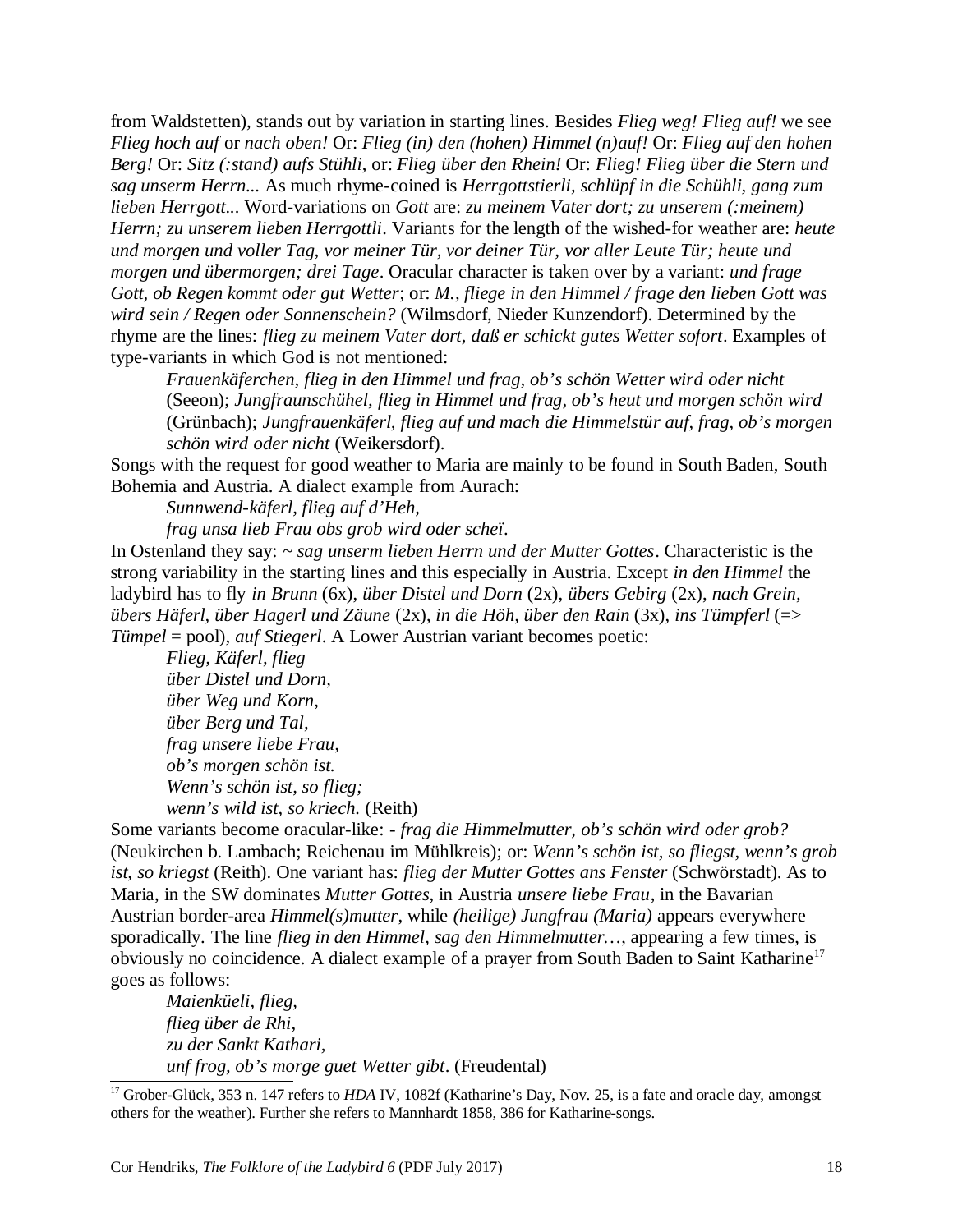from Waldstetten), stands out by variation in starting lines. Besides *Flieg weg! Flieg auf!* we see *Flieg hoch auf* or *nach oben!* Or: *Flieg (in) den (hohen) Himmel (n)auf!* Or: *Flieg auf den hohen Berg!* Or: *Sitz (:stand) aufs Stühli*, or: *Flieg über den Rhein!* Or: *Flieg! Flieg über die Stern und sag unserm Herrn...* As much rhyme-coined is *Herrgottstierli, schlüpf in die Schühli, gang zum lieben Herrgott...* Word-variations on *Gott* are: *zu meinem Vater dort; zu unserem (:meinem) Herrn; zu unserem lieben Herrgottli*. Variants for the length of the wished-for weather are: *heute und morgen und voller Tag, vor meiner Tür, vor deiner Tür, vor aller Leute Tür; heute und morgen und übermorgen; drei Tage*. Oracular character is taken over by a variant: *und frage Gott, ob Regen kommt oder gut Wetter*; or: *M., fliege in den Himmel / frage den lieben Gott was wird sein / Regen oder Sonnenschein?* (Wilmsdorf, Nieder Kunzendorf). Determined by the rhyme are the lines: *flieg zu meinem Vater dort, daß er schickt gutes Wetter sofort*. Examples of type-variants in which God is not mentioned:

> *Frauenkäferchen, flieg in den Himmel und frag, ob's schön Wetter wird oder nicht* (Seeon); *Jungfraunschühel, flieg in Himmel und frag, ob's heut und morgen schön wird* (Grünbach); *Jungfrauenkäferl, flieg auf und mach die Himmelstür auf, frag, ob's morgen schön wird oder nicht* (Weikersdorf).

Songs with the request for good weather to Maria are mainly to be found in South Baden, South Bohemia and Austria. A dialect example from Aurach:

> *Sunnwend-käferl, flieg auf d'Heh,*
> *frag unsa lieb Frau obs grob wird oder scheï.*

In Ostenland they say: ~ *sag unserm lieben Herrn und der Mutter Gottes*. Characteristic is the strong variability in the starting lines and this especially in Austria. Except *in den Himmel* the ladybird has to fly *in Brunn* (6x), *über Distel und Dorn* (2x), *übers Gebirg* (2x), *nach Grein, übers Häferl, über Hagerl und Zäune* (2x), *in die Höh, über den Rain* (3x), *ins Tümpferl* (=> *Tümpel* = pool), *auf Stiegerl*. A Lower Austrian variant becomes poetic:

> *Flieg, Käferl, flieg*
> *über Distel und Dorn,*
> *über Weg und Korn,*
> *über Berg und Tal,*
> *frag unsere liebe Frau,*
> *ob's morgen schön ist.*
> *Wenn's schön ist, so flieg;*
> *wenn's wild ist, so kriech.* (Reith)

Some variants become oracular-like: - *frag die Himmelmutter, ob's schön wird oder grob?* (Neukirchen b. Lambach; Reichenau im Mühlkreis); or: *Wenn's schön ist, so fliegst, wenn's grob ist, so kriegst* (Reith). One variant has: *flieg der Mutter Gottes ans Fenster* (Schwörstadt). As to Maria, in the SW dominates *Mutter Gottes*, in Austria *unsere liebe Frau*, in the Bavarian Austrian border-area *Himmel(s)mutter*, while *(heilige) Jungfrau (Maria)* appears everywhere sporadically. The line *flieg in den Himmel, sag den Himmelmutter…*, appearing a few times, is obviously no coincidence. A dialect example of a prayer from South Baden to Saint Katharine[17] goes as follows:

> *Maienküeli, flieg,*
> *flieg über de Rhi,*
> *zu der Sankt Kathari,*
> *unf frog, ob's morge guet Wetter gibt*. (Freudental)

---

[17] Grober-Glück, 353 n. 147 refers to *HDA* IV, 1082f (Katharine's Day, Nov. 25, is a fate and oracle day, amongst others for the weather). Further she refers to Mannhardt 1858, 386 for Katharine-songs.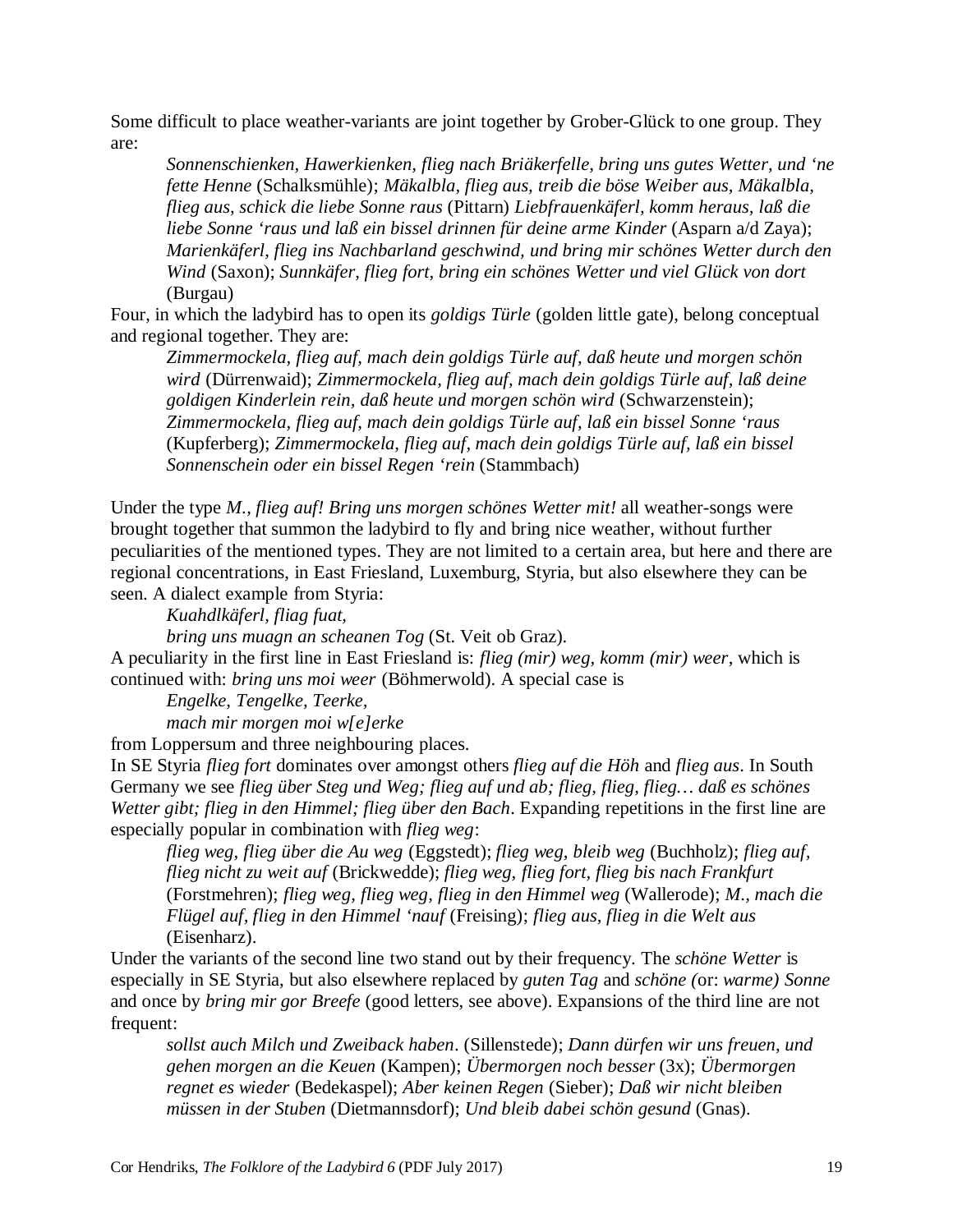Some difficult to place weather-variants are joint together by Grober-Glück to one group. They are:

> *Sonnenschienken, Hawerkienken, flieg nach Briäkerfelle, bring uns gutes Wetter, und 'ne fette Henne* (Schalksmühle); *Mäkalbla, flieg aus, treib die böse Weiber aus, Mäkalbla, flieg aus, schick die liebe Sonne raus* (Pittarn) *Liebfrauenkäferl, komm heraus, laß die liebe Sonne 'raus und laß ein bissel drinnen für deine arme Kinder* (Asparn a/d Zaya); *Marienkäferl, flieg ins Nachbarland geschwind, und bring mir schönes Wetter durch den Wind* (Saxon); *Sunnkäfer, flieg fort, bring ein schönes Wetter und viel Glück von dort* (Burgau)

Four, in which the ladybird has to open its *goldigs Türle* (golden little gate), belong conceptual and regional together. They are:

> *Zimmermockela, flieg auf, mach dein goldigs Türle auf, daß heute und morgen schön wird* (Dürrenwaid); *Zimmermockela, flieg auf, mach dein goldigs Türle auf, laß deine goldigen Kinderlein rein, daß heute und morgen schön wird* (Schwarzenstein); *Zimmermockela, flieg auf, mach dein goldigs Türle auf, laß ein bissel Sonne 'raus* (Kupferberg); *Zimmermockela, flieg auf, mach dein goldigs Türle auf, laß ein bissel Sonnenschein oder ein bissel Regen 'rein* (Stammbach)

Under the type *M., flieg auf! Bring uns morgen schönes Wetter mit!* all weather-songs were brought together that summon the ladybird to fly and bring nice weather, without further peculiarities of the mentioned types. They are not limited to a certain area, but here and there are regional concentrations, in East Friesland, Luxemburg, Styria, but also elsewhere they can be seen. A dialect example from Styria:

> *Kuahdlkäferl, fliag fuat,*
> *bring uns muagn an scheanen Tog* (St. Veit ob Graz).

A peculiarity in the first line in East Friesland is: *flieg (mir) weg, komm (mir) weer*, which is continued with: *bring uns moi weer* (Böhmerwold). A special case is

> *Engelke, Tengelke, Teerke,*
> *mach mir morgen moi w[e]erke*

from Loppersum and three neighbouring places.

In SE Styria *flieg fort* dominates over amongst others *flieg auf die Höh* and *flieg aus*. In South Germany we see *flieg über Steg und Weg; flieg auf und ab; flieg, flieg, flieg… daß es schönes Wetter gibt; flieg in den Himmel; flieg über den Bach*. Expanding repetitions in the first line are especially popular in combination with *flieg weg*:

> *flieg weg, flieg über die Au weg* (Eggstedt); *flieg weg, bleib weg* (Buchholz); *flieg auf, flieg nicht zu weit auf* (Brickwedde); *flieg weg, flieg fort, flieg bis nach Frankfurt* (Forstmehren); *flieg weg, flieg weg, flieg in den Himmel weg* (Wallerode); *M., mach die Flügel auf, flieg in den Himmel 'nauf* (Freising); *flieg aus, flieg in die Welt aus* (Eisenharz).

Under the variants of the second line two stand out by their frequency. The *schöne Wetter* is especially in SE Styria, but also elsewhere replaced by *guten Tag* and *schöne (*or: *warme) Sonne* and once by *bring mir gor Breefe* (good letters, see above). Expansions of the third line are not frequent:

> *sollst auch Milch und Zweiback haben*. (Sillenstede); *Dann dürfen wir uns freuen, und gehen morgen an die Keuen* (Kampen); *Übermorgen noch besser* (3x); *Übermorgen regnet es wieder* (Bedekaspel); *Aber keinen Regen* (Sieber); *Daß wir nicht bleiben müssen in der Stuben* (Dietmannsdorf); *Und bleib dabei schön gesund* (Gnas).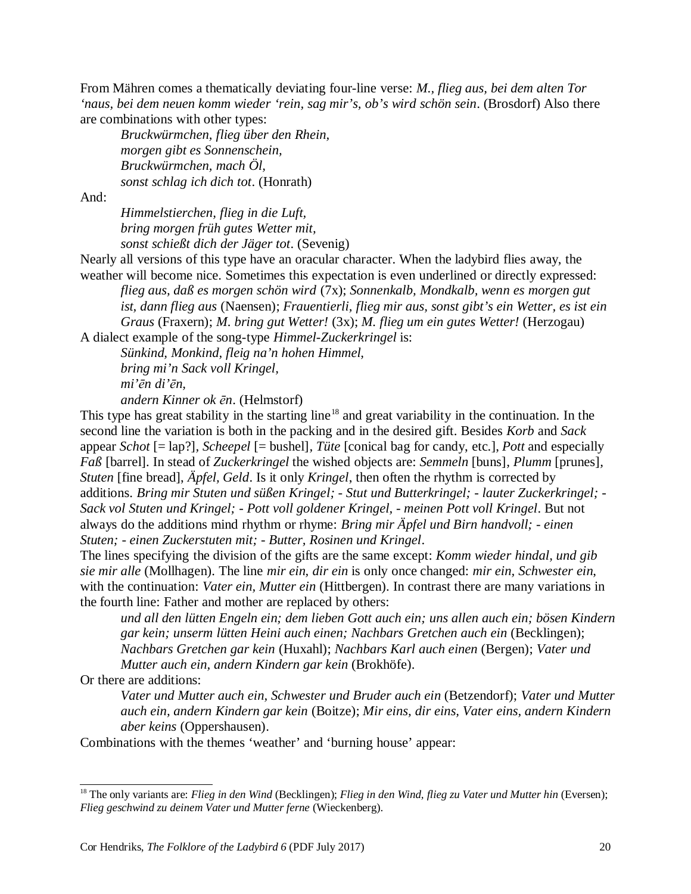From Mähren comes a thematically deviating four-line verse: *M., flieg aus, bei dem alten Tor 'naus, bei dem neuen komm wieder 'rein, sag mir's, ob's wird schön sein*. (Brosdorf) Also there are combinations with other types:

> *Bruckwürmchen, flieg über den Rhein,*
> *morgen gibt es Sonnenschein,*
> *Bruckwürmchen, mach Öl,*
> *sonst schlag ich dich tot*. (Honrath)

And:

> *Himmelstierchen, flieg in die Luft,*
> *bring morgen früh gutes Wetter mit,*
> *sonst schießt dich der Jäger tot*. (Sevenig)

Nearly all versions of this type have an oracular character. When the ladybird flies away, the weather will become nice. Sometimes this expectation is even underlined or directly expressed:

> *flieg aus, daß es morgen schön wird* (7x); *Sonnenkalb, Mondkalb, wenn es morgen gut ist, dann flieg aus* (Naensen); *Frauentierli, flieg mir aus, sonst gibt's ein Wetter, es ist ein Graus* (Fraxern); *M. bring gut Wetter!* (3x); *M. flieg um ein gutes Wetter!* (Herzogau)

A dialect example of the song-type *Himmel-Zuckerkringel* is:

> *Sünkind, Monkind, fleig na'n hohen Himmel,*
> *bring mi'n Sack voll Kringel,*
> *mi'ēn di'ēn,*
> *andern Kinner ok ēn*. (Helmstorf)

This type has great stability in the starting line[18] and great variability in the continuation. In the second line the variation is both in the packing and in the desired gift. Besides *Korb* and *Sack* appear *Schot* [= lap?], *Scheepel* [= bushel], *Tüte* [conical bag for candy, etc.], *Pott* and especially *Faß* [barrel]. In stead of *Zuckerkringel* the wished objects are: *Semmeln* [buns], *Plumm* [prunes], *Stuten* [fine bread], *Äpfel, Geld*. Is it only *Kringel*, then often the rhythm is corrected by additions. *Bring mir Stuten und süßen Kringel; - Stut und Butterkringel; - lauter Zuckerkringel; - Sack vol Stuten und Kringel; - Pott voll goldener Kringel, - meinen Pott voll Kringel*. But not always do the additions mind rhythm or rhyme: *Bring mir Äpfel und Birn handvoll; - einen Stuten; - einen Zuckerstuten mit; - Butter, Rosinen und Kringel*.

The lines specifying the division of the gifts are the same except: *Komm wieder hindal, und gib sie mir alle* (Mollhagen). The line *mir ein, dir ein* is only once changed: *mir ein, Schwester ein*, with the continuation: *Vater ein, Mutter ein* (Hittbergen). In contrast there are many variations in the fourth line: Father and mother are replaced by others:

> *und all den lütten Engeln ein; dem lieben Gott auch ein; uns allen auch ein; bösen Kindern gar kein; unserm lütten Heini auch einen; Nachbars Gretchen auch ein* (Becklingen); *Nachbars Gretchen gar kein* (Huxahl); *Nachbars Karl auch einen* (Bergen); *Vater und Mutter auch ein, andern Kindern gar kein* (Brokhöfe).

Or there are additions:

> *Vater und Mutter auch ein, Schwester und Bruder auch ein* (Betzendorf); *Vater und Mutter auch ein, andern Kindern gar kein* (Boitze); *Mir eins, dir eins, Vater eins, andern Kindern aber keins* (Oppershausen).

Combinations with the themes 'weather' and 'burning house' appear:

---

[18] The only variants are: *Flieg in den Wind* (Becklingen); *Flieg in den Wind, flieg zu Vater und Mutter hin* (Eversen); *Flieg geschwind zu deinem Vater und Mutter ferne* (Wieckenberg).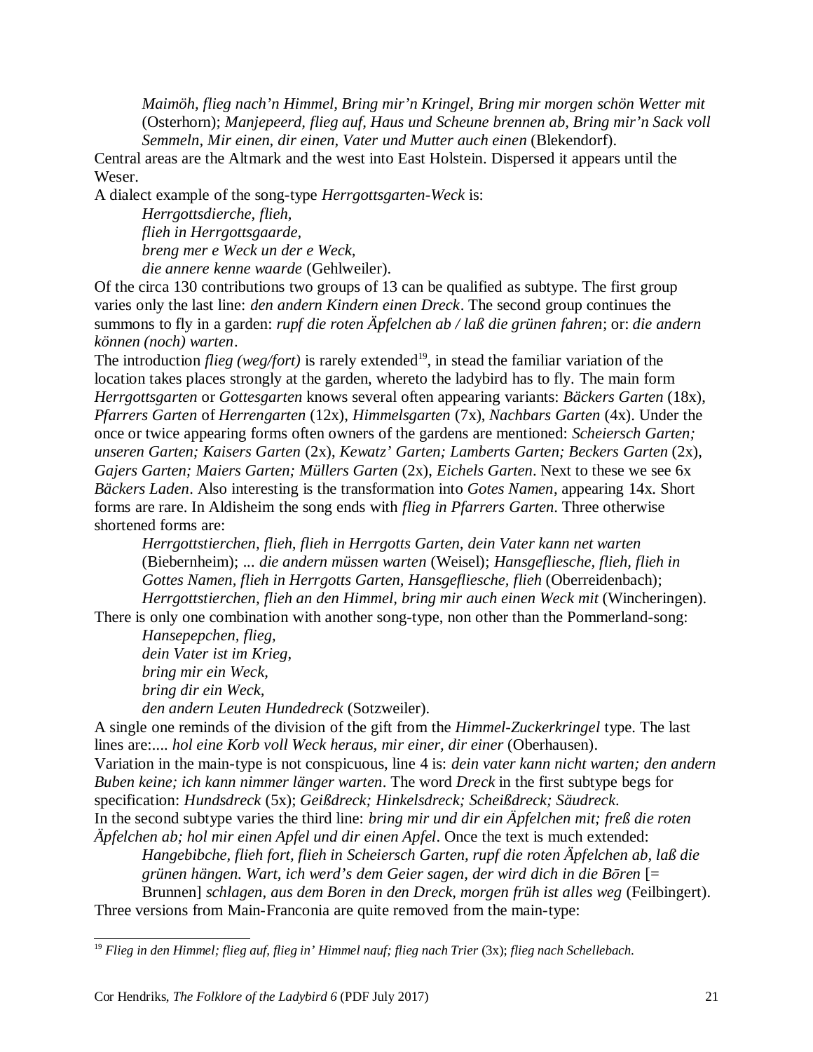*Maimöh, flieg nach'n Himmel, Bring mir'n Kringel, Bring mir morgen schön Wetter mit* (Osterhorn); *Manjepeerd, flieg auf, Haus und Scheune brennen ab, Bring mir'n Sack voll Semmeln, Mir einen, dir einen, Vater und Mutter auch einen* (Blekendorf).

Central areas are the Altmark and the west into East Holstein. Dispersed it appears until the Weser.

A dialect example of the song-type *Herrgottsgarten-Weck* is:

> *Herrgottsdierche, flieh,*
> *flieh in Herrgottsgaarde,*
> *breng mer e Weck un der e Weck,*
> *die annere kenne waarde* (Gehlweiler).

Of the circa 130 contributions two groups of 13 can be qualified as subtype. The first group varies only the last line: *den andern Kindern einen Dreck*. The second group continues the summons to fly in a garden: *rupf die roten Äpfelchen ab / laß die grünen fahren*; or: *die andern können (noch) warten*.

The introduction *flieg (weg/fort)* is rarely extended[19], in stead the familiar variation of the location takes places strongly at the garden, whereto the ladybird has to fly. The main form *Herrgottsgarten* or *Gottesgarten* knows several often appearing variants: *Bäckers Garten* (18x), *Pfarrers Garten* of *Herrengarten* (12x), *Himmelsgarten* (7x), *Nachbars Garten* (4x). Under the once or twice appearing forms often owners of the gardens are mentioned: *Scheiersch Garten; unseren Garten; Kaisers Garten* (2x), *Kewatz' Garten; Lamberts Garten; Beckers Garten* (2x), *Gajers Garten; Maiers Garten; Müllers Garten* (2x), *Eichels Garten*. Next to these we see 6x *Bäckers Laden*. Also interesting is the transformation into *Gotes Namen*, appearing 14x. Short forms are rare. In Aldisheim the song ends with *flieg in Pfarrers Garten*. Three otherwise shortened forms are:

> *Herrgottstierchen, flieh, flieh in Herrgotts Garten, dein Vater kann net warten* (Biebernheim); *... die andern müssen warten* (Weisel); *Hansgefliesche, flieh, flieh in Gottes Namen, flieh in Herrgotts Garten, Hansgefliesche, flieh* (Oberreidenbach); *Herrgottstierchen, flieh an den Himmel, bring mir auch einen Weck mit* (Wincheringen).

There is only one combination with another song-type, non other than the Pommerland-song:

> *Hansepepchen, flieg,*
> *dein Vater ist im Krieg,*
> *bring mir ein Weck,*
> *bring dir ein Weck,*
> *den andern Leuten Hundedreck* (Sotzweiler).

A single one reminds of the division of the gift from the *Himmel-Zuckerkringel* type. The last lines are:*.... hol eine Korb voll Weck heraus, mir einer, dir einer* (Oberhausen).

Variation in the main-type is not conspicuous, line 4 is: *dein vater kann nicht warten; den andern Buben keine; ich kann nimmer länger warten*. The word *Dreck* in the first subtype begs for specification: *Hundsdreck* (5x); *Geißdreck; Hinkelsdreck; Scheißdreck; Säudreck*.

In the second subtype varies the third line: *bring mir und dir ein Äpfelchen mit; freß die roten Äpfelchen ab; hol mir einen Apfel und dir einen Apfel*. Once the text is much extended:

> *Hangebibche, flieh fort, flieh in Scheiersch Garten, rupf die roten Äpfelchen ab, laß die grünen hängen. Wart, ich werd's dem Geier sagen, der wird dich in die Bōren* [= Brunnen] *schlagen, aus dem Boren in den Dreck, morgen früh ist alles weg* (Feilbingert).

Three versions from Main-Franconia are quite removed from the main-type:

---

[19] *Flieg in den Himmel; flieg auf, flieg in' Himmel nauf; flieg nach Trier* (3x); *flieg nach Schellebach.*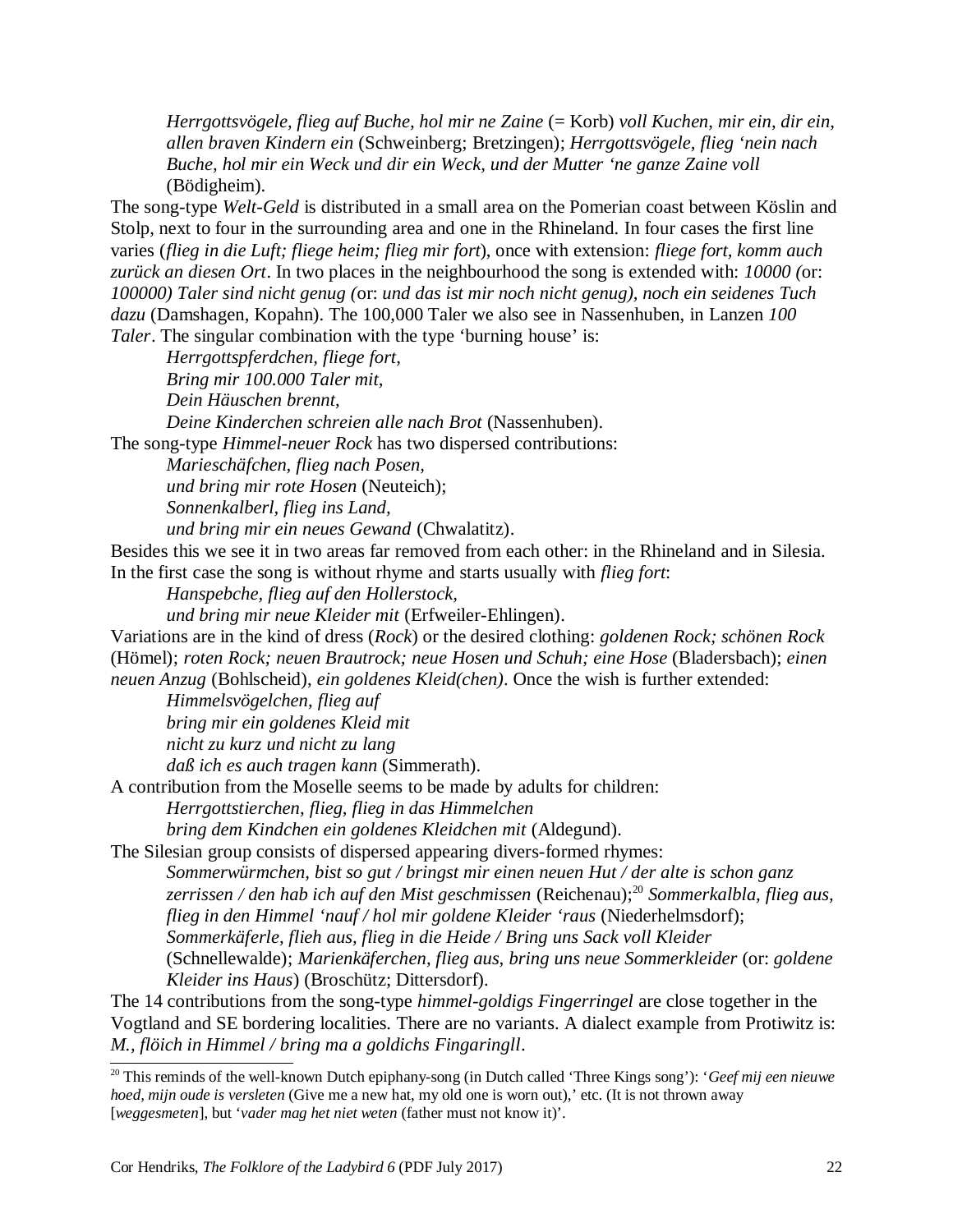*Herrgottsvögele, flieg auf Buche, hol mir ne Zaine* (= Korb) *voll Kuchen, mir ein, dir ein, allen braven Kindern ein* (Schweinberg; Bretzingen); *Herrgottsvögele, flieg 'nein nach Buche, hol mir ein Weck und dir ein Weck, und der Mutter 'ne ganze Zaine voll* (Bödigheim).

The song-type *Welt-Geld* is distributed in a small area on the Pomerian coast between Köslin and Stolp, next to four in the surrounding area and one in the Rhineland. In four cases the first line varies (*flieg in die Luft; fliege heim; flieg mir fort*), once with extension: *fliege fort, komm auch zurück an diesen Ort*. In two places in the neighbourhood the song is extended with: *10000 (*or: *100000) Taler sind nicht genug (*or: *und das ist mir noch nicht genug), noch ein seidenes Tuch dazu* (Damshagen, Kopahn). The 100,000 Taler we also see in Nassenhuben, in Lanzen *100 Taler*. The singular combination with the type 'burning house' is:

> *Herrgottspferdchen, fliege fort,*
> *Bring mir 100.000 Taler mit,*
> *Dein Häuschen brennt,*
> *Deine Kinderchen schreien alle nach Brot* (Nassenhuben).

The song-type *Himmel-neuer Rock* has two dispersed contributions:

> *Marieschäfchen, flieg nach Posen,*
> *und bring mir rote Hosen* (Neuteich);
> *Sonnenkalberl, flieg ins Land,*
> *und bring mir ein neues Gewand* (Chwalatitz).

Besides this we see it in two areas far removed from each other: in the Rhineland and in Silesia. In the first case the song is without rhyme and starts usually with *flieg fort*:

> *Hanspebche, flieg auf den Hollerstock,*
> *und bring mir neue Kleider mit* (Erfweiler-Ehlingen).

Variations are in the kind of dress (*Rock*) or the desired clothing: *goldenen Rock; schönen Rock* (Hömel); *roten Rock; neuen Brautrock; neue Hosen und Schuh; eine Hose* (Bladersbach); *einen neuen Anzug* (Bohlscheid), *ein goldenes Kleid(chen)*. Once the wish is further extended:

> *Himmelsvögelchen, flieg auf*
> *bring mir ein goldenes Kleid mit*
> *nicht zu kurz und nicht zu lang*
> *daß ich es auch tragen kann* (Simmerath).

A contribution from the Moselle seems to be made by adults for children:

> *Herrgottstierchen, flieg, flieg in das Himmelchen*
> *bring dem Kindchen ein goldenes Kleidchen mit* (Aldegund).

The Silesian group consists of dispersed appearing divers-formed rhymes:

> *Sommerwürmchen, bist so gut / bringst mir einen neuen Hut / der alte is schon ganz zerrissen / den hab ich auf den Mist geschmissen* (Reichenau);[20] *Sommerkalbla, flieg aus, flieg in den Himmel 'nauf / hol mir goldene Kleider 'raus* (Niederhelmsdorf); *Sommerkäferle, flieh aus, flieg in die Heide / Bring uns Sack voll Kleider* (Schnellewalde); *Marienkäferchen, flieg aus, bring uns neue Sommerkleider* (or: *goldene Kleider ins Haus*) (Broschütz; Dittersdorf).

The 14 contributions from the song-type *himmel-goldigs Fingerringel* are close together in the Vogtland and SE bordering localities. There are no variants. A dialect example from Protiwitz is: *M., flöich in Himmel / bring ma a goldichs Fingaringll*.

---

[20] This reminds of the well-known Dutch epiphany-song (in Dutch called 'Three Kings song'): '*Geef mij een nieuwe hoed, mijn oude is versleten* (Give me a new hat, my old one is worn out),' etc. (It is not thrown away [*weggesmeten*], but '*vader mag het niet weten* (father must not know it)'.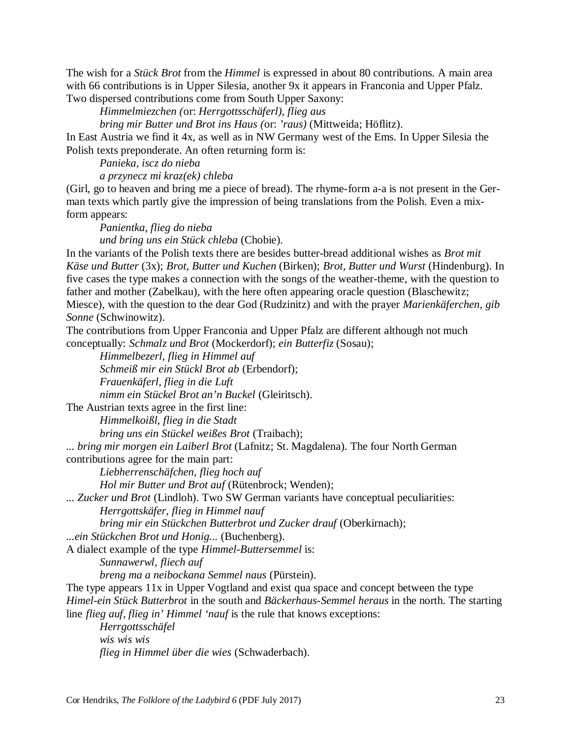The wish for a *Stück Brot* from the *Himmel* is expressed in about 80 contributions. A main area with 66 contributions is in Upper Silesia, another 9x it appears in Franconia and Upper Pfalz. Two dispersed contributions come from South Upper Saxony:

> *Himmelmiezchen (*or: *Herrgottsschäferl), flieg aus*
> *bring mir Butter und Brot ins Haus (*or: *'raus)* (Mittweida; Höflitz).

In East Austria we find it 4x, as well as in NW Germany west of the Ems. In Upper Silesia the Polish texts preponderate. An often returning form is:

> *Panieka, iscz do nieba*
> *a przynecz mi kraz(ek) chleba*

(Girl, go to heaven and bring me a piece of bread). The rhyme-form a-a is not present in the German texts which partly give the impression of being translations from the Polish. Even a mix-form appears:

> *Panientka, flieg do nieba*
> *und bring uns ein Stück chleba* (Chobie).

In the variants of the Polish texts there are besides butter-bread additional wishes as *Brot mit Käse und Butter* (3x); *Brot, Butter und Kuchen* (Birken); *Brot, Butter und Wurst* (Hindenburg). In five cases the type makes a connection with the songs of the weather-theme, with the question to father and mother (Zabelkau), with the here often appearing oracle question (Blaschewitz; Miesce), with the question to the dear God (Rudzinitz) and with the prayer *Marienkäferchen, gib Sonne* (Schwinowitz).

The contributions from Upper Franconia and Upper Pfalz are different although not much conceptually: *Schmalz und Brot* (Mockerdorf); *ein Butterfiz* (Sosau);

> *Himmelbezerl, flieg in Himmel auf*
> *Schmeiß mir ein Stückl Brot ab* (Erbendorf);
> *Frauenkäferl, flieg in die Luft*
> *nimm ein Stückel Brot an'n Buckel* (Gleiritsch).

The Austrian texts agree in the first line:

> *Himmelkoißl, flieg in die Stadt*
> *bring uns ein Stückel weißes Brot* (Traibach);

*... bring mir morgen ein Laiberl Brot* (Lafnitz; St. Magdalena). The four North German contributions agree for the main part:

> *Liebherrenschäfchen, flieg hoch auf*
> *Hol mir Butter und Brot auf* (Rütenbrock; Wenden);

*... Zucker und Brot* (Lindloh). Two SW German variants have conceptual peculiarities:

> *Herrgottskäfer, flieg in Himmel nauf*
> *bring mir ein Stückchen Butterbrot und Zucker drauf* (Oberkirnach);

*...ein Stückchen Brot und Honig...* (Buchenberg).

A dialect example of the type *Himmel-Buttersemmel* is:

> *Sunnawerwl, fliech auf*
> *breng ma a neibockana Semmel naus* (Pürstein).

The type appears 11x in Upper Vogtland and exist qua space and concept between the type *Himel-ein Stück Butterbrot* in the south and *Bäckerhaus-Semmel heraus* in the north. The starting line *flieg auf, flieg in' Himmel 'nauf* is the rule that knows exceptions:

> *Herrgottsschäfel*
> *wis wis wis*
> *flieg in Himmel über die wies* (Schwaderbach).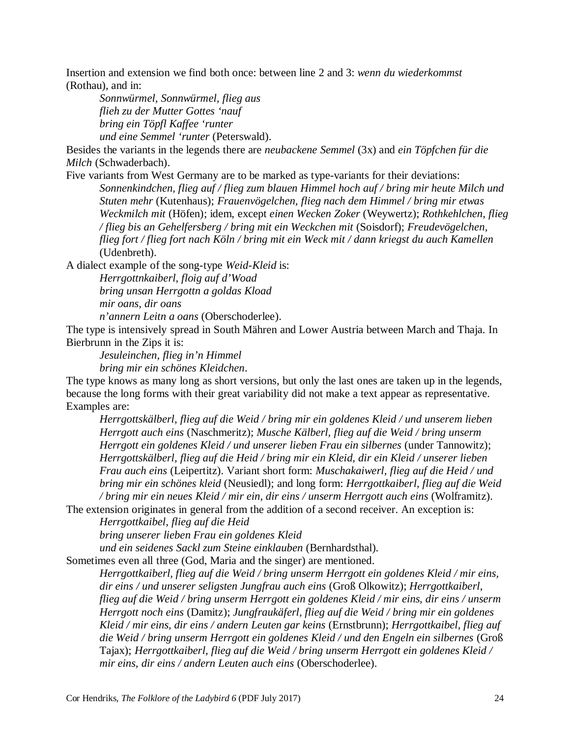Insertion and extension we find both once: between line 2 and 3: *wenn du wiederkommst* (Rothau), and in:

> *Sonnwürmel, Sonnwürmel, flieg aus*
> *flieh zu der Mutter Gottes ‘nauf*
> *bring ein Töpfl Kaffee ‘runter*
> *und eine Semmel ‘runter* (Peterswald).

Besides the variants in the legends there are *neubackene Semmel* (3x) and *ein Töpfchen für die Milch* (Schwaderbach).

Five variants from West Germany are to be marked as type-variants for their deviations:

> *Sonnenkindchen, flieg auf / flieg zum blauen Himmel hoch auf / bring mir heute Milch und Stuten mehr* (Kutenhaus); *Frauenvögelchen, flieg nach dem Himmel / bring mir etwas Weckmilch mit* (Höfen); idem, except *einen Wecken Zoker* (Weywertz); *Rothkehlchen, flieg / flieg bis an Gehelfersberg / bring mit ein Weckchen mit* (Soisdorf); *Freudevögelchen, flieg fort / flieg fort nach Köln / bring mit ein Weck mit / dann kriegst du auch Kamellen* (Udenbreth).

A dialect example of the song-type *Weid-Kleid* is:

> *Herrgottnkaiberl, floig auf d’Woad*
> *bring unsan Herrgottn a goldas Kload*
> *mir oans, dir oans*
> *n’annern Leitn a oans* (Oberschoderlee).

The type is intensively spread in South Mähren and Lower Austria between March and Thaja. In Bierbrunn in the Zips it is:

> *Jesuleinchen, flieg in’n Himmel*
> *bring mir ein schönes Kleidchen*.

The type knows as many long as short versions, but only the last ones are taken up in the legends, because the long forms with their great variability did not make a text appear as representative. Examples are:

> *Herrgottskälberl, flieg auf die Weid / bring mir ein goldenes Kleid / und unserem lieben Herrgott auch eins* (Naschmeritz); *Musche Kälberl, flieg auf die Weid / bring unserm Herrgott ein goldenes Kleid / und unserer lieben Frau ein silbernes* (under Tannowitz); *Herrgottskälberl, flieg auf die Heid / bring mir ein Kleid, dir ein Kleid / unserer lieben Frau auch eins* (Leipertitz). Variant short form: *Muschakaiwerl, flieg auf die Heid / und bring mir ein schönes kleid* (Neusiedl); and long form: *Herrgottkaiberl, flieg auf die Weid / bring mir ein neues Kleid / mir ein, dir eins / unserm Herrgott auch eins* (Wolframitz).

The extension originates in general from the addition of a second receiver. An exception is:

> *Herrgottkaibel, flieg auf die Heid*
> *bring unserer lieben Frau ein goldenes Kleid*
> *und ein seidenes Sackl zum Steine einklauben* (Bernhardsthal).

Sometimes even all three (God, Maria and the singer) are mentioned.

> *Herrgottkaiberl, flieg auf die Weid / bring unserm Herrgott ein goldenes Kleid / mir eins, dir eins / und unserer seligsten Jungfrau auch eins* (Groß Olkowitz); *Herrgottkaiberl, flieg auf die Weid / bring unserm Herrgott ein goldenes Kleid / mir eins, dir eins / unserm Herrgott noch eins* (Damitz); *Jungfraukäferl, flieg auf die Weid / bring mir ein goldenes Kleid / mir eins, dir eins / andern Leuten gar keins* (Ernstbrunn); *Herrgottkaibel, flieg auf die Weid / bring unserm Herrgott ein goldenes Kleid / und den Engeln ein silbernes* (Groß Tajax); *Herrgottkaiberl, flieg auf die Weid / bring unserm Herrgott ein goldenes Kleid / mir eins, dir eins / andern Leuten auch eins* (Oberschoderlee).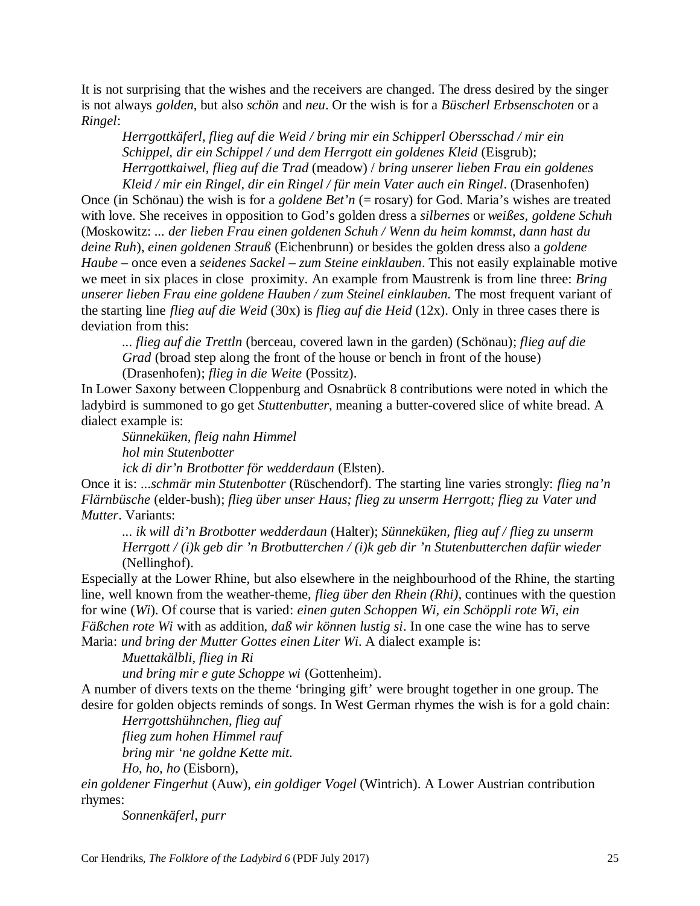It is not surprising that the wishes and the receivers are changed. The dress desired by the singer is not always *golden*, but also *schön* and *neu*. Or the wish is for a *Büscherl Erbsenschoten* or a *Ringel*:

> *Herrgottkäferl, flieg auf die Weid / bring mir ein Schipperl Obersschad / mir ein Schippel, dir ein Schippel / und dem Herrgott ein goldenes Kleid* (Eisgrub);
> *Herrgottkaiwel, flieg auf die Trad* (meadow) / *bring unserer lieben Frau ein goldenes Kleid / mir ein Ringel, dir ein Ringel / für mein Vater auch ein Ringel*. (Drasenhofen)

Once (in Schönau) the wish is for a *goldene Bet'n* (= rosary) for God. Maria's wishes are treated with love. She receives in opposition to God's golden dress a *silbernes* or *weißes*, *goldene Schuh* (Moskowitz: ... *der lieben Frau einen goldenen Schuh / Wenn du heim kommst, dann hast du deine Ruh*), *einen goldenen Strauß* (Eichenbrunn) or besides the golden dress also a *goldene Haube* – once even a *seidenes Sackel – zum Steine einklauben*. This not easily explainable motive we meet in six places in close proximity. An example from Maustrenk is from line three: *Bring unserer lieben Frau eine goldene Hauben / zum Steinel einklauben.* The most frequent variant of the starting line *flieg auf die Weid* (30x) is *flieg auf die Heid* (12x). Only in three cases there is deviation from this:

> ... *flieg auf die Trettln* (berceau, covered lawn in the garden) (Schönau); *flieg auf die Grad* (broad step along the front of the house or bench in front of the house) (Drasenhofen); *flieg in die Weite* (Possitz).

In Lower Saxony between Cloppenburg and Osnabrück 8 contributions were noted in which the ladybird is summoned to go get *Stuttenbutter*, meaning a butter-covered slice of white bread. A dialect example is:

> *Sünneküken, fleig nahn Himmel*
> *hol min Stutenbotter*
> *ick di dir'n Brotbotter för wedderdaun* (Elsten).

Once it is: ...*schmär min Stutenbotter* (Rüschendorf). The starting line varies strongly: *flieg na'n Flärnbüsche* (elder-bush); *flieg über unser Haus; flieg zu unserm Herrgott; flieg zu Vater und Mutter*. Variants:

> ... *ik will di'n Brotbotter wedderdaun* (Halter); *Sünneküken, flieg auf / flieg zu unserm Herrgott / (i)k geb dir 'n Brotbutterchen / (i)k geb dir 'n Stutenbutterchen dafür wieder* (Nellinghof).

Especially at the Lower Rhine, but also elsewhere in the neighbourhood of the Rhine, the starting line, well known from the weather-theme, *flieg über den Rhein (Rhi)*, continues with the question for wine (*Wi*). Of course that is varied: *einen guten Schoppen Wi, ein Schöppli rote Wi, ein Fäßchen rote Wi* with as addition, *daß wir können lustig si*. In one case the wine has to serve Maria: *und bring der Mutter Gottes einen Liter Wi*. A dialect example is:

> *Muettakälbli, flieg in Ri*
> *und bring mir e gute Schoppe wi* (Gottenheim).

A number of divers texts on the theme 'bringing gift' were brought together in one group. The desire for golden objects reminds of songs. In West German rhymes the wish is for a gold chain:

> *Herrgottshühnchen, flieg auf*
> *flieg zum hohen Himmel rauf*
> *bring mir 'ne goldne Kette mit.*
> *Ho, ho, ho* (Eisborn),

*ein goldener Fingerhut* (Auw), *ein goldiger Vogel* (Wintrich). A Lower Austrian contribution rhymes:

> *Sonnenkäferl, purr*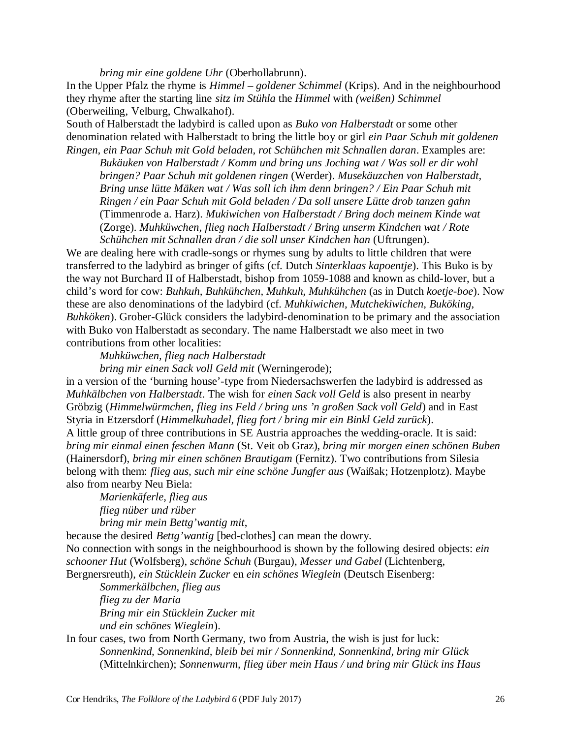*bring mir eine goldene Uhr* (Oberhollabrunn).

In the Upper Pfalz the rhyme is *Himmel – goldener Schimmel* (Krips). And in the neighbourhood they rhyme after the starting line *sitz im Stühla* the *Himmel* with *(weißen) Schimmel* (Oberweiling, Velburg, Chwalkahof).

South of Halberstadt the ladybird is called upon as *Buko von Halberstadt* or some other denomination related with Halberstadt to bring the little boy or girl *ein Paar Schuh mit goldenen Ringen, ein Paar Schuh mit Gold beladen, rot Schühchen mit Schnallen daran*. Examples are:

> *Bukäuken von Halberstadt / Komm und bring uns Joching wat / Was soll er dir wohl bringen? Paar Schuh mit goldenen ringen* (Werder). *Musekäuzchen von Halberstadt, Bring unse lütte Mäken wat / Was soll ich ihm denn bringen? / Ein Paar Schuh mit Ringen / ein Paar Schuh mit Gold beladen / Da soll unsere Lütte drob tanzen gahn* (Timmenrode a. Harz). *Mukiwichen von Halberstadt / Bring doch meinem Kinde wat* (Zorge). *Muhküwchen, flieg nach Halberstadt / Bring unserm Kindchen wat / Rote Schühchen mit Schnallen dran / die soll unser Kindchen han* (Uftrungen).

We are dealing here with cradle-songs or rhymes sung by adults to little children that were transferred to the ladybird as bringer of gifts (cf. Dutch *Sinterklaas kapoentje*). This Buko is by the way not Burchard II of Halberstadt, bishop from 1059-1088 and known as child-lover, but a child's word for cow: *Buhkuh, Buhkühchen, Muhkuh, Muhkühchen* (as in Dutch *koetje-boe*). Now these are also denominations of the ladybird (cf. *Muhkiwichen, Mutchekiwichen, Buköking, Buhköken*). Grober-Glück considers the ladybird-denomination to be primary and the association with Buko von Halberstadt as secondary. The name Halberstadt we also meet in two contributions from other localities:

> *Muhküwchen, flieg nach Halberstadt*
> *bring mir einen Sack voll Geld mit* (Werningerode);

in a version of the 'burning house'-type from Niedersachswerfen the ladybird is addressed as *Muhkälbchen von Halberstadt*. The wish for *einen Sack voll Geld* is also present in nearby Gröbzig (*Himmelwürmchen, flieg ins Feld / bring uns 'n großen Sack voll Geld*) and in East Styria in Etzersdorf (*Himmelkuhadel, flieg fort / bring mir ein Binkl Geld zurück*).

A little group of three contributions in SE Austria approaches the wedding-oracle. It is said: *bring mir einmal einen feschen Mann* (St. Veit ob Graz), *bring mir morgen einen schönen Buben* (Hainersdorf), *bring mir einen schönen Brautigam* (Fernitz). Two contributions from Silesia belong with them: *flieg aus, such mir eine schöne Jungfer aus* (Waißak; Hotzenplotz). Maybe also from nearby Neu Biela:

> *Marienkäferle, flieg aus*
> *flieg nüber und rüber*
> *bring mir mein Bettg'wantig mit*,

because the desired *Bettg'wantig* [bed-clothes] can mean the dowry.

No connection with songs in the neighbourhood is shown by the following desired objects: *ein schooner Hut* (Wolfsberg), *schöne Schuh* (Burgau), *Messer und Gabel* (Lichtenberg, Bergnersreuth), *ein Stücklein Zucker* en *ein schönes Wieglein* (Deutsch Eisenberg:

> *Sommerkälbchen, flieg aus*
> *flieg zu der Maria*
> *Bring mir ein Stücklein Zucker mit*
> *und ein schönes Wieglein*).

In four cases, two from North Germany, two from Austria, the wish is just for luck:

> *Sonnenkind, Sonnenkind, bleib bei mir / Sonnenkind, Sonnenkind, bring mir Glück* (Mittelnkirchen); *Sonnenwurm, flieg über mein Haus / und bring mir Glück ins Haus*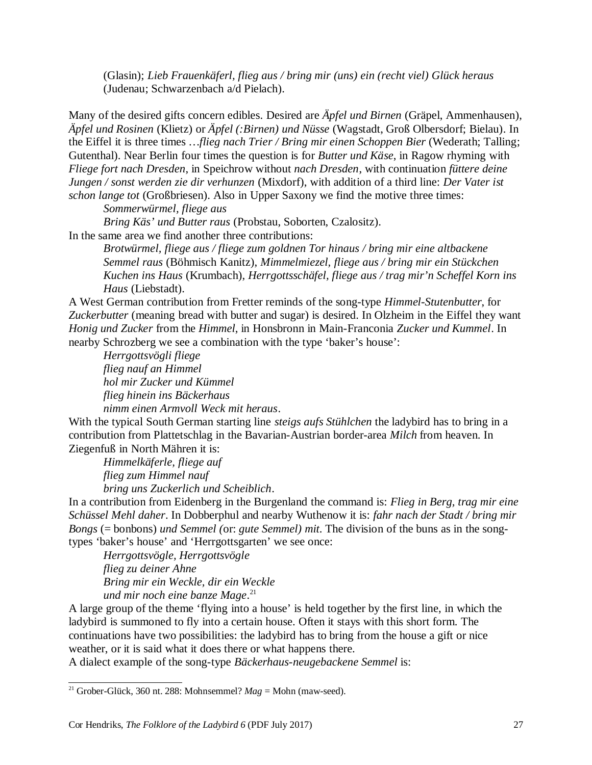(Glasin); *Lieb Frauenkäferl, flieg aus / bring mir (uns) ein (recht viel) Glück heraus* (Judenau; Schwarzenbach a/d Pielach).

Many of the desired gifts concern edibles. Desired are *Äpfel und Birnen* (Gräpel, Ammenhausen), *Äpfel und Rosinen* (Klietz) or *Äpfel (:Birnen) und Nüsse* (Wagstadt, Groß Olbersdorf; Bielau). In the Eiffel it is three times …*flieg nach Trier / Bring mir einen Schoppen Bier* (Wederath; Talling; Gutenthal). Near Berlin four times the question is for *Butter und Käse*, in Ragow rhyming with *Fliege fort nach Dresden*, in Speichrow without *nach Dresden*, with continuation *füttere deine Jungen / sonst werden zie dir verhunzen* (Mixdorf), with addition of a third line: *Der Vater ist schon lange tot* (Großbriesen). Also in Upper Saxony we find the motive three times:

> *Sommerwürmel, fliege aus*
> *Bring Käs' und Butter raus* (Probstau, Soborten, Czalositz).

In the same area we find another three contributions:

> *Brotwürmel, fliege aus / fliege zum goldnen Tor hinaus / bring mir eine altbackene Semmel raus* (Böhmisch Kanitz), *Mimmelmiezel, fliege aus / bring mir ein Stückchen Kuchen ins Haus* (Krumbach), *Herrgottsschäfel, fliege aus / trag mir'n Scheffel Korn ins Haus* (Liebstadt).

A West German contribution from Fretter reminds of the song-type *Himmel-Stutenbutter*, for *Zuckerbutter* (meaning bread with butter and sugar) is desired. In Olzheim in the Eiffel they want *Honig und Zucker* from the *Himmel*, in Honsbronn in Main-Franconia *Zucker und Kummel*. In nearby Schrozberg we see a combination with the type 'baker's house':

> *Herrgottsvögli fliege*
> *flieg nauf an Himmel*
> *hol mir Zucker und Kümmel*
> *flieg hinein ins Bäckerhaus*
> *nimm einen Armvoll Weck mit heraus*.

With the typical South German starting line *steigs aufs Stühlchen* the ladybird has to bring in a contribution from Plattetschlag in the Bavarian-Austrian border-area *Milch* from heaven. In Ziegenfuß in North Mähren it is:

> *Himmelkäferle, fliege auf*
> *flieg zum Himmel nauf*
> *bring uns Zuckerlich und Scheiblich*.

In a contribution from Eidenberg in the Burgenland the command is: *Flieg in Berg, trag mir eine Schüssel Mehl daher*. In Dobberphul and nearby Wuthenow it is: *fahr nach der Stadt / bring mir Bongs* (= bonbons) *und Semmel (*or: *gute Semmel) mit*. The division of the buns as in the song-types 'baker's house' and 'Herrgottsgarten' we see once:

> *Herrgottsvögle, Herrgottsvögle*
> *flieg zu deiner Ahne*
> *Bring mir ein Weckle, dir ein Weckle*
> *und mir noch eine banze Mage*.[21]

A large group of the theme 'flying into a house' is held together by the first line, in which the ladybird is summoned to fly into a certain house. Often it stays with this short form. The continuations have two possibilities: the ladybird has to bring from the house a gift or nice weather, or it is said what it does there or what happens there.

A dialect example of the song-type *Bäckerhaus-neugebackene Semmel* is:

---

[21] Grober-Glück, 360 nt. 288: Mohnsemmel? *Mag* = Mohn (maw-seed).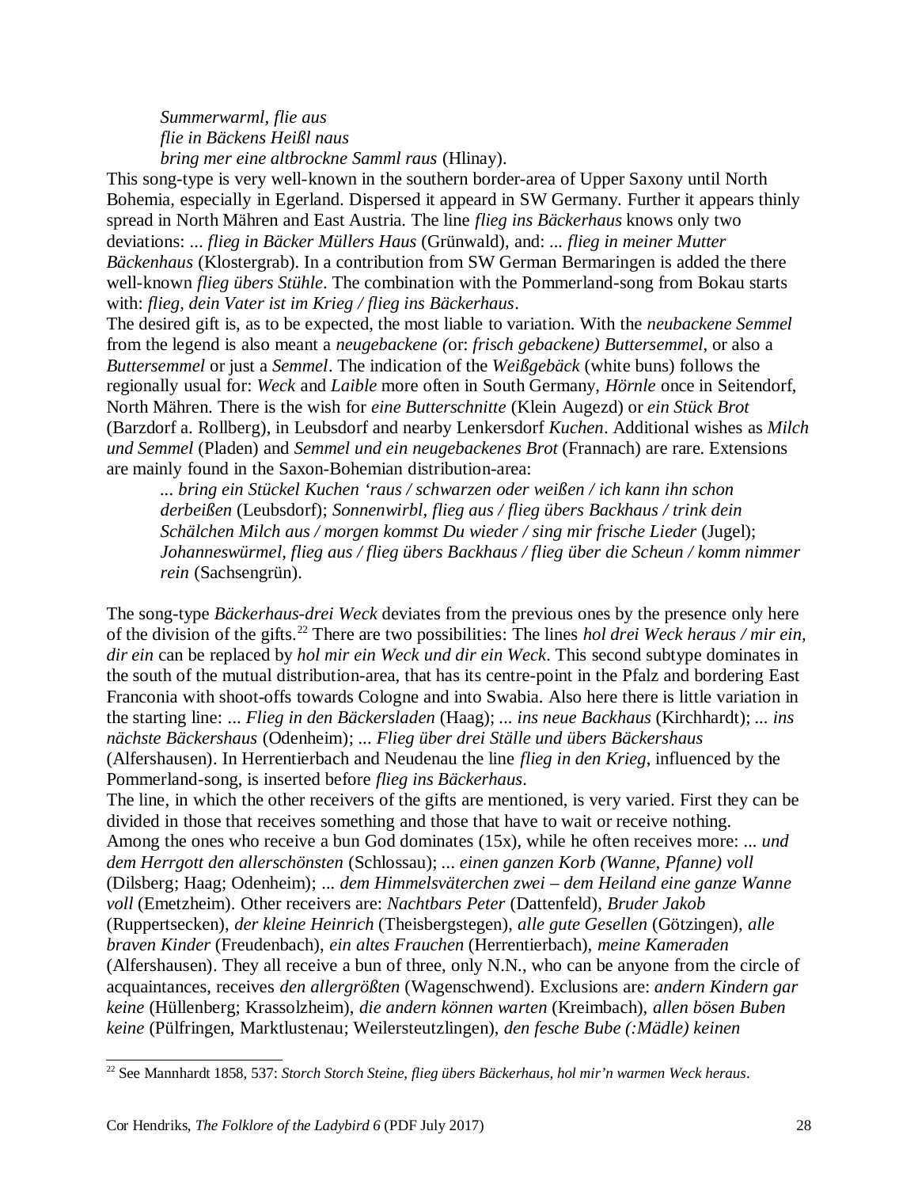*Summerwarml, flie aus*
*flie in Bäckens Heißl naus*
*bring mer eine altbrockne Samml raus* (Hlinay).

This song-type is very well-known in the southern border-area of Upper Saxony until North Bohemia, especially in Egerland. Dispersed it appeard in SW Germany. Further it appears thinly spread in North Mähren and East Austria. The line *flieg ins Bäckerhaus* knows only two deviations: *... flieg in Bäcker Müllers Haus* (Grünwald), and: *... flieg in meiner Mutter Bäckenhaus* (Klostergrab). In a contribution from SW German Bermaringen is added the there well-known *flieg übers Stühle*. The combination with the Pommerland-song from Bokau starts with: *flieg, dein Vater ist im Krieg / flieg ins Bäckerhaus*.

The desired gift is, as to be expected, the most liable to variation. With the *neubackene Semmel* from the legend is also meant a *neugebackene (*or: *frisch gebackene) Buttersemmel*, or also a *Buttersemmel* or just a *Semmel*. The indication of the *Weißgebäck* (white buns) follows the regionally usual for: *Weck* and *Laible* more often in South Germany, *Hörnle* once in Seitendorf, North Mähren. There is the wish for *eine Butterschnitte* (Klein Augezd) or *ein Stück Brot* (Barzdorf a. Rollberg), in Leubsdorf and nearby Lenkersdorf *Kuchen*. Additional wishes as *Milch und Semmel* (Pladen) and *Semmel und ein neugebackenes Brot* (Frannach) are rare. Extensions are mainly found in the Saxon-Bohemian distribution-area:

*... bring ein Stückel Kuchen 'raus / schwarzen oder weißen / ich kann ihn schon derbeißen* (Leubsdorf); *Sonnenwirbl, flieg aus / flieg übers Backhaus / trink dein Schälchen Milch aus / morgen kommst Du wieder / sing mir frische Lieder* (Jugel); *Johanneswürmel, flieg aus / flieg übers Backhaus / flieg über die Scheun / komm nimmer rein* (Sachsengrün).

The song-type *Bäckerhaus-drei Weck* deviates from the previous ones by the presence only here of the division of the gifts.[22] There are two possibilities: The lines *hol drei Weck heraus / mir ein, dir ein* can be replaced by *hol mir ein Weck und dir ein Weck*. This second subtype dominates in the south of the mutual distribution-area, that has its centre-point in the Pfalz and bordering East Franconia with shoot-offs towards Cologne and into Swabia. Also here there is little variation in the starting line: *... Flieg in den Bäckersladen* (Haag); *... ins neue Backhaus* (Kirchhardt); *... ins nächste Bäckershaus* (Odenheim); *... Flieg über drei Ställe und übers Bäckershaus* (Alfershausen). In Herrentierbach and Neudenau the line *flieg in den Krieg*, influenced by the Pommerland-song, is inserted before *flieg ins Bäckerhaus*.

The line, in which the other receivers of the gifts are mentioned, is very varied. First they can be divided in those that receives something and those that have to wait or receive nothing. Among the ones who receive a bun God dominates (15x), while he often receives more: *... und dem Herrgott den allerschönsten* (Schlossau); *... einen ganzen Korb (Wanne, Pfanne) voll* (Dilsberg; Haag; Odenheim); *... dem Himmelsväterchen zwei – dem Heiland eine ganze Wanne voll* (Emetzheim). Other receivers are: *Nachtbars Peter* (Dattenfeld), *Bruder Jakob* (Ruppertsecken), *der kleine Heinrich* (Theisbergstegen), *alle gute Gesellen* (Götzingen), *alle braven Kinder* (Freudenbach), *ein altes Frauchen* (Herrentierbach), *meine Kameraden* (Alfershausen). They all receive a bun of three, only N.N., who can be anyone from the circle of acquaintances, receives *den allergrößten* (Wagenschwend). Exclusions are: *andern Kindern gar keine* (Hüllenberg; Krassolzheim), *die andern können warten* (Kreimbach), *allen bösen Buben keine* (Pülfringen, Marktlustenau; Weilersteutzlingen), *den fesche Bube (:Mädle) keinen*

---

[22] See Mannhardt 1858, 537: *Storch Storch Steine, flieg übers Bäckerhaus, hol mir'n warmen Weck heraus*.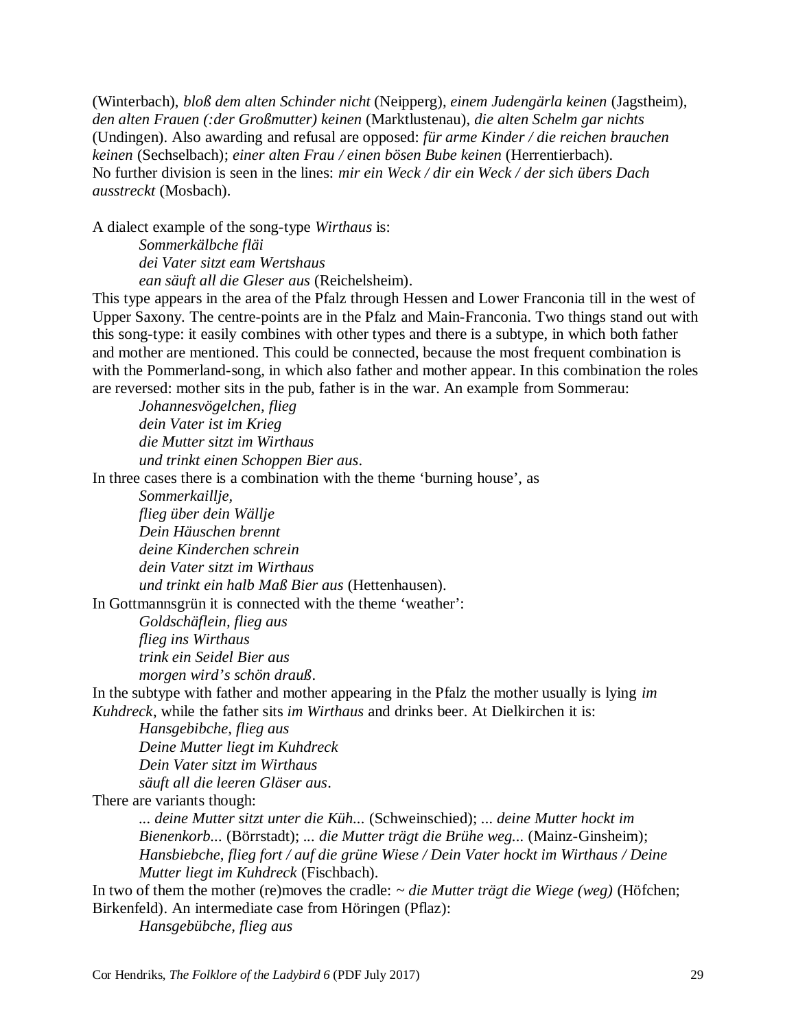(Winterbach), *bloß dem alten Schinder nicht* (Neipperg), *einem Judengärla keinen* (Jagstheim), *den alten Frauen (:der Großmutter) keinen* (Marktlustenau), *die alten Schelm gar nichts* (Undingen). Also awarding and refusal are opposed: *für arme Kinder / die reichen brauchen keinen* (Sechselbach); *einer alten Frau / einen bösen Bube keinen* (Herrentierbach).
No further division is seen in the lines: *mir ein Weck / dir ein Weck / der sich übers Dach ausstreckt* (Mosbach).

A dialect example of the song-type *Wirthaus* is:

> *Sommerkälbche fläi*
> *dei Vater sitzt eam Wertshaus*
> *ean säuft all die Gleser aus* (Reichelsheim).

This type appears in the area of the Pfalz through Hessen and Lower Franconia till in the west of Upper Saxony. The centre-points are in the Pfalz and Main-Franconia. Two things stand out with this song-type: it easily combines with other types and there is a subtype, in which both father and mother are mentioned. This could be connected, because the most frequent combination is with the Pommerland-song, in which also father and mother appear. In this combination the roles are reversed: mother sits in the pub, father is in the war. An example from Sommerau:

> *Johannesvögelchen, flieg*
> *dein Vater ist im Krieg*
> *die Mutter sitzt im Wirthaus*
> *und trinkt einen Schoppen Bier aus*.

In three cases there is a combination with the theme 'burning house', as

> *Sommerkaillje,*
> *flieg über dein Wällje*
> *Dein Häuschen brennt*
> *deine Kinderchen schrein*
> *dein Vater sitzt im Wirthaus*
> *und trinkt ein halb Maß Bier aus* (Hettenhausen).

In Gottmannsgrün it is connected with the theme 'weather':

> *Goldschäflein, flieg aus*
> *flieg ins Wirthaus*
> *trink ein Seidel Bier aus*
> *morgen wird's schön drauß*.

In the subtype with father and mother appearing in the Pfalz the mother usually is lying *im Kuhdreck*, while the father sits *im Wirthaus* and drinks beer. At Dielkirchen it is:

> *Hansgebibche, flieg aus*
> *Deine Mutter liegt im Kuhdreck*
> *Dein Vater sitzt im Wirthaus*
> *säuft all die leeren Gläser aus*.

There are variants though:

> *... deine Mutter sitzt unter die Küh...* (Schweinschied); *... deine Mutter hockt im Bienenkorb...* (Börrstadt); *... die Mutter trägt die Brühe weg...* (Mainz-Ginsheim); *Hansbiebche, flieg fort / auf die grüne Wiese / Dein Vater hockt im Wirthaus / Deine Mutter liegt im Kuhdreck* (Fischbach).

In two of them the mother (re)moves the cradle: ~ *die Mutter trägt die Wiege (weg)* (Höfchen; Birkenfeld). An intermediate case from Höringen (Pflaz):

> *Hansgebübche, flieg aus*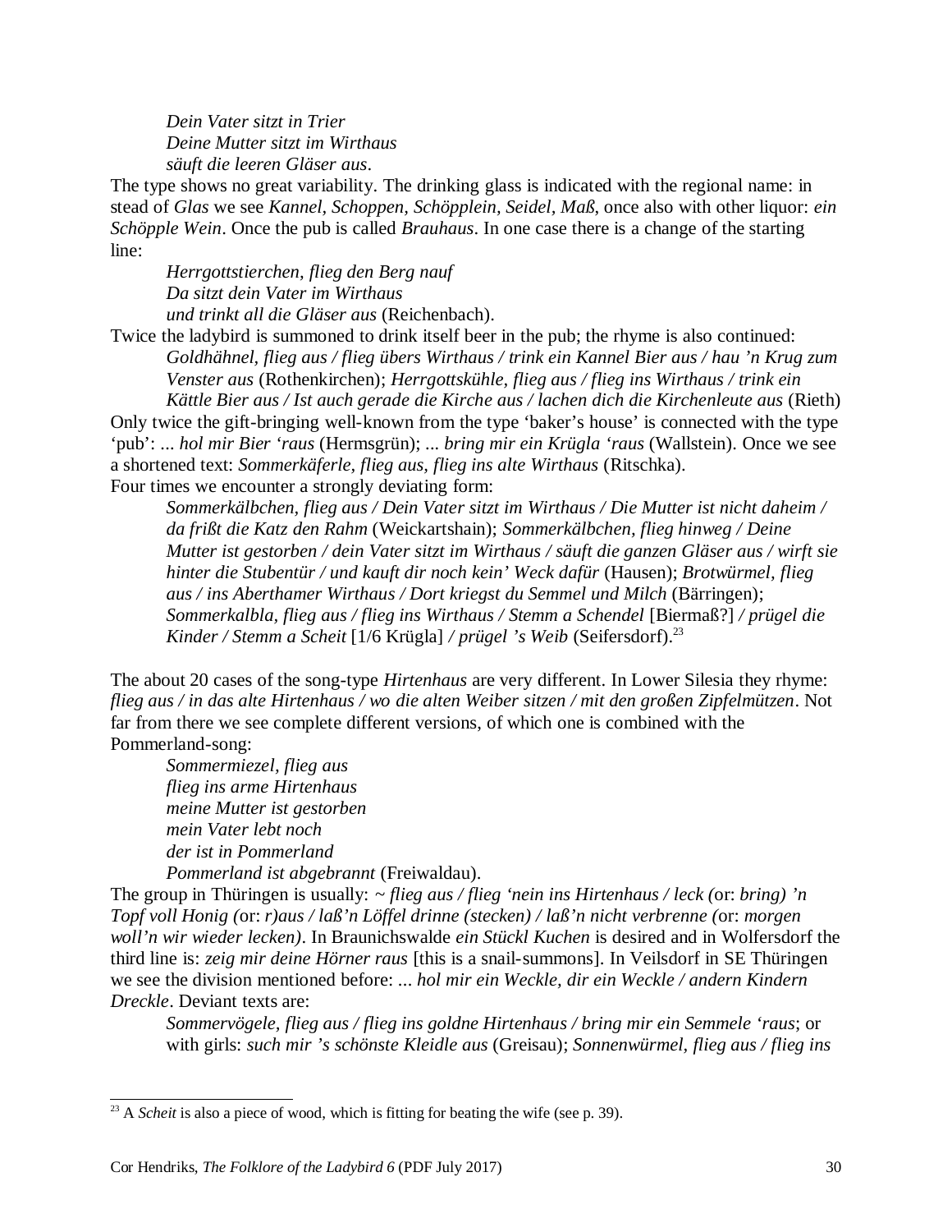*Dein Vater sitzt in Trier*
*Deine Mutter sitzt im Wirthaus*
*säuft die leeren Gläser aus*.

The type shows no great variability. The drinking glass is indicated with the regional name: in stead of *Glas* we see *Kannel, Schoppen, Schöpplein, Seidel*, *Maß*, once also with other liquor: *ein Schöpple Wein*. Once the pub is called *Brauhaus*. In one case there is a change of the starting line:

*Herrgottstierchen, flieg den Berg nauf*
*Da sitzt dein Vater im Wirthaus*
*und trinkt all die Gläser aus* (Reichenbach).

Twice the ladybird is summoned to drink itself beer in the pub; the rhyme is also continued:

*Goldhähnel, flieg aus / flieg übers Wirthaus / trink ein Kannel Bier aus / hau 'n Krug zum Venster aus* (Rothenkirchen); *Herrgottskühle, flieg aus / flieg ins Wirthaus / trink ein Kättle Bier aus / Ist auch gerade die Kirche aus / lachen dich die Kirchenleute aus* (Rieth)

Only twice the gift-bringing well-known from the type 'baker's house' is connected with the type 'pub': *... hol mir Bier 'raus* (Hermsgrün); *... bring mir ein Krügla 'raus* (Wallstein). Once we see a shortened text: *Sommerkäferle, flieg aus, flieg ins alte Wirthaus* (Ritschka).

Four times we encounter a strongly deviating form:

*Sommerkälbchen, flieg aus / Dein Vater sitzt im Wirthaus / Die Mutter ist nicht daheim / da frißt die Katz den Rahm* (Weickartshain); *Sommerkälbchen, flieg hinweg / Deine Mutter ist gestorben / dein Vater sitzt im Wirthaus / säuft die ganzen Gläser aus / wirft sie hinter die Stubentür / und kauft dir noch kein' Weck dafür* (Hausen); *Brotwürmel, flieg aus / ins Aberthamer Wirthaus / Dort kriegst du Semmel und Milch* (Bärringen); *Sommerkalbla, flieg aus / flieg ins Wirthaus / Stemm a Schendel* [Biermaß?] */ prügel die Kinder / Stemm a Scheit* [1/6 Krügla] */ prügel 's Weib* (Seifersdorf).[23]

The about 20 cases of the song-type *Hirtenhaus* are very different. In Lower Silesia they rhyme: *flieg aus / in das alte Hirtenhaus / wo die alten Weiber sitzen / mit den großen Zipfelmützen*. Not far from there we see complete different versions, of which one is combined with the Pommerland-song:

*Sommermiezel, flieg aus*
*flieg ins arme Hirtenhaus*
*meine Mutter ist gestorben*
*mein Vater lebt noch*
*der ist in Pommerland*
*Pommerland ist abgebrannt* (Freiwaldau).

The group in Thüringen is usually: *~ flieg aus / flieg 'nein ins Hirtenhaus / leck (*or: *bring) 'n Topf voll Honig (*or: *r)aus / laß'n Löffel drinne (stecken) / laß'n nicht verbrenne (*or: *morgen woll'n wir wieder lecken)*. In Braunichswalde *ein Stückl Kuchen* is desired and in Wolfersdorf the third line is: *zeig mir deine Hörner raus* [this is a snail-summons]. In Veilsdorf in SE Thüringen we see the division mentioned before: *... hol mir ein Weckle, dir ein Weckle / andern Kindern Dreckle*. Deviant texts are:

*Sommervögele, flieg aus / flieg ins goldne Hirtenhaus / bring mir ein Semmele 'raus*; or with girls: *such mir 's schönste Kleidle aus* (Greisau); *Sonnenwürmel, flieg aus / flieg ins*

---

[23] A *Scheit* is also a piece of wood, which is fitting for beating the wife (see p. 39).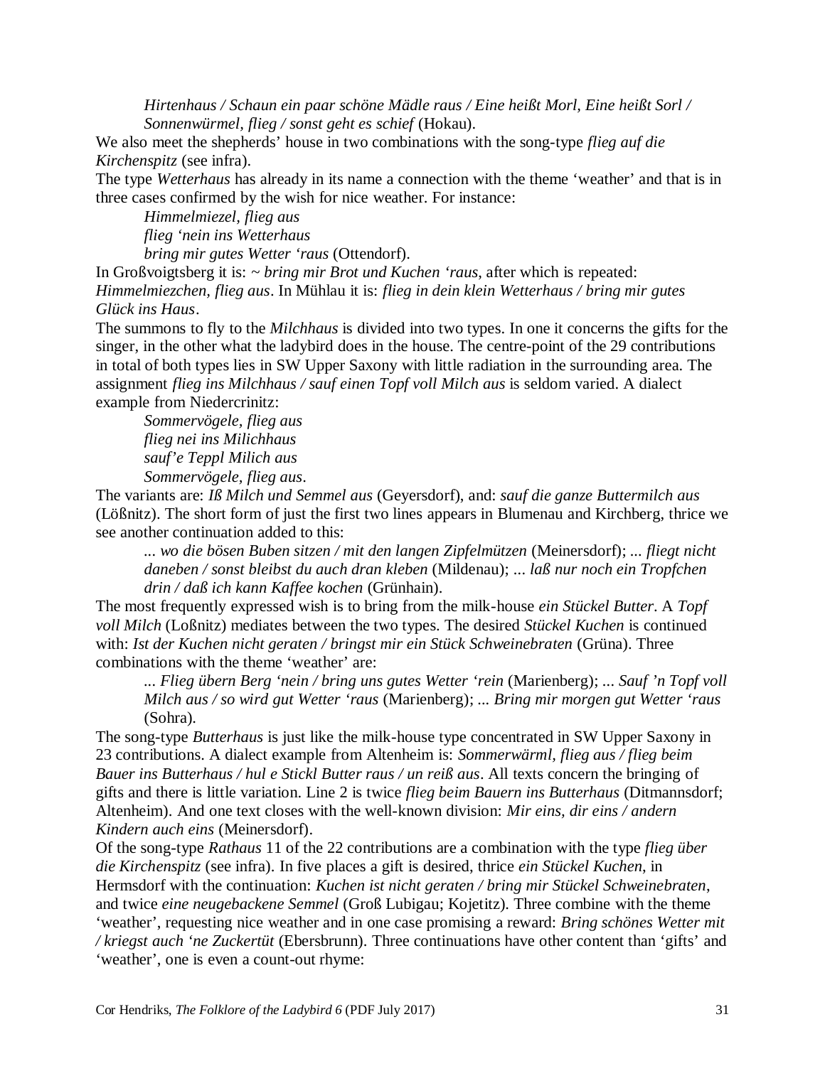*Hirtenhaus / Schaun ein paar schöne Mädle raus / Eine heißt Morl, Eine heißt Sorl / Sonnenwürmel, flieg / sonst geht es schief* (Hokau).

We also meet the shepherds' house in two combinations with the song-type *flieg auf die Kirchenspitz* (see infra).

The type *Wetterhaus* has already in its name a connection with the theme 'weather' and that is in three cases confirmed by the wish for nice weather. For instance:

*Himmelmiezel, flieg aus*
*flieg 'nein ins Wetterhaus*
*bring mir gutes Wetter 'raus* (Ottendorf).

In Großvoigtsberg it is: ~ *bring mir Brot und Kuchen 'raus*, after which is repeated: *Himmelmiezchen, flieg aus*. In Mühlau it is: *flieg in dein klein Wetterhaus / bring mir gutes Glück ins Haus*.

The summons to fly to the *Milchhaus* is divided into two types. In one it concerns the gifts for the singer, in the other what the ladybird does in the house. The centre-point of the 29 contributions in total of both types lies in SW Upper Saxony with little radiation in the surrounding area. The assignment *flieg ins Milchhaus / sauf einen Topf voll Milch aus* is seldom varied. A dialect example from Niedercrinitz:

*Sommervögele, flieg aus*
*flieg nei ins Milichhaus*
*sauf'e Teppl Milich aus*
*Sommervögele, flieg aus*.

The variants are: *Iß Milch und Semmel aus* (Geyersdorf), and: *sauf die ganze Buttermilch aus* (Lößnitz). The short form of just the first two lines appears in Blumenau and Kirchberg, thrice we see another continuation added to this:

*... wo die bösen Buben sitzen / mit den langen Zipfelmützen* (Meinersdorf); *... fliegt nicht daneben / sonst bleibst du auch dran kleben* (Mildenau); *... laß nur noch ein Tropfchen drin / daß ich kann Kaffee kochen* (Grünhain).

The most frequently expressed wish is to bring from the milk-house *ein Stückel Butter*. A *Topf voll Milch* (Loßnitz) mediates between the two types. The desired *Stückel Kuchen* is continued with: *Ist der Kuchen nicht geraten / bringst mir ein Stück Schweinebraten* (Grüna). Three combinations with the theme 'weather' are:

*... Flieg übern Berg 'nein / bring uns gutes Wetter 'rein* (Marienberg); *... Sauf 'n Topf voll Milch aus / so wird gut Wetter 'raus* (Marienberg); *... Bring mir morgen gut Wetter 'raus* (Sohra).

The song-type *Butterhaus* is just like the milk-house type concentrated in SW Upper Saxony in 23 contributions. A dialect example from Altenheim is: *Sommerwärml, flieg aus / flieg beim Bauer ins Butterhaus / hul e Stickl Butter raus / un reiß aus*. All texts concern the bringing of gifts and there is little variation. Line 2 is twice *flieg beim Bauern ins Butterhaus* (Ditmannsdorf; Altenheim). And one text closes with the well-known division: *Mir eins, dir eins / andern Kindern auch eins* (Meinersdorf).

Of the song-type *Rathaus* 11 of the 22 contributions are a combination with the type *flieg über die Kirchenspitz* (see infra). In five places a gift is desired, thrice *ein Stückel Kuchen*, in Hermsdorf with the continuation: *Kuchen ist nicht geraten / bring mir Stückel Schweinebraten*, and twice *eine neugebackene Semmel* (Groß Lubigau; Kojetitz). Three combine with the theme 'weather', requesting nice weather and in one case promising a reward: *Bring schönes Wetter mit / kriegst auch 'ne Zuckertüt* (Ebersbrunn). Three continuations have other content than 'gifts' and 'weather', one is even a count-out rhyme: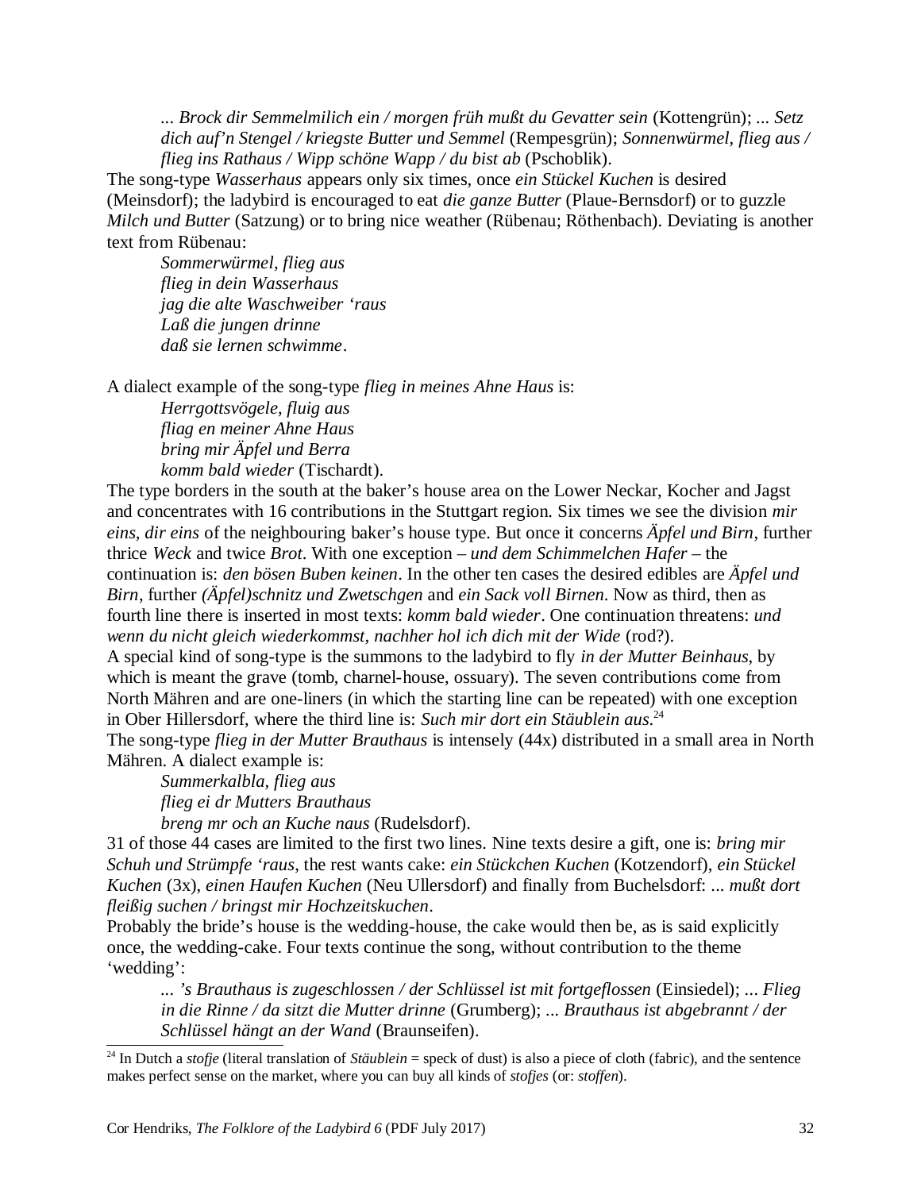*... Brock dir Semmelmilich ein / morgen früh mußt du Gevatter sein* (Kottengrün); *... Setz dich auf'n Stengel / kriegste Butter und Semmel* (Rempesgrün); *Sonnenwürmel, flieg aus / flieg ins Rathaus / Wipp schöne Wapp / du bist ab* (Pschoblik).

The song-type *Wasserhaus* appears only six times, once *ein Stückel Kuchen* is desired (Meinsdorf); the ladybird is encouraged to eat *die ganze Butter* (Plaue-Bernsdorf) or to guzzle *Milch und Butter* (Satzung) or to bring nice weather (Rübenau; Röthenbach). Deviating is another text from Rübenau:

*Sommerwürmel, flieg aus*
*flieg in dein Wasserhaus*
*jag die alte Waschweiber 'raus*
*Laß die jungen drinne*
*daß sie lernen schwimme*.

A dialect example of the song-type *flieg in meines Ahne Haus* is:

*Herrgottsvögele, fluig aus*
*fliag en meiner Ahne Haus*
*bring mir Äpfel und Berra*
*komm bald wieder* (Tischardt).

The type borders in the south at the baker's house area on the Lower Neckar, Kocher and Jagst and concentrates with 16 contributions in the Stuttgart region. Six times we see the division *mir eins, dir eins* of the neighbouring baker's house type. But once it concerns *Äpfel und Birn*, further thrice *Weck* and twice *Brot*. With one exception – *und dem Schimmelchen Hafer* – the continuation is: *den bösen Buben keinen*. In the other ten cases the desired edibles are *Äpfel und Birn*, further *(Äpfel)schnitz und Zwetschgen* and *ein Sack voll Birnen*. Now as third, then as fourth line there is inserted in most texts: *komm bald wieder*. One continuation threatens: *und wenn du nicht gleich wiederkommst, nachher hol ich dich mit der Wide* (rod?).

A special kind of song-type is the summons to the ladybird to fly *in der Mutter Beinhaus*, by which is meant the grave (tomb, charnel-house, ossuary). The seven contributions come from North Mähren and are one-liners (in which the starting line can be repeated) with one exception in Ober Hillersdorf, where the third line is: *Such mir dort ein Stäublein aus*.[24]

The song-type *flieg in der Mutter Brauthaus* is intensely (44x) distributed in a small area in North Mähren. A dialect example is:

*Summerkalbla, flieg aus*
*flieg ei dr Mutters Brauthaus*
*breng mr och an Kuche naus* (Rudelsdorf).

31 of those 44 cases are limited to the first two lines. Nine texts desire a gift, one is: *bring mir Schuh und Strümpfe 'raus*, the rest wants cake: *ein Stückchen Kuchen* (Kotzendorf), *ein Stückel Kuchen* (3x), *einen Haufen Kuchen* (Neu Ullersdorf) and finally from Buchelsdorf: *... mußt dort fleißig suchen / bringst mir Hochzeitskuchen*.

Probably the bride's house is the wedding-house, the cake would then be, as is said explicitly once, the wedding-cake. Four texts continue the song, without contribution to the theme 'wedding':

*... 's Brauthaus is zugeschlossen / der Schlüssel ist mit fortgeflossen* (Einsiedel); *... Flieg in die Rinne / da sitzt die Mutter drinne* (Grumberg); *... Brauthaus ist abgebrannt / der Schlüssel hängt an der Wand* (Braunseifen).

---

[24] In Dutch a *stofje* (literal translation of *Stäublein* = speck of dust) is also a piece of cloth (fabric), and the sentence makes perfect sense on the market, where you can buy all kinds of *stofjes* (or: *stoffen*).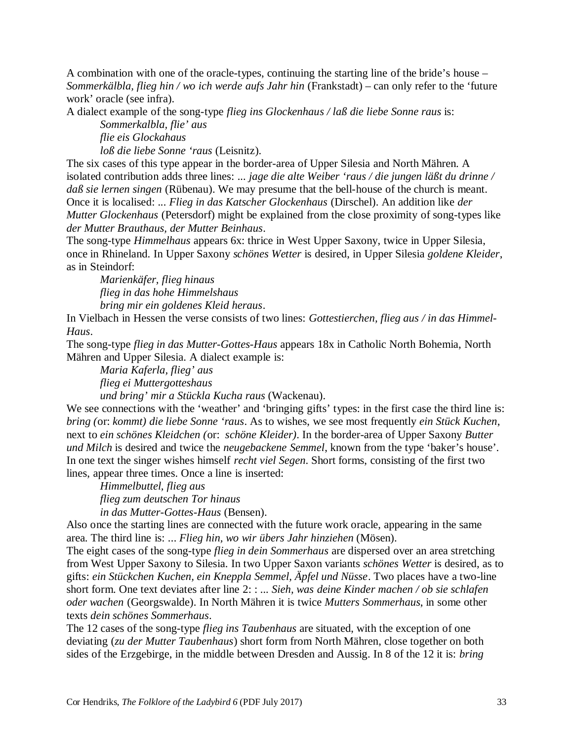A combination with one of the oracle-types, continuing the starting line of the bride's house – *Sommerkälbla, flieg hin / wo ich werde aufs Jahr hin* (Frankstadt) – can only refer to the 'future work' oracle (see infra).

A dialect example of the song-type *flieg ins Glockenhaus / laß die liebe Sonne raus* is:

> *Sommerkalbla, flie' aus*
> *flie eis Glockahaus*
> *loß die liebe Sonne 'raus* (Leisnitz).

The six cases of this type appear in the border-area of Upper Silesia and North Mähren. A isolated contribution adds three lines: *... jage die alte Weiber 'raus / die jungen läßt du drinne / daß sie lernen singen* (Rübenau). We may presume that the bell-house of the church is meant. Once it is localised: *... Flieg in das Katscher Glockenhaus* (Dirschel). An addition like *der Mutter Glockenhaus* (Petersdorf) might be explained from the close proximity of song-types like *der Mutter Brauthaus, der Mutter Beinhaus*.

The song-type *Himmelhaus* appears 6x: thrice in West Upper Saxony, twice in Upper Silesia, once in Rhineland. In Upper Saxony *schönes Wetter* is desired, in Upper Silesia *goldene Kleider*, as in Steindorf:

> *Marienkäfer, flieg hinaus*
> *flieg in das hohe Himmelshaus*
> *bring mir ein goldenes Kleid heraus*.

In Vielbach in Hessen the verse consists of two lines: *Gottestierchen, flieg aus / in das Himmel-Haus*.

The song-type *flieg in das Mutter-Gottes-Haus* appears 18x in Catholic North Bohemia, North Mähren and Upper Silesia. A dialect example is:

> *Maria Kaferla, flieg' aus*
> *flieg ei Muttergotteshaus*
> *und bring' mir a Stückla Kucha raus* (Wackenau).

We see connections with the 'weather' and 'bringing gifts' types: in the first case the third line is: *bring (*or: *kommt) die liebe Sonne 'raus*. As to wishes, we see most frequently *ein Stück Kuchen*, next to *ein schönes Kleidchen (*or: *schöne Kleider)*. In the border-area of Upper Saxony *Butter und Milch* is desired and twice the *neugebackene Semmel*, known from the type 'baker's house'. In one text the singer wishes himself *recht viel Segen*. Short forms, consisting of the first two lines, appear three times. Once a line is inserted:

> *Himmelbuttel, flieg aus*
> *flieg zum deutschen Tor hinaus*
> *in das Mutter-Gottes-Haus* (Bensen).

Also once the starting lines are connected with the future work oracle, appearing in the same area. The third line is: *... Flieg hin, wo wir übers Jahr hinziehen* (Mösen).

The eight cases of the song-type *flieg in dein Sommerhaus* are dispersed over an area stretching from West Upper Saxony to Silesia. In two Upper Saxon variants *schönes Wetter* is desired, as to gifts: *ein Stückchen Kuchen, ein Kneppla Semmel, Äpfel und Nüsse*. Two places have a two-line short form. One text deviates after line 2: : *... Sieh, was deine Kinder machen / ob sie schlafen oder wachen* (Georgswalde). In North Mähren it is twice *Mutters Sommerhaus*, in some other texts *dein schönes Sommerhaus*.

The 12 cases of the song-type *flieg ins Taubenhaus* are situated, with the exception of one deviating (*zu der Mutter Taubenhaus*) short form from North Mähren, close together on both sides of the Erzgebirge, in the middle between Dresden and Aussig. In 8 of the 12 it is: *bring*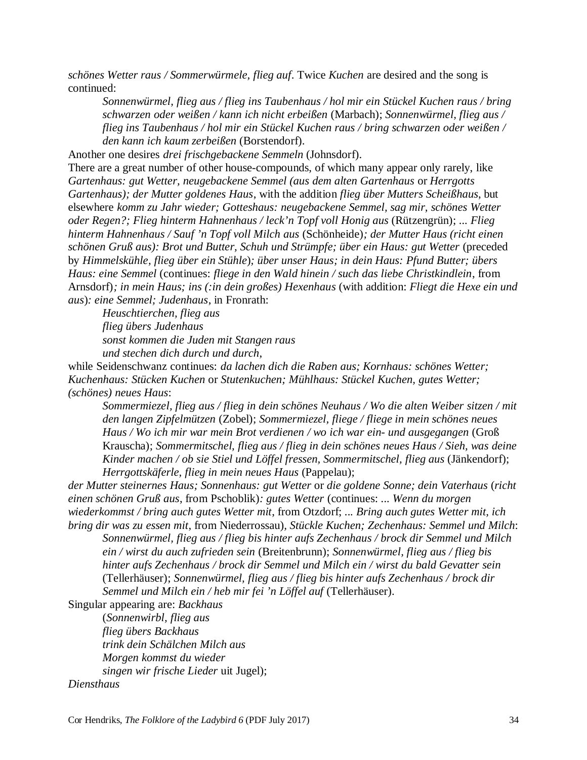*schönes Wetter raus / Sommerwürmele, flieg auf*. Twice *Kuchen* are desired and the song is continued:

> *Sonnenwürmel, flieg aus / flieg ins Taubenhaus / hol mir ein Stückel Kuchen raus / bring schwarzen oder weißen / kann ich nicht erbeißen* (Marbach); *Sonnenwürmel, flieg aus / flieg ins Taubenhaus / hol mir ein Stückel Kuchen raus / bring schwarzen oder weißen / den kann ich kaum zerbeißen* (Borstendorf).

Another one desires *drei frischgebackene Semmeln* (Johnsdorf).

There are a great number of other house-compounds, of which many appear only rarely, like *Gartenhaus: gut Wetter, neugebackene Semmel (aus dem alten Gartenhaus* or *Herrgotts Gartenhaus); der Mutter goldenes Haus*, with the addition *flieg über Mutters Scheißhaus*, but elsewhere *komm zu Jahr wieder; Gotteshaus: neugebackene Semmel, sag mir, schönes Wetter oder Regen?; Flieg hinterm Hahnenhaus / leck'n Topf voll Honig aus* (Rützengrün); *... Flieg hinterm Hahnenhaus / Sauf 'n Topf voll Milch aus* (Schönheide)*; der Mutter Haus (richt einen schönen Gruß aus): Brot und Butter, Schuh und Strümpfe; über ein Haus: gut Wetter* (preceded by *Himmelskühle, flieg über ein Stühle*)*; über unser Haus; in dein Haus: Pfund Butter; übers Haus: eine Semmel* (continues: *fliege in den Wald hinein / such das liebe Christkindlein*, from Arnsdorf)*; in mein Haus; ins (:in dein großes) Hexenhaus* (with addition: *Fliegt die Hexe ein und aus*)*: eine Semmel; Judenhaus*, in Fronrath:

> *Heuschtierchen, flieg aus*
> *flieg übers Judenhaus*
> *sonst kommen die Juden mit Stangen raus*
> *und stechen dich durch und durch*,

while Seidenschwanz continues: *da lachen dich die Raben aus; Kornhaus: schönes Wetter; Kuchenhaus: Stücken Kuchen* or *Stutenkuchen; Mühlhaus: Stückel Kuchen, gutes Wetter; (schönes) neues Haus*:

> *Sommermiezel, flieg aus / flieg in dein schönes Neuhaus / Wo die alten Weiber sitzen / mit den langen Zipfelmützen* (Zobel); *Sommermiezel, fliege / fliege in mein schönes neues Haus / Wo ich mir war mein Brot verdienen / wo ich war ein- und ausgegangen* (Groß Krauscha); *Sommermitschel, flieg aus / flieg in dein schönes neues Haus / Sieh, was deine Kinder machen / ob sie Stiel und Löffel fressen, Sommermitschel, flieg aus* (Jänkendorf); *Herrgottskäferle, flieg in mein neues Haus* (Pappelau);

*der Mutter steinernes Haus; Sonnenhaus: gut Wetter* or *die goldene Sonne; dein Vaterhaus* (*richt einen schönen Gruß aus*, from Pschoblik)*: gutes Wetter* (continues: *... Wenn du morgen wiederkommst / bring auch gutes Wetter mit*, from Otzdorf; *... Bring auch gutes Wetter mit, ich bring dir was zu essen mit*, from Niederrossau)*, Stückle Kuchen; Zechenhaus: Semmel und Milch*:

> *Sonnenwürmel, flieg aus / flieg bis hinter aufs Zechenhaus / brock dir Semmel und Milch ein / wirst du auch zufrieden sein* (Breitenbrunn); *Sonnenwürmel, flieg aus / flieg bis hinter aufs Zechenhaus / brock dir Semmel und Milch ein / wirst du bald Gevatter sein* (Tellerhäuser); *Sonnenwürmel, flieg aus / flieg bis hinter aufs Zechenhaus / brock dir Semmel und Milch ein / heb mir fei 'n Löffel auf* (Tellerhäuser).

Singular appearing are: *Backhaus*

> (*Sonnenwirbl, flieg aus*
> *flieg übers Backhaus*
> *trink dein Schälchen Milch aus*
> *Morgen kommst du wieder*
> *singen wir frische Lieder* uit Jugel);

*Diensthaus*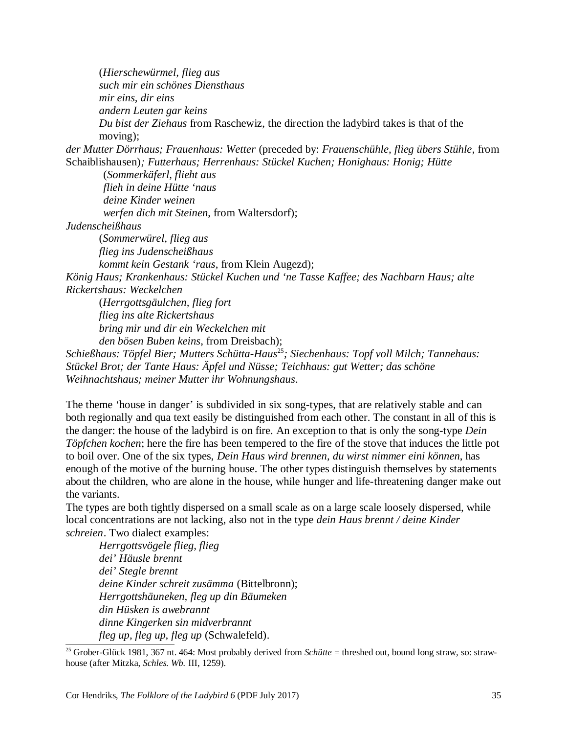(*Hierschewürmel, flieg aus*
*such mir ein schönes Diensthaus*
*mir eins, dir eins*
*andern Leuten gar keins*
*Du bist der Ziehaus* from Raschewiz, the direction the ladybird takes is that of the moving);

*der Mutter Dörrhaus; Frauenhaus: Wetter* (preceded by: *Frauenschühle, flieg übers Stühle*, from Schaiblishausen)*; Futterhaus; Herrenhaus: Stückel Kuchen; Honighaus: Honig; Hütte*

(*Sommerkäferl, flieht aus*
*flieh in deine Hütte 'naus*
*deine Kinder weinen*
*werfen dich mit Steinen*, from Waltersdorf);

*Judenscheißhaus*

(*Sommerwürel, flieg aus*
*flieg ins Judenscheißhaus*
*kommt kein Gestank 'raus*, from Klein Augezd);

*König Haus; Krankenhaus: Stückel Kuchen und 'ne Tasse Kaffee; des Nachbarn Haus; alte Rickertshaus: Weckelchen*

(*Herrgottsgäulchen, flieg fort*
*flieg ins alte Rickertshaus*
*bring mir und dir ein Weckelchen mit*
*den bösen Buben keins*, from Dreisbach);

*Schießhaus: Töpfel Bier; Mutters Schütta-Haus*[25]*; Siechenhaus: Topf voll Milch; Tannehaus: Stückel Brot; der Tante Haus: Äpfel und Nüsse; Teichhaus: gut Wetter; das schöne Weihnachtshaus; meiner Mutter ihr Wohnungshaus*.

The theme 'house in danger' is subdivided in six song-types, that are relatively stable and can both regionally and qua text easily be distinguished from each other. The constant in all of this is the danger: the house of the ladybird is on fire. An exception to that is only the song-type *Dein Töpfchen kochen*; here the fire has been tempered to the fire of the stove that induces the little pot to boil over. One of the six types, *Dein Haus wird brennen, du wirst nimmer eini können*, has enough of the motive of the burning house. The other types distinguish themselves by statements about the children, who are alone in the house, while hunger and life-threatening danger make out the variants.

The types are both tightly dispersed on a small scale as on a large scale loosely dispersed, while local concentrations are not lacking, also not in the type *dein Haus brennt / deine Kinder schreien*. Two dialect examples:

*Herrgottsvögele flieg, flieg*
*dei' Häusle brennt*
*dei' Stegle brennt*
*deine Kinder schreit zusämma* (Bittelbronn);
*Herrgottshäuneken, fleg up din Bäumeken*
*din Hüsken is awebrannt*
*dinne Kingerken sin midverbrannt*
*fleg up, fleg up, fleg up* (Schwalefeld).

[25] Grober-Glück 1981, 367 nt. 464: Most probably derived from *Schütte* = threshed out, bound long straw, so: straw-house (after Mitzka, *Schles. Wb.* III, 1259).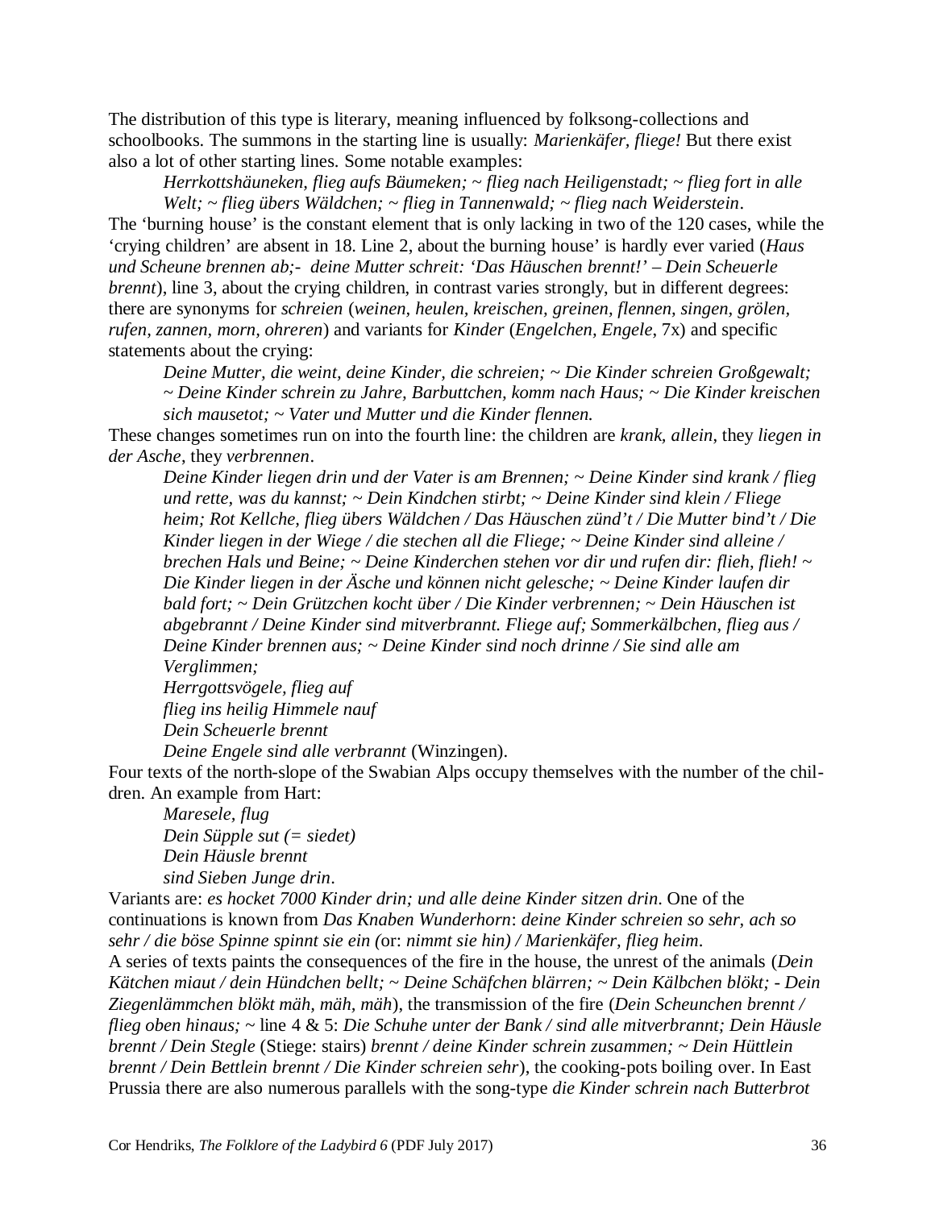The distribution of this type is literary, meaning influenced by folksong-collections and schoolbooks. The summons in the starting line is usually: *Marienkäfer, fliege!* But there exist also a lot of other starting lines. Some notable examples:

> *Herrkottshäuneken, flieg aufs Bäumeken; ~ flieg nach Heiligenstadt; ~ flieg fort in alle Welt; ~ flieg übers Wäldchen; ~ flieg in Tannenwald; ~ flieg nach Weiderstein*.

The 'burning house' is the constant element that is only lacking in two of the 120 cases, while the 'crying children' are absent in 18. Line 2, about the burning house' is hardly ever varied (*Haus und Scheune brennen ab;- deine Mutter schreit: 'Das Häuschen brennt!' – Dein Scheuerle brennt*), line 3, about the crying children, in contrast varies strongly, but in different degrees: there are synonyms for *schreien* (*weinen, heulen, kreischen, greinen, flennen, singen, grölen, rufen, zannen, morn, ohreren*) and variants for *Kinder* (*Engelchen, Engele,* 7x) and specific statements about the crying:

> *Deine Mutter, die weint, deine Kinder, die schreien; ~ Die Kinder schreien Großgewalt; ~ Deine Kinder schrein zu Jahre, Barbuttchen, komm nach Haus; ~ Die Kinder kreischen sich mausetot; ~ Vater und Mutter und die Kinder flennen.*

These changes sometimes run on into the fourth line: the children are *krank, allein*, they *liegen in der Asche*, they *verbrennen*.

> *Deine Kinder liegen drin und der Vater is am Brennen; ~ Deine Kinder sind krank / flieg und rette, was du kannst; ~ Dein Kindchen stirbt; ~ Deine Kinder sind klein / Fliege heim; Rot Kellche, flieg übers Wäldchen / Das Häuschen zünd't / Die Mutter bind't / Die Kinder liegen in der Wiege / die stechen all die Fliege; ~ Deine Kinder sind alleine / brechen Hals und Beine; ~ Deine Kinderchen stehen vor dir und rufen dir: flieh, flieh! ~ Die Kinder liegen in der Äsche und können nicht gelesche; ~ Deine Kinder laufen dir bald fort; ~ Dein Grützchen kocht über / Die Kinder verbrennen; ~ Dein Häuschen ist abgebrannt / Deine Kinder sind mitverbrannt. Fliege auf; Sommerkälbchen, flieg aus / Deine Kinder brennen aus; ~ Deine Kinder sind noch drinne / Sie sind alle am Verglimmen;*
>
> *Herrgottsvögele, flieg auf*
> *flieg ins heilig Himmele nauf*
> *Dein Scheuerle brennt*
> *Deine Engele sind alle verbrannt* (Winzingen).

Four texts of the north-slope of the Swabian Alps occupy themselves with the number of the children. An example from Hart:

> *Maresele, flug*
> *Dein Süpple sut (= siedet)*
> *Dein Häusle brennt*
> *sind Sieben Junge drin*.

Variants are: *es hocket 7000 Kinder drin; und alle deine Kinder sitzen drin*. One of the continuations is known from *Das Knaben Wunderhorn*: *deine Kinder schreien so sehr, ach so sehr / die böse Spinne spinnt sie ein (*or: *nimmt sie hin) / Marienkäfer, flieg heim*.

A series of texts paints the consequences of the fire in the house, the unrest of the animals (*Dein Kätchen miaut / dein Hündchen bellt; ~ Deine Schäfchen blärren; ~ Dein Kälbchen blökt; - Dein Ziegenlämmchen blökt mäh, mäh, mäh*), the transmission of the fire (*Dein Scheunchen brennt / flieg oben hinaus; ~* line 4 & 5: *Die Schuhe unter der Bank / sind alle mitverbrannt; Dein Häusle brennt / Dein Stegle* (Stiege: stairs) *brennt / deine Kinder schrein zusammen; ~ Dein Hüttlein brennt / Dein Bettlein brennt / Die Kinder schreien sehr*), the cooking-pots boiling over. In East Prussia there are also numerous parallels with the song-type *die Kinder schrein nach Butterbrot*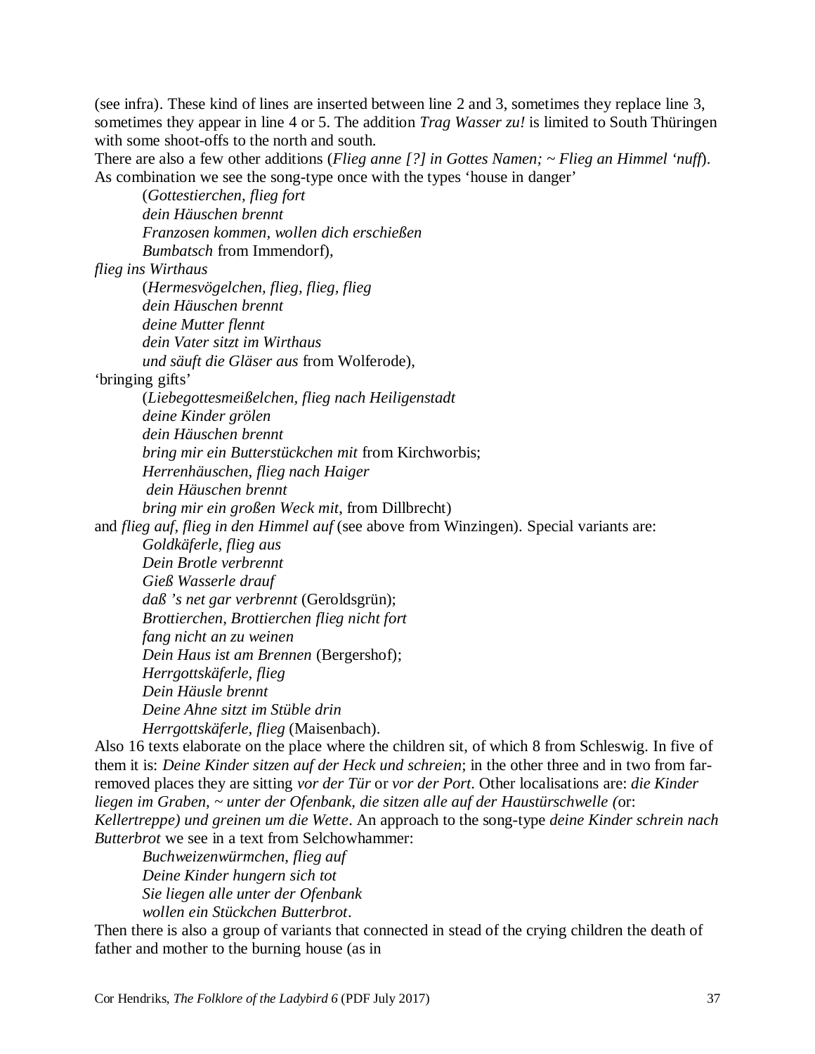(see infra). These kind of lines are inserted between line 2 and 3, sometimes they replace line 3, sometimes they appear in line 4 or 5. The addition *Trag Wasser zu!* is limited to South Thüringen with some shoot-offs to the north and south.

There are also a few other additions (*Flieg anne [?] in Gottes Namen; ~ Flieg an Himmel 'nuff*). As combination we see the song-type once with the types 'house in danger'

> (*Gottestierchen, flieg fort*
> *dein Häuschen brennt*
> *Franzosen kommen, wollen dich erschießen*
> *Bumbatsch* from Immendorf),

*flieg ins Wirthaus*

> (*Hermesvögelchen, flieg, flieg, flieg*
> *dein Häuschen brennt*
> *deine Mutter flennt*
> *dein Vater sitzt im Wirthaus*
> *und säuft die Gläser aus* from Wolferode),

'bringing gifts'

> (*Liebegottesmeißelchen, flieg nach Heiligenstadt*
> *deine Kinder grölen*
> *dein Häuschen brennt*
> *bring mir ein Butterstückchen mit* from Kirchworbis;
> *Herrenhäuschen, flieg nach Haiger*
> *dein Häuschen brennt*
> *bring mir ein großen Weck mit*, from Dillbrecht)

and *flieg auf, flieg in den Himmel auf* (see above from Winzingen). Special variants are:

> *Goldkäferle, flieg aus*
> *Dein Brotle verbrennt*
> *Gieß Wasserle drauf*
> *daß 's net gar verbrennt* (Geroldsgrün);
> *Brottierchen, Brottierchen flieg nicht fort*
> *fang nicht an zu weinen*
> *Dein Haus ist am Brennen* (Bergershof);
> *Herrgottskäferle, flieg*
> *Dein Häusle brennt*
> *Deine Ahne sitzt im Stüble drin*
> *Herrgottskäferle, flieg* (Maisenbach).

Also 16 texts elaborate on the place where the children sit, of which 8 from Schleswig. In five of them it is: *Deine Kinder sitzen auf der Heck und schreien*; in the other three and in two from far-removed places they are sitting *vor der Tür* or *vor der Port*. Other localisations are: *die Kinder liegen im Graben, ~ unter der Ofenbank, die sitzen alle auf der Haustürschwelle (*or: *Kellertreppe) und greinen um die Wette*. An approach to the song-type *deine Kinder schrein nach Butterbrot* we see in a text from Selchowhammer:

> *Buchweizenwürmchen, flieg auf*
> *Deine Kinder hungern sich tot*
> *Sie liegen alle unter der Ofenbank*
> *wollen ein Stückchen Butterbrot*.

Then there is also a group of variants that connected in stead of the crying children the death of father and mother to the burning house (as in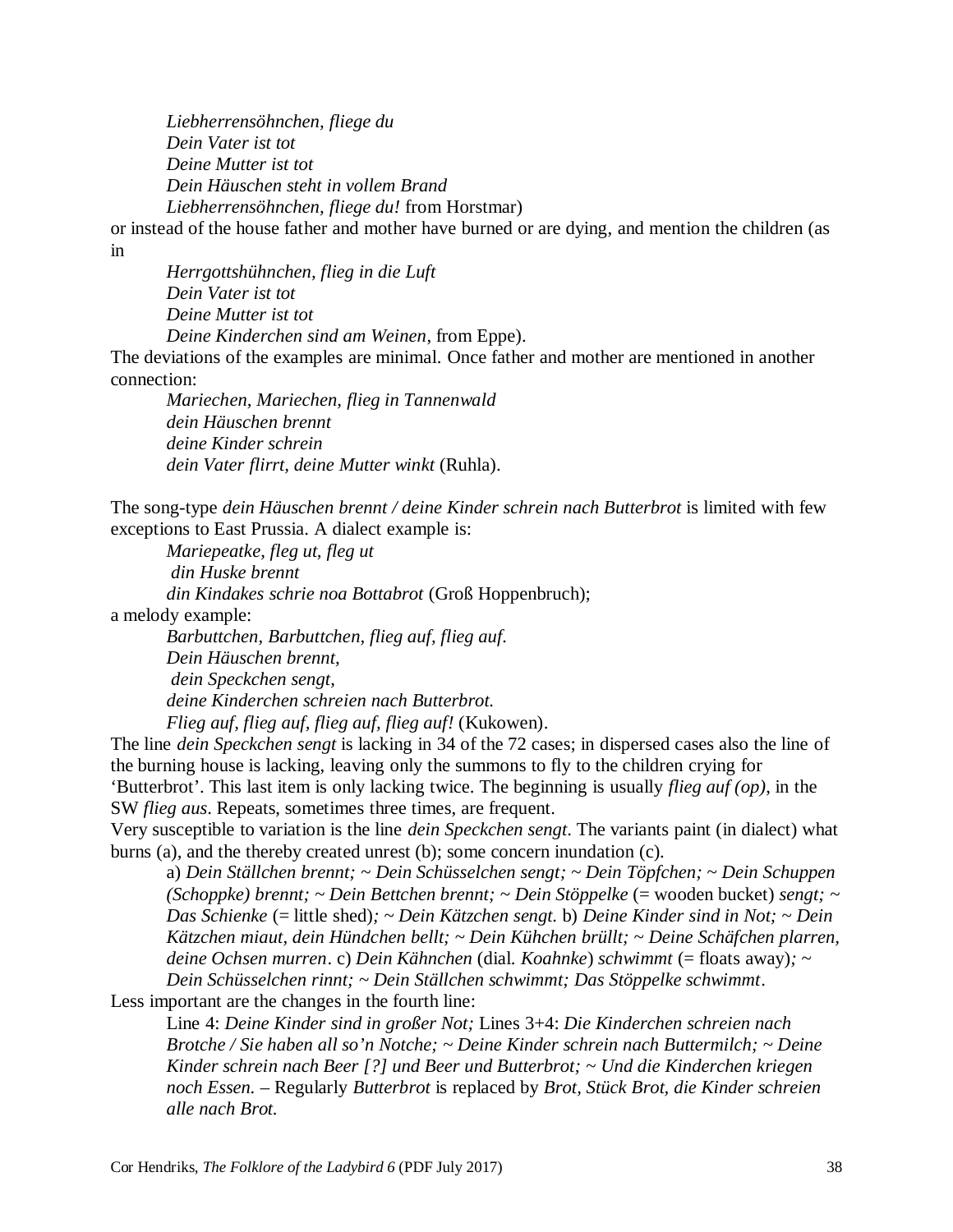*Liebherrensöhnchen, fliege du*
*Dein Vater ist tot*
*Deine Mutter ist tot*
*Dein Häuschen steht in vollem Brand*
*Liebherrensöhnchen, fliege du!* from Horstmar)

or instead of the house father and mother have burned or are dying, and mention the children (as in

*Herrgottshühnchen, flieg in die Luft*
*Dein Vater ist tot*
*Deine Mutter ist tot*
*Deine Kinderchen sind am Weinen*, from Eppe).

The deviations of the examples are minimal. Once father and mother are mentioned in another connection:

*Mariechen, Mariechen, flieg in Tannenwald*
*dein Häuschen brennt*
*deine Kinder schrein*
*dein Vater flirrt, deine Mutter winkt* (Ruhla).

The song-type *dein Häuschen brennt / deine Kinder schrein nach Butterbrot* is limited with few exceptions to East Prussia. A dialect example is:

*Mariepeatke, fleg ut, fleg ut*
*din Huske brennt*
*din Kindakes schrie noa Bottabrot* (Groß Hoppenbruch);

a melody example:

*Barbuttchen, Barbuttchen, flieg auf, flieg auf.*
*Dein Häuschen brennt,*
*dein Speckchen sengt,*
*deine Kinderchen schreien nach Butterbrot.*
*Flieg auf, flieg auf, flieg auf, flieg auf!* (Kukowen).

The line *dein Speckchen sengt* is lacking in 34 of the 72 cases; in dispersed cases also the line of the burning house is lacking, leaving only the summons to fly to the children crying for 'Butterbrot'. This last item is only lacking twice. The beginning is usually *flieg auf (op)*, in the SW *flieg aus*. Repeats, sometimes three times, are frequent.

Very susceptible to variation is the line *dein Speckchen sengt*. The variants paint (in dialect) what burns (a), and the thereby created unrest (b); some concern inundation (c).

a) *Dein Ställchen brennt; ~ Dein Schüsselchen sengt; ~ Dein Töpfchen; ~ Dein Schuppen (Schoppke) brennt; ~ Dein Bettchen brennt; ~ Dein Stöppelke* (= wooden bucket) *sengt; ~ Das Schienke* (= little shed)*; ~ Dein Kätzchen sengt.* b) *Deine Kinder sind in Not; ~ Dein Kätzchen miaut, dein Hündchen bellt; ~ Dein Kühchen brüllt; ~ Deine Schäfchen plarren, deine Ochsen murren*. c) *Dein Kähnchen* (dial. *Koahnke*) *schwimmt* (= floats away)*; ~ Dein Schüsselchen rinnt; ~ Dein Ställchen schwimmt; Das Stöppelke schwimmt*.

Less important are the changes in the fourth line:

Line 4: *Deine Kinder sind in großer Not;* Lines 3+4: *Die Kinderchen schreien nach Brotche / Sie haben all so'n Notche; ~ Deine Kinder schrein nach Buttermilch; ~ Deine Kinder schrein nach Beer [?] und Beer und Butterbrot; ~ Und die Kinderchen kriegen noch Essen.* – Regularly *Butterbrot* is replaced by *Brot, Stück Brot, die Kinder schreien alle nach Brot.*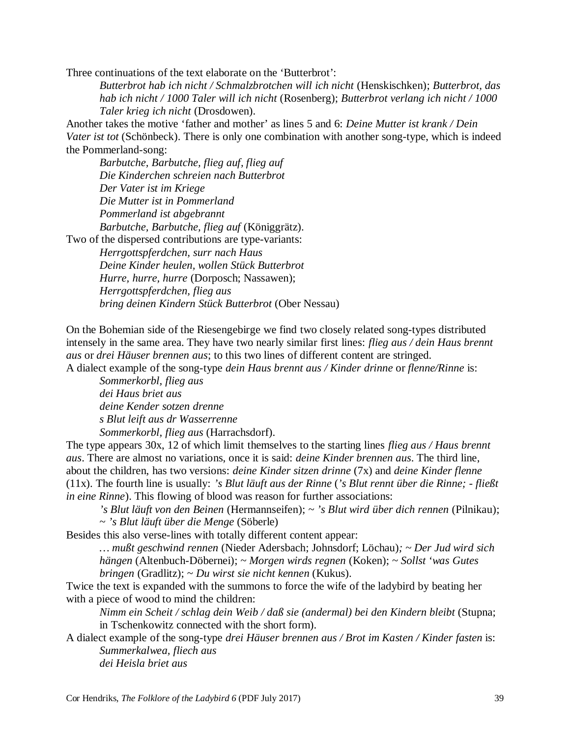Three continuations of the text elaborate on the 'Butterbrot':

> *Butterbrot hab ich nicht / Schmalzbrotchen will ich nicht* (Henskischken); *Butterbrot, das hab ich nicht / 1000 Taler will ich nicht* (Rosenberg); *Butterbrot verlang ich nicht / 1000 Taler krieg ich nicht* (Drosdowen).

Another takes the motive 'father and mother' as lines 5 and 6: *Deine Mutter ist krank / Dein Vater ist tot* (Schönbeck). There is only one combination with another song-type, which is indeed the Pommerland-song:

> *Barbutche, Barbutche, flieg auf, flieg auf*
> *Die Kinderchen schreien nach Butterbrot*
> *Der Vater ist im Kriege*
> *Die Mutter ist in Pommerland*
> *Pommerland ist abgebrannt*
> *Barbutche, Barbutche, flieg auf* (Königgrätz).

Two of the dispersed contributions are type-variants:

> *Herrgottspferdchen, surr nach Haus*
> *Deine Kinder heulen, wollen Stück Butterbrot*
> *Hurre, hurre, hurre* (Dorposch; Nassawen);
> *Herrgottspferdchen, flieg aus*
> *bring deinen Kindern Stück Butterbrot* (Ober Nessau)

On the Bohemian side of the Riesengebirge we find two closely related song-types distributed intensely in the same area. They have two nearly similar first lines: *flieg aus / dein Haus brennt aus* or *drei Häuser brennen aus*; to this two lines of different content are stringed.

A dialect example of the song-type *dein Haus brennt aus / Kinder drinne* or *flenne/Rinne* is:

> *Sommerkorbl, flieg aus*
> *dei Haus briet aus*
> *deine Kender sotzen drenne*
> *s Blut leift aus dr Wasserrenne*
> *Sommerkorbl, flieg aus* (Harrachsdorf).

The type appears 30x, 12 of which limit themselves to the starting lines *flieg aus / Haus brennt aus*. There are almost no variations, once it is said: *deine Kinder brennen aus*. The third line, about the children, has two versions: *deine Kinder sitzen drinne* (7x) and *deine Kinder flenne* (11x). The fourth line is usually: *'s Blut läuft aus der Rinne* (*'s Blut rennt über die Rinne; - fließt in eine Rinne*). This flowing of blood was reason for further associations:

> *'s Blut läuft von den Beinen* (Hermannseifen); ~ *'s Blut wird über dich rennen* (Pilnikau); ~ *'s Blut läuft über die Menge* (Söberle)

Besides this also verse-lines with totally different content appear:

> *… mußt geschwind rennen* (Nieder Adersbach; Johnsdorf; Löchau)*; ~ Der Jud wird sich hängen* (Altenbuch-Döbernei); ~ *Morgen wirds regnen* (Koken); ~ *Sollst 'was Gutes bringen* (Gradlitz); ~ *Du wirst sie nicht kennen* (Kukus).

Twice the text is expanded with the summons to force the wife of the ladybird by beating her with a piece of wood to mind the children:

> *Nimm ein Scheit / schlag dein Weib / daß sie (andermal) bei den Kindern bleibt* (Stupna; in Tschenkowitz connected with the short form).

A dialect example of the song-type *drei Häuser brennen aus / Brot im Kasten / Kinder fasten* is:

> *Summerkalwea, fliech aus*
> *dei Heisla briet aus*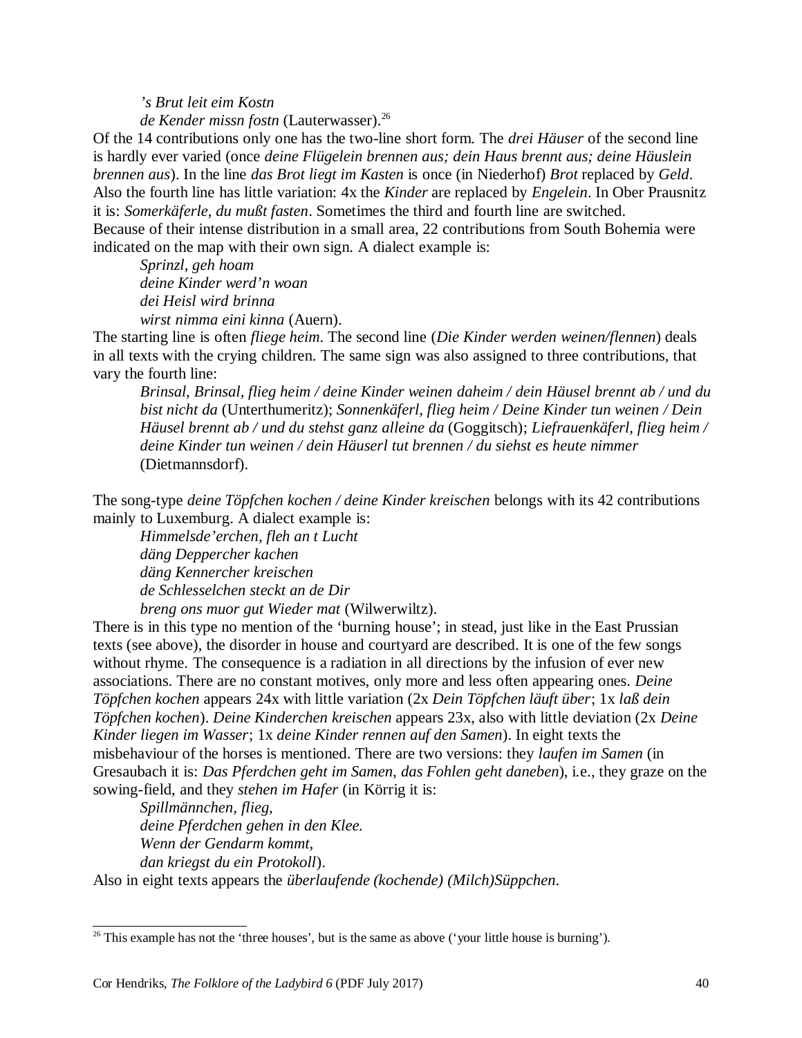*'s Brut leit eim Kostn*
*de Kender missn fostn* (Lauterwasser).[26]

Of the 14 contributions only one has the two-line short form. The *drei Häuser* of the second line is hardly ever varied (once *deine Flügelein brennen aus; dein Haus brennt aus; deine Häuslein brennen aus*). In the line *das Brot liegt im Kasten* is once (in Niederhof) *Brot* replaced by *Geld*. Also the fourth line has little variation: 4x the *Kinder* are replaced by *Engelein*. In Ober Prausnitz it is: *Somerkäferle, du mußt fasten*. Sometimes the third and fourth line are switched.
Because of their intense distribution in a small area, 22 contributions from South Bohemia were indicated on the map with their own sign. A dialect example is:

*Sprinzl, geh hoam*
*deine Kinder werd'n woan*
*dei Heisl wird brinna*
*wirst nimma eini kinna* (Auern).

The starting line is often *fliege heim*. The second line (*Die Kinder werden weinen/flennen*) deals in all texts with the crying children. The same sign was also assigned to three contributions, that vary the fourth line:

*Brinsal, Brinsal, flieg heim / deine Kinder weinen daheim / dein Häusel brennt ab / und du bist nicht da* (Unterthumeritz); *Sonnenkäferl, flieg heim / Deine Kinder tun weinen / Dein Häusel brennt ab / und du stehst ganz alleine da* (Goggitsch); *Liefrauenkäferl, flieg heim / deine Kinder tun weinen / dein Häuserl tut brennen / du siehst es heute nimmer* (Dietmannsdorf).

The song-type *deine Töpfchen kochen / deine Kinder kreischen* belongs with its 42 contributions mainly to Luxemburg. A dialect example is:

*Himmelsde'erchen, fleh an t Lucht*
*däng Deppercher kachen*
*däng Kennercher kreischen*
*de Schlesselchen steckt an de Dir*
*breng ons muor gut Wieder mat* (Wilwerwiltz).

There is in this type no mention of the 'burning house'; in stead, just like in the East Prussian texts (see above), the disorder in house and courtyard are described. It is one of the few songs without rhyme. The consequence is a radiation in all directions by the infusion of ever new associations. There are no constant motives, only more and less often appearing ones. *Deine Töpfchen kochen* appears 24x with little variation (2x *Dein Töpfchen läuft über*; 1x *laß dein Töpfchen kochen*). *Deine Kinderchen kreischen* appears 23x, also with little deviation (2x *Deine Kinder liegen im Wasser*; 1x *deine Kinder rennen auf den Samen*). In eight texts the misbehaviour of the horses is mentioned. There are two versions: they *laufen im Samen* (in Gresaubach it is: *Das Pferdchen geht im Samen, das Fohlen geht daneben*), i.e., they graze on the sowing-field, and they *stehen im Hafer* (in Körrig it is:

*Spillmännchen, flieg,*
*deine Pferdchen gehen in den Klee.*
*Wenn der Gendarm kommt,*
*dan kriegst du ein Protokoll*).

Also in eight texts appears the *überlaufende (kochende) (Milch)Süppchen*.

---

[26] This example has not the 'three houses', but is the same as above ('your little house is burning').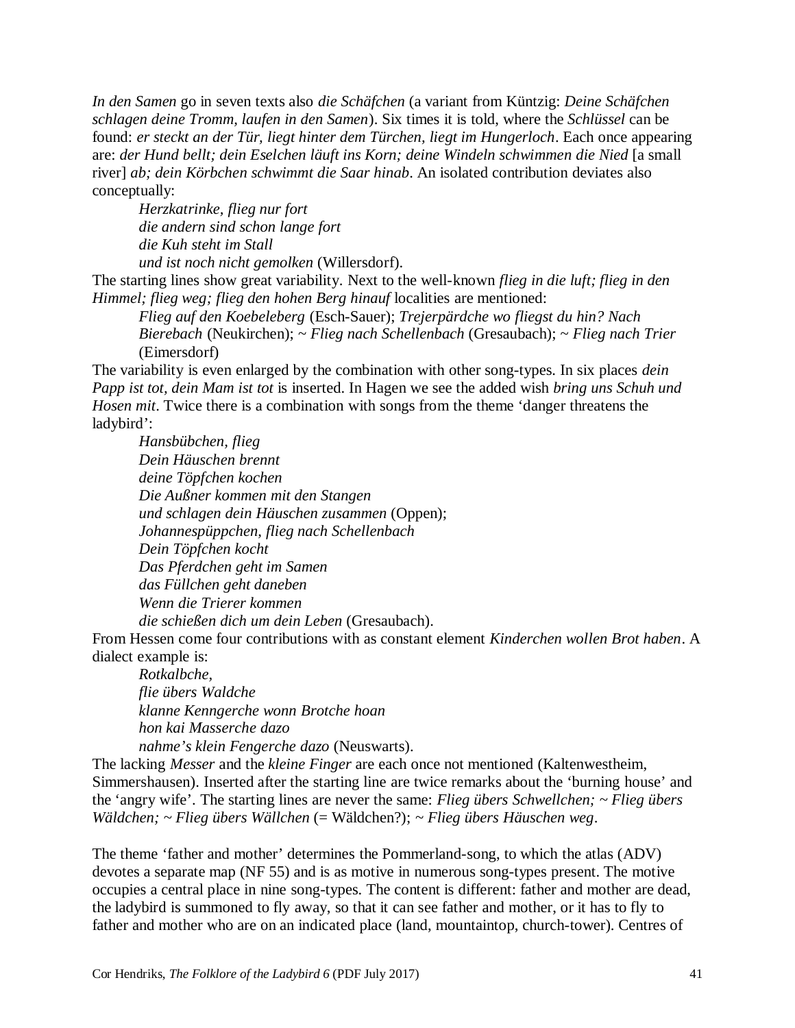*In den Samen* go in seven texts also *die Schäfchen* (a variant from Küntzig: *Deine Schäfchen schlagen deine Tromm, laufen in den Samen*). Six times it is told, where the *Schlüssel* can be found: *er steckt an der Tür, liegt hinter dem Türchen, liegt im Hungerloch*. Each once appearing are: *der Hund bellt; dein Eselchen läuft ins Korn; deine Windeln schwimmen die Nied* [a small river] *ab; dein Körbchen schwimmt die Saar hinab*. An isolated contribution deviates also conceptually:

> *Herzkatrinke, flieg nur fort*
> *die andern sind schon lange fort*
> *die Kuh steht im Stall*
> *und ist noch nicht gemolken* (Willersdorf).

The starting lines show great variability. Next to the well-known *flieg in die luft; flieg in den Himmel; flieg weg; flieg den hohen Berg hinauf* localities are mentioned:

> *Flieg auf den Koebeleberg* (Esch-Sauer); *Trejerpärdche wo fliegst du hin? Nach Bierebach* (Neukirchen); ~ *Flieg nach Schellenbach* (Gresaubach); ~ *Flieg nach Trier* (Eimersdorf)

The variability is even enlarged by the combination with other song-types. In six places *dein Papp ist tot, dein Mam ist tot* is inserted. In Hagen we see the added wish *bring uns Schuh und Hosen mit*. Twice there is a combination with songs from the theme 'danger threatens the ladybird':

> *Hansbübchen, flieg*
> *Dein Häuschen brennt*
> *deine Töpfchen kochen*
> *Die Außner kommen mit den Stangen*
> *und schlagen dein Häuschen zusammen* (Oppen);
> *Johannespüppchen, flieg nach Schellenbach*
> *Dein Töpfchen kocht*
> *Das Pferdchen geht im Samen*
> *das Füllchen geht daneben*
> *Wenn die Trierer kommen*
> *die schießen dich um dein Leben* (Gresaubach).

From Hessen come four contributions with as constant element *Kinderchen wollen Brot haben*. A dialect example is:

> *Rotkalbche,*
> *flie übers Waldche*
> *klanne Kenngerche wonn Brotche hoan*
> *hon kai Masserche dazo*
> *nahme's klein Fengerche dazo* (Neuswarts).

The lacking *Messer* and the *kleine Finger* are each once not mentioned (Kaltenwestheim, Simmershausen). Inserted after the starting line are twice remarks about the 'burning house' and the 'angry wife'. The starting lines are never the same: *Flieg übers Schwellchen; ~ Flieg übers Wäldchen; ~ Flieg übers Wällchen* (= Wäldchen?); ~ *Flieg übers Häuschen weg*.

The theme 'father and mother' determines the Pommerland-song, to which the atlas (ADV) devotes a separate map (NF 55) and is as motive in numerous song-types present. The motive occupies a central place in nine song-types. The content is different: father and mother are dead, the ladybird is summoned to fly away, so that it can see father and mother, or it has to fly to father and mother who are on an indicated place (land, mountaintop, church-tower). Centres of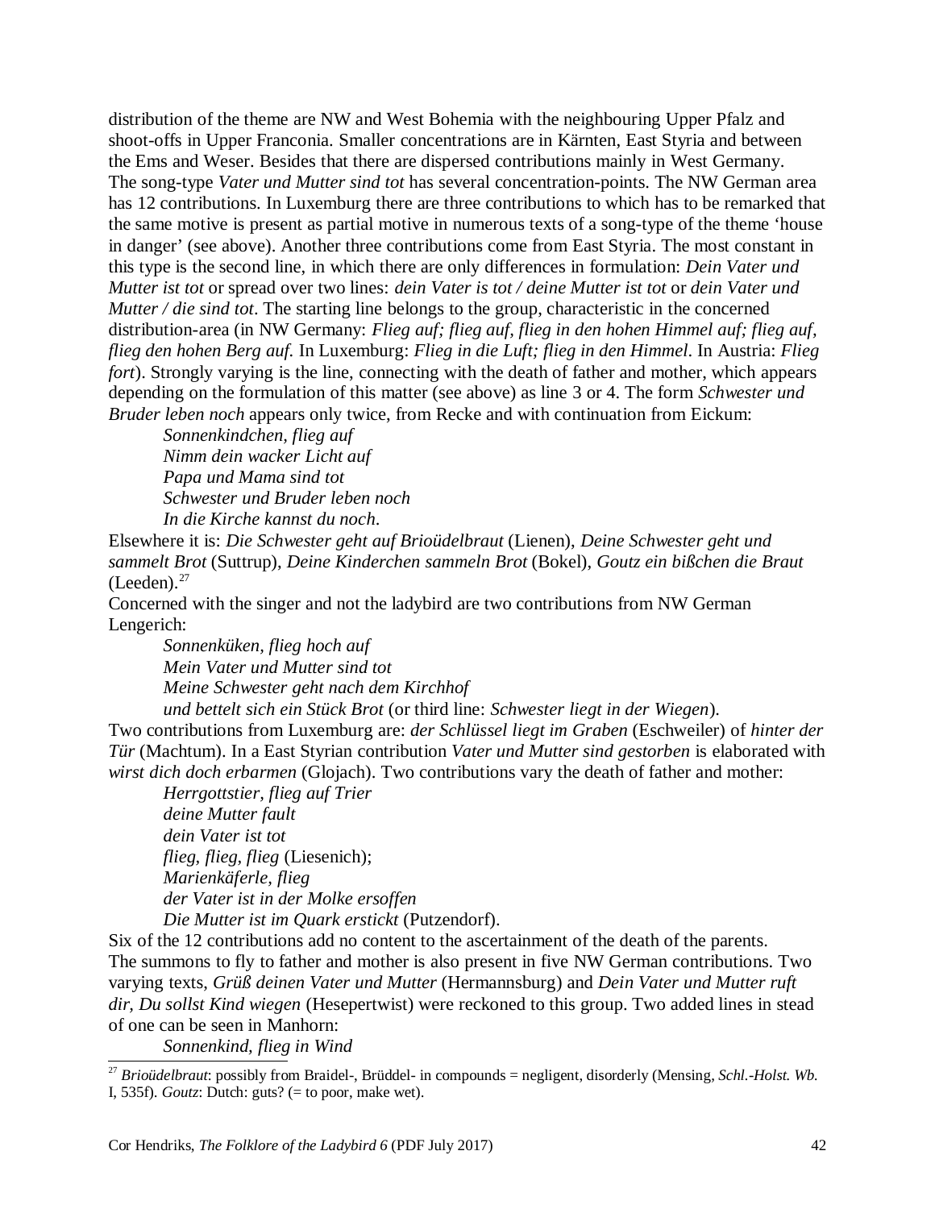distribution of the theme are NW and West Bohemia with the neighbouring Upper Pfalz and shoot-offs in Upper Franconia. Smaller concentrations are in Kärnten, East Styria and between the Ems and Weser. Besides that there are dispersed contributions mainly in West Germany.
The song-type *Vater und Mutter sind tot* has several concentration-points. The NW German area has 12 contributions. In Luxemburg there are three contributions to which has to be remarked that the same motive is present as partial motive in numerous texts of a song-type of the theme 'house in danger' (see above). Another three contributions come from East Styria. The most constant in this type is the second line, in which there are only differences in formulation: *Dein Vater und Mutter ist tot* or spread over two lines: *dein Vater is tot / deine Mutter ist tot* or *dein Vater und Mutter / die sind tot*. The starting line belongs to the group, characteristic in the concerned distribution-area (in NW Germany: *Flieg auf; flieg auf, flieg in den hohen Himmel auf; flieg auf, flieg den hohen Berg auf.* In Luxemburg: *Flieg in die Luft; flieg in den Himmel*. In Austria: *Flieg fort*). Strongly varying is the line, connecting with the death of father and mother, which appears depending on the formulation of this matter (see above) as line 3 or 4. The form *Schwester und Bruder leben noch* appears only twice, from Recke and with continuation from Eickum:

> *Sonnenkindchen, flieg auf*
> *Nimm dein wacker Licht auf*
> *Papa und Mama sind tot*
> *Schwester und Bruder leben noch*
> *In die Kirche kannst du noch.*

Elsewhere it is: *Die Schwester geht auf Brioüdelbraut* (Lienen), *Deine Schwester geht und sammelt Brot* (Suttrup), *Deine Kinderchen sammeln Brot* (Bokel), *Goutz ein bißchen die Braut* (Leeden).[27]
Concerned with the singer and not the ladybird are two contributions from NW German Lengerich:

> *Sonnenküken, flieg hoch auf*
> *Mein Vater und Mutter sind tot*
> *Meine Schwester geht nach dem Kirchhof*
> *und bettelt sich ein Stück Brot* (or third line: *Schwester liegt in der Wiegen*).

Two contributions from Luxemburg are: *der Schlüssel liegt im Graben* (Eschweiler) of *hinter der Tür* (Machtum). In a East Styrian contribution *Vater und Mutter sind gestorben* is elaborated with *wirst dich doch erbarmen* (Glojach). Two contributions vary the death of father and mother:

> *Herrgottstier, flieg auf Trier*
> *deine Mutter fault*
> *dein Vater ist tot*
> *flieg, flieg, flieg* (Liesenich);
> *Marienkäferle, flieg*
> *der Vater ist in der Molke ersoffen*
> *Die Mutter ist im Quark erstickt* (Putzendorf).

Six of the 12 contributions add no content to the ascertainment of the death of the parents.
The summons to fly to father and mother is also present in five NW German contributions. Two varying texts, *Grüß deinen Vater und Mutter* (Hermannsburg) and *Dein Vater und Mutter ruft dir, Du sollst Kind wiegen* (Hesepertwist) were reckoned to this group. Two added lines in stead of one can be seen in Manhorn:

> *Sonnenkind, flieg in Wind*

---

[27] *Brioüdelbraut*: possibly from Braidel-, Brüddel- in compounds = negligent, disorderly (Mensing, *Schl.-Holst. Wb.* I, 535f). *Goutz*: Dutch: guts? (= to poor, make wet).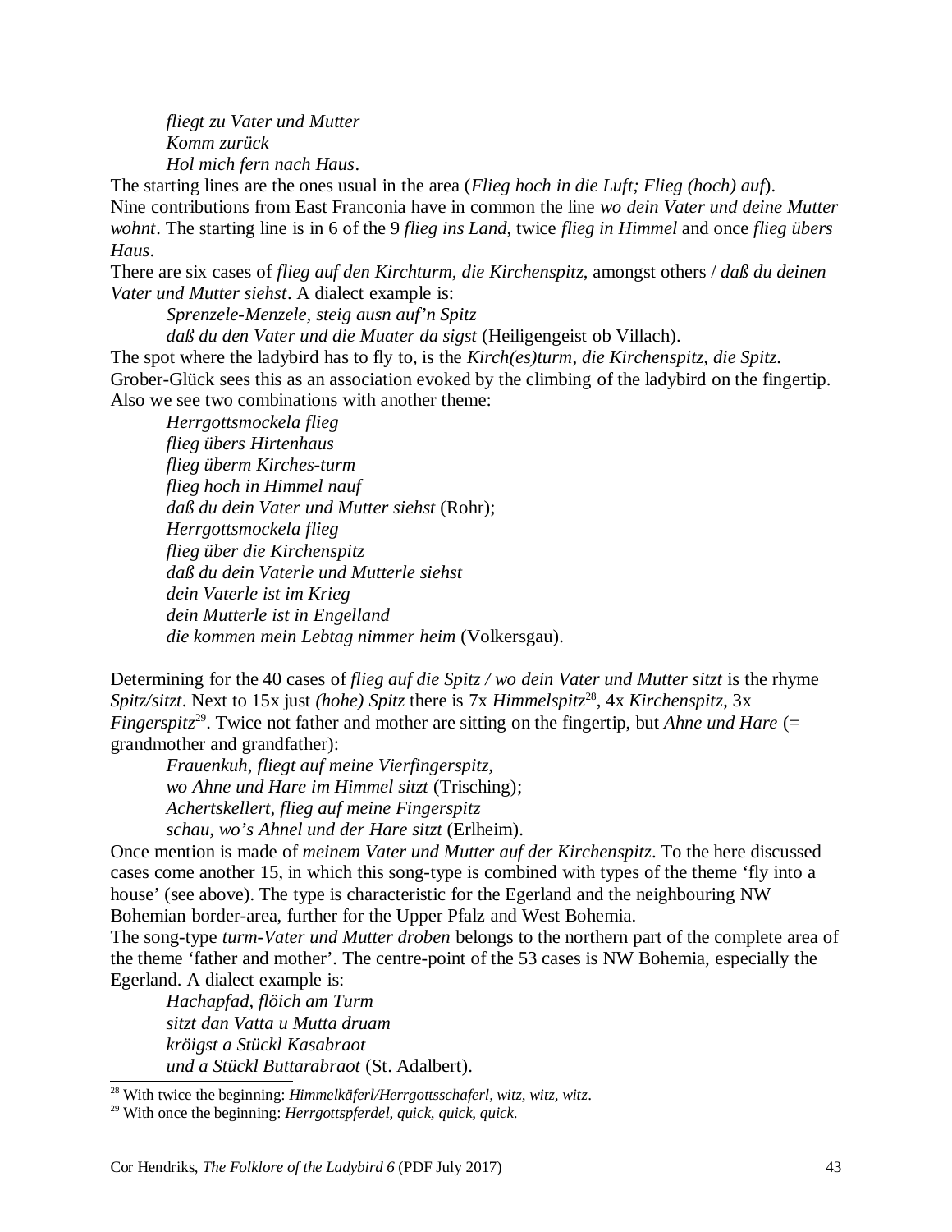*fliegt zu Vater und Mutter*
*Komm zurück*
*Hol mich fern nach Haus*.

The starting lines are the ones usual in the area (*Flieg hoch in die Luft; Flieg (hoch) auf*).
Nine contributions from East Franconia have in common the line *wo dein Vater und deine Mutter wohnt*. The starting line is in 6 of the 9 *flieg ins Land*, twice *flieg in Himmel* and once *flieg übers Haus*.

There are six cases of *flieg auf den Kirchturm, die Kirchenspitz*, amongst others / *daß du deinen Vater und Mutter siehst*. A dialect example is:

*Sprenzele-Menzele, steig ausn auf'n Spitz*
*daß du den Vater und die Muater da sigst* (Heiligengeist ob Villach).

The spot where the ladybird has to fly to, is the *Kirch(es)turm, die Kirchenspitz, die Spitz*.
Grober-Glück sees this as an association evoked by the climbing of the ladybird on the fingertip.
Also we see two combinations with another theme:

*Herrgottsmockela flieg*
*flieg übers Hirtenhaus*
*flieg überm Kirches-turm*
*flieg hoch in Himmel nauf*
*daß du dein Vater und Mutter siehst* (Rohr);
*Herrgottsmockela flieg*
*flieg über die Kirchenspitz*
*daß du dein Vaterle und Mutterle siehst*
*dein Vaterle ist im Krieg*
*dein Mutterle ist in Engelland*
*die kommen mein Lebtag nimmer heim* (Volkersgau).

Determining for the 40 cases of *flieg auf die Spitz / wo dein Vater und Mutter sitzt* is the rhyme *Spitz/sitzt*. Next to 15x just *(hohe) Spitz* there is 7x *Himmelspitz*[28], 4x *Kirchenspitz*, 3x *Fingerspitz*[29]. Twice not father and mother are sitting on the fingertip, but *Ahne und Hare* (= grandmother and grandfather):

*Frauenkuh, fliegt auf meine Vierfingerspitz,*
*wo Ahne und Hare im Himmel sitzt* (Trisching);
*Achertskellert, flieg auf meine Fingerspitz*
*schau, wo's Ahnel und der Hare sitzt* (Erlheim).

Once mention is made of *meinem Vater und Mutter auf der Kirchenspitz*. To the here discussed cases come another 15, in which this song-type is combined with types of the theme 'fly into a house' (see above). The type is characteristic for the Egerland and the neighbouring NW Bohemian border-area, further for the Upper Pfalz and West Bohemia.

The song-type *turm-Vater und Mutter droben* belongs to the northern part of the complete area of the theme 'father and mother'. The centre-point of the 53 cases is NW Bohemia, especially the Egerland. A dialect example is:

*Hachapfad, flöich am Turm*
*sitzt dan Vatta u Mutta druam*
*kröigst a Stückl Kasabraot*
*und a Stückl Buttarabraot* (St. Adalbert).

[28] With twice the beginning: *Himmelkäferl/Herrgottsschaferl, witz, witz, witz*.

[29] With once the beginning: *Herrgottspferdel, quick, quick, quick*.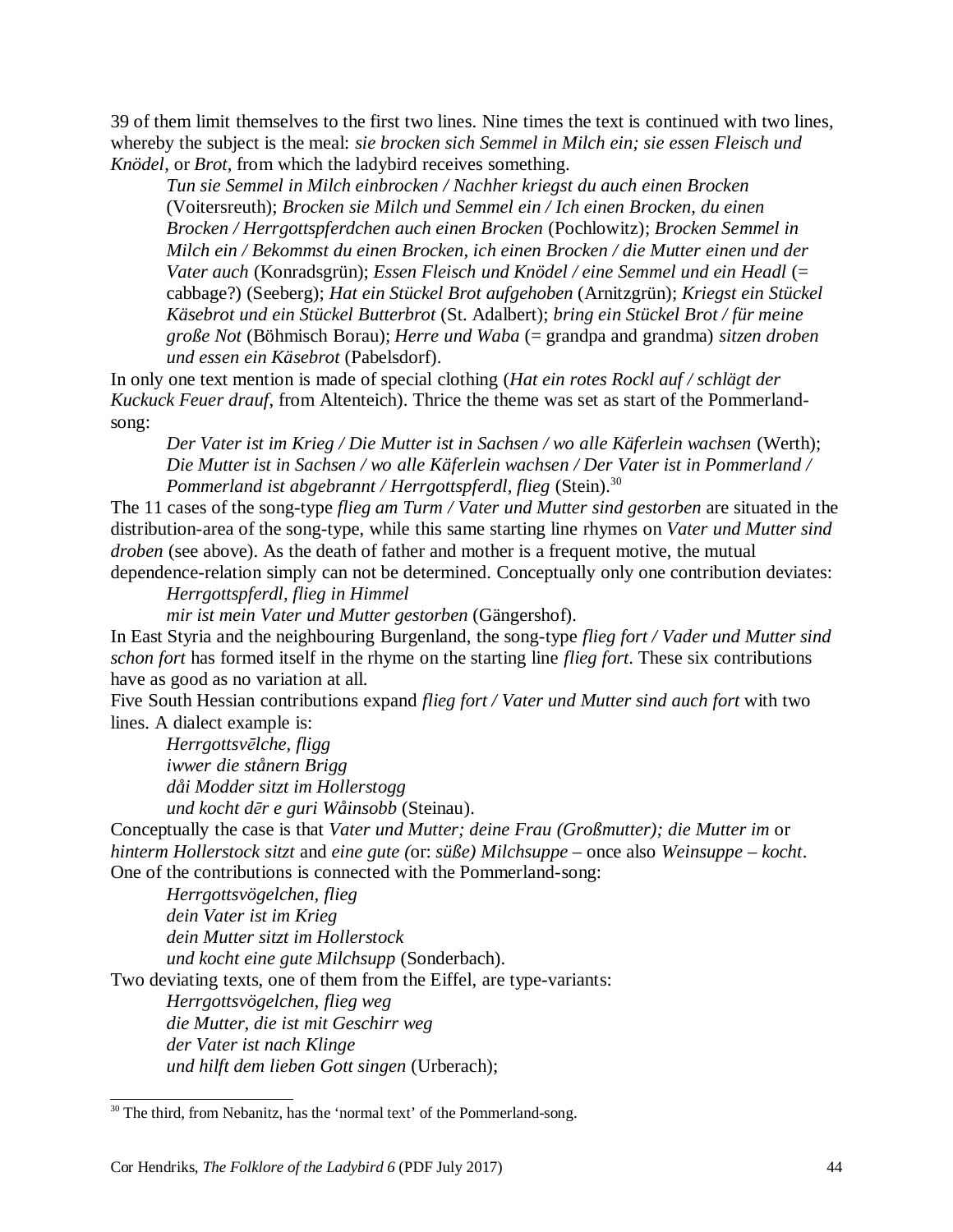39 of them limit themselves to the first two lines. Nine times the text is continued with two lines, whereby the subject is the meal: *sie brocken sich Semmel in Milch ein; sie essen Fleisch und Knödel*, or *Brot*, from which the ladybird receives something.

> *Tun sie Semmel in Milch einbrocken / Nachher kriegst du auch einen Brocken* (Voitersreuth); *Brocken sie Milch und Semmel ein / Ich einen Brocken, du einen Brocken / Herrgottspferdchen auch einen Brocken* (Pochlowitz); *Brocken Semmel in Milch ein / Bekommst du einen Brocken, ich einen Brocken / die Mutter einen und der Vater auch* (Konradsgrün); *Essen Fleisch und Knödel / eine Semmel und ein Headl* (= cabbage?) (Seeberg); *Hat ein Stückel Brot aufgehoben* (Arnitzgrün); *Kriegst ein Stückel Käsebrot und ein Stückel Butterbrot* (St. Adalbert); *bring ein Stückel Brot / für meine große Not* (Böhmisch Borau); *Herre und Waba* (= grandpa and grandma) *sitzen droben und essen ein Käsebrot* (Pabelsdorf).

In only one text mention is made of special clothing (*Hat ein rotes Rockl auf / schlägt der Kuckuck Feuer drauf*, from Altenteich). Thrice the theme was set as start of the Pommerland-song:

> *Der Vater ist im Krieg / Die Mutter ist in Sachsen / wo alle Käferlein wachsen* (Werth); *Die Mutter ist in Sachsen / wo alle Käferlein wachsen / Der Vater ist in Pommerland / Pommerland ist abgebrannt / Herrgottspferdl, flieg* (Stein).[30]

The 11 cases of the song-type *flieg am Turm / Vater und Mutter sind gestorben* are situated in the distribution-area of the song-type, while this same starting line rhymes on *Vater und Mutter sind droben* (see above). As the death of father and mother is a frequent motive, the mutual dependence-relation simply can not be determined. Conceptually only one contribution deviates:

> *Herrgottspferdl, flieg in Himmel*
> *mir ist mein Vater und Mutter gestorben* (Gängershof).

In East Styria and the neighbouring Burgenland, the song-type *flieg fort / Vader und Mutter sind schon fort* has formed itself in the rhyme on the starting line *flieg fort*. These six contributions have as good as no variation at all.

Five South Hessian contributions expand *flieg fort / Vater und Mutter sind auch fort* with two lines. A dialect example is:

> *Herrgottsvēlche, fligg*
> *iwwer die stånern Brigg*
> *dåi Modder sitzt im Hollerstogg*
> *und kocht dēr e guri Wåinsobb* (Steinau).

Conceptually the case is that *Vater und Mutter; deine Frau (Großmutter); die Mutter im* or *hinterm Hollerstock sitzt* and *eine gute (*or: *süße) Milchsuppe* – once also *Weinsuppe – kocht*. One of the contributions is connected with the Pommerland-song:

> *Herrgottsvögelchen, flieg*
> *dein Vater ist im Krieg*
> *dein Mutter sitzt im Hollerstock*
> *und kocht eine gute Milchsupp* (Sonderbach).

Two deviating texts, one of them from the Eiffel, are type-variants:

> *Herrgottsvögelchen, flieg weg*
> *die Mutter, die ist mit Geschirr weg*
> *der Vater ist nach Klinge*
> *und hilft dem lieben Gott singen* (Urberach);

---

[30] The third, from Nebanitz, has the 'normal text' of the Pommerland-song.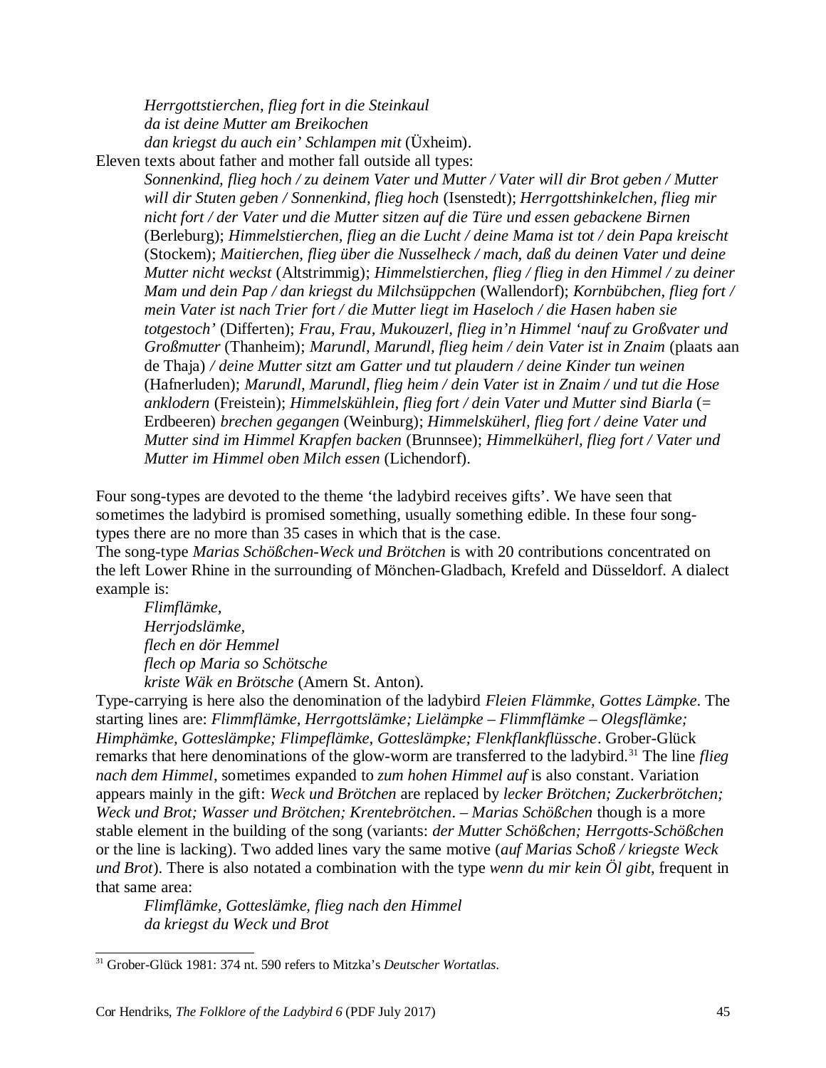*Herrgottstierchen, flieg fort in die Steinkaul*
*da ist deine Mutter am Breikochen*
*dan kriegst du auch ein' Schlampen mit* (Üxheim).

Eleven texts about father and mother fall outside all types:

*Sonnenkind, flieg hoch / zu deinem Vater und Mutter / Vater will dir Brot geben / Mutter will dir Stuten geben / Sonnenkind, flieg hoch* (Isenstedt); *Herrgottshinkelchen, flieg mir nicht fort / der Vater und die Mutter sitzen auf die Türe und essen gebackene Birnen* (Berleburg); *Himmelstierchen, flieg an die Lucht / deine Mama ist tot / dein Papa kreischt* (Stockem); *Maitierchen, flieg über die Nusselheck / mach, daß du deinen Vater und deine Mutter nicht weckst* (Altstrimmig); *Himmelstierchen, flieg / flieg in den Himmel / zu deiner Mam und dein Pap / dan kriegst du Milchsüppchen* (Wallendorf); *Kornbübchen, flieg fort / mein Vater ist nach Trier fort / die Mutter liegt im Haseloch / die Hasen haben sie totgestoch'* (Differten); *Frau, Frau, Mukouzerl, flieg in'n Himmel 'nauf zu Großvater und Großmutter* (Thanheim); *Marundl, Marundl, flieg heim / dein Vater ist in Znaim* (plaats aan de Thaja) */ deine Mutter sitzt am Gatter und tut plaudern / deine Kinder tun weinen* (Hafnerluden); *Marundl, Marundl, flieg heim / dein Vater ist in Znaim / und tut die Hose anklodern* (Freistein); *Himmelskühlein, flieg fort / dein Vater und Mutter sind Biarla* (= Erdbeeren) *brechen gegangen* (Weinburg); *Himmelsküherl, flieg fort / deine Vater und Mutter sind im Himmel Krapfen backen* (Brunnsee); *Himmelküherl, flieg fort / Vater und Mutter im Himmel oben Milch essen* (Lichendorf).

Four song-types are devoted to the theme 'the ladybird receives gifts'. We have seen that sometimes the ladybird is promised something, usually something edible. In these four song-types there are no more than 35 cases in which that is the case.

The song-type *Marias Schößchen-Weck und Brötchen* is with 20 contributions concentrated on the left Lower Rhine in the surrounding of Mönchen-Gladbach, Krefeld and Düsseldorf. A dialect example is:

*Flimflämke,*
*Herrjodslämke,*
*flech en dör Hemmel*
*flech op Maria so Schötsche*
*kriste Wäk en Brötsche* (Amern St. Anton).

Type-carrying is here also the denomination of the ladybird *Fleien Flämmke, Gottes Lämpke*. The starting lines are: *Flimmflämke, Herrgottslämke; Lielämpke – Flimmflämke – Olegsflämke; Himphämke, Gotteslämpke; Flimpeflämke, Gotteslämpke; Flenkflankflüssche*. Grober-Glück remarks that here denominations of the glow-worm are transferred to the ladybird.[31] The line *flieg nach dem Himmel*, sometimes expanded to *zum hohen Himmel auf* is also constant. Variation appears mainly in the gift: *Weck und Brötchen* are replaced by *lecker Brötchen; Zuckerbrötchen; Weck und Brot; Wasser und Brötchen; Krentebrötchen*. – *Marias Schößchen* though is a more stable element in the building of the song (variants: *der Mutter Schößchen; Herrgotts-Schößchen* or the line is lacking). Two added lines vary the same motive (*auf Marias Schoß / kriegste Weck und Brot*). There is also notated a combination with the type *wenn du mir kein Öl gibt*, frequent in that same area:

*Flimflämke, Gotteslämke, flieg nach den Himmel*
*da kriegst du Weck und Brot*

[31] Grober-Glück 1981: 374 nt. 590 refers to Mitzka's *Deutscher Wortatlas*.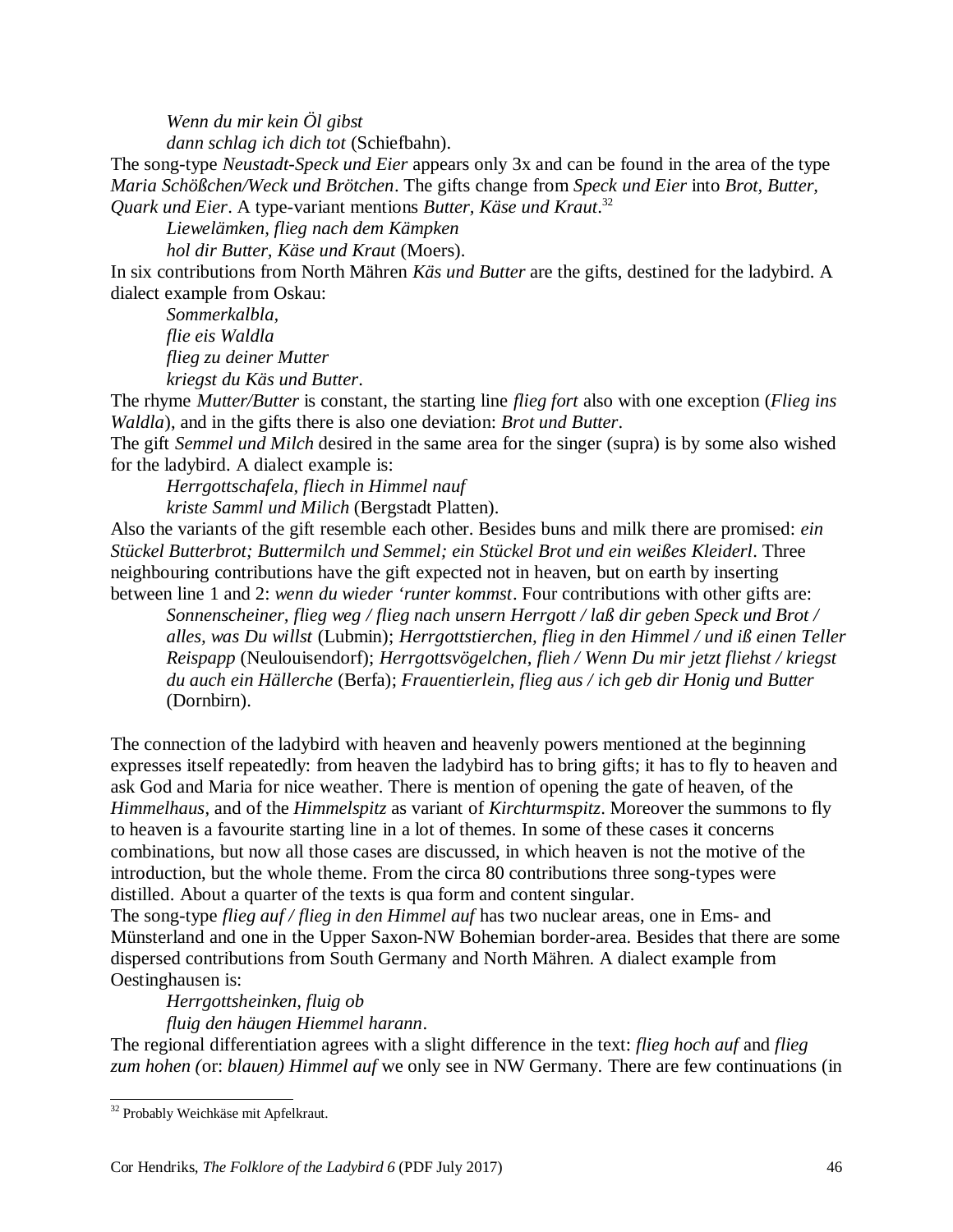*Wenn du mir kein Öl gibst*
*dann schlag ich dich tot* (Schiefbahn).

The song-type *Neustadt-Speck und Eier* appears only 3x and can be found in the area of the type *Maria Schößchen/Weck und Brötchen*. The gifts change from *Speck und Eier* into *Brot, Butter, Quark und Eier*. A type-variant mentions *Butter, Käse und Kraut*.[32]

*Liewelämken, flieg nach dem Kämpken*
*hol dir Butter, Käse und Kraut* (Moers).

In six contributions from North Mähren *Käs und Butter* are the gifts, destined for the ladybird. A dialect example from Oskau:

*Sommerkalbla,*
*flie eis Waldla*
*flieg zu deiner Mutter*
*kriegst du Käs und Butter*.

The rhyme *Mutter/Butter* is constant, the starting line *flieg fort* also with one exception (*Flieg ins Waldla*), and in the gifts there is also one deviation: *Brot und Butter*.

The gift *Semmel und Milch* desired in the same area for the singer (supra) is by some also wished for the ladybird. A dialect example is:

*Herrgottschafela, fliech in Himmel nauf*
*kriste Samml und Milich* (Bergstadt Platten).

Also the variants of the gift resemble each other. Besides buns and milk there are promised: *ein Stückel Butterbrot; Buttermilch und Semmel; ein Stückel Brot und ein weißes Kleiderl*. Three neighbouring contributions have the gift expected not in heaven, but on earth by inserting between line 1 and 2: *wenn du wieder 'runter kommst*. Four contributions with other gifts are:

*Sonnenscheiner, flieg weg / flieg nach unsern Herrgott / laß dir geben Speck und Brot / alles, was Du willst* (Lubmin); *Herrgottstierchen, flieg in den Himmel / und iß einen Teller Reispapp* (Neulouisendorf); *Herrgottsvögelchen, flieh / Wenn Du mir jetzt fliehst / kriegst du auch ein Hällerche* (Berfa); *Frauentierlein, flieg aus / ich geb dir Honig und Butter* (Dornbirn).

The connection of the ladybird with heaven and heavenly powers mentioned at the beginning expresses itself repeatedly: from heaven the ladybird has to bring gifts; it has to fly to heaven and ask God and Maria for nice weather. There is mention of opening the gate of heaven, of the *Himmelhaus*, and of the *Himmelspitz* as variant of *Kirchturmspitz*. Moreover the summons to fly to heaven is a favourite starting line in a lot of themes. In some of these cases it concerns combinations, but now all those cases are discussed, in which heaven is not the motive of the introduction, but the whole theme. From the circa 80 contributions three song-types were distilled. About a quarter of the texts is qua form and content singular.

The song-type *flieg auf / flieg in den Himmel auf* has two nuclear areas, one in Ems- and Münsterland and one in the Upper Saxon-NW Bohemian border-area. Besides that there are some dispersed contributions from South Germany and North Mähren. A dialect example from Oestinghausen is:

*Herrgottsheinken, fluig ob*
*fluig den häugen Hiemmel harann*.

The regional differentiation agrees with a slight difference in the text: *flieg hoch auf* and *flieg zum hohen (*or: *blauen) Himmel auf* we only see in NW Germany. There are few continuations (in

[32] Probably Weichkäse mit Apfelkraut.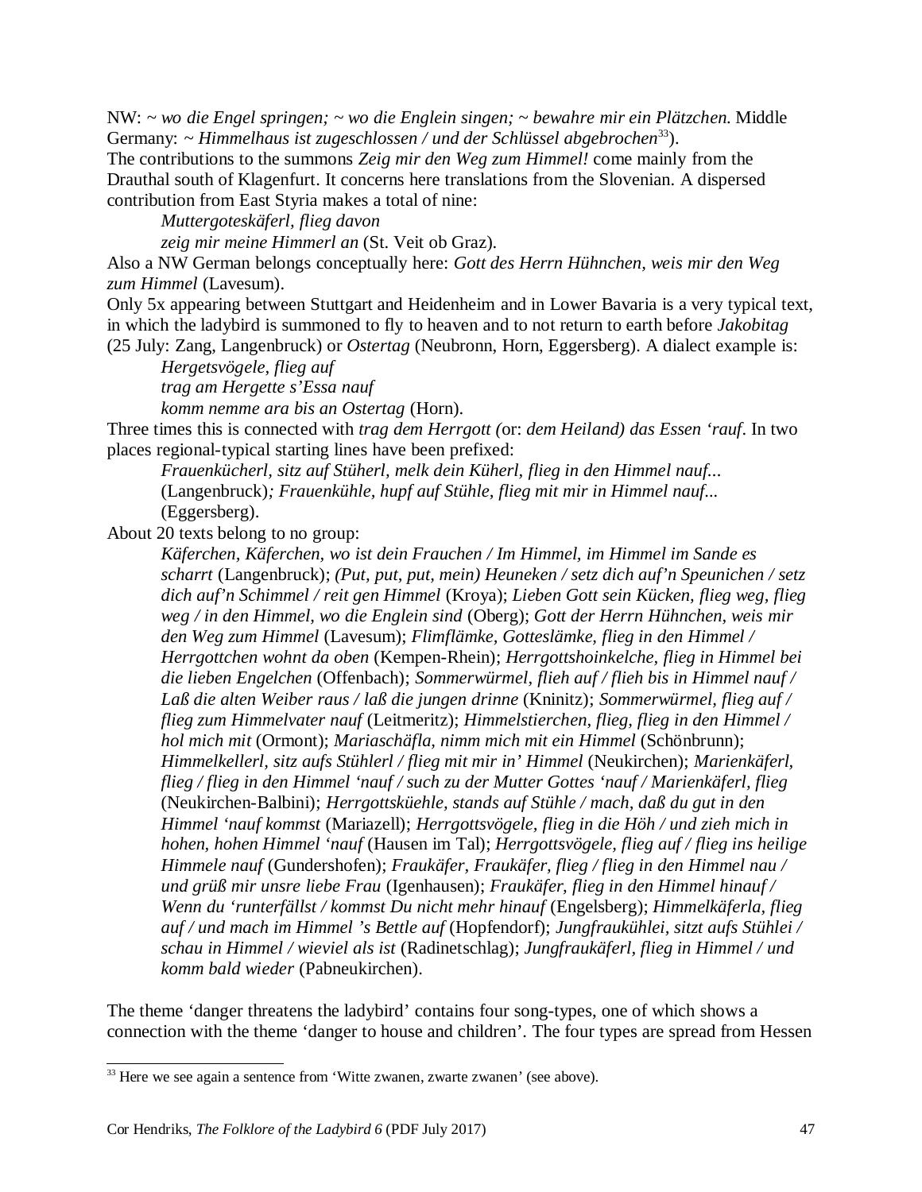NW: ~ *wo die Engel springen; ~ wo die Englein singen; ~ bewahre mir ein Plätzchen.* Middle Germany: ~ *Himmelhaus ist zugeschlossen / und der Schlüssel abgebrochen*[33]).
The contributions to the summons *Zeig mir den Weg zum Himmel!* come mainly from the Drauthal south of Klagenfurt. It concerns here translations from the Slovenian. A dispersed contribution from East Styria makes a total of nine:

> *Muttergoteskäferl, flieg davon*
> *zeig mir meine Himmerl an* (St. Veit ob Graz).

Also a NW German belongs conceptually here: *Gott des Herrn Hühnchen, weis mir den Weg zum Himmel* (Lavesum).
Only 5x appearing between Stuttgart and Heidenheim and in Lower Bavaria is a very typical text, in which the ladybird is summoned to fly to heaven and to not return to earth before *Jakobitag* (25 July: Zang, Langenbruck) or *Ostertag* (Neubronn, Horn, Eggersberg). A dialect example is:

> *Hergetsvögele, flieg auf*
> *trag am Hergette s'Essa nauf*
> *komm nemme ara bis an Ostertag* (Horn).

Three times this is connected with *trag dem Herrgott (*or: *dem Heiland) das Essen 'rauf*. In two places regional-typical starting lines have been prefixed:

> *Frauenkücherl, sitz auf Stüherl, melk dein Küherl, flieg in den Himmel nauf...* (Langenbruck)*; Frauenkühle, hupf auf Stühle, flieg mit mir in Himmel nauf...* (Eggersberg).

About 20 texts belong to no group:

> *Käferchen, Käferchen, wo ist dein Frauchen / Im Himmel, im Himmel im Sande es scharrt* (Langenbruck); *(Put, put, put, mein) Heuneken / setz dich auf'n Speunichen / setz dich auf'n Schimmel / reit gen Himmel* (Kroya); *Lieben Gott sein Kücken, flieg weg, flieg weg / in den Himmel, wo die Englein sind* (Oberg); *Gott der Herrn Hühnchen, weis mir den Weg zum Himmel* (Lavesum); *Flimflämke, Gotteslämke, flieg in den Himmel / Herrgottchen wohnt da oben* (Kempen-Rhein); *Herrgottshoinkelche, flieg in Himmel bei die lieben Engelchen* (Offenbach); *Sommerwürmel, flieh auf / flieh bis in Himmel nauf / Laß die alten Weiber raus / laß die jungen drinne* (Kninitz); *Sommerwürmel, flieg auf / flieg zum Himmelvater nauf* (Leitmeritz); *Himmelstierchen, flieg, flieg in den Himmel / hol mich mit* (Ormont); *Mariaschäfla, nimm mich mit ein Himmel* (Schönbrunn); *Himmelkellerl, sitz aufs Stühlerl / flieg mit mir in' Himmel* (Neukirchen); *Marienkäferl, flieg / flieg in den Himmel 'nauf / such zu der Mutter Gottes 'nauf / Marienkäferl, flieg* (Neukirchen-Balbini); *Herrgottsküehle, stands auf Stühle / mach, daß du gut in den Himmel 'nauf kommst* (Mariazell); *Herrgottsvögele, flieg in die Höh / und zieh mich in hohen, hohen Himmel 'nauf* (Hausen im Tal); *Herrgottsvögele, flieg auf / flieg ins heilige Himmele nauf* (Gundershofen); *Fraukäfer, Fraukäfer, flieg / flieg in den Himmel nau / und grüß mir unsre liebe Frau* (Igenhausen); *Fraukäfer, flieg in den Himmel hinauf / Wenn du 'runterfällst / kommst Du nicht mehr hinauf* (Engelsberg); *Himmelkäferla, flieg auf / und mach im Himmel 's Bettle auf* (Hopfendorf); *Jungfraukühlei, sitzt aufs Stühlei / schau in Himmel / wieviel als ist* (Radinetschlag); *Jungfraukäferl, flieg in Himmel / und komm bald wieder* (Pabneukirchen).

The theme 'danger threatens the ladybird' contains four song-types, one of which shows a connection with the theme 'danger to house and children'. The four types are spread from Hessen

[33] Here we see again a sentence from 'Witte zwanen, zwarte zwanen' (see above).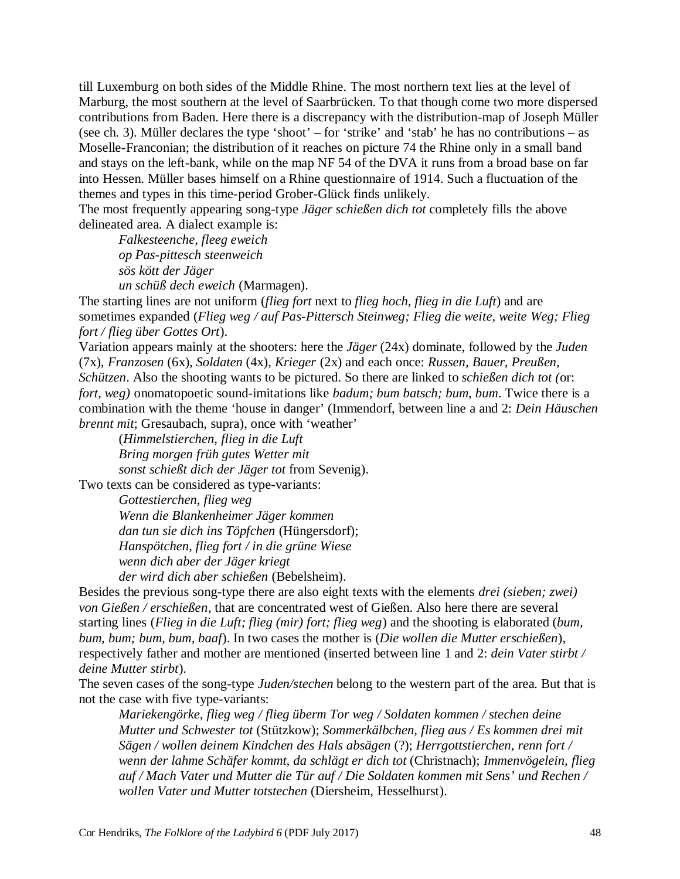till Luxemburg on both sides of the Middle Rhine. The most northern text lies at the level of Marburg, the most southern at the level of Saarbrücken. To that though come two more dispersed contributions from Baden. Here there is a discrepancy with the distribution-map of Joseph Müller (see ch. 3). Müller declares the type 'shoot' – for 'strike' and 'stab' he has no contributions – as Moselle-Franconian; the distribution of it reaches on picture 74 the Rhine only in a small band and stays on the left-bank, while on the map NF 54 of the DVA it runs from a broad base on far into Hessen. Müller bases himself on a Rhine questionnaire of 1914. Such a fluctuation of the themes and types in this time-period Grober-Glück finds unlikely.

The most frequently appearing song-type *Jäger schießen dich tot* completely fills the above delineated area. A dialect example is:

> *Falkesteenche, fleeg eweich*
> *op Pas-pittesch steenweich*
> *sös kött der Jäger*
> *un schüß dech eweich* (Marmagen).

The starting lines are not uniform (*flieg fort* next to *flieg hoch*, *flieg in die Luft*) and are sometimes expanded (*Flieg weg / auf Pas-Pittersch Steinweg; Flieg die weite, weite Weg; Flieg fort / flieg über Gottes Ort*).

Variation appears mainly at the shooters: here the *Jäger* (24x) dominate, followed by the *Juden* (7x), *Franzosen* (6x), *Soldaten* (4x), *Krieger* (2x) and each once: *Russen, Bauer, Preußen, Schützen*. Also the shooting wants to be pictured. So there are linked to *schießen dich tot (*or: *fort, weg)* onomatopoetic sound-imitations like *badum; bum batsch; bum, bum*. Twice there is a combination with the theme 'house in danger' (Immendorf, between line a and 2: *Dein Häuschen brennt mit*; Gresaubach, supra), once with 'weather'

> (*Himmelstierchen, flieg in die Luft*
> *Bring morgen früh gutes Wetter mit*
> *sonst schießt dich der Jäger tot* from Sevenig).

Two texts can be considered as type-variants:

> *Gottestierchen, flieg weg*
> *Wenn die Blankenheimer Jäger kommen*
> *dan tun sie dich ins Töpfchen* (Hüngersdorf);
> *Hanspötchen, flieg fort / in die grüne Wiese*
> *wenn dich aber der Jäger kriegt*
> *der wird dich aber schießen* (Bebelsheim).

Besides the previous song-type there are also eight texts with the elements *drei (sieben; zwei) von Gießen / erschießen*, that are concentrated west of Gießen. Also here there are several starting lines (*Flieg in die Luft; flieg (mir) fort; flieg weg*) and the shooting is elaborated (*bum, bum, bum; bum, bum, baaf*). In two cases the mother is (*Die wollen die Mutter erschießen*), respectively father and mother are mentioned (inserted between line 1 and 2: *dein Vater stirbt / deine Mutter stirbt*).

The seven cases of the song-type *Juden/stechen* belong to the western part of the area. But that is not the case with five type-variants:

> *Mariekengörke, flieg weg / flieg überm Tor weg / Soldaten kommen / stechen deine Mutter und Schwester tot* (Stützkow); *Sommerkälbchen, flieg aus / Es kommen drei mit Sägen / wollen deinem Kindchen des Hals absägen* (?); *Herrgottstierchen, renn fort / wenn der lahme Schäfer kommt, da schlägt er dich tot* (Christnach); *Immenvögelein, flieg auf / Mach Vater und Mutter die Tür auf / Die Soldaten kommen mit Sens' und Rechen / wollen Vater und Mutter totstechen* (Diersheim, Hesselhurst).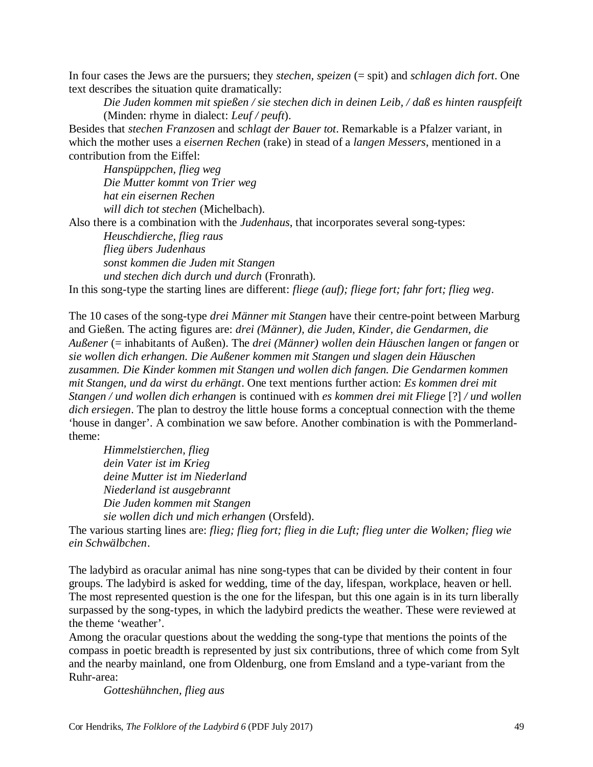In four cases the Jews are the pursuers; they *stechen, speizen* (= spit) and *schlagen dich fort*. One text describes the situation quite dramatically:

> *Die Juden kommen mit spießen / sie stechen dich in deinen Leib, / daß es hinten rauspfeift* (Minden: rhyme in dialect: *Leuf / peuft*).

Besides that *stechen Franzosen* and *schlagt der Bauer tot*. Remarkable is a Pfalzer variant, in which the mother uses a *eisernen Rechen* (rake) in stead of a *langen Messers*, mentioned in a contribution from the Eiffel:

> *Hanspüppchen, flieg weg*
> *Die Mutter kommt von Trier weg*
> *hat ein eisernen Rechen*
> *will dich tot stechen* (Michelbach).

Also there is a combination with the *Judenhaus*, that incorporates several song-types:

> *Heuschdierche, flieg raus*
> *flieg übers Judenhaus*
> *sonst kommen die Juden mit Stangen*
> *und stechen dich durch und durch* (Fronrath).

In this song-type the starting lines are different: *fliege (auf); fliege fort; fahr fort; flieg weg*.

The 10 cases of the song-type *drei Männer mit Stangen* have their centre-point between Marburg and Gießen. The acting figures are: *drei (Männer), die Juden, Kinder, die Gendarmen, die Außener* (= inhabitants of Außen). The *drei (Männer) wollen dein Häuschen langen* or *fangen* or *sie wollen dich erhangen. Die Außener kommen mit Stangen und slagen dein Häuschen zusammen. Die Kinder kommen mit Stangen und wollen dich fangen. Die Gendarmen kommen mit Stangen, und da wirst du erhängt*. One text mentions further action: *Es kommen drei mit Stangen / und wollen dich erhangen* is continued with *es kommen drei mit Fliege* [?] */ und wollen dich ersiegen*. The plan to destroy the little house forms a conceptual connection with the theme 'house in danger'. A combination we saw before. Another combination is with the Pommerland-theme:

> *Himmelstierchen, flieg*
> *dein Vater ist im Krieg*
> *deine Mutter ist im Niederland*
> *Niederland ist ausgebrannt*
> *Die Juden kommen mit Stangen*
> *sie wollen dich und mich erhangen* (Orsfeld).

The various starting lines are: *flieg; flieg fort; flieg in die Luft; flieg unter die Wolken; flieg wie ein Schwälbchen*.

The ladybird as oracular animal has nine song-types that can be divided by their content in four groups. The ladybird is asked for wedding, time of the day, lifespan, workplace, heaven or hell. The most represented question is the one for the lifespan, but this one again is in its turn liberally surpassed by the song-types, in which the ladybird predicts the weather. These were reviewed at the theme 'weather'.

Among the oracular questions about the wedding the song-type that mentions the points of the compass in poetic breadth is represented by just six contributions, three of which come from Sylt and the nearby mainland, one from Oldenburg, one from Emsland and a type-variant from the Ruhr-area:

> *Gotteshühnchen, flieg aus*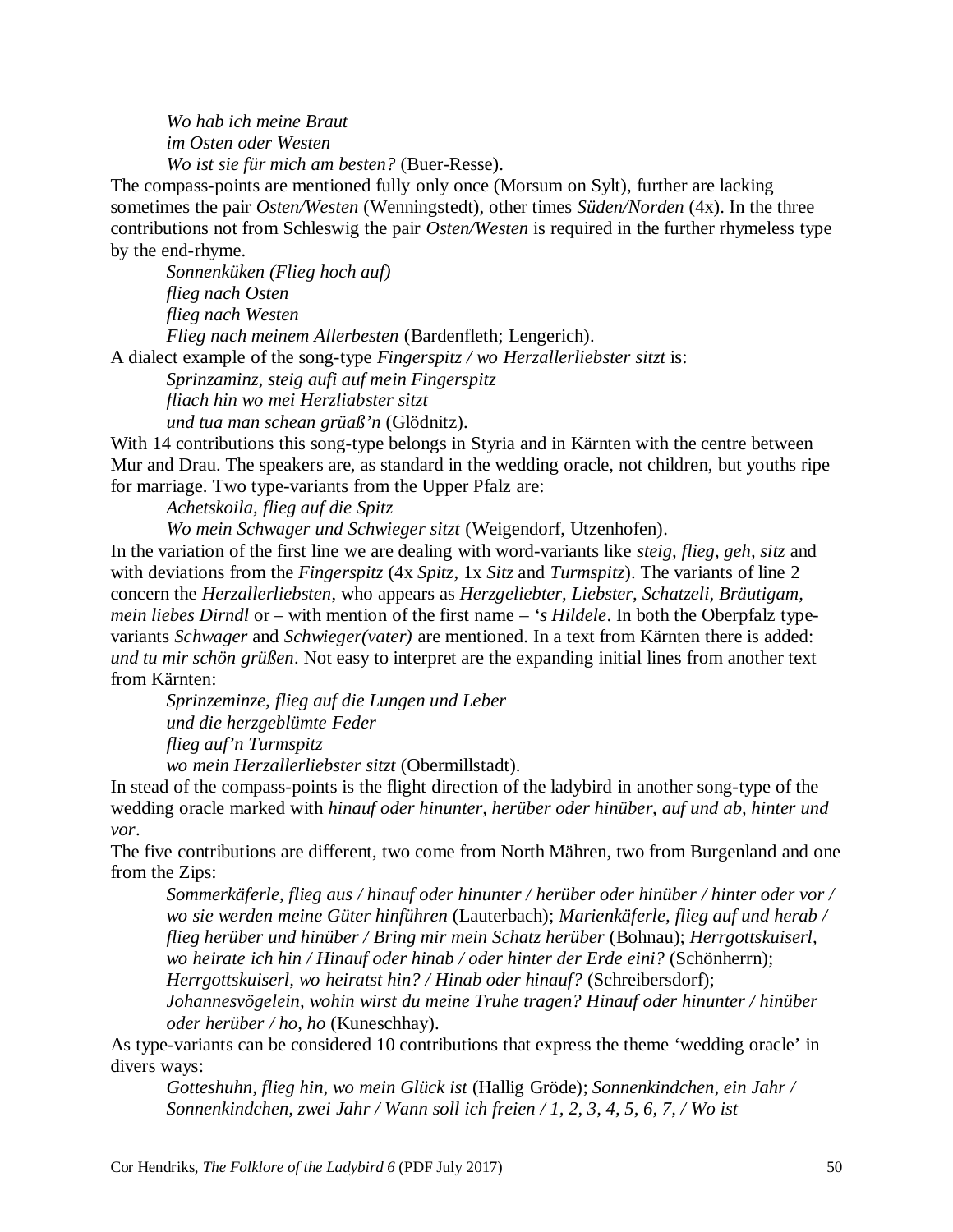*Wo hab ich meine Braut*
*im Osten oder Westen*
*Wo ist sie für mich am besten?* (Buer-Resse).

The compass-points are mentioned fully only once (Morsum on Sylt), further are lacking sometimes the pair *Osten/Westen* (Wenningstedt), other times *Süden/Norden* (4x). In the three contributions not from Schleswig the pair *Osten/Westen* is required in the further rhymeless type by the end-rhyme.

*Sonnenküken (Flieg hoch auf)*
*flieg nach Osten*
*flieg nach Westen*
*Flieg nach meinem Allerbesten* (Bardenfleth; Lengerich).

A dialect example of the song-type *Fingerspitz / wo Herzallerliebster sitzt* is:

*Sprinzaminz, steig aufi auf mein Fingerspitz*
*fliach hin wo mei Herzliabster sitzt*
*und tua man schean grüaß'n* (Glödnitz).

With 14 contributions this song-type belongs in Styria and in Kärnten with the centre between Mur and Drau. The speakers are, as standard in the wedding oracle, not children, but youths ripe for marriage. Two type-variants from the Upper Pfalz are:

*Achetskoila, flieg auf die Spitz*
*Wo mein Schwager und Schwieger sitzt* (Weigendorf, Utzenhofen).

In the variation of the first line we are dealing with word-variants like *steig, flieg, geh, sitz* and with deviations from the *Fingerspitz* (4x *Spitz*, 1x *Sitz* and *Turmspitz*). The variants of line 2 concern the *Herzallerliebsten*, who appears as *Herzgeliebter, Liebster, Schatzeli, Bräutigam, mein liebes Dirndl* or – with mention of the first name – *'s Hildele*. In both the Oberpfalz type-variants *Schwager* and *Schwieger(vater)* are mentioned. In a text from Kärnten there is added: *und tu mir schön grüßen*. Not easy to interpret are the expanding initial lines from another text from Kärnten:

*Sprinzeminze, flieg auf die Lungen und Leber*
*und die herzgeblümte Feder*
*flieg auf'n Turmspitz*
*wo mein Herzallerliebster sitzt* (Obermillstadt).

In stead of the compass-points is the flight direction of the ladybird in another song-type of the wedding oracle marked with *hinauf oder hinunter, herüber oder hinüber, auf und ab, hinter und vor*.

The five contributions are different, two come from North Mähren, two from Burgenland and one from the Zips:

*Sommerkäferle, flieg aus / hinauf oder hinunter / herüber oder hinüber / hinter oder vor / wo sie werden meine Güter hinführen* (Lauterbach); *Marienkäferle, flieg auf und herab / flieg herüber und hinüber / Bring mir mein Schatz herüber* (Bohnau); *Herrgottskuiserl, wo heirate ich hin / Hinauf oder hinab / oder hinter der Erde eini?* (Schönherrn); *Herrgottskuiserl, wo heiratst hin? / Hinab oder hinauf?* (Schreibersdorf); *Johannesvögelein, wohin wirst du meine Truhe tragen? Hinauf oder hinunter / hinüber oder herüber / ho, ho* (Kuneschhay).

As type-variants can be considered 10 contributions that express the theme 'wedding oracle' in divers ways:

*Gotteshuhn, flieg hin, wo mein Glück ist* (Hallig Gröde); *Sonnenkindchen, ein Jahr / Sonnenkindchen, zwei Jahr / Wann soll ich freien / 1, 2, 3, 4, 5, 6, 7, / Wo ist*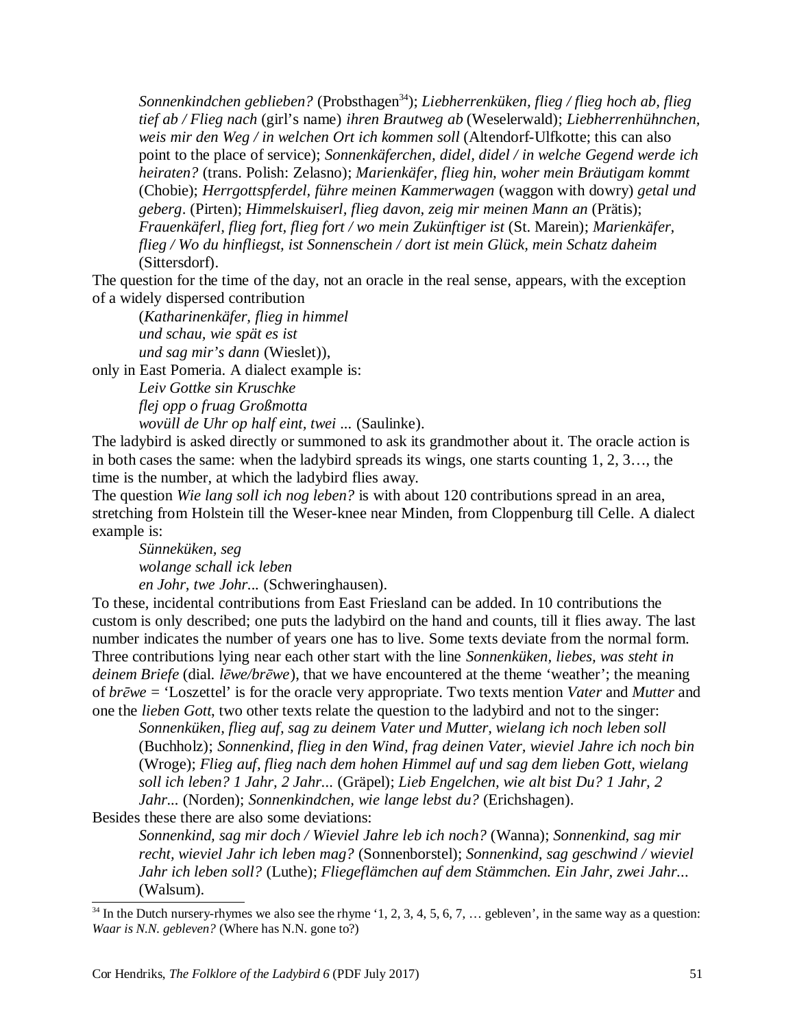*Sonnenkindchen geblieben?* (Probsthagen[34]); *Liebherrenküken, flieg / flieg hoch ab, flieg tief ab / Flieg nach* (girl's name) *ihren Brautweg ab* (Weselerwald); *Liebherrenhühnchen, weis mir den Weg / in welchen Ort ich kommen soll* (Altendorf-Ulfkotte; this can also point to the place of service); *Sonnenkäferchen, didel, didel / in welche Gegend werde ich heiraten?* (trans. Polish: Zelasno); *Marienkäfer, flieg hin, woher mein Bräutigam kommt* (Chobie); *Herrgottspferdel, führe meinen Kammerwagen* (waggon with dowry) *getal und geberg*. (Pirten); *Himmelskuiserl, flieg davon, zeig mir meinen Mann an* (Prätis); *Frauenkäferl, flieg fort, flieg fort / wo mein Zukünftiger ist* (St. Marein); *Marienkäfer, flieg / Wo du hinfliegst, ist Sonnenschein / dort ist mein Glück, mein Schatz daheim* (Sittersdorf).

The question for the time of the day, not an oracle in the real sense, appears, with the exception of a widely dispersed contribution

> (*Katharinenkäfer, flieg in himmel*
> *und schau, wie spät es ist*
> *und sag mir's dann* (Wieslet)),

only in East Pomeria. A dialect example is:

> *Leiv Gottke sin Kruschke*
> *flej opp o fruag Großmotta*
> *wovüll de Uhr op half eint, twei ...* (Saulinke).

The ladybird is asked directly or summoned to ask its grandmother about it. The oracle action is in both cases the same: when the ladybird spreads its wings, one starts counting 1, 2, 3…, the time is the number, at which the ladybird flies away.

The question *Wie lang soll ich nog leben?* is with about 120 contributions spread in an area, stretching from Holstein till the Weser-knee near Minden, from Cloppenburg till Celle. A dialect example is:

> *Sünneküken, seg*
> *wolange schall ick leben*
> *en Johr, twe Johr...* (Schweringhausen).

To these, incidental contributions from East Friesland can be added. In 10 contributions the custom is only described; one puts the ladybird on the hand and counts, till it flies away. The last number indicates the number of years one has to live. Some texts deviate from the normal form. Three contributions lying near each other start with the line *Sonnenküken, liebes, was steht in deinem Briefe* (dial. *lēwe/brēwe*), that we have encountered at the theme 'weather'; the meaning of *brēwe* = 'Loszettel' is for the oracle very appropriate. Two texts mention *Vater* and *Mutter* and one the *lieben Gott*, two other texts relate the question to the ladybird and not to the singer:

> *Sonnenküken, flieg auf, sag zu deinem Vater und Mutter, wielang ich noch leben soll* (Buchholz); *Sonnenkind, flieg in den Wind, frag deinen Vater, wieviel Jahre ich noch bin* (Wroge); *Flieg auf, flieg nach dem hohen Himmel auf und sag dem lieben Gott, wielang soll ich leben? 1 Jahr, 2 Jahr...* (Gräpel); *Lieb Engelchen, wie alt bist Du? 1 Jahr, 2 Jahr...* (Norden); *Sonnenkindchen, wie lange lebst du?* (Erichshagen).

Besides these there are also some deviations:

> *Sonnenkind, sag mir doch / Wieviel Jahre leb ich noch?* (Wanna); *Sonnenkind, sag mir recht, wieviel Jahr ich leben mag?* (Sonnenborstel); *Sonnenkind, sag geschwind / wieviel Jahr ich leben soll?* (Luthe); *Fliegeflämchen auf dem Stämmchen. Ein Jahr, zwei Jahr...* (Walsum).

---

[34] In the Dutch nursery-rhymes we also see the rhyme '1, 2, 3, 4, 5, 6, 7, … gebleven', in the same way as a question: *Waar is N.N. gebleven?* (Where has N.N. gone to?)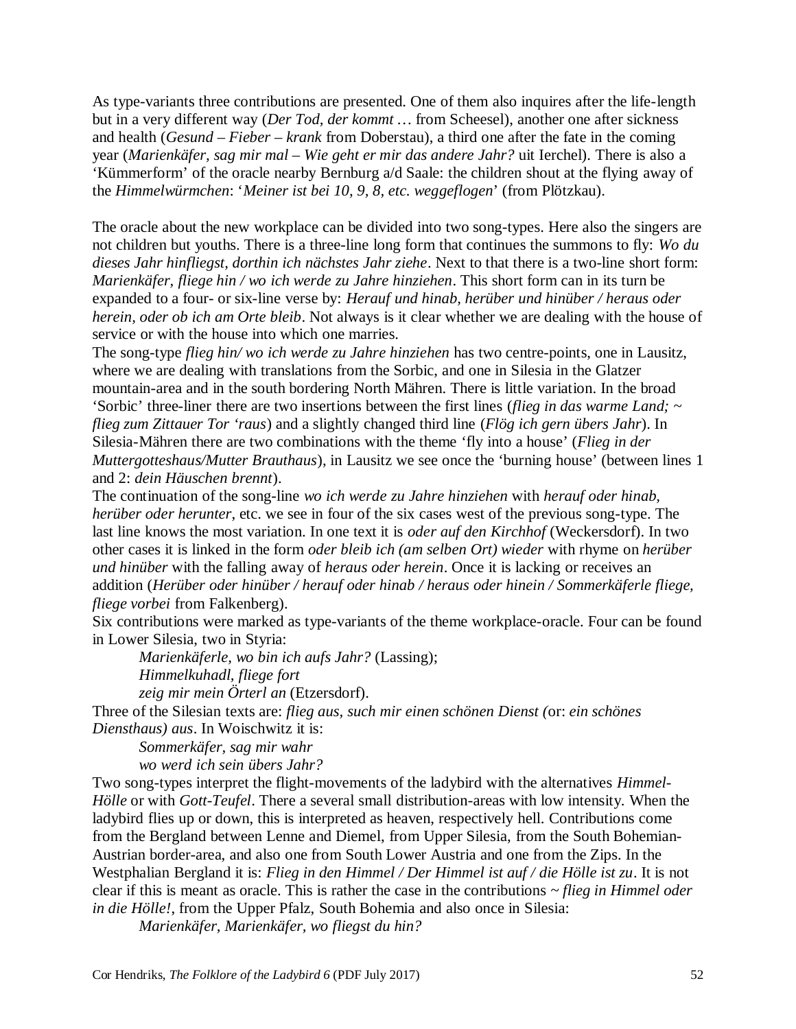As type-variants three contributions are presented. One of them also inquires after the life-length but in a very different way (*Der Tod, der kommt …* from Scheesel), another one after sickness and health (*Gesund – Fieber – krank* from Doberstau), a third one after the fate in the coming year (*Marienkäfer, sag mir mal – Wie geht er mir das andere Jahr?* uit Ierchel). There is also a 'Kümmerform' of the oracle nearby Bernburg a/d Saale: the children shout at the flying away of the *Himmelwürmchen*: '*Meiner ist bei 10, 9, 8, etc. weggeflogen*' (from Plötzkau).

The oracle about the new workplace can be divided into two song-types. Here also the singers are not children but youths. There is a three-line long form that continues the summons to fly: *Wo du dieses Jahr hinfliegst, dorthin ich nächstes Jahr ziehe*. Next to that there is a two-line short form: *Marienkäfer, fliege hin / wo ich werde zu Jahre hinziehen*. This short form can in its turn be expanded to a four- or six-line verse by: *Herauf und hinab, herüber und hinüber / heraus oder herein, oder ob ich am Orte bleib*. Not always is it clear whether we are dealing with the house of service or with the house into which one marries.

The song-type *flieg hin/ wo ich werde zu Jahre hinziehen* has two centre-points, one in Lausitz, where we are dealing with translations from the Sorbic, and one in Silesia in the Glatzer mountain-area and in the south bordering North Mähren. There is little variation. In the broad 'Sorbic' three-liner there are two insertions between the first lines (*flieg in das warme Land; ~ flieg zum Zittauer Tor 'raus*) and a slightly changed third line (*Flög ich gern übers Jahr*). In Silesia-Mähren there are two combinations with the theme 'fly into a house' (*Flieg in der Muttergotteshaus/Mutter Brauthaus*), in Lausitz we see once the 'burning house' (between lines 1 and 2: *dein Häuschen brennt*).

The continuation of the song-line *wo ich werde zu Jahre hinziehen* with *herauf oder hinab, herüber oder herunter*, etc. we see in four of the six cases west of the previous song-type. The last line knows the most variation. In one text it is *oder auf den Kirchhof* (Weckersdorf). In two other cases it is linked in the form *oder bleib ich (am selben Ort) wieder* with rhyme on *herüber und hinüber* with the falling away of *heraus oder herein*. Once it is lacking or receives an addition (*Herüber oder hinüber / herauf oder hinab / heraus oder hinein / Sommerkäferle fliege, fliege vorbei* from Falkenberg).

Six contributions were marked as type-variants of the theme workplace-oracle. Four can be found in Lower Silesia, two in Styria:

> *Marienkäferle, wo bin ich aufs Jahr?* (Lassing);
> *Himmelkuhadl, fliege fort*
> *zeig mir mein Örterl an* (Etzersdorf).

Three of the Silesian texts are: *flieg aus, such mir einen schönen Dienst (*or: *ein schönes Diensthaus) aus*. In Woischwitz it is:

> *Sommerkäfer, sag mir wahr*
> *wo werd ich sein übers Jahr?*

Two song-types interpret the flight-movements of the ladybird with the alternatives *Himmel-Hölle* or with *Gott-Teufel*. There a several small distribution-areas with low intensity. When the ladybird flies up or down, this is interpreted as heaven, respectively hell. Contributions come from the Bergland between Lenne and Diemel, from Upper Silesia, from the South Bohemian-Austrian border-area, and also one from South Lower Austria and one from the Zips. In the Westphalian Bergland it is: *Flieg in den Himmel / Der Himmel ist auf / die Hölle ist zu*. It is not clear if this is meant as oracle. This is rather the case in the contributions *~ flieg in Himmel oder in die Hölle!*, from the Upper Pfalz, South Bohemia and also once in Silesia:

> *Marienkäfer, Marienkäfer, wo fliegst du hin?*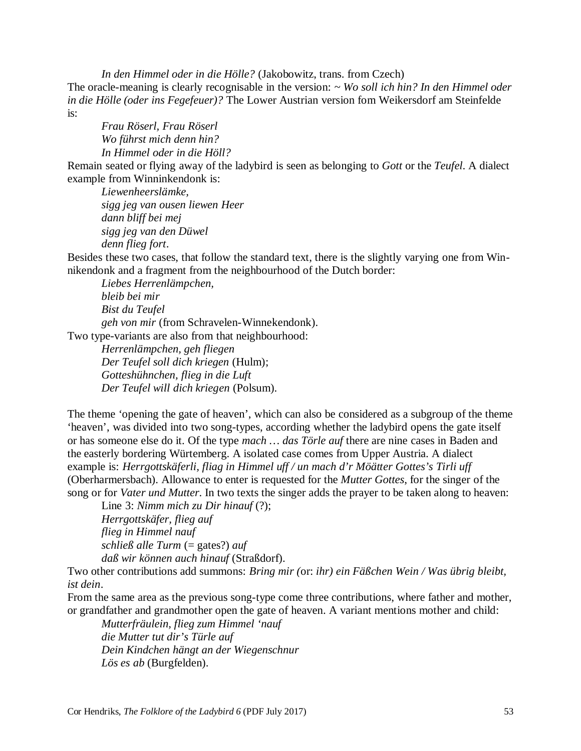*In den Himmel oder in die Hölle?* (Jakobowitz, trans. from Czech)

The oracle-meaning is clearly recognisable in the version: ~ *Wo soll ich hin? In den Himmel oder in die Hölle (oder ins Fegefeuer)?* The Lower Austrian version fom Weikersdorf am Steinfelde is:

*Frau Röserl, Frau Röserl*
*Wo führst mich denn hin?*
*In Himmel oder in die Höll?*

Remain seated or flying away of the ladybird is seen as belonging to *Gott* or the *Teufel*. A dialect example from Winninkendonk is:

*Liewenheerslämke,*
*sigg jeg van ousen liewen Heer*
*dann bliff bei mej*
*sigg jeg van den Düwel*
*denn flieg fort*.

Besides these two cases, that follow the standard text, there is the slightly varying one from Winnikendonk and a fragment from the neighbourhood of the Dutch border:

*Liebes Herrenlämpchen,*
*bleib bei mir*
*Bist du Teufel*
*geh von mir* (from Schravelen-Winnekendonk).

Two type-variants are also from that neighbourhood:

*Herrenlämpchen, geh fliegen*
*Der Teufel soll dich kriegen* (Hulm);
*Gotteshühnchen, flieg in die Luft*
*Der Teufel will dich kriegen* (Polsum).

The theme 'opening the gate of heaven', which can also be considered as a subgroup of the theme 'heaven', was divided into two song-types, according whether the ladybird opens the gate itself or has someone else do it. Of the type *mach … das Törle auf* there are nine cases in Baden and the easterly bordering Würtemberg. A isolated case comes from Upper Austria. A dialect example is: *Herrgottskäferli, fliag in Himmel uff / un mach d'r Möätter Gottes's Tirli uff* (Oberharmersbach). Allowance to enter is requested for the *Mutter Gottes*, for the singer of the song or for *Vater und Mutter*. In two texts the singer adds the prayer to be taken along to heaven:

Line 3: *Nimm mich zu Dir hinauf* (?);
*Herrgottskäfer, flieg auf*
*flieg in Himmel nauf*
*schließ alle Turm* (= gates?) *auf*
*daß wir können auch hinauf* (Straßdorf).

Two other contributions add summons: *Bring mir (*or: *ihr) ein Fäßchen Wein / Was übrig bleibt, ist dein*.

From the same area as the previous song-type come three contributions, where father and mother, or grandfather and grandmother open the gate of heaven. A variant mentions mother and child:

*Mutterfräulein, flieg zum Himmel 'nauf*
*die Mutter tut dir's Türle auf*
*Dein Kindchen hängt an der Wiegenschnur*
*Lös es ab* (Burgfelden).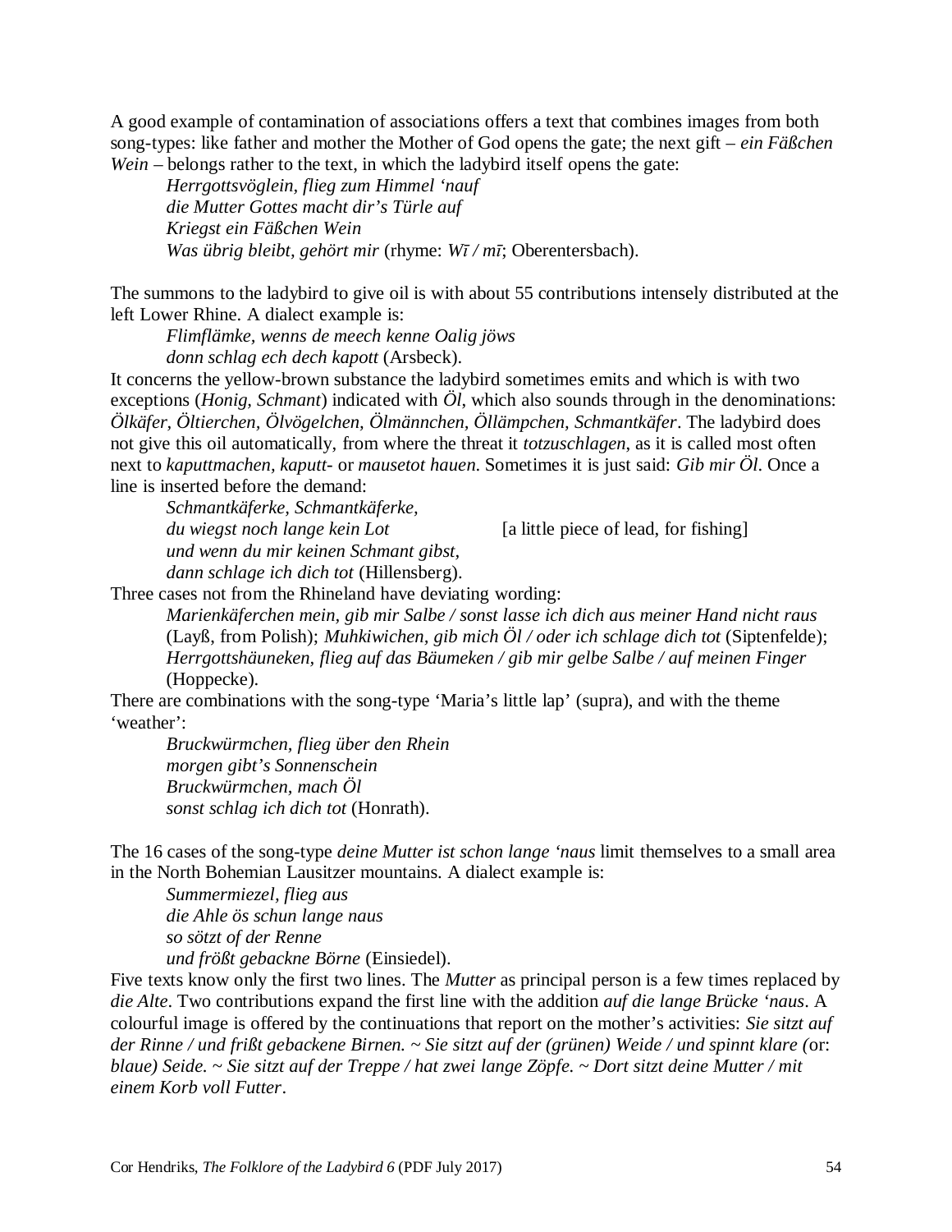A good example of contamination of associations offers a text that combines images from both song-types: like father and mother the Mother of God opens the gate; the next gift – *ein Fäßchen Wein* – belongs rather to the text, in which the ladybird itself opens the gate:

> *Herrgottsvöglein, flieg zum Himmel 'nauf*
> *die Mutter Gottes macht dir's Türle auf*
> *Kriegst ein Fäßchen Wein*
> *Was übrig bleibt, gehört mir* (rhyme: *Wī / mī*; Oberentersbach).

The summons to the ladybird to give oil is with about 55 contributions intensely distributed at the left Lower Rhine. A dialect example is:

> *Flimflämke, wenns de meech kenne Oalig jöws*
> *donn schlag ech dech kapott* (Arsbeck).

It concerns the yellow-brown substance the ladybird sometimes emits and which is with two exceptions (*Honig, Schmant*) indicated with *Öl*, which also sounds through in the denominations: *Ölkäfer, Öltierchen, Ölvögelchen, Ölmännchen, Öllämpchen, Schmantkäfer*. The ladybird does not give this oil automatically, from where the threat it *totzuschlagen*, as it is called most often next to *kaputtmachen, kaputt-* or *mausetot hauen*. Sometimes it is just said: *Gib mir Öl*. Once a line is inserted before the demand:

> *Schmantkäferke, Schmantkäferke,*
> *du wiegst noch lange kein Lot* [a little piece of lead, for fishing]
> *und wenn du mir keinen Schmant gibst,*
> *dann schlage ich dich tot* (Hillensberg).

Three cases not from the Rhineland have deviating wording:

> *Marienkäferchen mein, gib mir Salbe / sonst lasse ich dich aus meiner Hand nicht raus* (Layß, from Polish); *Muhkiwichen, gib mich Öl / oder ich schlage dich tot* (Siptenfelde); *Herrgottshäuneken, flieg auf das Bäumeken / gib mir gelbe Salbe / auf meinen Finger* (Hoppecke).

There are combinations with the song-type 'Maria's little lap' (supra), and with the theme 'weather':

> *Bruckwürmchen, flieg über den Rhein*
> *morgen gibt's Sonnenschein*
> *Bruckwürmchen, mach Öl*
> *sonst schlag ich dich tot* (Honrath).

The 16 cases of the song-type *deine Mutter ist schon lange 'naus* limit themselves to a small area in the North Bohemian Lausitzer mountains. A dialect example is:

> *Summermiezel, flieg aus*
> *die Ahle ös schun lange naus*
> *so sötzt of der Renne*
> *und frößt gebackne Börne* (Einsiedel).

Five texts know only the first two lines. The *Mutter* as principal person is a few times replaced by *die Alte*. Two contributions expand the first line with the addition *auf die lange Brücke 'naus*. A colourful image is offered by the continuations that report on the mother's activities: *Sie sitzt auf der Rinne / und frißt gebackene Birnen. ~ Sie sitzt auf der (grünen) Weide / und spinnt klare (*or: *blaue) Seide. ~ Sie sitzt auf der Treppe / hat zwei lange Zöpfe. ~ Dort sitzt deine Mutter / mit einem Korb voll Futter*.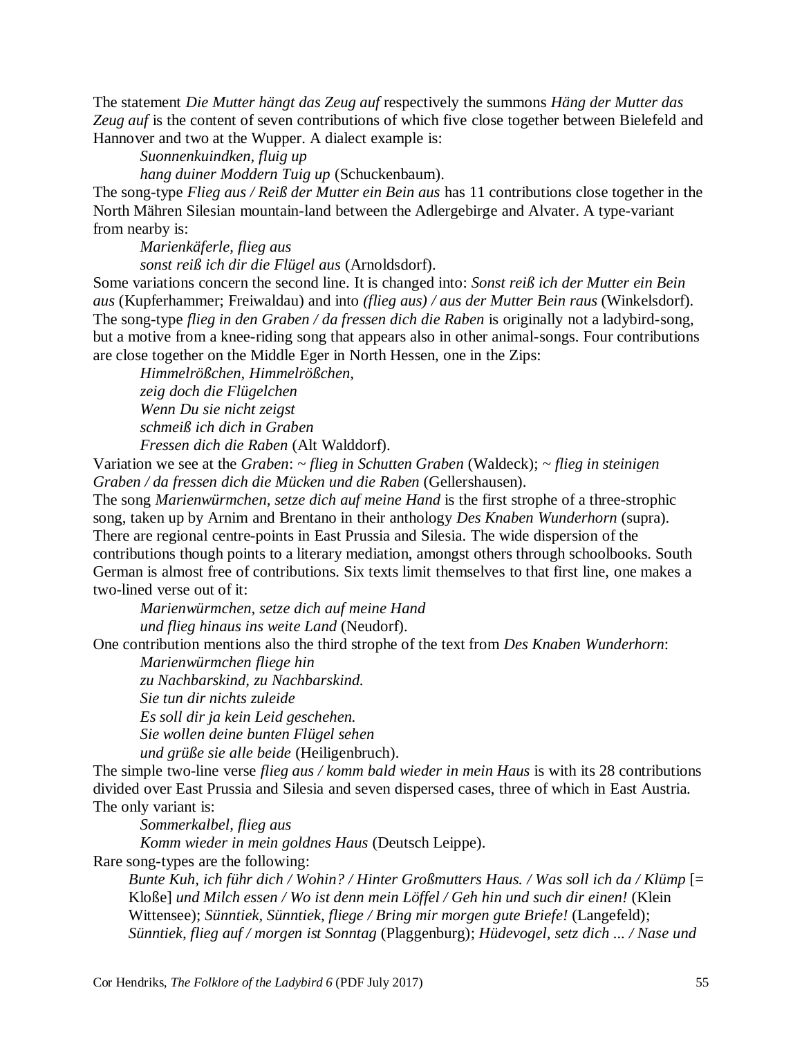The statement *Die Mutter hängt das Zeug auf* respectively the summons *Häng der Mutter das Zeug auf* is the content of seven contributions of which five close together between Bielefeld and Hannover and two at the Wupper. A dialect example is:

> *Suonnenkuindken, fluig up*
> *hang duiner Moddern Tuig up* (Schuckenbaum).

The song-type *Flieg aus / Reiß der Mutter ein Bein aus* has 11 contributions close together in the North Mähren Silesian mountain-land between the Adlergebirge and Alvater. A type-variant from nearby is:

> *Marienkäferle, flieg aus*
> *sonst reiß ich dir die Flügel aus* (Arnoldsdorf).

Some variations concern the second line. It is changed into: *Sonst reiß ich der Mutter ein Bein aus* (Kupferhammer; Freiwaldau) and into *(flieg aus) / aus der Mutter Bein raus* (Winkelsdorf).
The song-type *flieg in den Graben / da fressen dich die Raben* is originally not a ladybird-song, but a motive from a knee-riding song that appears also in other animal-songs. Four contributions are close together on the Middle Eger in North Hessen, one in the Zips:

> *Himmelrößchen, Himmelrößchen,*
> *zeig doch die Flügelchen*
> *Wenn Du sie nicht zeigst*
> *schmeiß ich dich in Graben*
> *Fressen dich die Raben* (Alt Walddorf).

Variation we see at the *Graben*: ~ *flieg in Schutten Graben* (Waldeck); ~ *flieg in steinigen Graben / da fressen dich die Mücken und die Raben* (Gellershausen).
The song *Marienwürmchen, setze dich auf meine Hand* is the first strophe of a three-strophic song, taken up by Arnim and Brentano in their anthology *Des Knaben Wunderhorn* (supra). There are regional centre-points in East Prussia and Silesia. The wide dispersion of the contributions though points to a literary mediation, amongst others through schoolbooks. South German is almost free of contributions. Six texts limit themselves to that first line, one makes a two-lined verse out of it:

> *Marienwürmchen, setze dich auf meine Hand*
> *und flieg hinaus ins weite Land* (Neudorf).

One contribution mentions also the third strophe of the text from *Des Knaben Wunderhorn*:

> *Marienwürmchen fliege hin*
> *zu Nachbarskind, zu Nachbarskind.*
> *Sie tun dir nichts zuleide*
> *Es soll dir ja kein Leid geschehen.*
> *Sie wollen deine bunten Flügel sehen*
> *und grüße sie alle beide* (Heiligenbruch).

The simple two-line verse *flieg aus / komm bald wieder in mein Haus* is with its 28 contributions divided over East Prussia and Silesia and seven dispersed cases, three of which in East Austria. The only variant is:

> *Sommerkalbel, flieg aus*
> *Komm wieder in mein goldnes Haus* (Deutsch Leippe).

Rare song-types are the following:

> *Bunte Kuh, ich führ dich / Wohin? / Hinter Großmutters Haus. / Was soll ich da / Klümp* [= Kloße] *und Milch essen / Wo ist denn mein Löffel / Geh hin und such dir einen!* (Klein Wittensee); *Sünntiek, Sünntiek, fliege / Bring mir morgen gute Briefe!* (Langefeld); *Sünntiek, flieg auf / morgen ist Sonntag* (Plaggenburg); *Hüdevogel, setz dich ... / Nase und*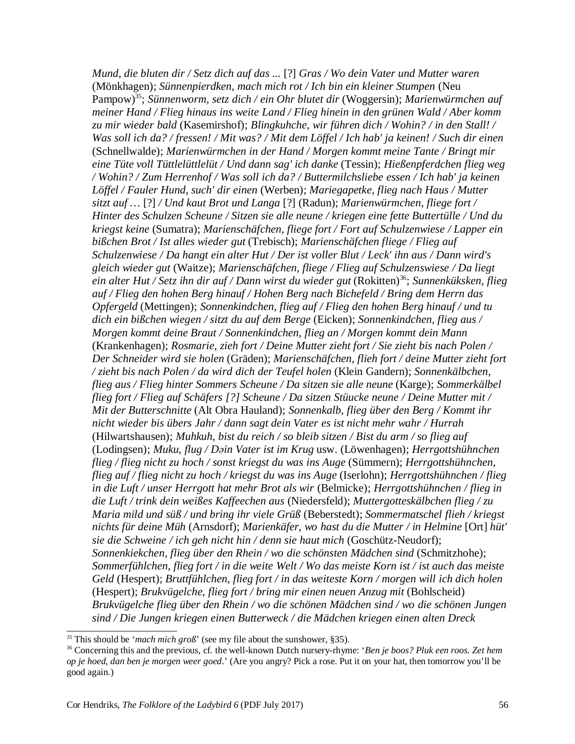*Mund, die bluten dir / Setz dich auf das ...* [?] *Gras / Wo dein Vater und Mutter waren* (Mönkhagen); *Sünnenpierdken, mach mich rot / Ich bin ein kleiner Stumpen* (Neu Pampow)[35]; *Sünnenworm, setz dich / ein Ohr blutet dir* (Woggersin); *Marienwürmchen auf meiner Hand / Flieg hinaus ins weite Land / Flieg hinein in den grünen Wald / Aber komm zu mir wieder bald* (Kasemirshof); *Blingkuhche, wir führen dich / Wohin? / in den Stall! / Was soll ich da? / fressen! / Mit was? / Mit dem Löffel / Ich hab' ja keinen! / Such dir einen* (Schnellwalde); *Marienwürmchen in der Hand / Morgen kommt meine Tante / Bringt mir eine Tüte voll Tüttelüttlelüt / Und dann sag' ich danke* (Tessin); *Hießenpferdchen flieg weg / Wohin? / Zum Herrenhof / Was soll ich da? / Buttermilchsliebe essen / Ich hab' ja keinen Löffel / Fauler Hund, such' dir einen* (Werben); *Mariegapetke, flieg nach Haus / Mutter sitzt auf …* [?] */ Und kaut Brot und Langa* [?] (Radun); *Marienwürmchen, fliege fort / Hinter des Schulzen Scheune / Sitzen sie alle neune / kriegen eine fette Buttertülle / Und du kriegst keine* (Sumatra); *Marienschäfchen, fliege fort / Fort auf Schulzenwiese / Lapper ein bißchen Brot / Ist alles wieder gut* (Trebisch); *Marienschäfchen fliege / Flieg auf Schulzenwiese / Da hangt ein alter Hut / Der ist voller Blut / Leck' ihn aus / Dann wird's gleich wieder gut* (Waitze); *Marienschäfchen, fliege / Flieg auf Schulzenswiese / Da liegt ein alter Hut / Setz ihn dir auf / Dann wirst du wieder gut* (Rokitten)[36]; *Sunnenküksken, flieg auf / Flieg den hohen Berg hinauf / Hohen Berg nach Bichefeld / Bring dem Herrn das Opfergeld* (Mettingen); *Sonnenkindchen, flieg auf / Flieg den hohen Berg hinauf / und tu dich ein bißchen wiegen / sitzt du auf dem Berge* (Eicken); *Sonnenkindchen, flieg aus / Morgen kommt deine Braut / Sonnenkindchen, flieg an / Morgen kommt dein Mann* (Krankenhagen); *Rosmarie, zieh fort / Deine Mutter zieht fort / Sie zieht bis nach Polen / Der Schneider wird sie holen* (Gräden); *Marienschäfchen, flieh fort / deine Mutter zieht fort / zieht bis nach Polen / da wird dich der Teufel holen* (Klein Gandern); *Sonnenkälbchen, flieg aus / Flieg hinter Sommers Scheune / Da sitzen sie alle neune* (Karge); *Sommerkälbel flieg fort / Flieg auf Schäfers [?] Scheune / Da sitzen Stüucke neune / Deine Mutter mit / Mit der Butterschnitte* (Alt Obra Hauland); *Sonnenkalb, flieg über den Berg / Kommt ihr nicht wieder bis übers Jahr / dann sagt dein Vater es ist nicht mehr wahr / Hurrah* (Hilwartshausen); *Muhkuh, bist du reich / so bleib sitzen / Bist du arm / so flieg auf* (Lodingsen); *Muku, flug / Dəin Vater ist im Krug* usw. (Löwenhagen); *Herrgottshühnchen flieg / flieg nicht zu hoch / sonst kriegst du was ins Auge* (Sümmern); *Herrgottshühnchen, flieg auf / flieg nicht zu hoch / kriegst du was ins Auge* (Iserlohn); *Herrgottshühnchen / flieg in die Luft / unser Herrgott hat mehr Brot als wir* (Belmicke); *Herrgottshühnchen / flieg in die Luft / trink dein weißes Kaffeechen aus* (Niedersfeld); *Muttergotteskälbchen flieg / zu Maria mild und süß / und bring ihr viele Grüß* (Beberstedt); *Sommermatschel flieh / kriegst nichts für deine Müh* (Arnsdorf); *Marienkäfer, wo hast du die Mutter / in Helmine* [Ort] *hüt' sie die Schweine / ich geh nicht hin / denn sie haut mich* (Goschütz-Neudorf); *Sonnenkiekchen, flieg über den Rhein / wo die schönsten Mädchen sind* (Schmitzhohe); *Sommerfühlchen, flieg fort / in die weite Welt / Wo das meiste Korn ist / ist auch das meiste Geld* (Hespert); *Bruttfühlchen, flieg fort / in das weiteste Korn / morgen will ich dich holen* (Hespert); *Brukvügelche, flieg fort / bring mir einen neuen Anzug mit* (Bohlscheid) *Brukvügelche flieg über den Rhein / wo die schönen Mädchen sind / wo die schönen Jungen sind / Die Jungen kriegen einen Butterweck / die Mädchen kriegen einen alten Dreck*

---

[35] This should be '*mach mich groß*' (see my file about the sunshower, §35).

[36] Concerning this and the previous, cf. the well-known Dutch nursery-rhyme: '*Ben je boos? Pluk een roos. Zet hem op je hoed, dan ben je morgen weer goed*.' (Are you angry? Pick a rose. Put it on your hat, then tomorrow you'll be good again.)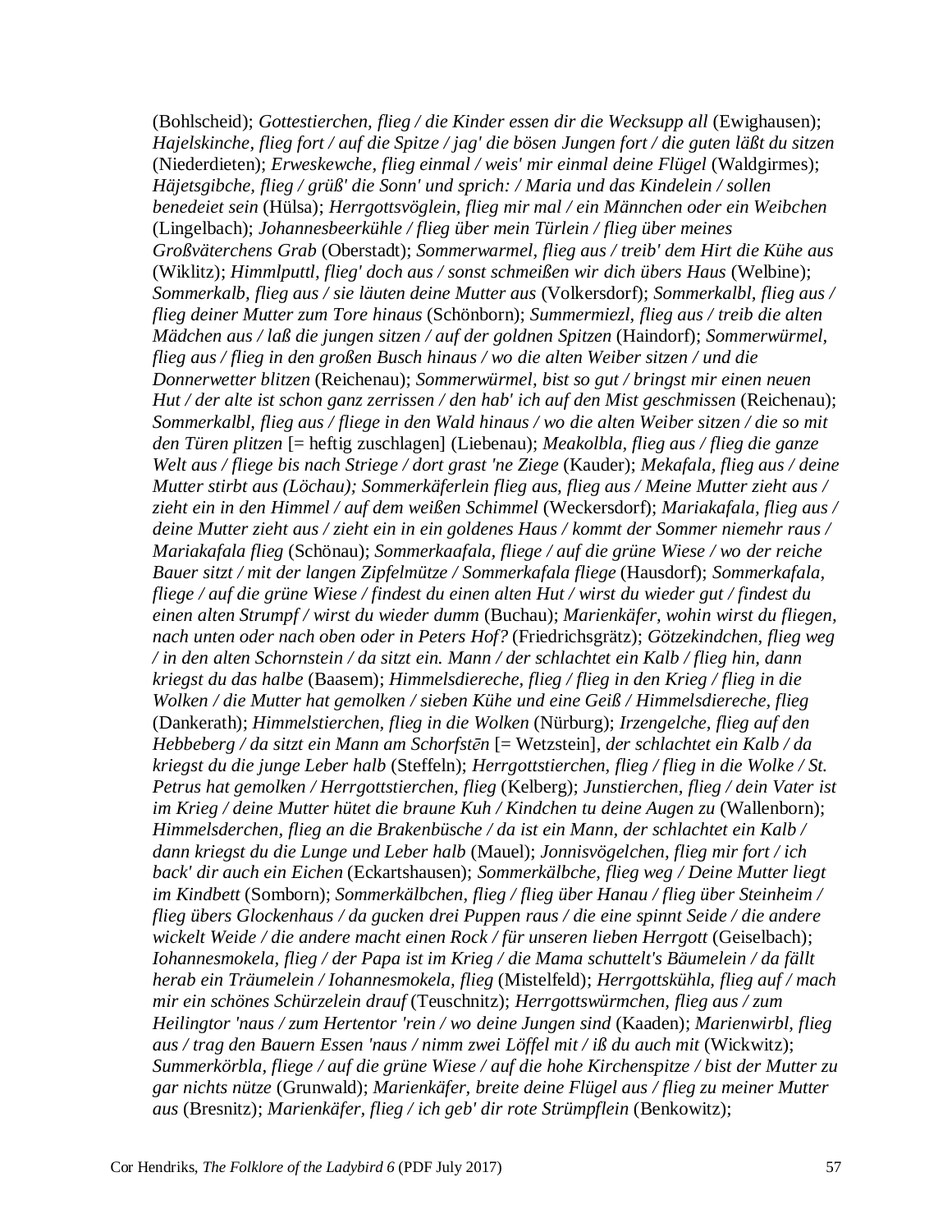(Bohlscheid); *Gottestierchen, flieg / die Kinder essen dir die Wecksupp all* (Ewighausen); *Hajelskinche, flieg fort / auf die Spitze / jag' die bösen Jungen fort / die guten läßt du sitzen* (Niederdieten); *Erweskewche, flieg einmal / weis' mir einmal deine Flügel* (Waldgirmes); *Häjetsgibche, flieg / grüß' die Sonn' und sprich: / Maria und das Kindelein / sollen benedeiet sein* (Hülsa); *Herrgottsvöglein, flieg mir mal / ein Männchen oder ein Weibchen* (Lingelbach); *Johannesbeerkühle / flieg über mein Türlein / flieg über meines Großväterchens Grab* (Oberstadt); *Sommerwarmel, flieg aus / treib' dem Hirt die Kühe aus* (Wiklitz); *Himmlputtl, flieg' doch aus / sonst schmeißen wir dich übers Haus* (Welbine); *Sommerkalb, flieg aus / sie läuten deine Mutter aus* (Volkersdorf); *Sommerkalbl, flieg aus / flieg deiner Mutter zum Tore hinaus* (Schönborn); *Summermiezl, flieg aus / treib die alten Mädchen aus / laß die jungen sitzen / auf der goldnen Spitzen* (Haindorf); *Sommerwürmel, flieg aus / flieg in den großen Busch hinaus / wo die alten Weiber sitzen / und die Donnerwetter blitzen* (Reichenau); *Sommerwürmel, bist so gut / bringst mir einen neuen Hut / der alte ist schon ganz zerrissen / den hab' ich auf den Mist geschmissen* (Reichenau); *Sommerkalbl, flieg aus / fliege in den Wald hinaus / wo die alten Weiber sitzen / die so mit den Türen plitzen* [= heftig zuschlagen] (Liebenau); *Meakolbla, flieg aus / flieg die ganze Welt aus / fliege bis nach Striege / dort grast 'ne Ziege* (Kauder); *Mekafala, flieg aus / deine Mutter stirbt aus (Löchau); Sommerkäferlein flieg aus, flieg aus / Meine Mutter zieht aus / zieht ein in den Himmel / auf dem weißen Schimmel* (Weckersdorf); *Mariakafala, flieg aus / deine Mutter zieht aus / zieht ein in ein goldenes Haus / kommt der Sommer niemehr raus / Mariakafala flieg* (Schönau); *Sommerkaafala, fliege / auf die grüne Wiese / wo der reiche Bauer sitzt / mit der langen Zipfelmütze / Sommerkafala fliege* (Hausdorf); *Sommerkafala, fliege / auf die grüne Wiese / findest du einen alten Hut / wirst du wieder gut / findest du einen alten Strumpf / wirst du wieder dumm* (Buchau); *Marienkäfer, wohin wirst du fliegen, nach unten oder nach oben oder in Peters Hof?* (Friedrichsgrätz); *Götzekindchen, flieg weg / in den alten Schornstein / da sitzt ein. Mann / der schlachtet ein Kalb / flieg hin, dann kriegst du das halbe* (Baasem); *Himmelsdiereche, flieg / flieg in den Krieg / flieg in die Wolken / die Mutter hat gemolken / sieben Kühe und eine Geiß / Himmelsdiereche, flieg* (Dankerath); *Himmelstierchen, flieg in die Wolken* (Nürburg); *Irzengelche, flieg auf den Hebbeberg / da sitzt ein Mann am Schorfstēn* [= Wetzstein], *der schlachtet ein Kalb / da kriegst du die junge Leber halb* (Steffeln); *Herrgottstierchen, flieg / flieg in die Wolke / St. Petrus hat gemolken / Herrgottstierchen, flieg* (Kelberg); *Junstierchen, flieg / dein Vater ist im Krieg / deine Mutter hütet die braune Kuh / Kindchen tu deine Augen zu* (Wallenborn); *Himmelsderchen, flieg an die Brakenbüsche / da ist ein Mann, der schlachtet ein Kalb / dann kriegst du die Lunge und Leber halb* (Mauel); *Jonnisvögelchen, flieg mir fort / ich back' dir auch ein Eichen* (Eckartshausen); *Sommerkälbche, flieg weg / Deine Mutter liegt im Kindbett* (Somborn); *Sommerkälbchen, flieg / flieg über Hanau / flieg über Steinheim / flieg übers Glockenhaus / da gucken drei Puppen raus / die eine spinnt Seide / die andere wickelt Weide / die andere macht einen Rock / für unseren lieben Herrgott* (Geiselbach); *Iohannesmokela, flieg / der Papa ist im Krieg / die Mama schuttelt's Bäumelein / da fällt herab ein Träumelein / Iohannesmokela, flieg* (Mistelfeld); *Herrgottskühla, flieg auf / mach mir ein schönes Schürzelein drauf* (Teuschnitz); *Herrgottswürmchen, flieg aus / zum Heilingtor 'naus / zum Hertentor 'rein / wo deine Jungen sind* (Kaaden); *Marienwirbl, flieg aus / trag den Bauern Essen 'naus / nimm zwei Löffel mit / iß du auch mit* (Wickwitz); *Summerkörbla, fliege / auf die grüne Wiese / auf die hohe Kirchenspitze / bist der Mutter zu gar nichts nütze* (Grunwald); *Marienkäfer, breite deine Flügel aus / flieg zu meiner Mutter aus* (Bresnitz); *Marienkäfer, flieg / ich geb' dir rote Strümpflein* (Benkowitz);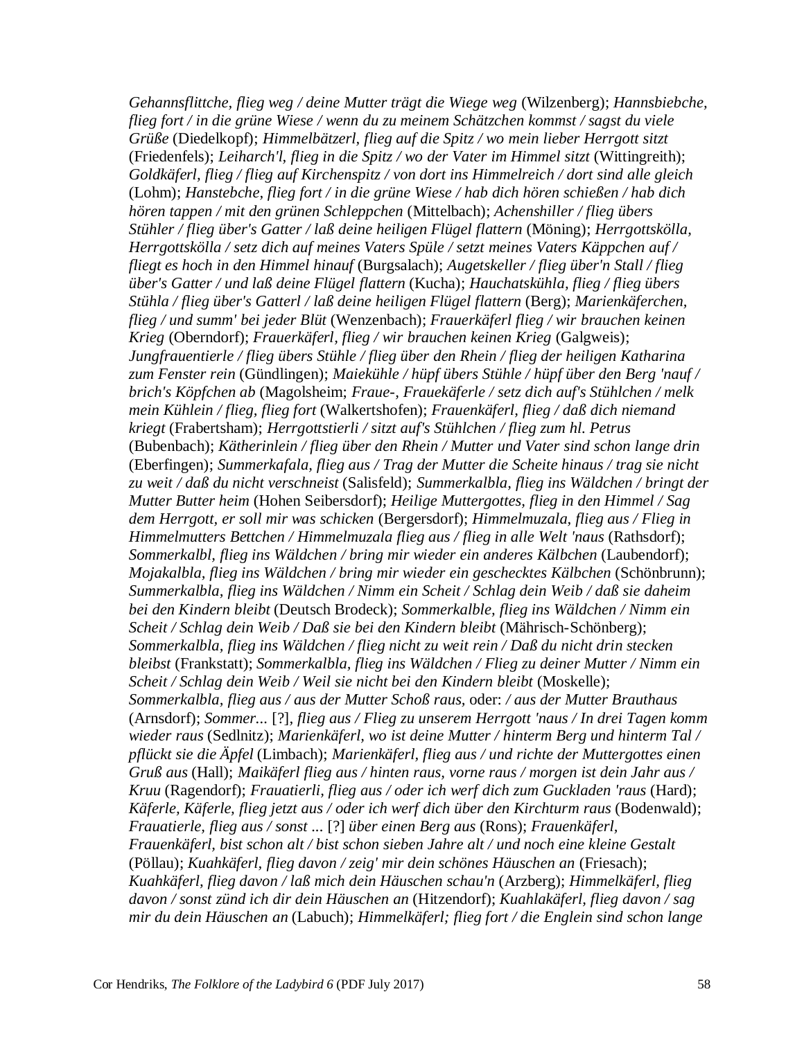*Gehannsflittche, flieg weg / deine Mutter trägt die Wiege weg* (Wilzenberg); *Hannsbiebche, flieg fort / in die grüne Wiese / wenn du zu meinem Schätzchen kommst / sagst du viele Grüße* (Diedelkopf); *Himmelbätzerl, flieg auf die Spitz / wo mein lieber Herrgott sitzt* (Friedenfels); *Leiharch'l, flieg in die Spitz / wo der Vater im Himmel sitzt* (Wittingreith); *Goldkäferl, flieg / flieg auf Kirchenspitz / von dort ins Himmelreich / dort sind alle gleich* (Lohm); *Hanstebche, flieg fort / in die grüne Wiese / hab dich hören schießen / hab dich hören tappen / mit den grünen Schleppchen* (Mittelbach); *Achenshiller / flieg übers Stühler / flieg über's Gatter / laß deine heiligen Flügel flattern* (Möning); *Herrgottskölla, Herrgottskölla / setz dich auf meines Vaters Spüle / setzt meines Vaters Käppchen auf / fliegt es hoch in den Himmel hinauf* (Burgsalach); *Augetskeller / flieg über'n Stall / flieg über's Gatter / und laß deine Flügel flattern* (Kucha); *Hauchatskühla, flieg / flieg übers Stühla / flieg über's Gatterl / laß deine heiligen Flügel flattern* (Berg); *Marienkäferchen, flieg / und summ' bei jeder Blüt* (Wenzenbach); *Frauerkäferl flieg / wir brauchen keinen Krieg* (Oberndorf); *Frauerkäferl, flieg / wir brauchen keinen Krieg* (Galgweis); *Jungfrauentierle / flieg übers Stühle / flieg über den Rhein / flieg der heiligen Katharina zum Fenster rein* (Gündlingen); *Maiekühle / hüpf übers Stühle / hüpf über den Berg 'nauf / brich's Köpfchen ab* (Magolsheim; *Fraue-, Frauekäferle / setz dich auf's Stühlchen / melk mein Kühlein / flieg, flieg fort* (Walkertshofen); *Frauenkäferl, flieg / daß dich niemand kriegt* (Frabertsham); *Herrgottstierli / sitzt auf's Stühlchen / flieg zum hl. Petrus* (Bubenbach); *Kätherinlein / flieg über den Rhein / Mutter und Vater sind schon lange drin* (Eberfingen); *Summerkafala, flieg aus / Trag der Mutter die Scheite hinaus / trag sie nicht zu weit / daß du nicht verschneist* (Salisfeld); *Summerkalbla, flieg ins Wäldchen / bringt der Mutter Butter heim* (Hohen Seibersdorf); *Heilige Muttergottes, flieg in den Himmel / Sag dem Herrgott, er soll mir was schicken* (Bergersdorf); *Himmelmuzala, flieg aus / Flieg in Himmelmutters Bettchen / Himmelmuzala flieg aus / flieg in alle Welt 'naus* (Rathsdorf); *Sommerkalbl, flieg ins Wäldchen / bring mir wieder ein anderes Kälbchen* (Laubendorf); *Mojakalbla, flieg ins Wäldchen / bring mir wieder ein geschecktes Kälbchen* (Schönbrunn); *Summerkalbla, flieg ins Wäldchen / Nimm ein Scheit / Schlag dein Weib / daß sie daheim bei den Kindern bleibt* (Deutsch Brodeck); *Sommerkalble, flieg ins Wäldchen / Nimm ein Scheit / Schlag dein Weib / Daß sie bei den Kindern bleibt* (Mährisch-Schönberg); *Sommerkalbla, flieg ins Wäldchen / flieg nicht zu weit rein / Daß du nicht drin stecken bleibst* (Frankstatt); *Sommerkalbla, flieg ins Wäldchen / Flieg zu deiner Mutter / Nimm ein Scheit / Schlag dein Weib / Weil sie nicht bei den Kindern bleibt* (Moskelle); *Sommerkalbla, flieg aus / aus der Mutter Schoß raus*, oder: */ aus der Mutter Brauthaus* (Arnsdorf); *Sommer...* [?], *flieg aus / Flieg zu unserem Herrgott 'naus / In drei Tagen komm wieder raus* (Sedlnitz); *Marienkäferl, wo ist deine Mutter / hinterm Berg und hinterm Tal / pflückt sie die Äpfel* (Limbach); *Marienkäferl, flieg aus / und richte der Muttergottes einen Gruß aus* (Hall); *Maikäferl flieg aus / hinten raus, vorne raus / morgen ist dein Jahr aus / Kruu* (Ragendorf); *Frauatierli, flieg aus / oder ich werf dich zum Guckladen 'raus* (Hard); *Käferle, Käferle, flieg jetzt aus / oder ich werf dich über den Kirchturm raus* (Bodenwald); *Frauatierle, flieg aus / sonst ...* [?] *über einen Berg aus* (Rons); *Frauenkäferl, Frauenkäferl, bist schon alt / bist schon sieben Jahre alt / und noch eine kleine Gestalt* (Pöllau); *Kuahkäferl, flieg davon / zeig' mir dein schönes Häuschen an* (Friesach); *Kuahkäferl, flieg davon / laß mich dein Häuschen schau'n* (Arzberg); *Himmelkäferl, flieg davon / sonst zünd ich dir dein Häuschen an* (Hitzendorf); *Kuahlakäferl, flieg davon / sag mir du dein Häuschen an* (Labuch); *Himmelkäferl; flieg fort / die Englein sind schon lange*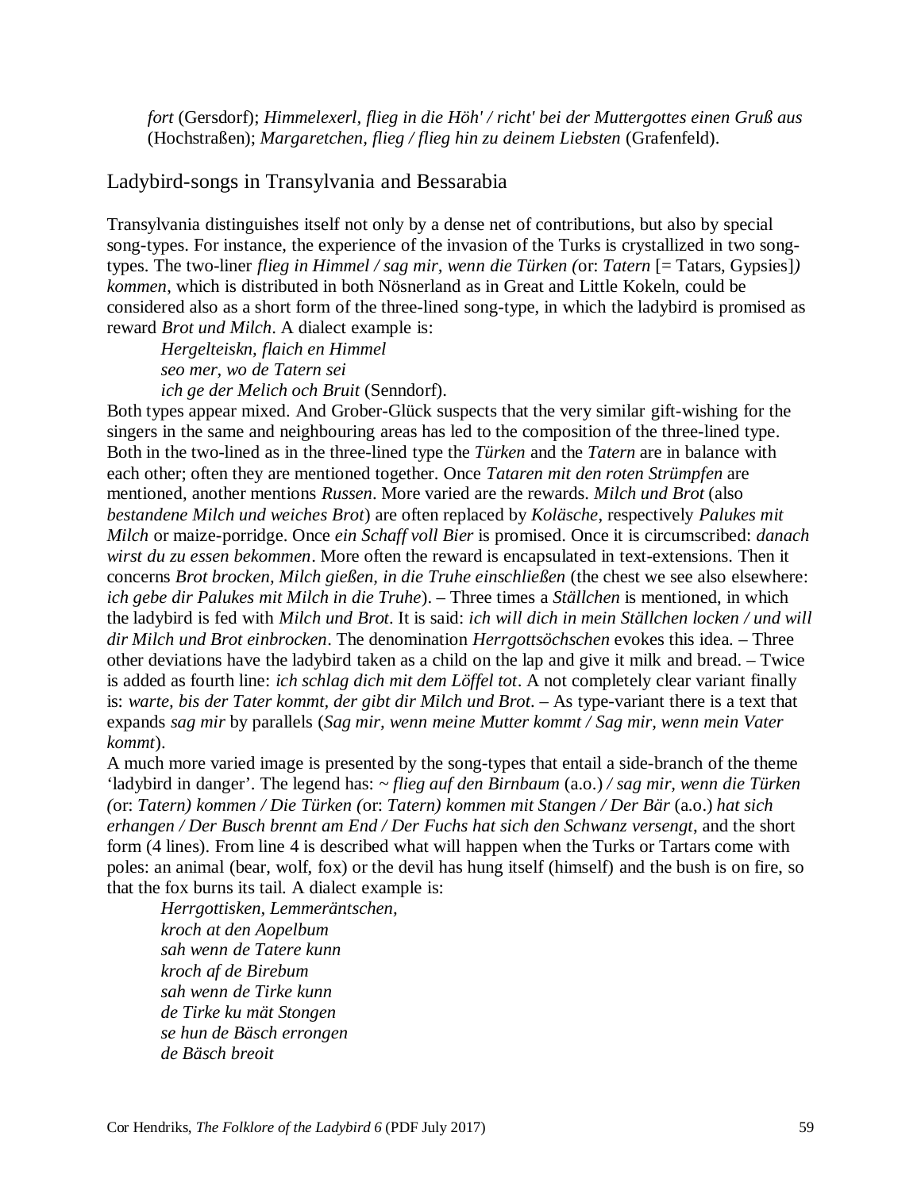*fort* (Gersdorf); *Himmelexerl, flieg in die Höh' / richt' bei der Muttergottes einen Gruß aus* (Hochstraßen); *Margaretchen, flieg / flieg hin zu deinem Liebsten* (Grafenfeld).

## Ladybird-songs in Transylvania and Bessarabia

Transylvania distinguishes itself not only by a dense net of contributions, but also by special song-types. For instance, the experience of the invasion of the Turks is crystallized in two song-types. The two-liner *flieg in Himmel / sag mir, wenn die Türken (*or: *Tatern* [= Tatars, Gypsies]*) kommen*, which is distributed in both Nösnerland as in Great and Little Kokeln, could be considered also as a short form of the three-lined song-type, in which the ladybird is promised as reward *Brot und Milch*. A dialect example is:

> *Hergelteiskn, flaich en Himmel*
> *seo mer, wo de Tatern sei*
> *ich ge der Melich och Bruit* (Senndorf).

Both types appear mixed. And Grober-Glück suspects that the very similar gift-wishing for the singers in the same and neighbouring areas has led to the composition of the three-lined type. Both in the two-lined as in the three-lined type the *Türken* and the *Tatern* are in balance with each other; often they are mentioned together. Once *Tataren mit den roten Strümpfen* are mentioned, another mentions *Russen*. More varied are the rewards. *Milch und Brot* (also *bestandene Milch und weiches Brot*) are often replaced by *Koläsche*, respectively *Palukes mit Milch* or maize-porridge. Once *ein Schaff voll Bier* is promised. Once it is circumscribed: *danach wirst du zu essen bekommen*. More often the reward is encapsulated in text-extensions. Then it concerns *Brot brocken, Milch gießen, in die Truhe einschließen* (the chest we see also elsewhere: *ich gebe dir Palukes mit Milch in die Truhe*). – Three times a *Ställchen* is mentioned, in which the ladybird is fed with *Milch und Brot*. It is said: *ich will dich in mein Ställchen locken / und will dir Milch und Brot einbrocken*. The denomination *Herrgottsöchschen* evokes this idea. – Three other deviations have the ladybird taken as a child on the lap and give it milk and bread. – Twice is added as fourth line: *ich schlag dich mit dem Löffel tot*. A not completely clear variant finally is: *warte, bis der Tater kommt, der gibt dir Milch und Brot*. – As type-variant there is a text that expands *sag mir* by parallels (*Sag mir, wenn meine Mutter kommt / Sag mir, wenn mein Vater kommt*).

A much more varied image is presented by the song-types that entail a side-branch of the theme 'ladybird in danger'. The legend has: ~ *flieg auf den Birnbaum* (a.o.) */ sag mir, wenn die Türken (*or: *Tatern) kommen / Die Türken (*or: *Tatern) kommen mit Stangen / Der Bär* (a.o.) *hat sich erhangen / Der Busch brennt am End / Der Fuchs hat sich den Schwanz versengt*, and the short form (4 lines). From line 4 is described what will happen when the Turks or Tartars come with poles: an animal (bear, wolf, fox) or the devil has hung itself (himself) and the bush is on fire, so that the fox burns its tail. A dialect example is:

> *Herrgottisken, Lemmeräntschen,*
> *kroch at den Aopelbum*
> *sah wenn de Tatere kunn*
> *kroch af de Birebum*
> *sah wenn de Tirke kunn*
> *de Tirke ku mät Stongen*
> *se hun de Bäsch errongen*
> *de Bäsch breoit*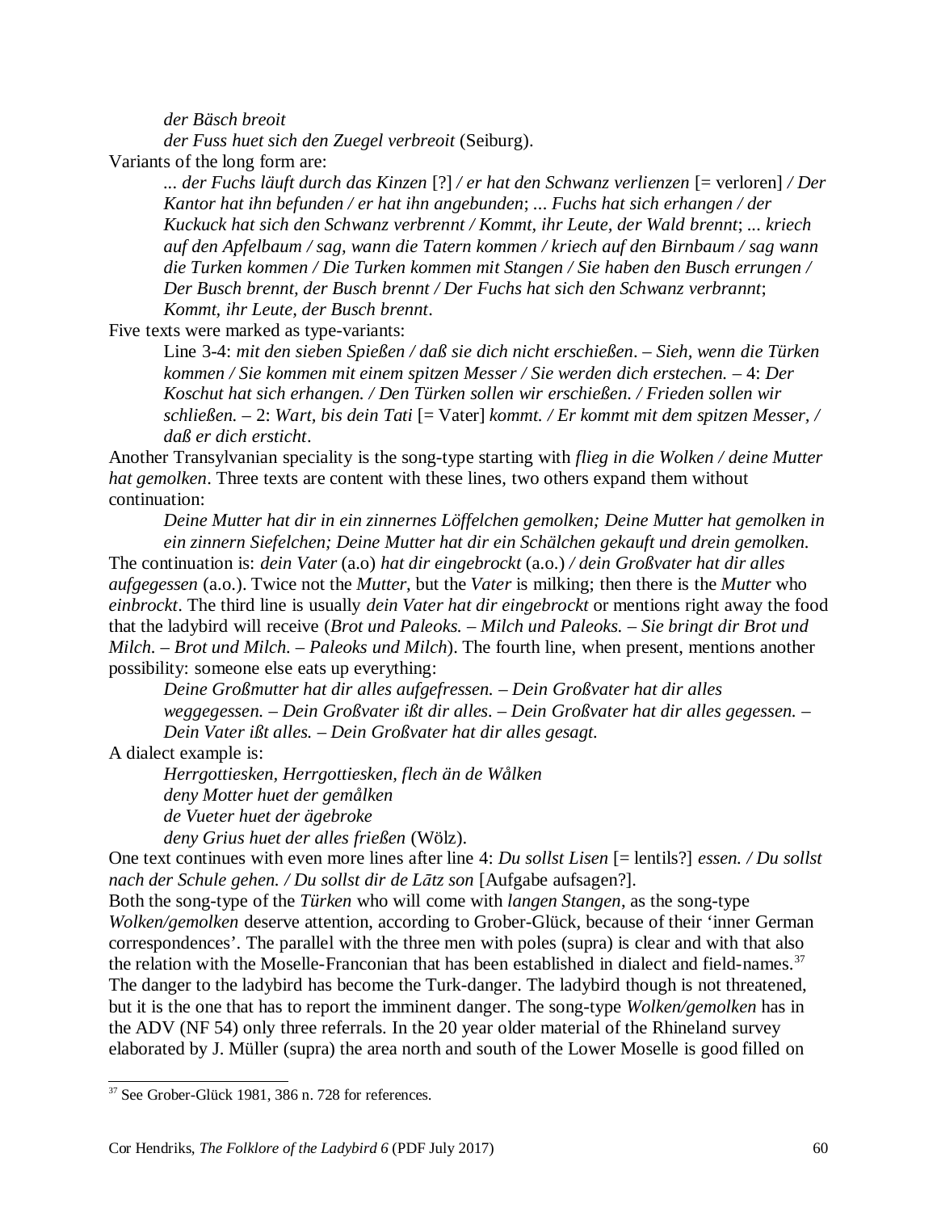*der Bäsch breoit*

*der Fuss huet sich den Zuegel verbreoit* (Seiburg).

Variants of the long form are:

> *... der Fuchs läuft durch das Kinzen* [?] */ er hat den Schwanz verlienzen* [= verloren] */ Der Kantor hat ihn befunden / er hat ihn angebunden*; *... Fuchs hat sich erhangen / der Kuckuck hat sich den Schwanz verbrennt / Kommt, ihr Leute, der Wald brennt*; *... kriech auf den Apfelbaum / sag, wann die Tatern kommen / kriech auf den Birnbaum / sag wann die Turken kommen / Die Turken kommen mit Stangen / Sie haben den Busch errungen / Der Busch brennt, der Busch brennt / Der Fuchs hat sich den Schwanz verbrannt*; *Kommt, ihr Leute, der Busch brennt*.

Five texts were marked as type-variants:

> Line 3-4: *mit den sieben Spießen / daß sie dich nicht erschießen*. – *Sieh, wenn die Türken kommen / Sie kommen mit einem spitzen Messer / Sie werden dich erstechen.* – 4: *Der Koschut hat sich erhangen. / Den Türken sollen wir erschießen. / Frieden sollen wir schließen.* – 2: *Wart, bis dein Tati* [= Vater] *kommt. / Er kommt mit dem spitzen Messer, / daß er dich ersticht*.

Another Transylvanian speciality is the song-type starting with *flieg in die Wolken / deine Mutter hat gemolken*. Three texts are content with these lines, two others expand them without continuation:

> *Deine Mutter hat dir in ein zinnernes Löffelchen gemolken; Deine Mutter hat gemolken in ein zinnern Siefelchen; Deine Mutter hat dir ein Schälchen gekauft und drein gemolken.*

The continuation is: *dein Vater* (a.o) *hat dir eingebrockt* (a.o.) */ dein Großvater hat dir alles aufgegessen* (a.o.). Twice not the *Mutter*, but the *Vater* is milking; then there is the *Mutter* who *einbrockt*. The third line is usually *dein Vater hat dir eingebrockt* or mentions right away the food that the ladybird will receive (*Brot und Paleoks. – Milch und Paleoks. – Sie bringt dir Brot und Milch. – Brot und Milch. – Paleoks und Milch*). The fourth line, when present, mentions another possibility: someone else eats up everything:

> *Deine Großmutter hat dir alles aufgefressen. – Dein Großvater hat dir alles weggegessen. – Dein Großvater ißt dir alles. – Dein Großvater hat dir alles gegessen. – Dein Vater ißt alles. – Dein Großvater hat dir alles gesagt.*

A dialect example is:

> *Herrgottiesken, Herrgottiesken, flech än de Wålken*
> *deny Motter huet der gemålken*
> *de Vueter huet der ägebroke*
> *deny Grius huet der alles frießen* (Wölz).

One text continues with even more lines after line 4: *Du sollst Lisen* [= lentils?] *essen. / Du sollst nach der Schule gehen. / Du sollst dir de Lātz son* [Aufgabe aufsagen?].

Both the song-type of the *Türken* who will come with *langen Stangen*, as the song-type *Wolken/gemolken* deserve attention, according to Grober-Glück, because of their 'inner German correspondences'. The parallel with the three men with poles (supra) is clear and with that also the relation with the Moselle-Franconian that has been established in dialect and field-names.[37] The danger to the ladybird has become the Turk-danger. The ladybird though is not threatened, but it is the one that has to report the imminent danger. The song-type *Wolken/gemolken* has in the ADV (NF 54) only three referrals. In the 20 year older material of the Rhineland survey elaborated by J. Müller (supra) the area north and south of the Lower Moselle is good filled on

---

[37] See Grober-Glück 1981, 386 n. 728 for references.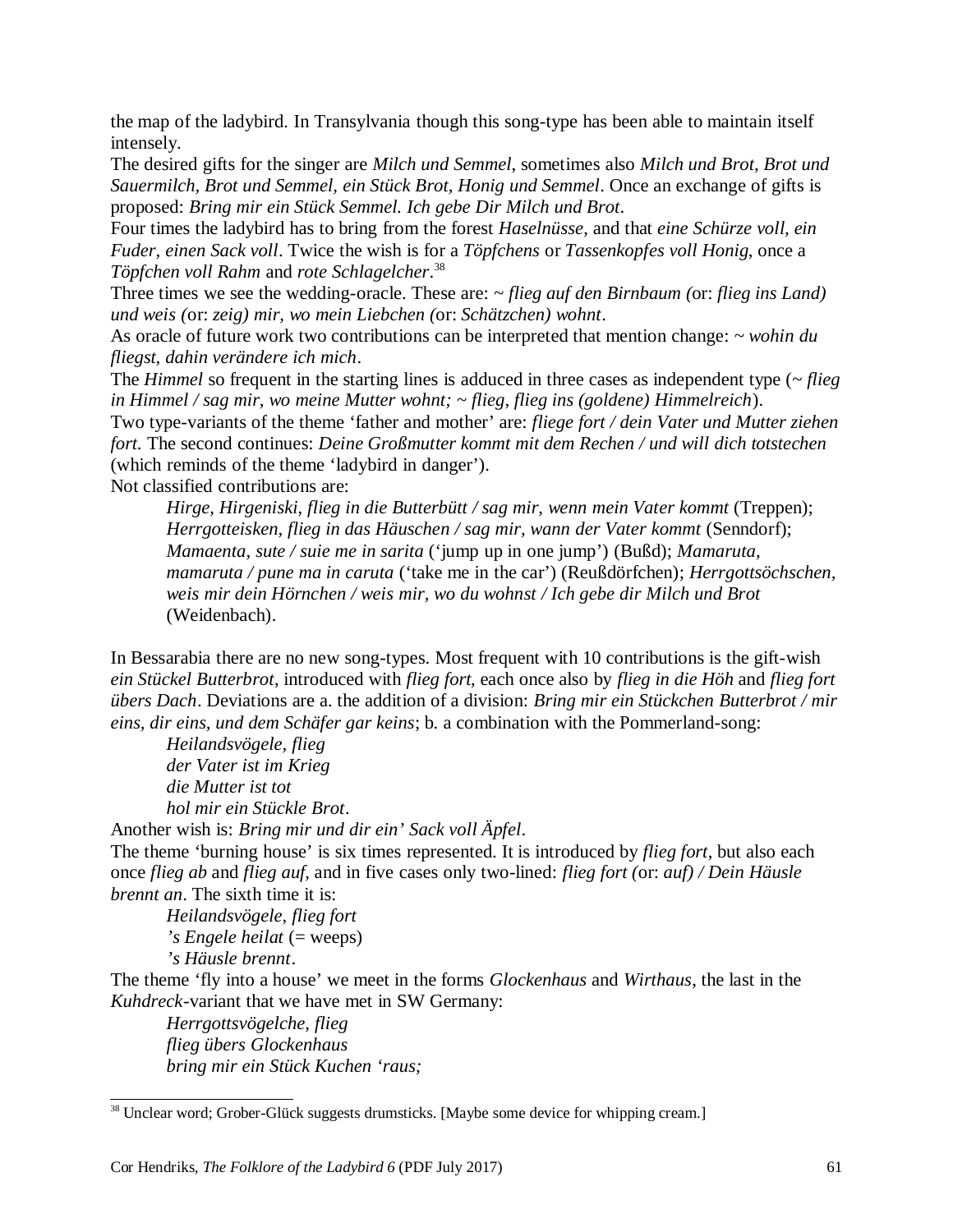the map of the ladybird. In Transylvania though this song-type has been able to maintain itself intensely.

The desired gifts for the singer are *Milch und Semmel*, sometimes also *Milch und Brot, Brot und Sauermilch, Brot und Semmel, ein Stück Brot, Honig und Semmel*. Once an exchange of gifts is proposed: *Bring mir ein Stück Semmel. Ich gebe Dir Milch und Brot*.

Four times the ladybird has to bring from the forest *Haselnüsse*, and that *eine Schürze voll, ein Fuder, einen Sack voll*. Twice the wish is for a *Töpfchens* or *Tassenkopfes voll Honig*, once a *Töpfchen voll Rahm* and *rote Schlagelcher*.[38]

Three times we see the wedding-oracle. These are: ~ *flieg auf den Birnbaum (*or: *flieg ins Land) und weis (*or: *zeig) mir, wo mein Liebchen (*or: *Schätzchen) wohnt*.

As oracle of future work two contributions can be interpreted that mention change: ~ *wohin du fliegst, dahin verändere ich mich*.

The *Himmel* so frequent in the starting lines is adduced in three cases as independent type (~ *flieg in Himmel / sag mir, wo meine Mutter wohnt; ~ flieg, flieg ins (goldene) Himmelreich*).

Two type-variants of the theme 'father and mother' are: *fliege fort / dein Vater und Mutter ziehen fort*. The second continues: *Deine Großmutter kommt mit dem Rechen / und will dich totstechen* (which reminds of the theme 'ladybird in danger').

Not classified contributions are:

> *Hirge, Hirgeniski, flieg in die Butterbütt / sag mir, wenn mein Vater kommt* (Treppen); *Herrgotteisken, flieg in das Häuschen / sag mir, wann der Vater kommt* (Senndorf); *Mamaenta, sute / suie me in sarita* ('jump up in one jump') (Bußd); *Mamaruta, mamaruta / pune ma in caruta* ('take me in the car') (Reußdörfchen); *Herrgottsöchschen, weis mir dein Hörnchen / weis mir, wo du wohnst / Ich gebe dir Milch und Brot* (Weidenbach).

In Bessarabia there are no new song-types. Most frequent with 10 contributions is the gift-wish *ein Stückel Butterbrot*, introduced with *flieg fort*, each once also by *flieg in die Höh* and *flieg fort übers Dach*. Deviations are a. the addition of a division: *Bring mir ein Stückchen Butterbrot / mir eins, dir eins, und dem Schäfer gar keins*; b. a combination with the Pommerland-song:

> *Heilandsvögele, flieg*
> *der Vater ist im Krieg*
> *die Mutter ist tot*
> *hol mir ein Stückle Brot*.

Another wish is: *Bring mir und dir ein' Sack voll Äpfel*.

The theme 'burning house' is six times represented. It is introduced by *flieg fort*, but also each once *flieg ab* and *flieg auf*, and in five cases only two-lined: *flieg fort (*or: *auf) / Dein Häusle brennt an*. The sixth time it is:

> *Heilandsvögele, flieg fort*
> *'s Engele heilat* (= weeps)
> *'s Häusle brennt*.

The theme 'fly into a house' we meet in the forms *Glockenhaus* and *Wirthaus*, the last in the *Kuhdreck*-variant that we have met in SW Germany:

> *Herrgottsvögelche, flieg*
> *flieg übers Glockenhaus*
> *bring mir ein Stück Kuchen 'raus;*

[38] Unclear word; Grober-Glück suggests drumsticks. [Maybe some device for whipping cream.]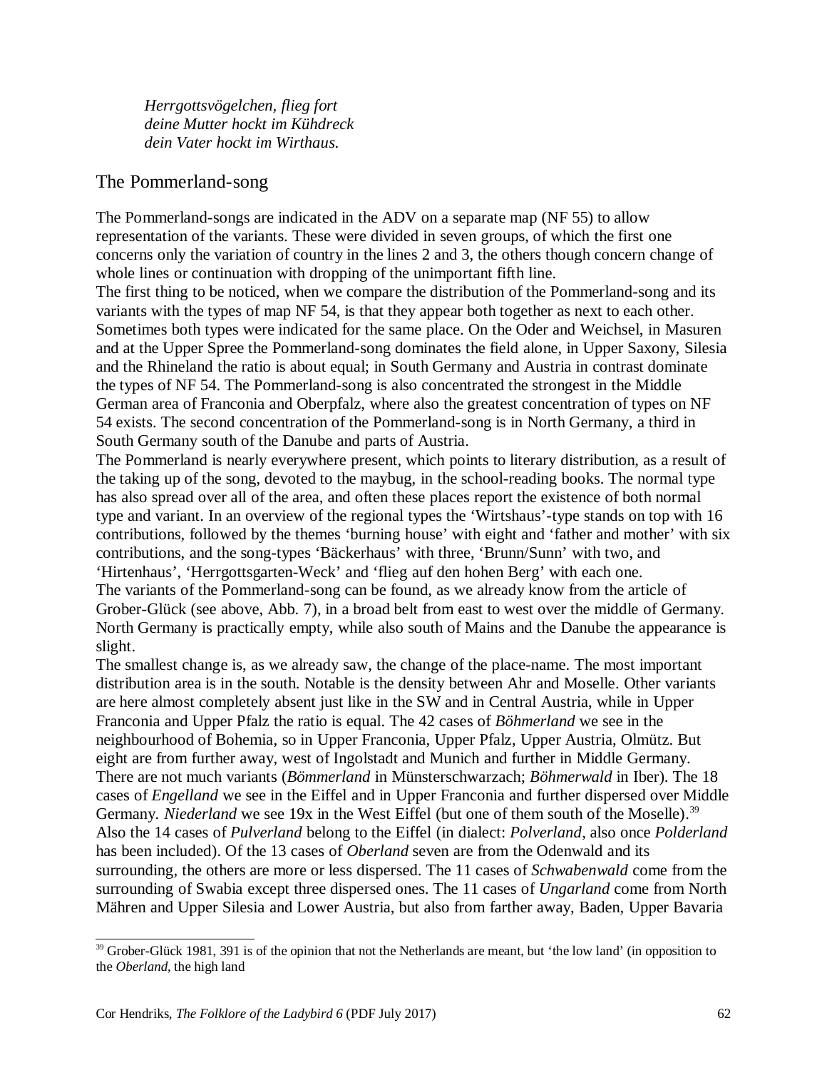*Herrgottsvögelchen, flieg fort*
*deine Mutter hockt im Kühdreck*
*dein Vater hockt im Wirthaus.*

## The Pommerland-song

The Pommerland-songs are indicated in the ADV on a separate map (NF 55) to allow representation of the variants. These were divided in seven groups, of which the first one concerns only the variation of country in the lines 2 and 3, the others though concern change of whole lines or continuation with dropping of the unimportant fifth line.

The first thing to be noticed, when we compare the distribution of the Pommerland-song and its variants with the types of map NF 54, is that they appear both together as next to each other. Sometimes both types were indicated for the same place. On the Oder and Weichsel, in Masuren and at the Upper Spree the Pommerland-song dominates the field alone, in Upper Saxony, Silesia and the Rhineland the ratio is about equal; in South Germany and Austria in contrast dominate the types of NF 54. The Pommerland-song is also concentrated the strongest in the Middle German area of Franconia and Oberpfalz, where also the greatest concentration of types on NF 54 exists. The second concentration of the Pommerland-song is in North Germany, a third in South Germany south of the Danube and parts of Austria.

The Pommerland is nearly everywhere present, which points to literary distribution, as a result of the taking up of the song, devoted to the maybug, in the school-reading books. The normal type has also spread over all of the area, and often these places report the existence of both normal type and variant. In an overview of the regional types the 'Wirtshaus'-type stands on top with 16 contributions, followed by the themes 'burning house' with eight and 'father and mother' with six contributions, and the song-types 'Bäckerhaus' with three, 'Brunn/Sunn' with two, and 'Hirtenhaus', 'Herrgottsgarten-Weck' and 'flieg auf den hohen Berg' with each one.

The variants of the Pommerland-song can be found, as we already know from the article of Grober-Glück (see above, Abb. 7), in a broad belt from east to west over the middle of Germany. North Germany is practically empty, while also south of Mains and the Danube the appearance is slight.

The smallest change is, as we already saw, the change of the place-name. The most important distribution area is in the south. Notable is the density between Ahr and Moselle. Other variants are here almost completely absent just like in the SW and in Central Austria, while in Upper Franconia and Upper Pfalz the ratio is equal. The 42 cases of *Böhmerland* we see in the neighbourhood of Bohemia, so in Upper Franconia, Upper Pfalz, Upper Austria, Olmütz. But eight are from further away, west of Ingolstadt and Munich and further in Middle Germany. There are not much variants (*Bömmerland* in Münsterschwarzach; *Böhmerwald* in Iber). The 18 cases of *Engelland* we see in the Eiffel and in Upper Franconia and further dispersed over Middle Germany. *Niederland* we see 19x in the West Eiffel (but one of them south of the Moselle).[39] Also the 14 cases of *Pulverland* belong to the Eiffel (in dialect: *Polverland*, also once *Polderland* has been included). Of the 13 cases of *Oberland* seven are from the Odenwald and its surrounding, the others are more or less dispersed. The 11 cases of *Schwabenwald* come from the surrounding of Swabia except three dispersed ones. The 11 cases of *Ungarland* come from North Mähren and Upper Silesia and Lower Austria, but also from farther away, Baden, Upper Bavaria

[39] Grober-Glück 1981, 391 is of the opinion that not the Netherlands are meant, but 'the low land' (in opposition to the *Oberland*, the high land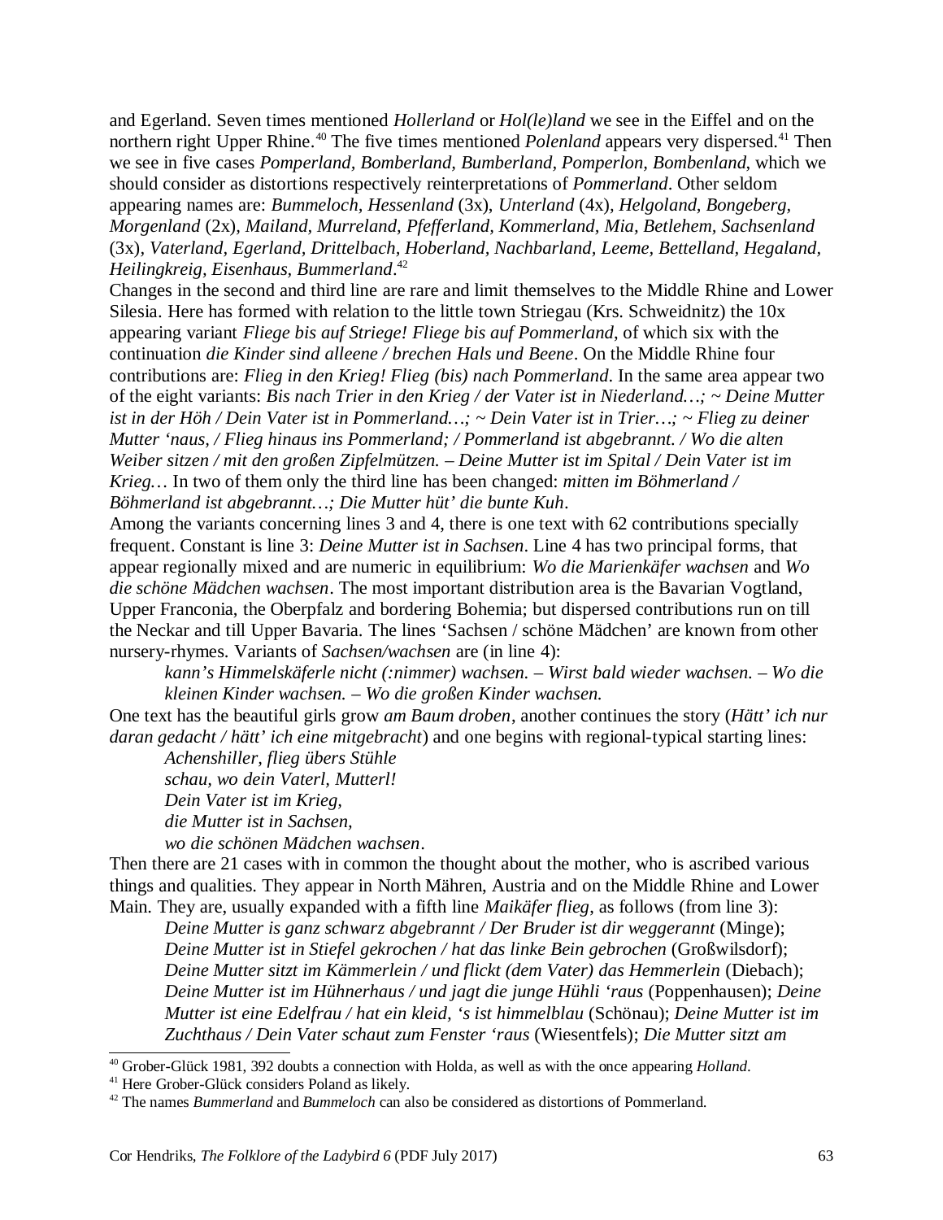and Egerland. Seven times mentioned *Hollerland* or *Hol(le)land* we see in the Eiffel and on the northern right Upper Rhine.[40] The five times mentioned *Polenland* appears very dispersed.[41] Then we see in five cases *Pomperland, Bomberland, Bumberland, Pomperlon, Bombenland*, which we should consider as distortions respectively reinterpretations of *Pommerland*. Other seldom appearing names are: *Bummeloch, Hessenland* (3x)*, Unterland* (4x)*, Helgoland, Bongeberg, Morgenland* (2x)*, Mailand, Murreland, Pfefferland, Kommerland, Mia, Betlehem, Sachsenland* (3x)*, Vaterland, Egerland, Drittelbach, Hoberland, Nachbarland, Leeme, Bettelland, Hegaland, Heilingkreig, Eisenhaus, Bummerland*.[42]

Changes in the second and third line are rare and limit themselves to the Middle Rhine and Lower Silesia. Here has formed with relation to the little town Striegau (Krs. Schweidnitz) the 10x appearing variant *Fliege bis auf Striege! Fliege bis auf Pommerland*, of which six with the continuation *die Kinder sind alleene / brechen Hals und Beene*. On the Middle Rhine four contributions are: *Flieg in den Krieg! Flieg (bis) nach Pommerland*. In the same area appear two of the eight variants: *Bis nach Trier in den Krieg / der Vater ist in Niederland…; ~ Deine Mutter ist in der Höh / Dein Vater ist in Pommerland…; ~ Dein Vater ist in Trier…; ~ Flieg zu deiner Mutter 'naus, / Flieg hinaus ins Pommerland; / Pommerland ist abgebrannt. / Wo die alten Weiber sitzen / mit den großen Zipfelmützen. – Deine Mutter ist im Spital / Dein Vater ist im Krieg…* In two of them only the third line has been changed: *mitten im Böhmerland / Böhmerland ist abgebrannt…; Die Mutter hüt' die bunte Kuh*.

Among the variants concerning lines 3 and 4, there is one text with 62 contributions specially frequent. Constant is line 3: *Deine Mutter ist in Sachsen*. Line 4 has two principal forms, that appear regionally mixed and are numeric in equilibrium: *Wo die Marienkäfer wachsen* and *Wo die schöne Mädchen wachsen*. The most important distribution area is the Bavarian Vogtland, Upper Franconia, the Oberpfalz and bordering Bohemia; but dispersed contributions run on till the Neckar and till Upper Bavaria. The lines 'Sachsen / schöne Mädchen' are known from other nursery-rhymes. Variants of *Sachsen/wachsen* are (in line 4):

> *kann's Himmelskäferle nicht (:nimmer) wachsen. – Wirst bald wieder wachsen. – Wo die kleinen Kinder wachsen. – Wo die großen Kinder wachsen.*

One text has the beautiful girls grow *am Baum droben*, another continues the story (*Hätt' ich nur daran gedacht / hätt' ich eine mitgebracht*) and one begins with regional-typical starting lines:

> *Achenshiller, flieg übers Stühle*
> *schau, wo dein Vaterl, Mutterl!*
> *Dein Vater ist im Krieg,*
> *die Mutter ist in Sachsen,*
> *wo die schönen Mädchen wachsen*.

Then there are 21 cases with in common the thought about the mother, who is ascribed various things and qualities. They appear in North Mähren, Austria and on the Middle Rhine and Lower Main. They are, usually expanded with a fifth line *Maikäfer flieg*, as follows (from line 3):

> *Deine Mutter is ganz schwarz abgebrannt / Der Bruder ist dir weggerannt* (Minge);
> *Deine Mutter ist in Stiefel gekrochen / hat das linke Bein gebrochen* (Großwilsdorf);
> *Deine Mutter sitzt im Kämmerlein / und flickt (dem Vater) das Hemmerlein* (Diebach);
> *Deine Mutter ist im Hühnerhaus / und jagt die junge Hühli 'raus* (Poppenhausen); *Deine Mutter ist eine Edelfrau / hat ein kleid, 's ist himmelblau* (Schönau); *Deine Mutter ist im Zuchthaus / Dein Vater schaut zum Fenster 'raus* (Wiesentfels); *Die Mutter sitzt am*

[40] Grober-Glück 1981, 392 doubts a connection with Holda, as well as with the once appearing *Holland*.

[41] Here Grober-Glück considers Poland as likely.

[42] The names *Bummerland* and *Bummeloch* can also be considered as distortions of Pommerland.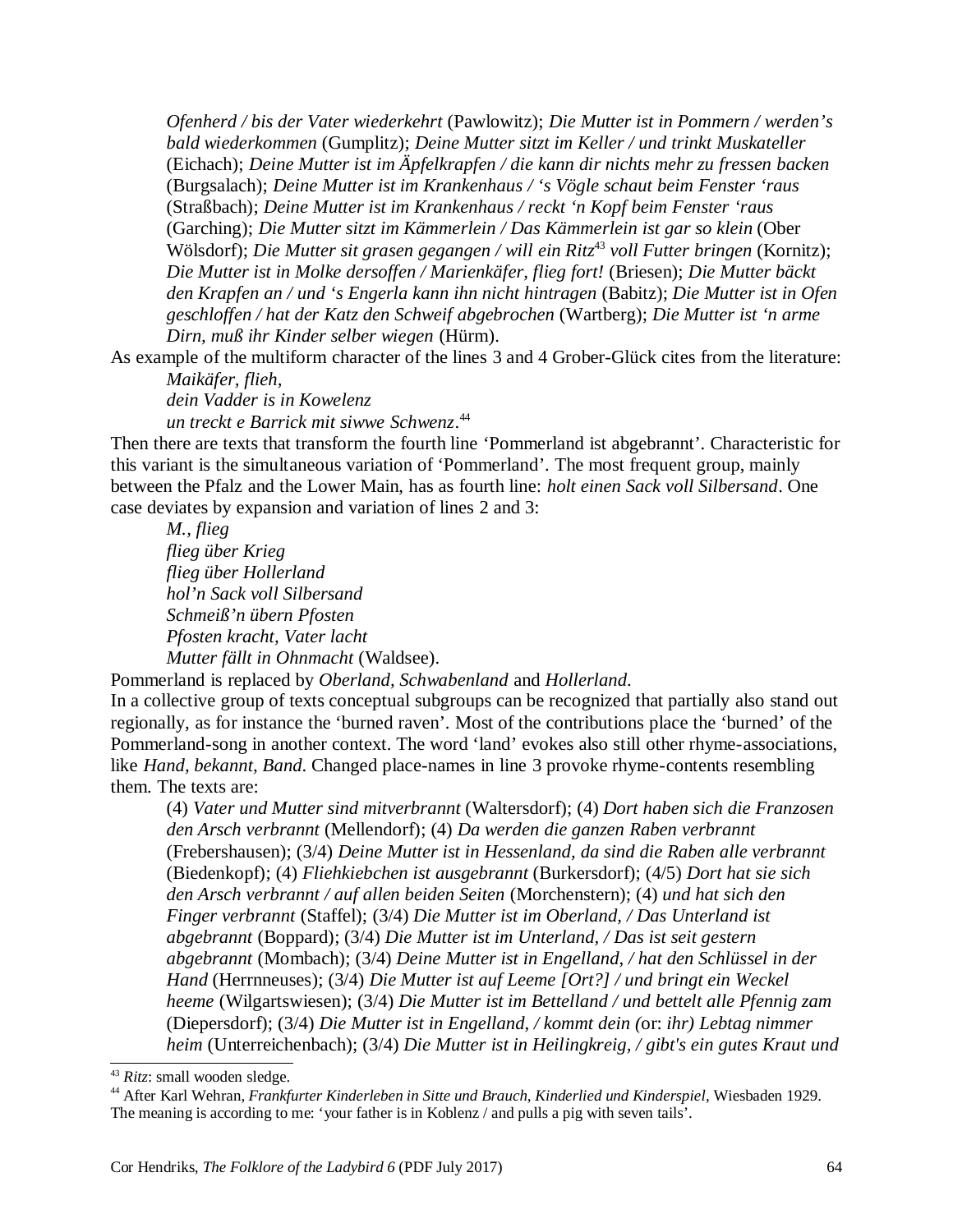*Ofenherd / bis der Vater wiederkehrt* (Pawlowitz); *Die Mutter ist in Pommern / werden's bald wiederkommen* (Gumplitz); *Deine Mutter sitzt im Keller / und trinkt Muskateller* (Eichach); *Deine Mutter ist im Äpfelkrapfen / die kann dir nichts mehr zu fressen backen* (Burgsalach); *Deine Mutter ist im Krankenhaus / 's Vögle schaut beim Fenster 'raus* (Straßbach); *Deine Mutter ist im Krankenhaus / reckt 'n Kopf beim Fenster 'raus* (Garching); *Die Mutter sitzt im Kämmerlein / Das Kämmerlein ist gar so klein* (Ober Wölsdorf); *Die Mutter sit grasen gegangen / will ein Ritz*[43] *voll Futter bringen* (Kornitz); *Die Mutter ist in Molke dersoffen / Marienkäfer, flieg fort!* (Briesen); *Die Mutter bäckt den Krapfen an / und 's Engerla kann ihn nicht hintragen* (Babitz); *Die Mutter ist in Ofen geschloffen / hat der Katz den Schweif abgebrochen* (Wartberg); *Die Mutter ist 'n arme Dirn, muß ihr Kinder selber wiegen* (Hürm).

As example of the multiform character of the lines 3 and 4 Grober-Glück cites from the literature:

*Maikäfer, flieh,*
*dein Vadder is in Kowelenz*
*un treckt e Barrick mit siwwe Schwenz*.[44]

Then there are texts that transform the fourth line 'Pommerland ist abgebrannt'. Characteristic for this variant is the simultaneous variation of 'Pommerland'. The most frequent group, mainly between the Pfalz and the Lower Main, has as fourth line: *holt einen Sack voll Silbersand*. One case deviates by expansion and variation of lines 2 and 3:

*M., flieg*
*flieg über Krieg*
*flieg über Hollerland*
*hol'n Sack voll Silbersand*
*Schmeiß'n übern Pfosten*
*Pfosten kracht, Vater lacht*
*Mutter fällt in Ohnmacht* (Waldsee).

Pommerland is replaced by *Oberland, Schwabenland* and *Hollerland*.

In a collective group of texts conceptual subgroups can be recognized that partially also stand out regionally, as for instance the 'burned raven'. Most of the contributions place the 'burned' of the Pommerland-song in another context. The word 'land' evokes also still other rhyme-associations, like *Hand, bekannt, Band*. Changed place-names in line 3 provoke rhyme-contents resembling them. The texts are:

(4) *Vater und Mutter sind mitverbrannt* (Waltersdorf); (4) *Dort haben sich die Franzosen den Arsch verbrannt* (Mellendorf); (4) *Da werden die ganzen Raben verbrannt* (Frebershausen); (3/4) *Deine Mutter ist in Hessenland, da sind die Raben alle verbrannt* (Biedenkopf); (4) *Fliehkiebchen ist ausgebrannt* (Burkersdorf); (4/5) *Dort hat sie sich den Arsch verbrannt / auf allen beiden Seiten* (Morchenstern); (4) *und hat sich den Finger verbrannt* (Staffel); (3/4) *Die Mutter ist im Oberland, / Das Unterland ist abgebrannt* (Boppard); (3/4) *Die Mutter ist im Unterland, / Das ist seit gestern abgebrannt* (Mombach); (3/4) *Deine Mutter ist in Engelland, / hat den Schlüssel in der Hand* (Herrnneuses); (3/4) *Die Mutter ist auf Leeme [Ort?] / und bringt ein Weckel heeme* (Wilgartswiesen); (3/4) *Die Mutter ist im Bettelland / und bettelt alle Pfennig zam* (Diepersdorf); (3/4) *Die Mutter ist in Engelland, / kommt dein (*or: *ihr) Lebtag nimmer heim* (Unterreichenbach); (3/4) *Die Mutter ist in Heilingkreig, / gibt's ein gutes Kraut und*

---

[43] *Ritz*: small wooden sledge.

[44] After Karl Wehran, *Frankfurter Kinderleben in Sitte und Brauch, Kinderlied und Kinderspiel*, Wiesbaden 1929. The meaning is according to me: 'your father is in Koblenz / and pulls a pig with seven tails'.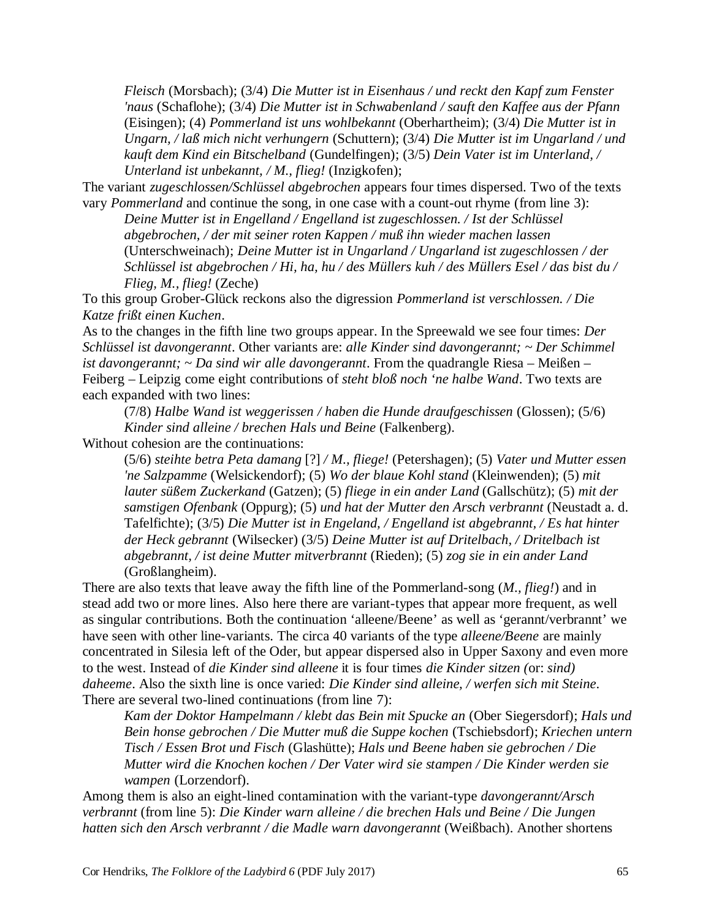*Fleisch* (Morsbach); (3/4) *Die Mutter ist in Eisenhaus / und reckt den Kapf zum Fenster 'naus* (Schaflohe); (3/4) *Die Mutter ist in Schwabenland / sauft den Kaffee aus der Pfann* (Eisingen); (4) *Pommerland ist uns wohlbekannt* (Oberhartheim); (3/4) *Die Mutter ist in Ungarn, / laß mich nicht verhungern* (Schuttern); (3/4) *Die Mutter ist im Ungarland / und kauft dem Kind ein Bitschelband* (Gundelfingen); (3/5) *Dein Vater ist im Unterland, / Unterland ist unbekannt, / M., flieg!* (Inzigkofen);

The variant *zugeschlossen/Schlüssel abgebrochen* appears four times dispersed. Two of the texts vary *Pommerland* and continue the song, in one case with a count-out rhyme (from line 3):

> *Deine Mutter ist in Engelland / Engelland ist zugeschlossen. / Ist der Schlüssel abgebrochen, / der mit seiner roten Kappen / muß ihn wieder machen lassen* (Unterschweinach); *Deine Mutter ist in Ungarland / Ungarland ist zugeschlossen / der Schlüssel ist abgebrochen / Hi, ha, hu / des Müllers kuh / des Müllers Esel / das bist du / Flieg, M., flieg!* (Zeche)

To this group Grober-Glück reckons also the digression *Pommerland ist verschlossen. / Die Katze frißt einen Kuchen*.

As to the changes in the fifth line two groups appear. In the Spreewald we see four times: *Der Schlüssel ist davongerannt*. Other variants are: *alle Kinder sind davongerannt; ~ Der Schimmel ist davongerannt; ~ Da sind wir alle davongerannt*. From the quadrangle Riesa – Meißen – Feiberg – Leipzig come eight contributions of *steht bloß noch 'ne halbe Wand*. Two texts are each expanded with two lines:

> (7/8) *Halbe Wand ist weggerissen / haben die Hunde draufgeschissen* (Glossen); (5/6) *Kinder sind alleine / brechen Hals und Beine* (Falkenberg).

Without cohesion are the continuations:

> (5/6) *steihte betra Peta damang* [?] */ M., fliege!* (Petershagen); (5) *Vater und Mutter essen 'ne Salzpamme* (Welsickendorf); (5) *Wo der blaue Kohl stand* (Kleinwenden); (5) *mit lauter süßem Zuckerkand* (Gatzen); (5) *fliege in ein ander Land* (Gallschütz); (5) *mit der samstigen Ofenbank* (Oppurg); (5) *und hat der Mutter den Arsch verbrannt* (Neustadt a. d. Tafelfichte); (3/5) *Die Mutter ist in Engeland, / Engelland ist abgebrannt, / Es hat hinter der Heck gebrannt* (Wilsecker) (3/5) *Deine Mutter ist auf Dritelbach, / Dritelbach ist abgebrannt, / ist deine Mutter mitverbrannt* (Rieden); (5) *zog sie in ein ander Land* (Großlangheim).

There are also texts that leave away the fifth line of the Pommerland-song (*M., flieg!*) and in stead add two or more lines. Also here there are variant-types that appear more frequent, as well as singular contributions. Both the continuation 'alleene/Beene' as well as 'gerannt/verbrannt' we have seen with other line-variants. The circa 40 variants of the type *alleene/Beene* are mainly concentrated in Silesia left of the Oder, but appear dispersed also in Upper Saxony and even more to the west. Instead of *die Kinder sind alleene* it is four times *die Kinder sitzen (*or: *sind) daheeme*. Also the sixth line is once varied: *Die Kinder sind alleine, / werfen sich mit Steine*. There are several two-lined continuations (from line 7):

> *Kam der Doktor Hampelmann / klebt das Bein mit Spucke an* (Ober Siegersdorf); *Hals und Bein honse gebrochen / Die Mutter muß die Suppe kochen* (Tschiebsdorf); *Kriechen untern Tisch / Essen Brot und Fisch* (Glashütte); *Hals und Beene haben sie gebrochen / Die Mutter wird die Knochen kochen / Der Vater wird sie stampen / Die Kinder werden sie wampen* (Lorzendorf).

Among them is also an eight-lined contamination with the variant-type *davongerannt/Arsch verbrannt* (from line 5): *Die Kinder warn alleine / die brechen Hals und Beine / Die Jungen hatten sich den Arsch verbrannt / die Madle warn davongerannt* (Weißbach). Another shortens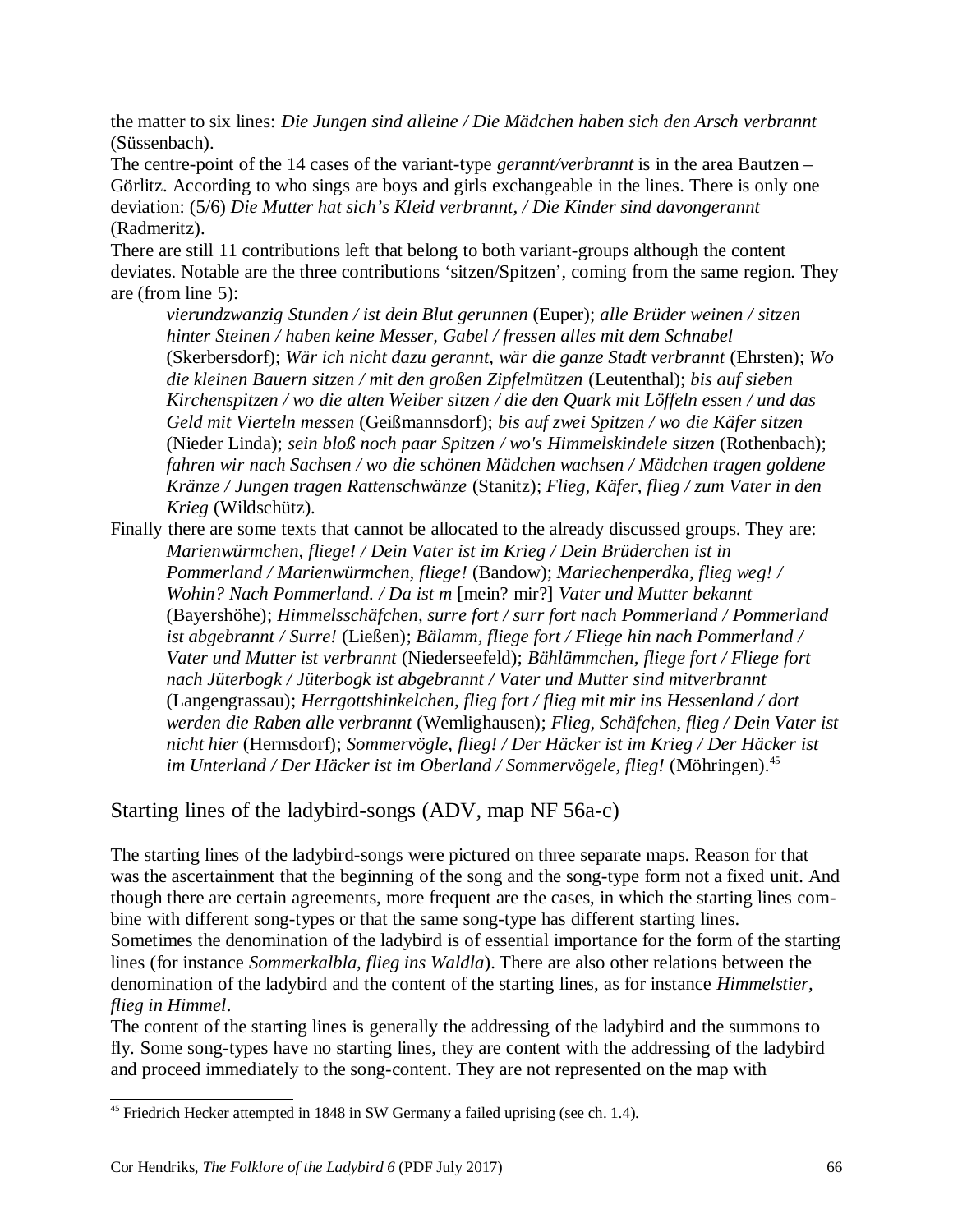the matter to six lines: *Die Jungen sind alleine / Die Mädchen haben sich den Arsch verbrannt* (Süssenbach).

The centre-point of the 14 cases of the variant-type *gerannt/verbrannt* is in the area Bautzen – Görlitz. According to who sings are boys and girls exchangeable in the lines. There is only one deviation: (5/6) *Die Mutter hat sich's Kleid verbrannt, / Die Kinder sind davongerannt* (Radmeritz).

There are still 11 contributions left that belong to both variant-groups although the content deviates. Notable are the three contributions 'sitzen/Spitzen', coming from the same region. They are (from line 5):

> *vierundzwanzig Stunden / ist dein Blut gerunnen* (Euper); *alle Brüder weinen / sitzen hinter Steinen / haben keine Messer, Gabel / fressen alles mit dem Schnabel* (Skerbersdorf); *Wär ich nicht dazu gerannt, wär die ganze Stadt verbrannt* (Ehrsten); *Wo die kleinen Bauern sitzen / mit den großen Zipfelmützen* (Leutenthal); *bis auf sieben Kirchenspitzen / wo die alten Weiber sitzen / die den Quark mit Löffeln essen / und das Geld mit Vierteln messen* (Geißmannsdorf); *bis auf zwei Spitzen / wo die Käfer sitzen* (Nieder Linda); *sein bloß noch paar Spitzen / wo's Himmelskindele sitzen* (Rothenbach); *fahren wir nach Sachsen / wo die schönen Mädchen wachsen / Mädchen tragen goldene Kränze / Jungen tragen Rattenschwänze* (Stanitz); *Flieg, Käfer, flieg / zum Vater in den Krieg* (Wildschütz).

Finally there are some texts that cannot be allocated to the already discussed groups. They are:

> *Marienwürmchen, fliege! / Dein Vater ist im Krieg / Dein Brüderchen ist in Pommerland / Marienwürmchen, fliege!* (Bandow); *Mariechenperdka, flieg weg! / Wohin? Nach Pommerland. / Da ist m* [mein? mir?] *Vater und Mutter bekannt* (Bayershöhe); *Himmelsschäfchen, surre fort / surr fort nach Pommerland / Pommerland ist abgebrannt / Surre!* (Ließen); *Bälamm, fliege fort / Fliege hin nach Pommerland / Vater und Mutter ist verbrannt* (Niederseefeld); *Bählämmchen, fliege fort / Fliege fort nach Jüterbogk / Jüterbogk ist abgebrannt / Vater und Mutter sind mitverbrannt* (Langengrassau); *Herrgottshinkelchen, flieg fort / flieg mit mir ins Hessenland / dort werden die Raben alle verbrannt* (Wemlighausen); *Flieg, Schäfchen, flieg / Dein Vater ist nicht hier* (Hermsdorf); *Sommervögle, flieg! / Der Häcker ist im Krieg / Der Häcker ist im Unterland / Der Häcker ist im Oberland / Sommervögele, flieg!* (Möhringen).[45]

## Starting lines of the ladybird-songs (ADV, map NF 56a-c)

The starting lines of the ladybird-songs were pictured on three separate maps. Reason for that was the ascertainment that the beginning of the song and the song-type form not a fixed unit. And though there are certain agreements, more frequent are the cases, in which the starting lines combine with different song-types or that the same song-type has different starting lines.

Sometimes the denomination of the ladybird is of essential importance for the form of the starting lines (for instance *Sommerkalbla, flieg ins Waldla*). There are also other relations between the denomination of the ladybird and the content of the starting lines, as for instance *Himmelstier, flieg in Himmel*.

The content of the starting lines is generally the addressing of the ladybird and the summons to fly. Some song-types have no starting lines, they are content with the addressing of the ladybird and proceed immediately to the song-content. They are not represented on the map with

[45] Friedrich Hecker attempted in 1848 in SW Germany a failed uprising (see ch. 1.4).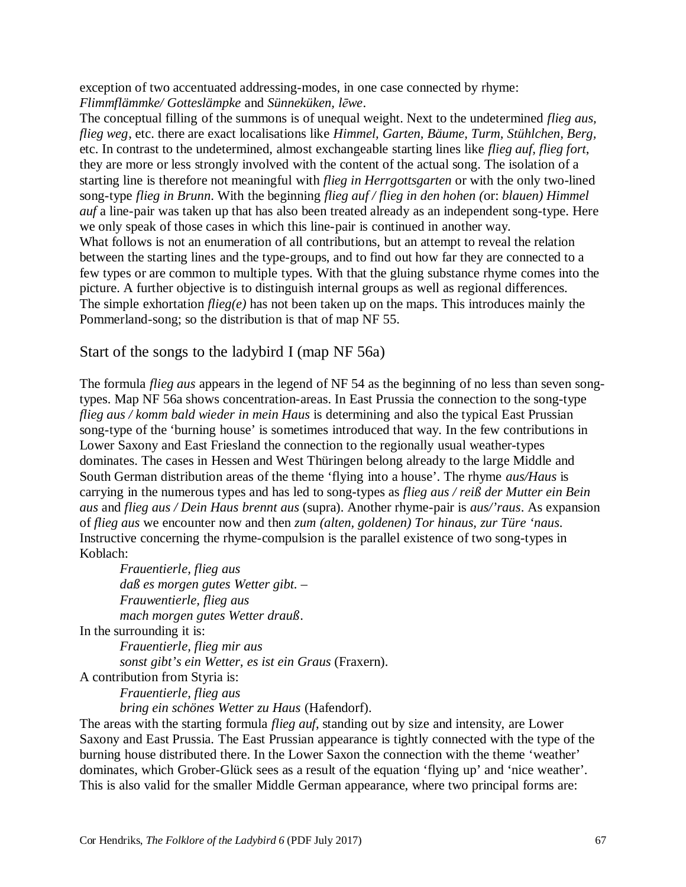exception of two accentuated addressing-modes, in one case connected by rhyme: *Flimmflämmke/ Gotteslämpke* and *Sünneküken, lēwe*.

The conceptual filling of the summons is of unequal weight. Next to the undetermined *flieg aus, flieg weg*, etc. there are exact localisations like *Himmel, Garten, Bäume, Turm, Stühlchen, Berg,* etc. In contrast to the undetermined, almost exchangeable starting lines like *flieg auf, flieg fort*, they are more or less strongly involved with the content of the actual song. The isolation of a starting line is therefore not meaningful with *flieg in Herrgottsgarten* or with the only two-lined song-type *flieg in Brunn*. With the beginning *flieg auf / flieg in den hohen (*or: *blauen) Himmel auf* a line-pair was taken up that has also been treated already as an independent song-type. Here we only speak of those cases in which this line-pair is continued in another way.

What follows is not an enumeration of all contributions, but an attempt to reveal the relation between the starting lines and the type-groups, and to find out how far they are connected to a few types or are common to multiple types. With that the gluing substance rhyme comes into the picture. A further objective is to distinguish internal groups as well as regional differences.

The simple exhortation *flieg(e)* has not been taken up on the maps. This introduces mainly the Pommerland-song; so the distribution is that of map NF 55.

## Start of the songs to the ladybird I (map NF 56a)

The formula *flieg aus* appears in the legend of NF 54 as the beginning of no less than seven song-types. Map NF 56a shows concentration-areas. In East Prussia the connection to the song-type *flieg aus / komm bald wieder in mein Haus* is determining and also the typical East Prussian song-type of the 'burning house' is sometimes introduced that way. In the few contributions in Lower Saxony and East Friesland the connection to the regionally usual weather-types dominates. The cases in Hessen and West Thüringen belong already to the large Middle and South German distribution areas of the theme 'flying into a house'. The rhyme *aus/Haus* is carrying in the numerous types and has led to song-types as *flieg aus / reiß der Mutter ein Bein aus* and *flieg aus / Dein Haus brennt aus* (supra). Another rhyme-pair is *aus/'raus*. As expansion of *flieg aus* we encounter now and then *zum (alten, goldenen) Tor hinaus, zur Türe 'naus.* Instructive concerning the rhyme-compulsion is the parallel existence of two song-types in Koblach:

> *Frauentierle, flieg aus*
> *daß es morgen gutes Wetter gibt.* –
> *Frauwentierle, flieg aus*
> *mach morgen gutes Wetter drauß*.

In the surrounding it is:

> *Frauentierle, flieg mir aus*
> *sonst gibt's ein Wetter, es ist ein Graus* (Fraxern).

A contribution from Styria is:

> *Frauentierle, flieg aus*
> *bring ein schönes Wetter zu Haus* (Hafendorf).

The areas with the starting formula *flieg auf*, standing out by size and intensity, are Lower Saxony and East Prussia. The East Prussian appearance is tightly connected with the type of the burning house distributed there. In the Lower Saxon the connection with the theme 'weather' dominates, which Grober-Glück sees as a result of the equation 'flying up' and 'nice weather'. This is also valid for the smaller Middle German appearance, where two principal forms are: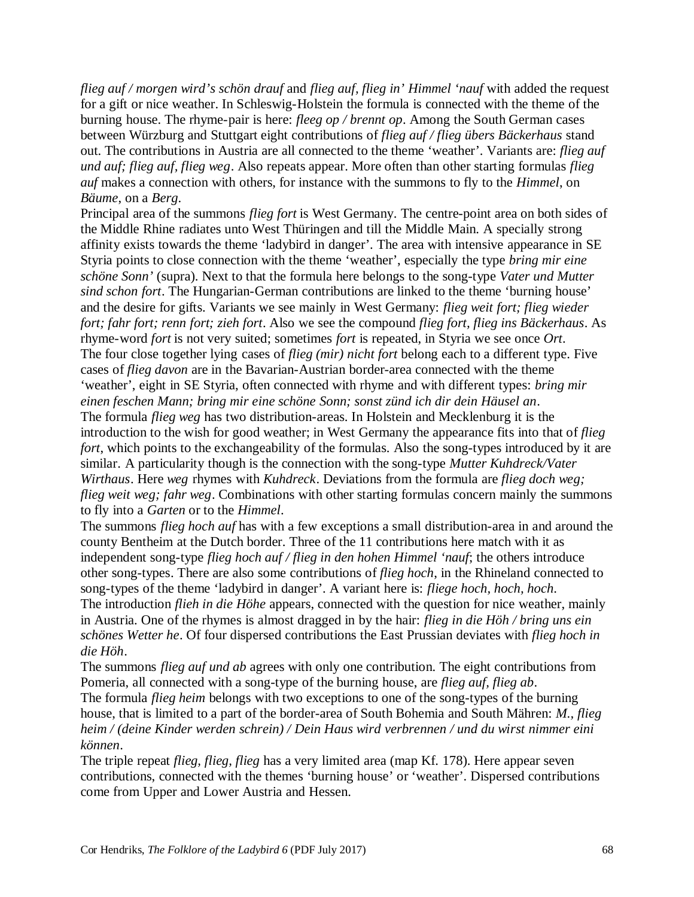*flieg auf / morgen wird's schön drauf* and *flieg auf, flieg in' Himmel 'nauf* with added the request for a gift or nice weather. In Schleswig-Holstein the formula is connected with the theme of the burning house. The rhyme-pair is here: *fleeg op / brennt op*. Among the South German cases between Würzburg and Stuttgart eight contributions of *flieg auf / flieg übers Bäckerhaus* stand out. The contributions in Austria are all connected to the theme 'weather'. Variants are: *flieg auf und auf; flieg auf, flieg weg*. Also repeats appear. More often than other starting formulas *flieg auf* makes a connection with others, for instance with the summons to fly to the *Himmel*, on *Bäume*, on a *Berg*.

Principal area of the summons *flieg fort* is West Germany. The centre-point area on both sides of the Middle Rhine radiates unto West Thüringen and till the Middle Main. A specially strong affinity exists towards the theme 'ladybird in danger'. The area with intensive appearance in SE Styria points to close connection with the theme 'weather', especially the type *bring mir eine schöne Sonn'* (supra). Next to that the formula here belongs to the song-type *Vater und Mutter sind schon fort*. The Hungarian-German contributions are linked to the theme 'burning house' and the desire for gifts. Variants we see mainly in West Germany: *flieg weit fort; flieg wieder fort; fahr fort; renn fort; zieh fort*. Also we see the compound *flieg fort, flieg ins Bäckerhaus*. As rhyme-word *fort* is not very suited; sometimes *fort* is repeated, in Styria we see once *Ort*.

The four close together lying cases of *flieg (mir) nicht fort* belong each to a different type. Five cases of *flieg davon* are in the Bavarian-Austrian border-area connected with the theme 'weather', eight in SE Styria, often connected with rhyme and with different types: *bring mir einen feschen Mann; bring mir eine schöne Sonn; sonst zünd ich dir dein Häusel an*.

The formula *flieg weg* has two distribution-areas. In Holstein and Mecklenburg it is the introduction to the wish for good weather; in West Germany the appearance fits into that of *flieg fort*, which points to the exchangeability of the formulas. Also the song-types introduced by it are similar. A particularity though is the connection with the song-type *Mutter Kuhdreck/Vater Wirthaus*. Here *weg* rhymes with *Kuhdreck*. Deviations from the formula are *flieg doch weg; flieg weit weg; fahr weg*. Combinations with other starting formulas concern mainly the summons to fly into a *Garten* or to the *Himmel*.

The summons *flieg hoch auf* has with a few exceptions a small distribution-area in and around the county Bentheim at the Dutch border. Three of the 11 contributions here match with it as independent song-type *flieg hoch auf / flieg in den hohen Himmel 'nauf*; the others introduce other song-types. There are also some contributions of *flieg hoch*, in the Rhineland connected to song-types of the theme 'ladybird in danger'. A variant here is: *fliege hoch, hoch, hoch*.

The introduction *flieh in die Höhe* appears, connected with the question for nice weather, mainly in Austria. One of the rhymes is almost dragged in by the hair: *flieg in die Höh / bring uns ein schönes Wetter he*. Of four dispersed contributions the East Prussian deviates with *flieg hoch in die Höh*.

The summons *flieg auf und ab* agrees with only one contribution. The eight contributions from Pomeria, all connected with a song-type of the burning house, are *flieg auf, flieg ab*.

The formula *flieg heim* belongs with two exceptions to one of the song-types of the burning house, that is limited to a part of the border-area of South Bohemia and South Mähren: *M., flieg heim / (deine Kinder werden schrein) / Dein Haus wird verbrennen / und du wirst nimmer eini können*.

The triple repeat *flieg, flieg, flieg* has a very limited area (map Kf. 178). Here appear seven contributions, connected with the themes 'burning house' or 'weather'. Dispersed contributions come from Upper and Lower Austria and Hessen.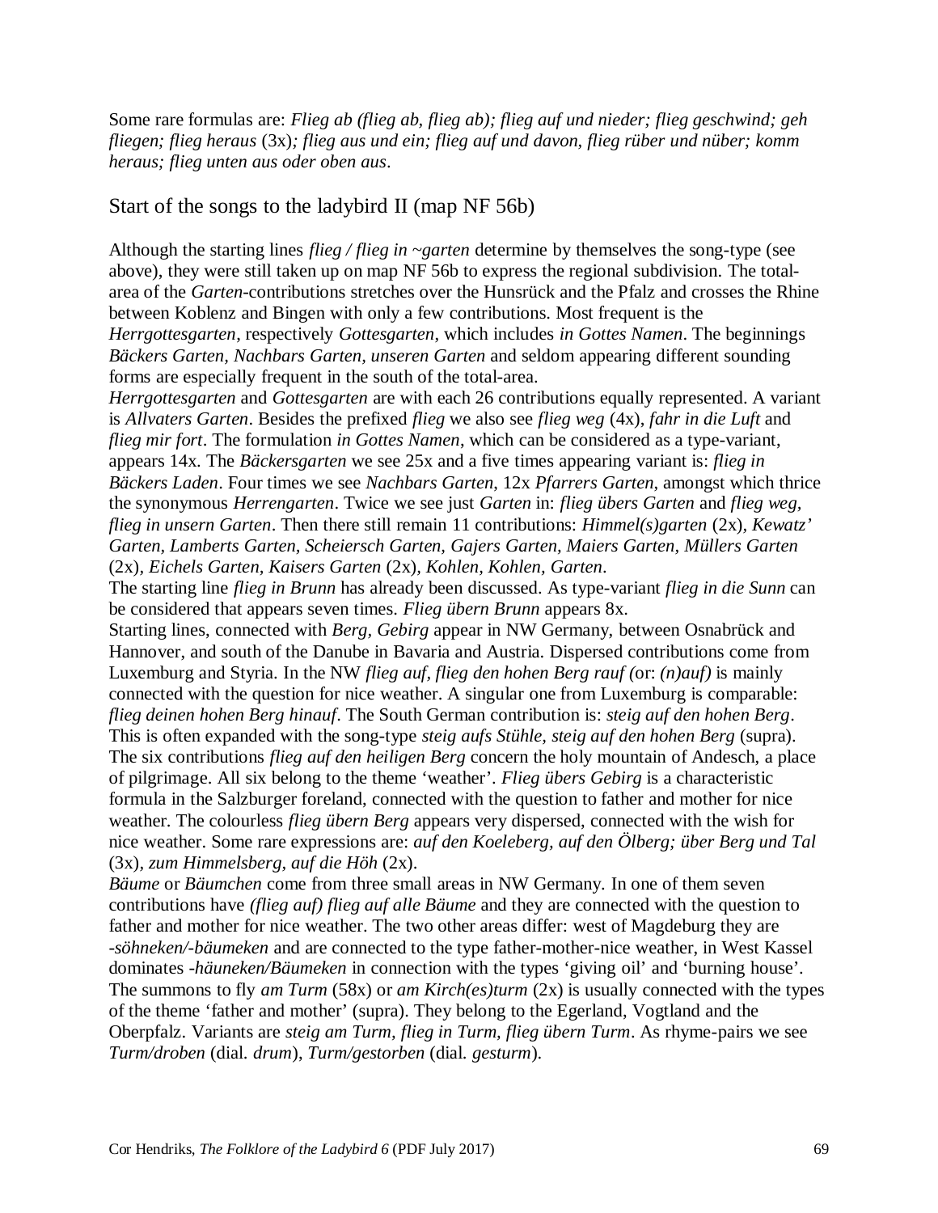Some rare formulas are: *Flieg ab (flieg ab, flieg ab); flieg auf und nieder; flieg geschwind; geh fliegen; flieg heraus* (3x)*; flieg aus und ein; flieg auf und davon, flieg rüber und nüber; komm heraus; flieg unten aus oder oben aus*.

## Start of the songs to the ladybird II (map NF 56b)

Although the starting lines *flieg / flieg in ~garten* determine by themselves the song-type (see above), they were still taken up on map NF 56b to express the regional subdivision. The total-area of the *Garten*-contributions stretches over the Hunsrück and the Pfalz and crosses the Rhine between Koblenz and Bingen with only a few contributions. Most frequent is the *Herrgottesgarten*, respectively *Gottesgarten*, which includes *in Gottes Namen*. The beginnings *Bäckers Garten, Nachbars Garten, unseren Garten* and seldom appearing different sounding forms are especially frequent in the south of the total-area.
*Herrgottesgarten* and *Gottesgarten* are with each 26 contributions equally represented. A variant is *Allvaters Garten*. Besides the prefixed *flieg* we also see *flieg weg* (4x), *fahr in die Luft* and *flieg mir fort*. The formulation *in Gottes Namen*, which can be considered as a type-variant, appears 14x. The *Bäckersgarten* we see 25x and a five times appearing variant is: *flieg in Bäckers Laden*. Four times we see *Nachbars Garten*, 12x *Pfarrers Garten*, amongst which thrice the synonymous *Herrengarten*. Twice we see just *Garten* in: *flieg übers Garten* and *flieg weg, flieg in unsern Garten*. Then there still remain 11 contributions: *Himmel(s)garten* (2x)*, Kewatz' Garten, Lamberts Garten, Scheiersch Garten, Gajers Garten, Maiers Garten, Müllers Garten* (2x)*, Eichels Garten, Kaisers Garten* (2x)*, Kohlen, Kohlen, Garten*.
The starting line *flieg in Brunn* has already been discussed. As type-variant *flieg in die Sunn* can be considered that appears seven times. *Flieg übern Brunn* appears 8x.
Starting lines, connected with *Berg, Gebirg* appear in NW Germany, between Osnabrück and Hannover, and south of the Danube in Bavaria and Austria. Dispersed contributions come from Luxemburg and Styria. In the NW *flieg auf, flieg den hohen Berg rauf (*or: *(n)auf)* is mainly connected with the question for nice weather. A singular one from Luxemburg is comparable: *flieg deinen hohen Berg hinauf*. The South German contribution is: *steig auf den hohen Berg*. This is often expanded with the song-type *steig aufs Stühle, steig auf den hohen Berg* (supra). The six contributions *flieg auf den heiligen Berg* concern the holy mountain of Andesch, a place of pilgrimage. All six belong to the theme 'weather'. *Flieg übers Gebirg* is a characteristic formula in the Salzburger foreland, connected with the question to father and mother for nice weather. The colourless *flieg übern Berg* appears very dispersed, connected with the wish for nice weather. Some rare expressions are: *auf den Koeleberg, auf den Ölberg; über Berg und Tal* (3x)*, zum Himmelsberg, auf die Höh* (2x).
*Bäume* or *Bäumchen* come from three small areas in NW Germany. In one of them seven contributions have *(flieg auf) flieg auf alle Bäume* and they are connected with the question to father and mother for nice weather. The two other areas differ: west of Magdeburg they are *-söhneken/-bäumeken* and are connected to the type father-mother-nice weather, in West Kassel dominates *-häuneken/Bäumeken* in connection with the types 'giving oil' and 'burning house'. The summons to fly *am Turm* (58x) or *am Kirch(es)turm* (2x) is usually connected with the types of the theme 'father and mother' (supra). They belong to the Egerland, Vogtland and the Oberpfalz. Variants are *steig am Turm, flieg in Turm, flieg übern Turm*. As rhyme-pairs we see *Turm/droben* (dial. *drum*), *Turm/gestorben* (dial. *gesturm*).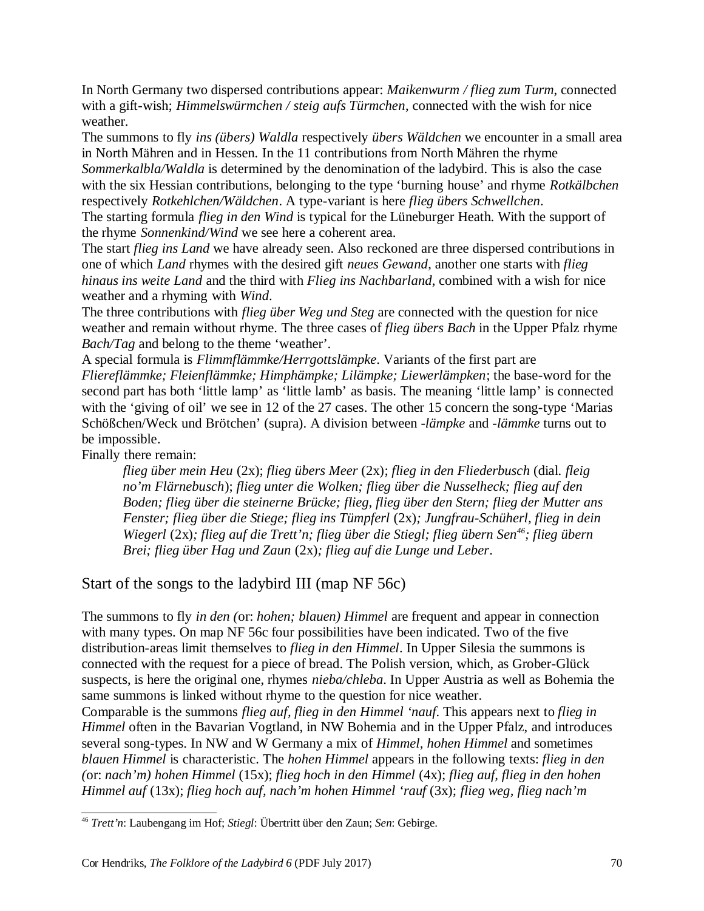In North Germany two dispersed contributions appear: *Maikenwurm / flieg zum Turm*, connected with a gift-wish; *Himmelswürmchen / steig aufs Türmchen*, connected with the wish for nice weather.

The summons to fly *ins (übers) Waldla* respectively *übers Wäldchen* we encounter in a small area in North Mähren and in Hessen. In the 11 contributions from North Mähren the rhyme *Sommerkalbla/Waldla* is determined by the denomination of the ladybird. This is also the case with the six Hessian contributions, belonging to the type 'burning house' and rhyme *Rotkälbchen* respectively *Rotkehlchen/Wäldchen*. A type-variant is here *flieg übers Schwellchen*.

The starting formula *flieg in den Wind* is typical for the Lüneburger Heath. With the support of the rhyme *Sonnenkind/Wind* we see here a coherent area.

The start *flieg ins Land* we have already seen. Also reckoned are three dispersed contributions in one of which *Land* rhymes with the desired gift *neues Gewand*, another one starts with *flieg hinaus ins weite Land* and the third with *Flieg ins Nachbarland*, combined with a wish for nice weather and a rhyming with *Wind*.

The three contributions with *flieg über Weg und Steg* are connected with the question for nice weather and remain without rhyme. The three cases of *flieg übers Bach* in the Upper Pfalz rhyme *Bach/Tag* and belong to the theme 'weather'.

A special formula is *Flimmflämmke/Herrgottslämpke*. Variants of the first part are *Fliereflämmke; Fleienflämmke; Himphämpke; Lilämpke; Liewerlämpken*; the base-word for the second part has both 'little lamp' as 'little lamb' as basis. The meaning 'little lamp' is connected with the 'giving of oil' we see in 12 of the 27 cases. The other 15 concern the song-type 'Marias Schößchen/Weck und Brötchen' (supra). A division between *-lämpke* and *-lämmke* turns out to be impossible.

Finally there remain:

> *flieg über mein Heu* (2x); *flieg übers Meer* (2x); *flieg in den Fliederbusch* (dial. *fleig no'm Flärnebusch*); *flieg unter die Wolken; flieg über die Nusselheck; flieg auf den Boden; flieg über die steinerne Brücke; flieg, flieg über den Stern; flieg der Mutter ans Fenster; flieg über die Stiege; flieg ins Tümpferl* (2x)*; Jungfrau-Schüherl, flieg in dein Wiegerl* (2x)*; flieg auf die Trett'n; flieg über die Stiegl; flieg übern Sen*[46]*; flieg übern Brei; flieg über Hag und Zaun* (2x)*; flieg auf die Lunge und Leber*.

## Start of the songs to the ladybird III (map NF 56c)

The summons to fly *in den (*or: *hohen; blauen) Himmel* are frequent and appear in connection with many types. On map NF 56c four possibilities have been indicated. Two of the five distribution-areas limit themselves to *flieg in den Himmel*. In Upper Silesia the summons is connected with the request for a piece of bread. The Polish version, which, as Grober-Glück suspects, is here the original one, rhymes *nieba/chleba*. In Upper Austria as well as Bohemia the same summons is linked without rhyme to the question for nice weather.

Comparable is the summons *flieg auf, flieg in den Himmel 'nauf*. This appears next to *flieg in Himmel* often in the Bavarian Vogtland, in NW Bohemia and in the Upper Pfalz, and introduces several song-types. In NW and W Germany a mix of *Himmel, hohen Himmel* and sometimes *blauen Himmel* is characteristic. The *hohen Himmel* appears in the following texts: *flieg in den (*or: *nach'm) hohen Himmel* (15x); *flieg hoch in den Himmel* (4x); *flieg auf, flieg in den hohen Himmel auf* (13x); *flieg hoch auf, nach'm hohen Himmel 'rauf* (3x); *flieg weg, flieg nach'm*

---

[46] *Trett'n*: Laubengang im Hof; *Stiegl*: Übertritt über den Zaun; *Sen*: Gebirge.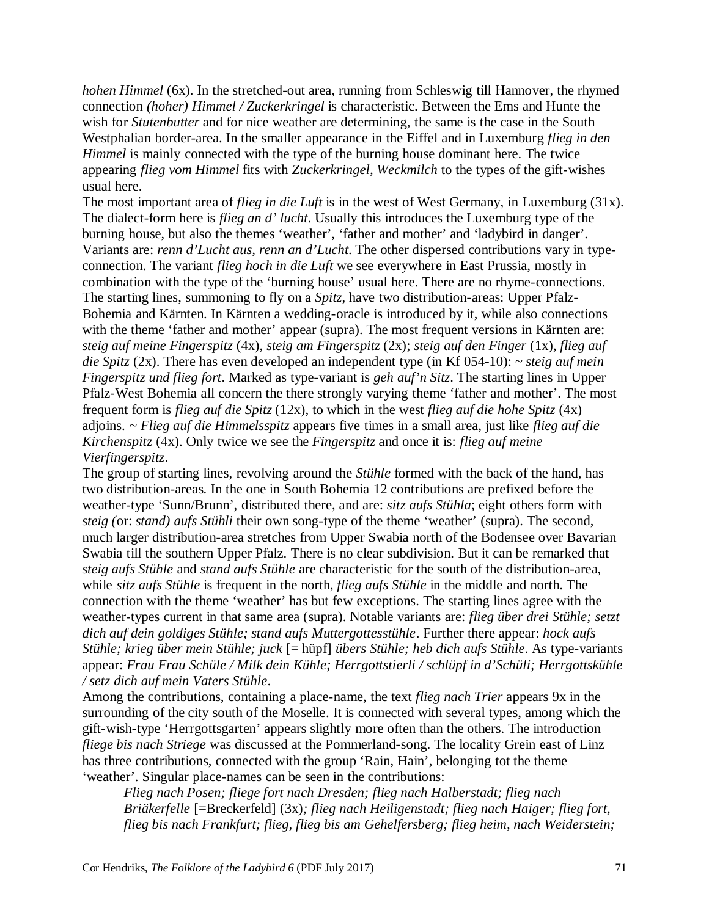*hohen Himmel* (6x). In the stretched-out area, running from Schleswig till Hannover, the rhymed connection *(hoher) Himmel / Zuckerkringel* is characteristic. Between the Ems and Hunte the wish for *Stutenbutter* and for nice weather are determining, the same is the case in the South Westphalian border-area. In the smaller appearance in the Eiffel and in Luxemburg *flieg in den Himmel* is mainly connected with the type of the burning house dominant here. The twice appearing *flieg vom Himmel* fits with *Zuckerkringel, Weckmilch* to the types of the gift-wishes usual here.

The most important area of *flieg in die Luft* is in the west of West Germany, in Luxemburg (31x). The dialect-form here is *flieg an d' lucht*. Usually this introduces the Luxemburg type of the burning house, but also the themes 'weather', 'father and mother' and 'ladybird in danger'. Variants are: *renn d'Lucht aus, renn an d'Lucht*. The other dispersed contributions vary in type-connection. The variant *flieg hoch in die Luft* we see everywhere in East Prussia, mostly in combination with the type of the 'burning house' usual here. There are no rhyme-connections.

The starting lines, summoning to fly on a *Spitz*, have two distribution-areas: Upper Pfalz-Bohemia and Kärnten. In Kärnten a wedding-oracle is introduced by it, while also connections with the theme 'father and mother' appear (supra). The most frequent versions in Kärnten are: *steig auf meine Fingerspitz* (4x), *steig am Fingerspitz* (2x); *steig auf den Finger* (1x), *flieg auf die Spitz* (2x). There has even developed an independent type (in Kf 054-10): ~ *steig auf mein Fingerspitz und flieg fort*. Marked as type-variant is *geh auf'n Sitz*. The starting lines in Upper Pfalz-West Bohemia all concern the there strongly varying theme 'father and mother'. The most frequent form is *flieg auf die Spitz* (12x), to which in the west *flieg auf die hohe Spitz* (4x) adjoins. ~ *Flieg auf die Himmelsspitz* appears five times in a small area, just like *flieg auf die Kirchenspitz* (4x). Only twice we see the *Fingerspitz* and once it is: *flieg auf meine Vierfingerspitz*.

The group of starting lines, revolving around the *Stühle* formed with the back of the hand, has two distribution-areas. In the one in South Bohemia 12 contributions are prefixed before the weather-type 'Sunn/Brunn', distributed there, and are: *sitz aufs Stühla*; eight others form with *steig (*or: *stand) aufs Stühli* their own song-type of the theme 'weather' (supra). The second, much larger distribution-area stretches from Upper Swabia north of the Bodensee over Bavarian Swabia till the southern Upper Pfalz. There is no clear subdivision. But it can be remarked that *steig aufs Stühle* and *stand aufs Stühle* are characteristic for the south of the distribution-area, while *sitz aufs Stühle* is frequent in the north, *flieg aufs Stühle* in the middle and north. The connection with the theme 'weather' has but few exceptions. The starting lines agree with the weather-types current in that same area (supra). Notable variants are: *flieg über drei Stühle; setzt dich auf dein goldiges Stühle; stand aufs Muttergottesstühle*. Further there appear: *hock aufs Stühle; krieg über mein Stühle; juck* [= hüpf] *übers Stühle; heb dich aufs Stühle*. As type-variants appear: *Frau Frau Schüle / Milk dein Kühle; Herrgottstierli / schlüpf in d'Schüli; Herrgottskühle / setz dich auf mein Vaters Stühle*.

Among the contributions, containing a place-name, the text *flieg nach Trier* appears 9x in the surrounding of the city south of the Moselle. It is connected with several types, among which the gift-wish-type 'Herrgottsgarten' appears slightly more often than the others. The introduction *fliege bis nach Striege* was discussed at the Pommerland-song. The locality Grein east of Linz has three contributions, connected with the group 'Rain, Hain', belonging tot the theme 'weather'. Singular place-names can be seen in the contributions:

> *Flieg nach Posen; fliege fort nach Dresden; flieg nach Halberstadt; flieg nach Briäkerfelle* [=Breckerfeld] (3x)*; flieg nach Heiligenstadt; flieg nach Haiger; flieg fort, flieg bis nach Frankfurt; flieg, flieg bis am Gehelfersberg; flieg heim, nach Weiderstein;*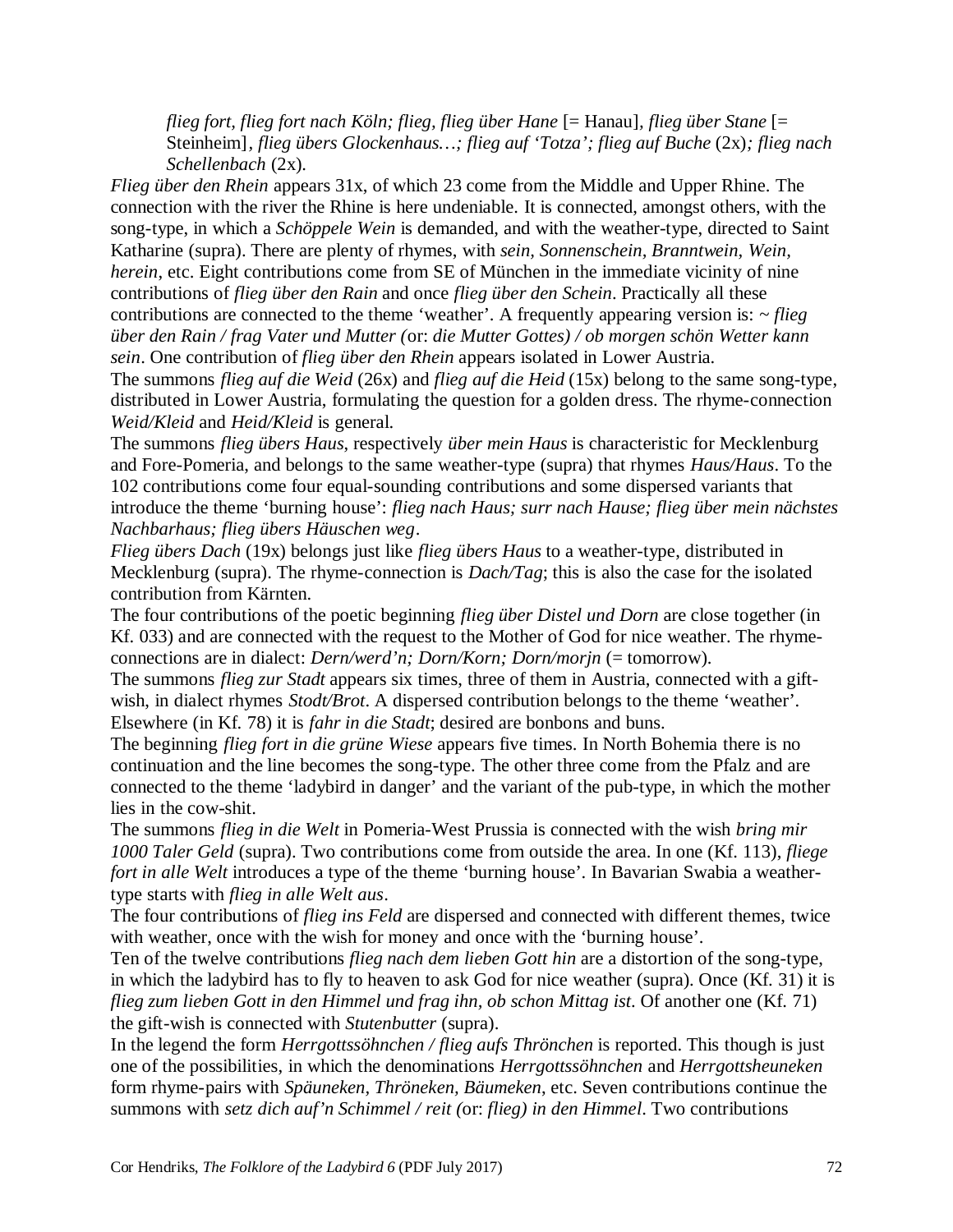*flieg fort, flieg fort nach Köln; flieg, flieg über Hane* [= Hanau], *flieg über Stane* [= Steinheim]*, flieg übers Glockenhaus…; flieg auf 'Totza'; flieg auf Buche* (2x)*; flieg nach Schellenbach* (2x).

*Flieg über den Rhein* appears 31x, of which 23 come from the Middle and Upper Rhine. The connection with the river the Rhine is here undeniable. It is connected, amongst others, with the song-type, in which a *Schöppele Wein* is demanded, and with the weather-type, directed to Saint Katharine (supra). There are plenty of rhymes, with *sein, Sonnenschein, Branntwein, Wein, herein*, etc. Eight contributions come from SE of München in the immediate vicinity of nine contributions of *flieg über den Rain* and once *flieg über den Schein*. Practically all these contributions are connected to the theme 'weather'. A frequently appearing version is: ~ *flieg über den Rain / frag Vater und Mutter (*or: *die Mutter Gottes) / ob morgen schön Wetter kann sein*. One contribution of *flieg über den Rhein* appears isolated in Lower Austria.

The summons *flieg auf die Weid* (26x) and *flieg auf die Heid* (15x) belong to the same song-type, distributed in Lower Austria, formulating the question for a golden dress. The rhyme-connection *Weid/Kleid* and *Heid/Kleid* is general.

The summons *flieg übers Haus*, respectively *über mein Haus* is characteristic for Mecklenburg and Fore-Pomeria, and belongs to the same weather-type (supra) that rhymes *Haus/Haus*. To the 102 contributions come four equal-sounding contributions and some dispersed variants that introduce the theme 'burning house': *flieg nach Haus; surr nach Hause; flieg über mein nächstes Nachbarhaus; flieg übers Häuschen weg*.

*Flieg übers Dach* (19x) belongs just like *flieg übers Haus* to a weather-type, distributed in Mecklenburg (supra). The rhyme-connection is *Dach/Tag*; this is also the case for the isolated contribution from Kärnten.

The four contributions of the poetic beginning *flieg über Distel und Dorn* are close together (in Kf. 033) and are connected with the request to the Mother of God for nice weather. The rhyme-connections are in dialect: *Dern/werd'n; Dorn/Korn; Dorn/morjn* (= tomorrow).

The summons *flieg zur Stadt* appears six times, three of them in Austria, connected with a gift-wish, in dialect rhymes *Stodt/Brot*. A dispersed contribution belongs to the theme 'weather'. Elsewhere (in Kf. 78) it is *fahr in die Stadt*; desired are bonbons and buns.

The beginning *flieg fort in die grüne Wiese* appears five times. In North Bohemia there is no continuation and the line becomes the song-type. The other three come from the Pfalz and are connected to the theme 'ladybird in danger' and the variant of the pub-type, in which the mother lies in the cow-shit.

The summons *flieg in die Welt* in Pomeria-West Prussia is connected with the wish *bring mir 1000 Taler Geld* (supra). Two contributions come from outside the area. In one (Kf. 113), *fliege fort in alle Welt* introduces a type of the theme 'burning house'. In Bavarian Swabia a weather-type starts with *flieg in alle Welt aus*.

The four contributions of *flieg ins Feld* are dispersed and connected with different themes, twice with weather, once with the wish for money and once with the 'burning house'.

Ten of the twelve contributions *flieg nach dem lieben Gott hin* are a distortion of the song-type, in which the ladybird has to fly to heaven to ask God for nice weather (supra). Once (Kf. 31) it is *flieg zum lieben Gott in den Himmel und frag ihn, ob schon Mittag ist*. Of another one (Kf. 71) the gift-wish is connected with *Stutenbutter* (supra).

In the legend the form *Herrgottssöhnchen / flieg aufs Thrönchen* is reported. This though is just one of the possibilities, in which the denominations *Herrgottssöhnchen* and *Herrgottsheuneken* form rhyme-pairs with *Späuneken, Thröneken, Bäumeken*, etc. Seven contributions continue the summons with *setz dich auf'n Schimmel / reit (*or: *flieg) in den Himmel*. Two contributions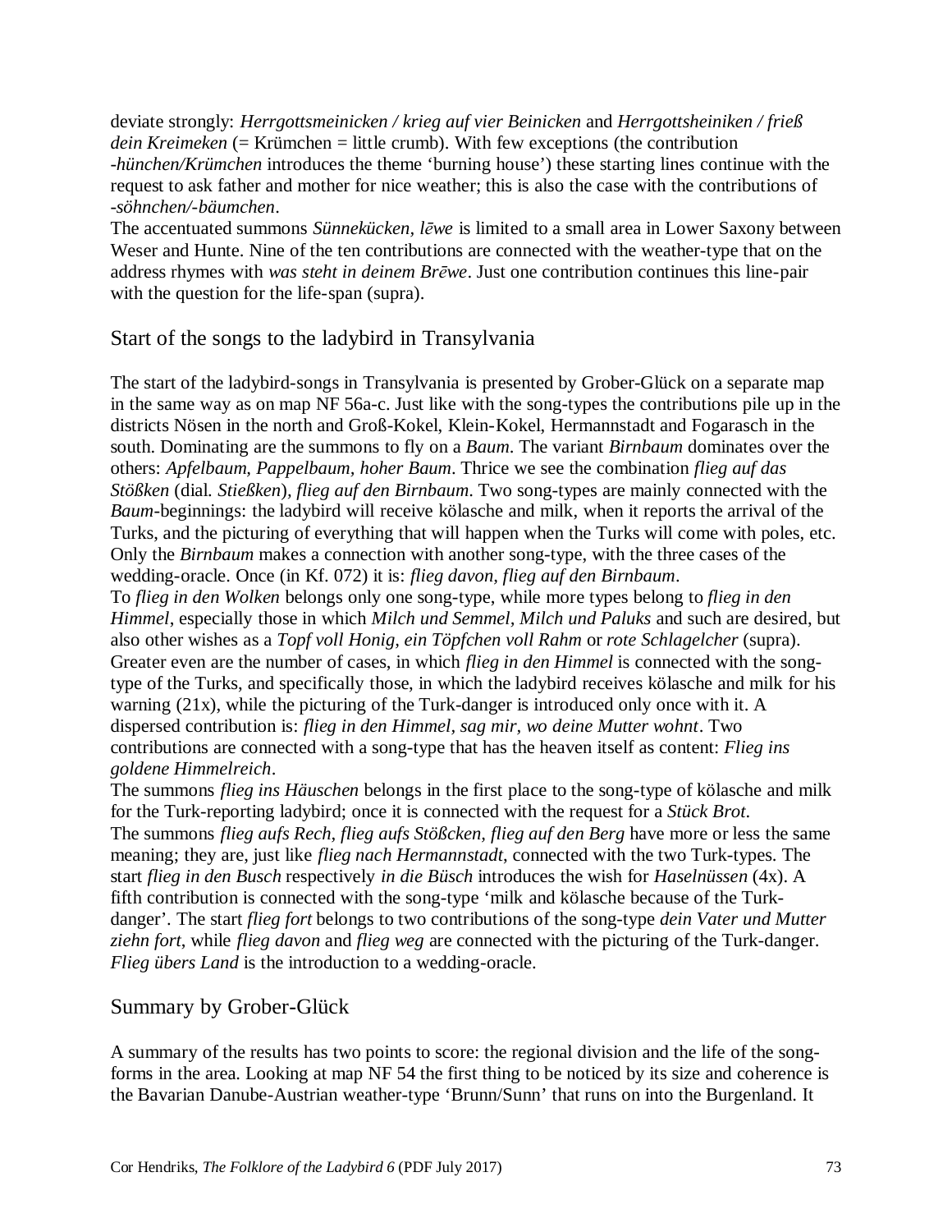deviate strongly: *Herrgottsmeinicken / krieg auf vier Beinicken* and *Herrgottsheiniken / frieß dein Kreimeken* (= Krümchen = little crumb). With few exceptions (the contribution *-hünchen/Krümchen* introduces the theme 'burning house') these starting lines continue with the request to ask father and mother for nice weather; this is also the case with the contributions of *-söhnchen/-bäumchen*.
The accentuated summons *Sünnekücken, lēwe* is limited to a small area in Lower Saxony between Weser and Hunte. Nine of the ten contributions are connected with the weather-type that on the address rhymes with *was steht in deinem Brēwe*. Just one contribution continues this line-pair with the question for the life-span (supra).

## Start of the songs to the ladybird in Transylvania

The start of the ladybird-songs in Transylvania is presented by Grober-Glück on a separate map in the same way as on map NF 56a-c. Just like with the song-types the contributions pile up in the districts Nösen in the north and Groß-Kokel, Klein-Kokel, Hermannstadt and Fogarasch in the south. Dominating are the summons to fly on a *Baum*. The variant *Birnbaum* dominates over the others: *Apfelbaum, Pappelbaum, hoher Baum*. Thrice we see the combination *flieg auf das Stößken* (dial. *Stießken*), *flieg auf den Birnbaum*. Two song-types are mainly connected with the *Baum*-beginnings: the ladybird will receive kölasche and milk, when it reports the arrival of the Turks, and the picturing of everything that will happen when the Turks will come with poles, etc. Only the *Birnbaum* makes a connection with another song-type, with the three cases of the wedding-oracle. Once (in Kf. 072) it is: *flieg davon, flieg auf den Birnbaum*.
To *flieg in den Wolken* belongs only one song-type, while more types belong to *flieg in den Himmel*, especially those in which *Milch und Semmel, Milch und Paluks* and such are desired, but also other wishes as a *Topf voll Honig, ein Töpfchen voll Rahm* or *rote Schlagelcher* (supra). Greater even are the number of cases, in which *flieg in den Himmel* is connected with the song-type of the Turks, and specifically those, in which the ladybird receives kölasche and milk for his warning (21x), while the picturing of the Turk-danger is introduced only once with it. A dispersed contribution is: *flieg in den Himmel, sag mir, wo deine Mutter wohnt*. Two contributions are connected with a song-type that has the heaven itself as content: *Flieg ins goldene Himmelreich*.
The summons *flieg ins Häuschen* belongs in the first place to the song-type of kölasche and milk for the Turk-reporting ladybird; once it is connected with the request for a *Stück Brot*.
The summons *flieg aufs Rech, flieg aufs Stößcken, flieg auf den Berg* have more or less the same meaning; they are, just like *flieg nach Hermannstadt*, connected with the two Turk-types. The start *flieg in den Busch* respectively *in die Büsch* introduces the wish for *Haselnüssen* (4x). A fifth contribution is connected with the song-type 'milk and kölasche because of the Turk-danger'. The start *flieg fort* belongs to two contributions of the song-type *dein Vater und Mutter ziehn fort*, while *flieg davon* and *flieg weg* are connected with the picturing of the Turk-danger. *Flieg übers Land* is the introduction to a wedding-oracle.

## Summary by Grober-Glück

A summary of the results has two points to score: the regional division and the life of the song-forms in the area. Looking at map NF 54 the first thing to be noticed by its size and coherence is the Bavarian Danube-Austrian weather-type 'Brunn/Sunn' that runs on into the Burgenland. It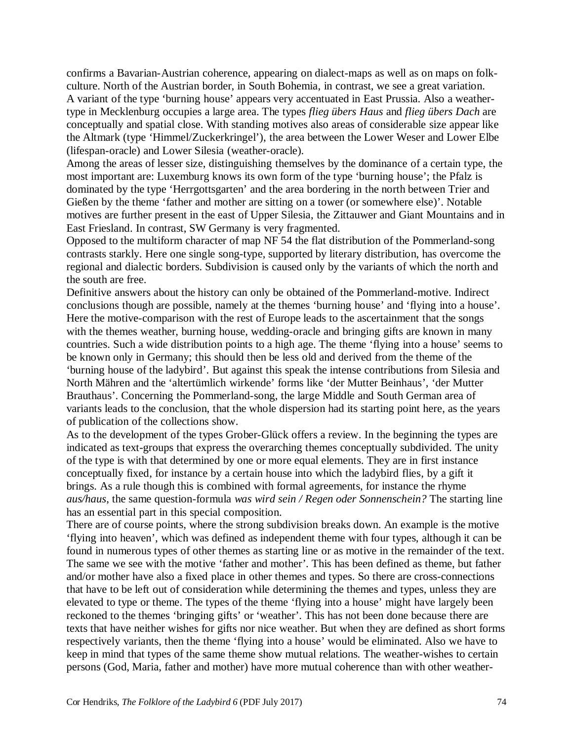confirms a Bavarian-Austrian coherence, appearing on dialect-maps as well as on maps on folk-culture. North of the Austrian border, in South Bohemia, in contrast, we see a great variation. A variant of the type 'burning house' appears very accentuated in East Prussia. Also a weather-type in Mecklenburg occupies a large area. The types *flieg übers Haus* and *flieg übers Dach* are conceptually and spatial close. With standing motives also areas of considerable size appear like the Altmark (type 'Himmel/Zuckerkringel'), the area between the Lower Weser and Lower Elbe (lifespan-oracle) and Lower Silesia (weather-oracle).

Among the areas of lesser size, distinguishing themselves by the dominance of a certain type, the most important are: Luxemburg knows its own form of the type 'burning house'; the Pfalz is dominated by the type 'Herrgottsgarten' and the area bordering in the north between Trier and Gießen by the theme 'father and mother are sitting on a tower (or somewhere else)'. Notable motives are further present in the east of Upper Silesia, the Zittauwer and Giant Mountains and in East Friesland. In contrast, SW Germany is very fragmented.

Opposed to the multiform character of map NF 54 the flat distribution of the Pommerland-song contrasts starkly. Here one single song-type, supported by literary distribution, has overcome the regional and dialectic borders. Subdivision is caused only by the variants of which the north and the south are free.

Definitive answers about the history can only be obtained of the Pommerland-motive. Indirect conclusions though are possible, namely at the themes 'burning house' and 'flying into a house'. Here the motive-comparison with the rest of Europe leads to the ascertainment that the songs with the themes weather, burning house, wedding-oracle and bringing gifts are known in many countries. Such a wide distribution points to a high age. The theme 'flying into a house' seems to be known only in Germany; this should then be less old and derived from the theme of the 'burning house of the ladybird'. But against this speak the intense contributions from Silesia and North Mähren and the 'altertümlich wirkende' forms like 'der Mutter Beinhaus', 'der Mutter Brauthaus'. Concerning the Pommerland-song, the large Middle and South German area of variants leads to the conclusion, that the whole dispersion had its starting point here, as the years of publication of the collections show.

As to the development of the types Grober-Glück offers a review. In the beginning the types are indicated as text-groups that express the overarching themes conceptually subdivided. The unity of the type is with that determined by one or more equal elements. They are in first instance conceptually fixed, for instance by a certain house into which the ladybird flies, by a gift it brings. As a rule though this is combined with formal agreements, for instance the rhyme *aus/haus*, the same question-formula *was wird sein / Regen oder Sonnenschein?* The starting line has an essential part in this special composition.

There are of course points, where the strong subdivision breaks down. An example is the motive 'flying into heaven', which was defined as independent theme with four types, although it can be found in numerous types of other themes as starting line or as motive in the remainder of the text. The same we see with the motive 'father and mother'. This has been defined as theme, but father and/or mother have also a fixed place in other themes and types. So there are cross-connections that have to be left out of consideration while determining the themes and types, unless they are elevated to type or theme. The types of the theme 'flying into a house' might have largely been reckoned to the themes 'bringing gifts' or 'weather'. This has not been done because there are texts that have neither wishes for gifts nor nice weather. But when they are defined as short forms respectively variants, then the theme 'flying into a house' would be eliminated. Also we have to keep in mind that types of the same theme show mutual relations. The weather-wishes to certain persons (God, Maria, father and mother) have more mutual coherence than with other weather-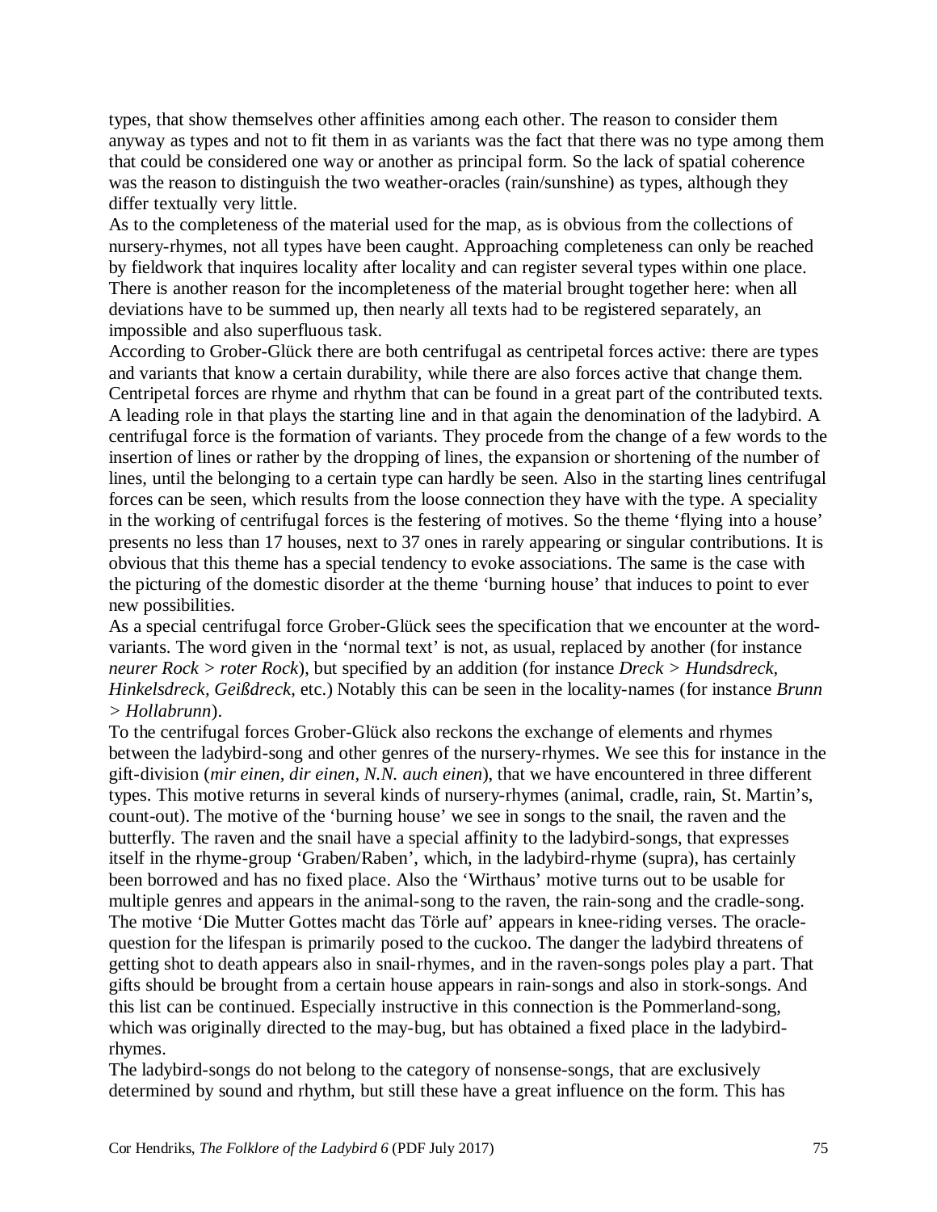types, that show themselves other affinities among each other. The reason to consider them anyway as types and not to fit them in as variants was the fact that there was no type among them that could be considered one way or another as principal form. So the lack of spatial coherence was the reason to distinguish the two weather-oracles (rain/sunshine) as types, although they differ textually very little.

As to the completeness of the material used for the map, as is obvious from the collections of nursery-rhymes, not all types have been caught. Approaching completeness can only be reached by fieldwork that inquires locality after locality and can register several types within one place. There is another reason for the incompleteness of the material brought together here: when all deviations have to be summed up, then nearly all texts had to be registered separately, an impossible and also superfluous task.

According to Grober-Glück there are both centrifugal as centripetal forces active: there are types and variants that know a certain durability, while there are also forces active that change them. Centripetal forces are rhyme and rhythm that can be found in a great part of the contributed texts. A leading role in that plays the starting line and in that again the denomination of the ladybird. A centrifugal force is the formation of variants. They procede from the change of a few words to the insertion of lines or rather by the dropping of lines, the expansion or shortening of the number of lines, until the belonging to a certain type can hardly be seen. Also in the starting lines centrifugal forces can be seen, which results from the loose connection they have with the type. A speciality in the working of centrifugal forces is the festering of motives. So the theme 'flying into a house' presents no less than 17 houses, next to 37 ones in rarely appearing or singular contributions. It is obvious that this theme has a special tendency to evoke associations. The same is the case with the picturing of the domestic disorder at the theme 'burning house' that induces to point to ever new possibilities.

As a special centrifugal force Grober-Glück sees the specification that we encounter at the word-variants. The word given in the 'normal text' is not, as usual, replaced by another (for instance *neurer Rock* > *roter Rock*), but specified by an addition (for instance *Dreck* > *Hundsdreck, Hinkelsdreck, Geißdreck*, etc.) Notably this can be seen in the locality-names (for instance *Brunn* > *Hollabrunn*).

To the centrifugal forces Grober-Glück also reckons the exchange of elements and rhymes between the ladybird-song and other genres of the nursery-rhymes. We see this for instance in the gift-division (*mir einen, dir einen, N.N. auch einen*), that we have encountered in three different types. This motive returns in several kinds of nursery-rhymes (animal, cradle, rain, St. Martin's, count-out). The motive of the 'burning house' we see in songs to the snail, the raven and the butterfly. The raven and the snail have a special affinity to the ladybird-songs, that expresses itself in the rhyme-group 'Graben/Raben', which, in the ladybird-rhyme (supra), has certainly been borrowed and has no fixed place. Also the 'Wirthaus' motive turns out to be usable for multiple genres and appears in the animal-song to the raven, the rain-song and the cradle-song. The motive 'Die Mutter Gottes macht das Törle auf' appears in knee-riding verses. The oracle-question for the lifespan is primarily posed to the cuckoo. The danger the ladybird threatens of getting shot to death appears also in snail-rhymes, and in the raven-songs poles play a part. That gifts should be brought from a certain house appears in rain-songs and also in stork-songs. And this list can be continued. Especially instructive in this connection is the Pommerland-song, which was originally directed to the may-bug, but has obtained a fixed place in the ladybird-rhymes.

The ladybird-songs do not belong to the category of nonsense-songs, that are exclusively determined by sound and rhythm, but still these have a great influence on the form. This has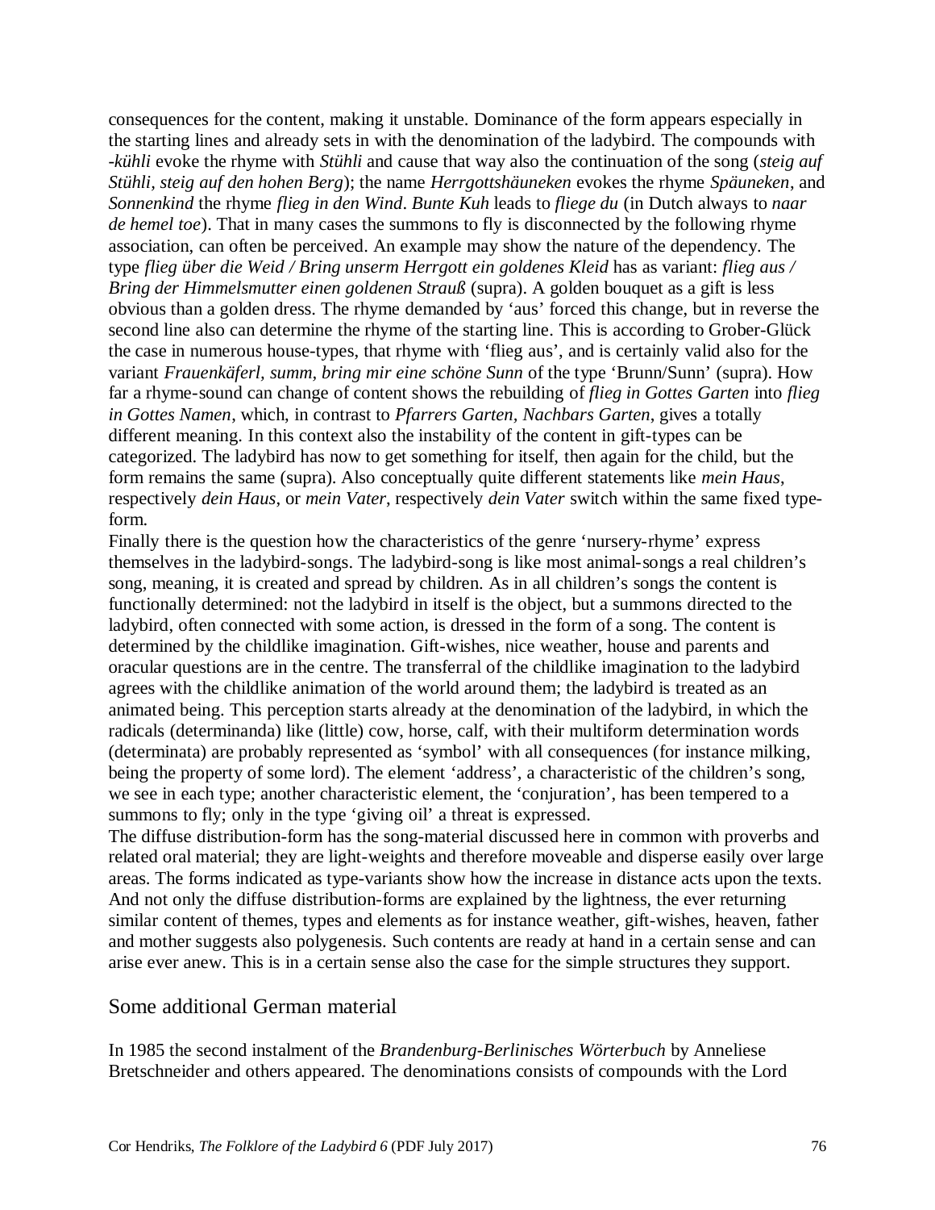consequences for the content, making it unstable. Dominance of the form appears especially in the starting lines and already sets in with the denomination of the ladybird. The compounds with *-kühli* evoke the rhyme with *Stühli* and cause that way also the continuation of the song (*steig auf Stühli, steig auf den hohen Berg*); the name *Herrgottshäuneken* evokes the rhyme *Späuneken*, and *Sonnenkind* the rhyme *flieg in den Wind*. *Bunte Kuh* leads to *fliege du* (in Dutch always to *naar de hemel toe*). That in many cases the summons to fly is disconnected by the following rhyme association, can often be perceived. An example may show the nature of the dependency. The type *flieg über die Weid / Bring unserm Herrgott ein goldenes Kleid* has as variant: *flieg aus / Bring der Himmelsmutter einen goldenen Strauß* (supra). A golden bouquet as a gift is less obvious than a golden dress. The rhyme demanded by 'aus' forced this change, but in reverse the second line also can determine the rhyme of the starting line. This is according to Grober-Glück the case in numerous house-types, that rhyme with 'flieg aus', and is certainly valid also for the variant *Frauenkäferl, summ, bring mir eine schöne Sunn* of the type 'Brunn/Sunn' (supra). How far a rhyme-sound can change of content shows the rebuilding of *flieg in Gottes Garten* into *flieg in Gottes Namen*, which, in contrast to *Pfarrers Garten*, *Nachbars Garten*, gives a totally different meaning. In this context also the instability of the content in gift-types can be categorized. The ladybird has now to get something for itself, then again for the child, but the form remains the same (supra). Also conceptually quite different statements like *mein Haus*, respectively *dein Haus*, or *mein Vater*, respectively *dein Vater* switch within the same fixed type-form.

Finally there is the question how the characteristics of the genre 'nursery-rhyme' express themselves in the ladybird-songs. The ladybird-song is like most animal-songs a real children's song, meaning, it is created and spread by children. As in all children's songs the content is functionally determined: not the ladybird in itself is the object, but a summons directed to the ladybird, often connected with some action, is dressed in the form of a song. The content is determined by the childlike imagination. Gift-wishes, nice weather, house and parents and oracular questions are in the centre. The transferral of the childlike imagination to the ladybird agrees with the childlike animation of the world around them; the ladybird is treated as an animated being. This perception starts already at the denomination of the ladybird, in which the radicals (determinanda) like (little) cow, horse, calf, with their multiform determination words (determinata) are probably represented as 'symbol' with all consequences (for instance milking, being the property of some lord). The element 'address', a characteristic of the children's song, we see in each type; another characteristic element, the 'conjuration', has been tempered to a summons to fly; only in the type 'giving oil' a threat is expressed.

The diffuse distribution-form has the song-material discussed here in common with proverbs and related oral material; they are light-weights and therefore moveable and disperse easily over large areas. The forms indicated as type-variants show how the increase in distance acts upon the texts. And not only the diffuse distribution-forms are explained by the lightness, the ever returning similar content of themes, types and elements as for instance weather, gift-wishes, heaven, father and mother suggests also polygenesis. Such contents are ready at hand in a certain sense and can arise ever anew. This is in a certain sense also the case for the simple structures they support.

## Some additional German material

In 1985 the second instalment of the *Brandenburg-Berlinisches Wörterbuch* by Anneliese Bretschneider and others appeared. The denominations consists of compounds with the Lord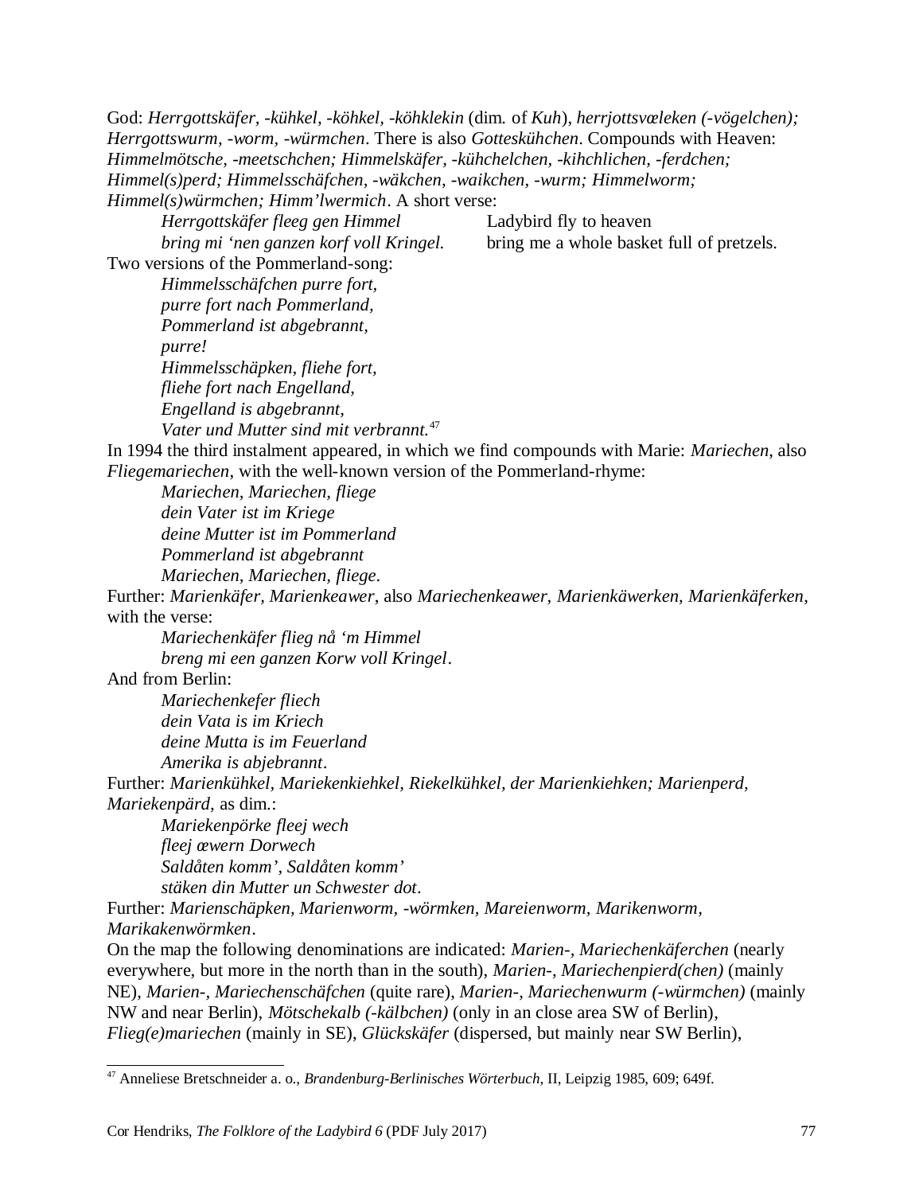God: *Herrgottskäfer, -kühkel, -köhkel, -köhklekin* (dim. of *Kuh*), *herrjottsvæleken (-vögelchen); Herrgottswurm, -worm, -würmchen*. There is also *Gotteskühchen*. Compounds with Heaven: *Himmelmötsche, -meetschchen; Himmelskäfer, -kühchelchen, -kihchlichen, -ferdchen; Himmel(s)perd; Himmelsschäfchen, -wäkchen, -waikchen, -wurm; Himmelworm; Himmel(s)würmchen; Himm'lwermich*. A short verse:

| | |
|---|---|
| *Herrgottskäfer fleeg gen Himmel* | Ladybird fly to heaven |
| *bring mi 'nen ganzen korf voll Kringel.* | bring me a whole basket full of pretzels. |

Two versions of the Pommerland-song:

> *Himmelsschäfchen purre fort,*
> *purre fort nach Pommerland,*
> *Pommerland ist abgebrannt,*
> *purre!*
> *Himmelsschäpken, fliehe fort,*
> *fliehe fort nach Engelland,*
> *Engelland is abgebrannt,*
> *Vater und Mutter sind mit verbrannt.*[47]

In 1994 the third instalment appeared, in which we find compounds with Marie: *Mariechen*, also *Fliegemariechen*, with the well-known version of the Pommerland-rhyme:

> *Mariechen, Mariechen, fliege*
> *dein Vater ist im Kriege*
> *deine Mutter ist im Pommerland*
> *Pommerland ist abgebrannt*
> *Mariechen, Mariechen, fliege*.

Further: *Marienkäfer, Marienkeawer*, also *Mariechenkeawer, Marienkäwerken, Marienkäferken*, with the verse:

> *Mariechenkäfer flieg nå 'm Himmel*
> *breng mi een ganzen Korw voll Kringel*.

And from Berlin:

> *Mariechenkefer fliech*
> *dein Vata is im Kriech*
> *deine Mutta is im Feuerland*
> *Amerika is abjebrannt*.

Further: *Marienkühkel, Mariekenkiehkel, Riekelkühkel, der Marienkiehken; Marienperd, Mariekenpärd,* as dim.:

> *Mariekenpörke fleej wech*
> *fleej æwern Dorwech*
> *Saldåten komm', Saldåten komm'*
> *stäken din Mutter un Schwester dot*.

Further: *Marienschäpken, Marienworm, -wörmken, Mareienworm, Marikenworm, Marikakenwörmken*.

On the map the following denominations are indicated: *Marien-, Mariechenkäferchen* (nearly everywhere, but more in the north than in the south), *Marien-, Mariechenpierd(chen)* (mainly NE), *Marien-, Mariechenschäfchen* (quite rare), *Marien-, Mariechenwurm (-würmchen)* (mainly NW and near Berlin), *Mötschekalb (-kälbchen)* (only in an close area SW of Berlin), *Flieg(e)mariechen* (mainly in SE), *Glückskäfer* (dispersed, but mainly near SW Berlin),

---

[47] Anneliese Bretschneider a. o., *Brandenburg-Berlinisches Wörterbuch*, II, Leipzig 1985, 609; 649f.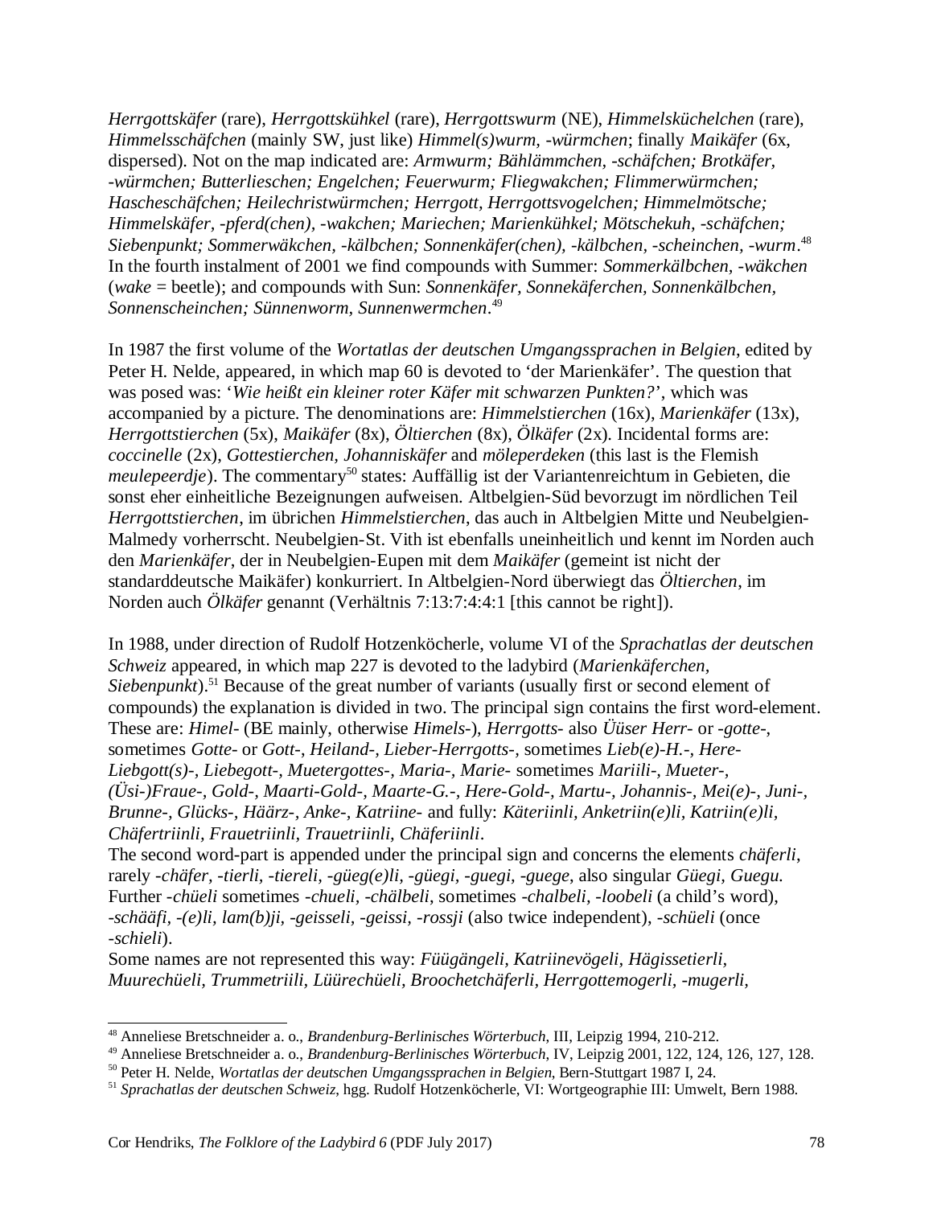*Herrgottskäfer* (rare), *Herrgottskühkel* (rare), *Herrgottswurm* (NE), *Himmelsküchelchen* (rare), *Himmelsschäfchen* (mainly SW, just like) *Himmel(s)wurm, -würmchen*; finally *Maikäfer* (6x, dispersed). Not on the map indicated are: *Armwurm; Bählämmchen, -schäfchen; Brotkäfer, -würmchen; Butterlieschen; Engelchen; Feuerwurm; Fliegwakchen; Flimmerwürmchen; Hascheschäfchen; Heilechristwürmchen; Herrgott, Herrgottsvogelchen; Himmelmötsche; Himmelskäfer, -pferd(chen), -wakchen; Mariechen; Marienkühkel; Mötschekuh, -schäfchen; Siebenpunkt; Sommerwäkchen, -kälbchen; Sonnenkäfer(chen), -kälbchen, -scheinchen, -wurm*.[48] In the fourth instalment of 2001 we find compounds with Summer: *Sommerkälbchen, -wäkchen* (*wake* = beetle); and compounds with Sun: *Sonnenkäfer, Sonnekäferchen, Sonnenkälbchen, Sonnenscheinchen; Sünnenworm, Sunnenwermchen*.[49]

In 1987 the first volume of the *Wortatlas der deutschen Umgangssprachen in Belgien*, edited by Peter H. Nelde, appeared, in which map 60 is devoted to 'der Marienkäfer'. The question that was posed was: '*Wie heißt ein kleiner roter Käfer mit schwarzen Punkten?*', which was accompanied by a picture. The denominations are: *Himmelstierchen* (16x), *Marienkäfer* (13x), *Herrgottstierchen* (5x), *Maikäfer* (8x), *Öltierchen* (8x), *Ölkäfer* (2x). Incidental forms are: *coccinelle* (2x), *Gottestierchen*, *Johanniskäfer* and *möleperdeken* (this last is the Flemish *meulepeerdje*). The commentary[50] states: Auffällig ist der Variantenreichtum in Gebieten, die sonst eher einheitliche Bezeignungen aufweisen. Altbelgien-Süd bevorzugt im nördlichen Teil *Herrgottstierchen*, im übrichen *Himmelstierchen*, das auch in Altbelgien Mitte und Neubelgien-Malmedy vorherrscht. Neubelgien-St. Vith ist ebenfalls uneinheitlich und kennt im Norden auch den *Marienkäfer*, der in Neubelgien-Eupen mit dem *Maikäfer* (gemeint ist nicht der standarddeutsche Maikäfer) konkurriert. In Altbelgien-Nord überwiegt das *Öltierchen*, im Norden auch *Ölkäfer* genannt (Verhältnis 7:13:7:4:4:1 [this cannot be right]).

In 1988, under direction of Rudolf Hotzenköcherle, volume VI of the *Sprachatlas der deutschen Schweiz* appeared, in which map 227 is devoted to the ladybird (*Marienkäferchen, Siebenpunkt*).[51] Because of the great number of variants (usually first or second element of compounds) the explanation is divided in two. The principal sign contains the first word-element. These are: *Himel-* (BE mainly, otherwise *Himels-*), *Herrgotts-* also *Üüser Herr-* or *-gotte-*, sometimes *Gotte-* or *Gott-*, *Heiland-, Lieber-Herrgotts-*, sometimes *Lieb(e)-H.-, Here-Liebgott(s)-, Liebegott-, Muetergottes-, Maria-, Marie-* sometimes *Mariili-, Mueter-, (Üsi-)Fraue-, Gold-, Maarti-Gold-, Maarte-G.-, Here-Gold-, Martu-, Johannis-, Mei(e)-, Juni-, Brunne-, Glücks-, Häärz-, Anke-, Katriine-* and fully: *Käteriinli, Anketriin(e)li, Katriin(e)li, Chäfertriinli, Frauetriinli, Trauetriinli, Chäferiinli*.
The second word-part is appended under the principal sign and concerns the elements *chäferli*, rarely *-chäfer, -tierli, -tiereli, -güeg(e)li, -güegi, -guegi, -guege,* also singular *Güegi, Guegu.* Further *-chüeli* sometimes *-chueli, -chälbeli*, sometimes *-chalbeli, -loobeli* (a child's word), *-schääfi, -(e)li, lam(b)ji, -geisseli, -geissi, -rossji* (also twice independent), *-schüeli* (once *-schieli*).
Some names are not represented this way: *Füügängeli, Katriinevögeli, Hägissetierli, Muurechüeli, Trummetriili, Lüürechüeli, Broochetchäferli, Herrgottemogerli, -mugerli,*

---

[48] Anneliese Bretschneider a. o., *Brandenburg-Berlinisches Wörterbuch*, III, Leipzig 1994, 210-212.
[49] Anneliese Bretschneider a. o., *Brandenburg-Berlinisches Wörterbuch*, IV, Leipzig 2001, 122, 124, 126, 127, 128.
[50] Peter H. Nelde, *Wortatlas der deutschen Umgangssprachen in Belgien*, Bern-Stuttgart 1987 I, 24.
[51] *Sprachatlas der deutschen Schweiz*, hgg. Rudolf Hotzenköcherle, VI: Wortgeographie III: Umwelt, Bern 1988.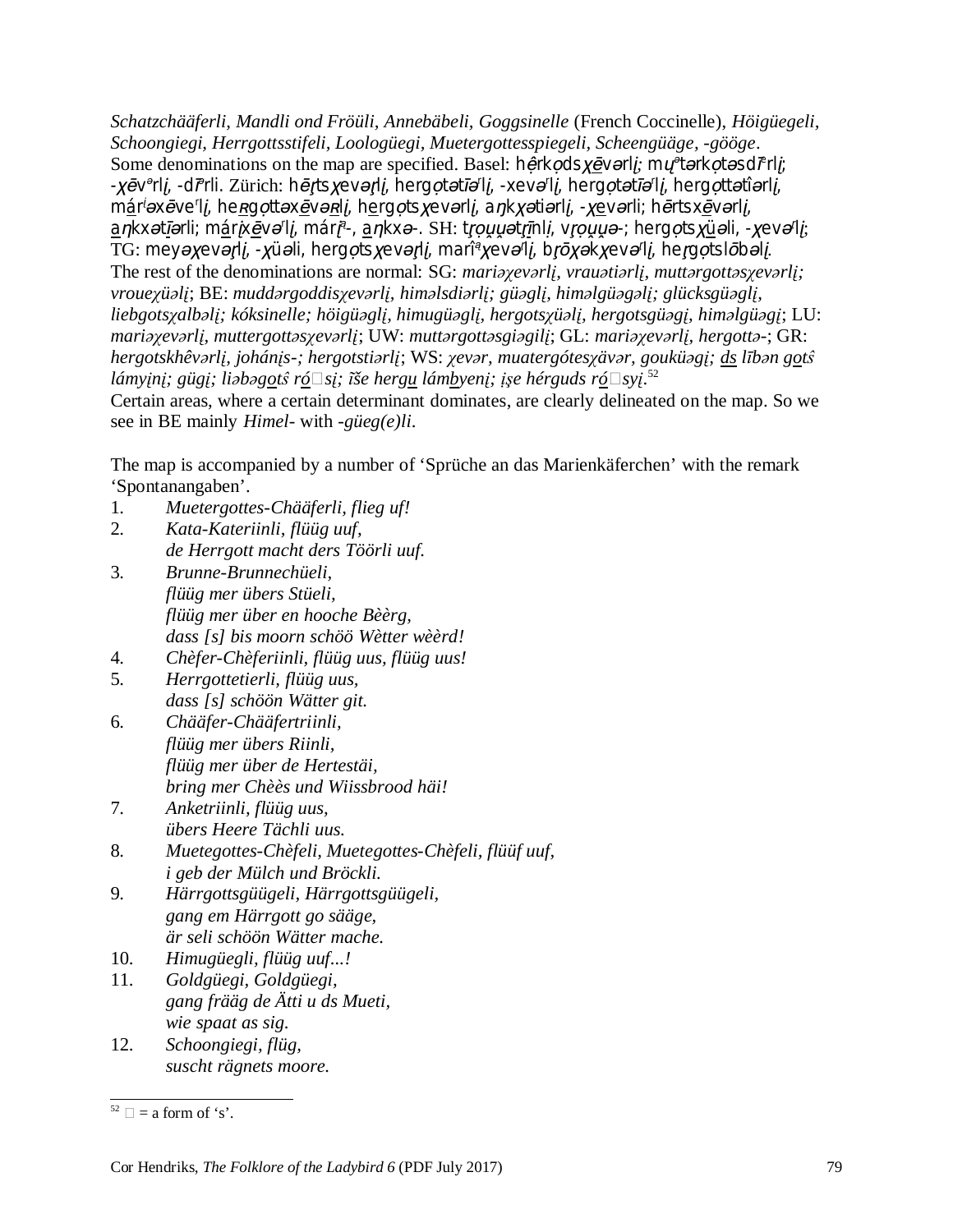*Schatzchääferli, Mandli ond Fröüli, Annebäbeli, Goggsinelle* (French Coccinelle), *Höigüegeli, Schoongiegi, Herrgottsstifeli, Loologüegi, Muetergottesspiegeli, Scheengüäge, -gööge*.
Some denominations on the map are specified. Basel: hê̜rkọdsχē̱vərli̜; mu̜ᵊtərkọtəsdr̄ᵊrli̜; -χēvᵊrli̜, -dr̄ᵊrli. Zürich: hē̜r̜tsχevər̜li̜, hergọtətīəˡli̜, -xevəˡli̜, hergọtətīəˡli̜, hergọttətîərli̜, má̱rˡəxēveˡli̜, heʀgọttəxē̱vəʀli̜, he̱rgọtsχevərli̜, aŋkχətiərli̜, -χe̱vərli; hērtsxē̱vərli̜, a̱ŋkxətī̱ərli; má̱r̜i̜xē̱vəˡli̜, márr̜ᵃ-, a̱ŋkxə-. SH: t̜r̜ọu̯u̯ətr̜ī̱nli̜, vr̜ọu̯u̯ə-; hergọtsχü̱əli, -χevəˡli̜; TG: meyəχevər̜li̜, -χüəli, hergọtsχevər̜li̜, marîᵃχevəˡli̜, br̜ōχəkχevəˡli̜, her̜gọtslōbəli̜.
The rest of the denominations are normal: SG: *mariəχevərli̜, vrauətiərli̜, muttərgottəsχevərli̜; vroueχüəli̜*; BE: *muddərgoddisχevərli̜, himəlsdiərli̜; güəgli̜, himəlgüəgəli̜; glücksgüəgli̜, liebgotsχalbəli̜; kóksinelle; höigüəgli̜, himugüəgli̜, hergotsχüəli̜, hergotsgüəgi̜, himəlgüəgi̜*; LU: *mariəχevərli̜, muttergottəsχevərli̜*; UW: *muttərgottəsgiəgili̜*; GL: *mariəχevərli̜, hergottə-*; GR: *hergotskhêvərli̜, johánis̜-; hergotstiərli̜*; WS: *χevər, muatergótesχävər, gouküəgi̜; ds lībən go̱tŝ lámyi̜ni̜; gügi̜; liəbəgo̱tŝ ró̱□si̜; ĩše hergu̱ lámbyeni̜; i̜s̜e hérguds ró̱□syi̜.*[52]
Certain areas, where a certain determinant dominates, are clearly delineated on the map. So we see in BE mainly *Himel-* with *-güeg(e)li*.

The map is accompanied by a number of ‘Sprüche an das Marienkäferchen’ with the remark ‘Spontanangaben’.

1. *Muetergottes-Chääferli, flieg uf!*
2. *Kata-Kateriinli, flüüg uuf,*
   *de Herrgott macht ders Töörli uuf.*
3. *Brunne-Brunnechüeli,*
   *flüüg mer übers Stüeli,*
   *flüüg mer über en hooche Bèèrg,*
   *dass [s] bis moorn schöö Wètter wèèrd!*
4. *Chèfer-Chèferiinli, flüüg uus, flüüg uus!*
5. *Herrgottetierli, flüüg uus,*
   *dass [s] schöön Wätter git.*
6. *Chääfer-Chääfertriinli,*
   *flüüg mer übers Riinli,*
   *flüüg mer über de Hertestäi,*
   *bring mer Chèès und Wiissbrood häi!*
7. *Anketriinli, flüüg uus,*
   *übers Heere Tächli uus.*
8. *Muetegottes-Chèfeli, Muetegottes-Chèfeli, flüüf uuf,*
   *i geb der Mülch und Bröckli.*
9. *Härrgottsgüügeli, Härrgottsgüügeli,*
   *gang em Härrgott go sääge,*
   *är seli schöön Wätter mache.*
10. *Himugüegli, flüüg uuf...!*
11. *Goldgüegi, Goldgüegi,*
    *gang frääg de Ätti u ds Mueti,*
    *wie spaat as sig.*
12. *Schoongiegi, flüg,*
    *suscht rägnets moore.*

[52] □ = a form of ‘s’.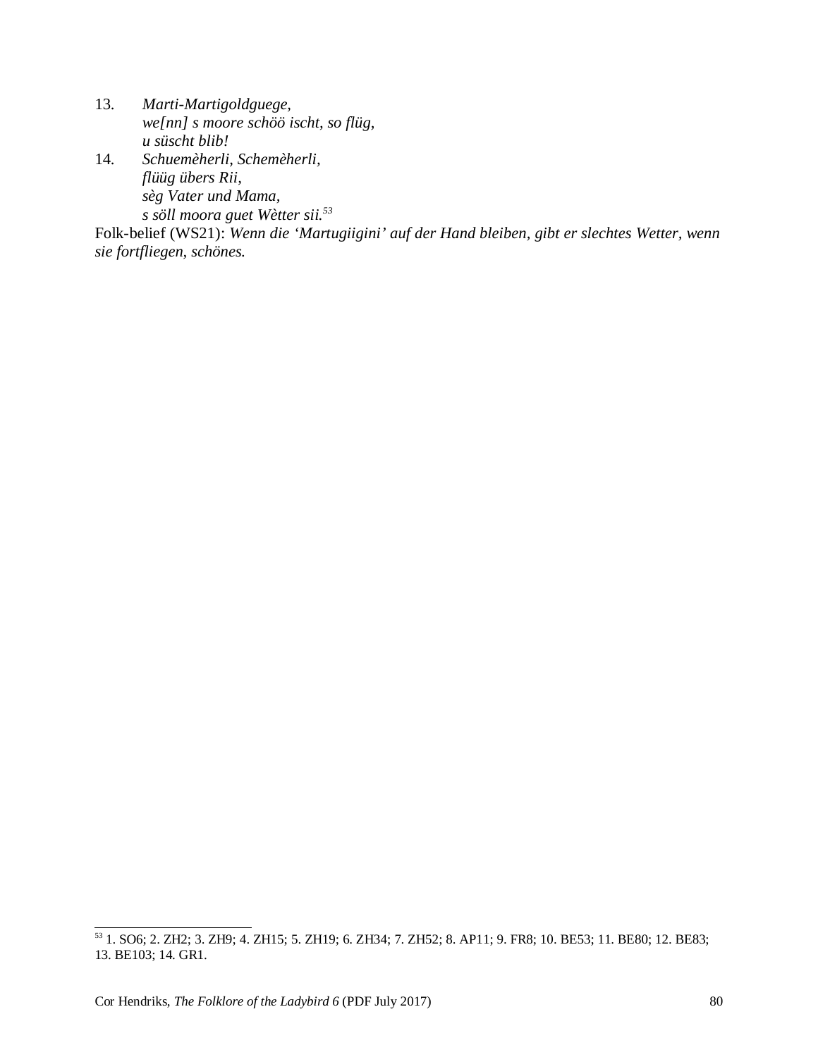13. *Marti-Martigoldguege,*
    *we[nn] s moore schöö ischt, so flüg,*
    *u süscht blib!*
14. *Schuemèherli, Schemèherli,*
    *flüüg übers Rii,*
    *sèg Vater und Mama,*
    *s söll moora guet Wètter sii.*[53]

Folk-belief (WS21): *Wenn die 'Martugiigini' auf der Hand bleiben, gibt er slechtes Wetter, wenn sie fortfliegen, schönes.*

---

[53] 1. SO6; 2. ZH2; 3. ZH9; 4. ZH15; 5. ZH19; 6. ZH34; 7. ZH52; 8. AP11; 9. FR8; 10. BE53; 11. BE80; 12. BE83; 13. BE103; 14. GR1.